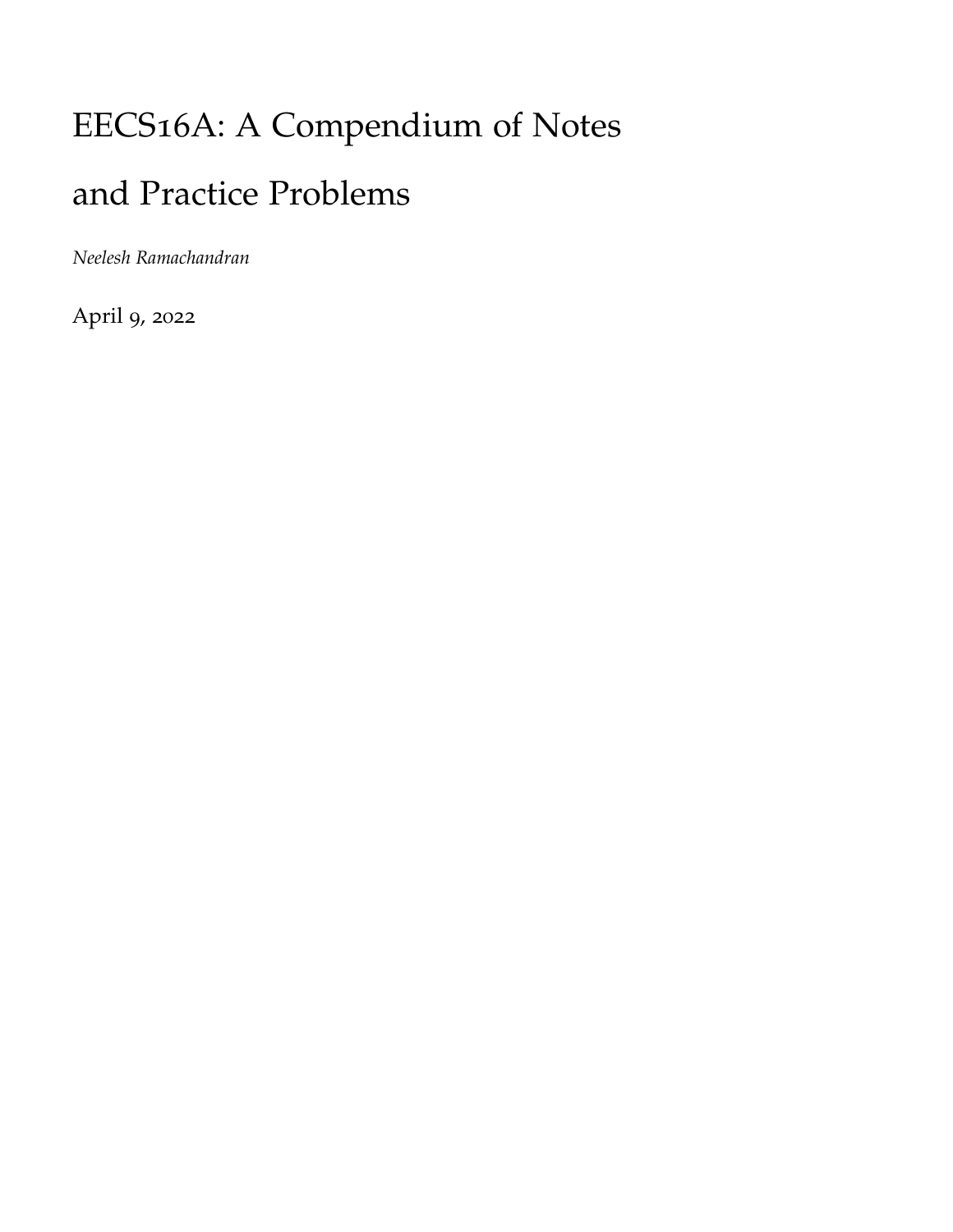# EECS16A: A Compendium of Notes and Practice Problems

*Neelesh Ramachandran*

April 9, 2022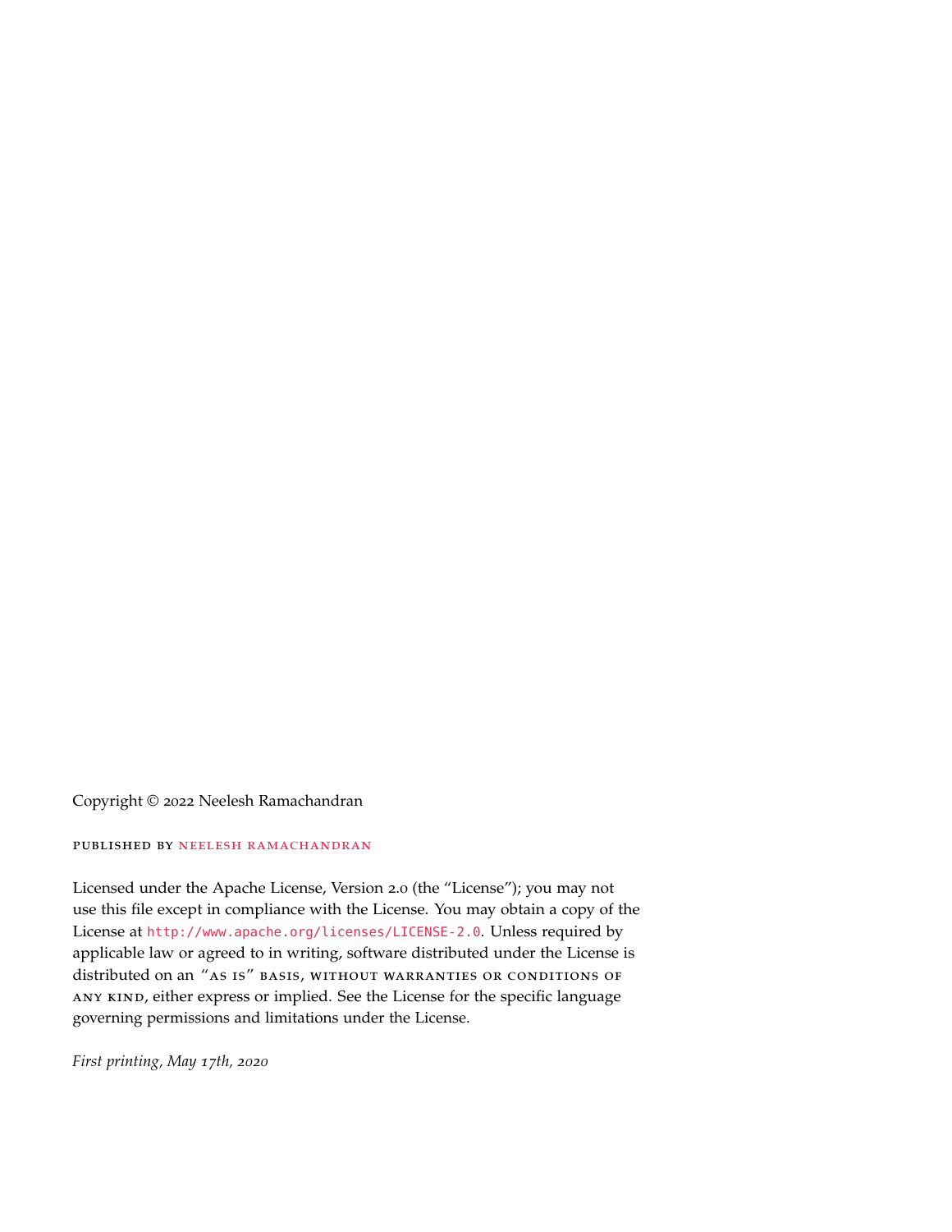Copyright © 2022 Neelesh Ramachandran

PUBLISHED BY NEELESH RAMACHANDRAN

Licensed under the Apache License, Version 2.0 (the "License"); you may not use this file except in compliance with the License. You may obtain a copy of the License at http://www.apache.org/licenses/LICENSE-2.0. Unless required by applicable law or agreed to in writing, software distributed under the License is distributed on an "AS IS" BASIS, WITHOUT WARRANTIES OR CONDITIONS OF ANY KIND, either express or implied. See the License for the specific language governing permissions and limitations under the License.

*First printing, May 17th, 2020*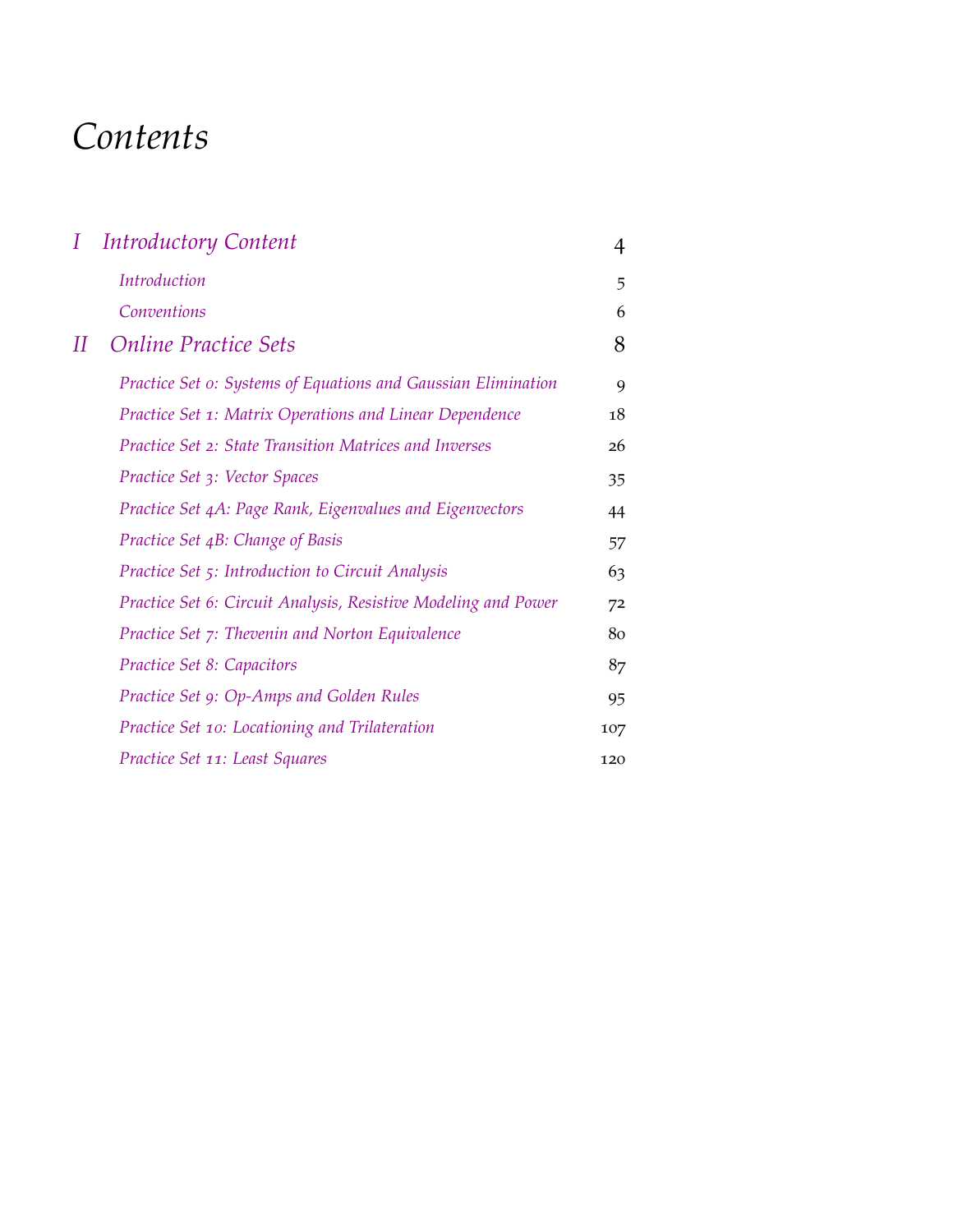# Contents

| | |
|---|---|
| **I Introductory Content** | **4** |
| Introduction | 5 |
| Conventions | 6 |
| **II Online Practice Sets** | **8** |
| Practice Set 0: Systems of Equations and Gaussian Elimination | 9 |
| Practice Set 1: Matrix Operations and Linear Dependence | 18 |
| Practice Set 2: State Transition Matrices and Inverses | 26 |
| Practice Set 3: Vector Spaces | 35 |
| Practice Set 4A: Page Rank, Eigenvalues and Eigenvectors | 44 |
| Practice Set 4B: Change of Basis | 57 |
| Practice Set 5: Introduction to Circuit Analysis | 63 |
| Practice Set 6: Circuit Analysis, Resistive Modeling and Power | 72 |
| Practice Set 7: Thevenin and Norton Equivalence | 80 |
| Practice Set 8: Capacitors | 87 |
| Practice Set 9: Op-Amps and Golden Rules | 95 |
| Practice Set 10: Locationing and Trilateration | 107 |
| Practice Set 11: Least Squares | 120 |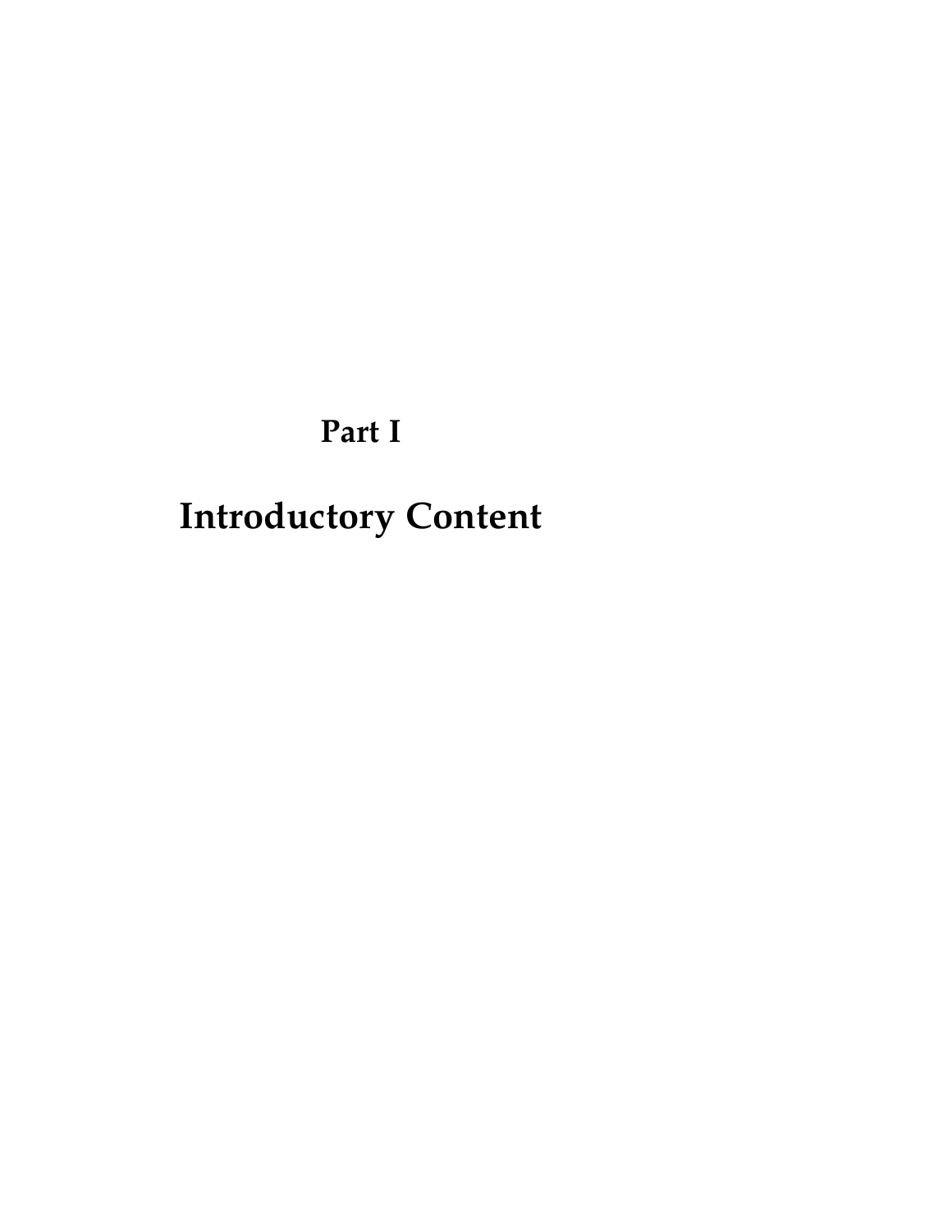# Part I

# Introductory Content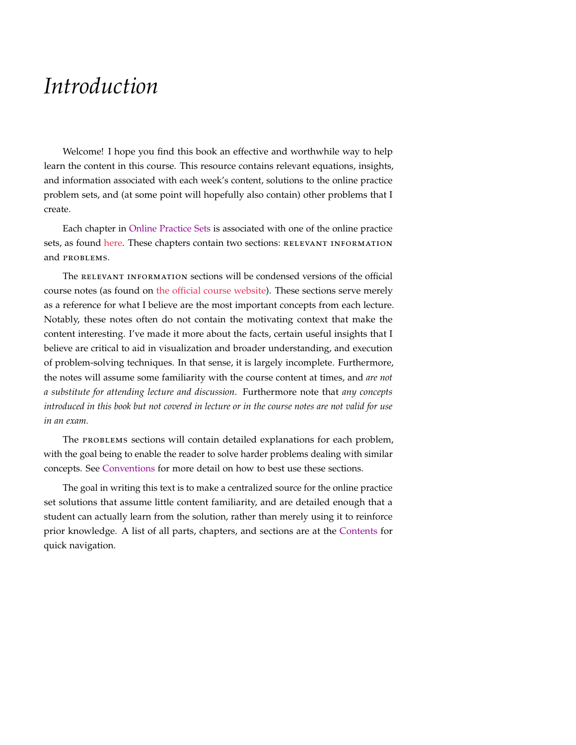# *Introduction*

Welcome! I hope you find this book an effective and worthwhile way to help learn the content in this course. This resource contains relevant equations, insights, and information associated with each week's content, solutions to the online practice problem sets, and (at some point will hopefully also contain) other problems that I create.

Each chapter in Online Practice Sets is associated with one of the online practice sets, as found here. These chapters contain two sections: RELEVANT INFORMATION and PROBLEMS.

The RELEVANT INFORMATION sections will be condensed versions of the official course notes (as found on the official course website). These sections serve merely as a reference for what I believe are the most important concepts from each lecture. Notably, these notes often do not contain the motivating context that make the content interesting. I've made it more about the facts, certain useful insights that I believe are critical to aid in visualization and broader understanding, and execution of problem-solving techniques. In that sense, it is largely incomplete. Furthermore, the notes will assume some familiarity with the course content at times, and *are not a substitute for attending lecture and discussion*. Furthermore note that *any concepts introduced in this book but not covered in lecture or in the course notes are not valid for use in an exam.*

The PROBLEMS sections will contain detailed explanations for each problem, with the goal being to enable the reader to solve harder problems dealing with similar concepts. See Conventions for more detail on how to best use these sections.

The goal in writing this text is to make a centralized source for the online practice set solutions that assume little content familiarity, and are detailed enough that a student can actually learn from the solution, rather than merely using it to reinforce prior knowledge. A list of all parts, chapters, and sections are at the Contents for quick navigation.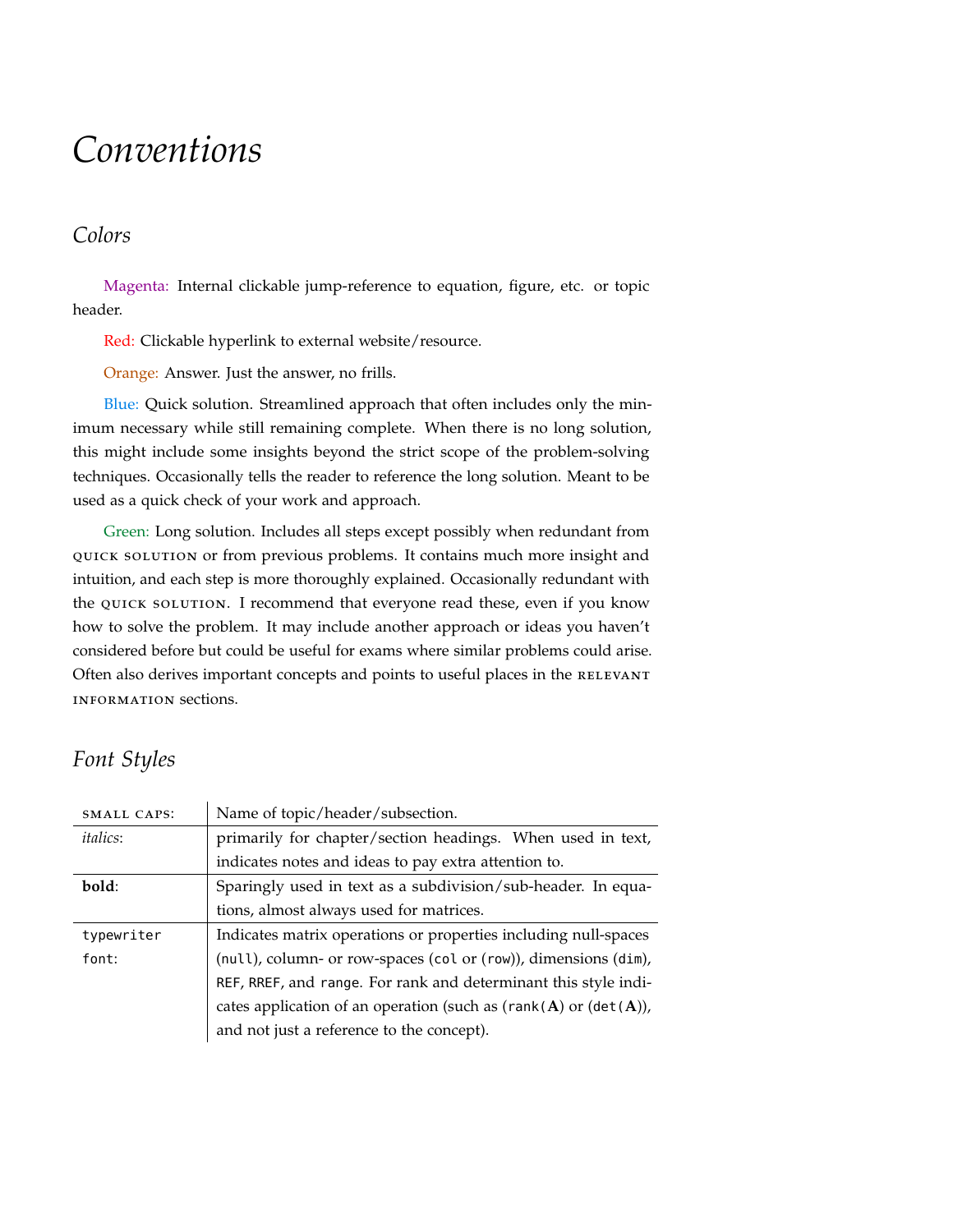# *Conventions*

## *Colors*

Magenta: Internal clickable jump-reference to equation, figure, etc. or topic header.

Red: Clickable hyperlink to external website/resource.

Orange: Answer. Just the answer, no frills.

Blue: Quick solution. Streamlined approach that often includes only the minimum necessary while still remaining complete. When there is no long solution, this might include some insights beyond the strict scope of the problem-solving techniques. Occasionally tells the reader to reference the long solution. Meant to be used as a quick check of your work and approach.

Green: Long solution. Includes all steps except possibly when redundant from QUICK SOLUTION or from previous problems. It contains much more insight and intuition, and each step is more thoroughly explained. Occasionally redundant with the QUICK SOLUTION. I recommend that everyone read these, even if you know how to solve the problem. It may include another approach or ideas you haven't considered before but could be useful for exams where similar problems could arise. Often also derives important concepts and points to useful places in the RELEVANT INFORMATION sections.

## *Font Styles*

| | |
|---|---|
| SMALL CAPS: | Name of topic/header/subsection. |
| *italics*: | primarily for chapter/section headings. When used in text, indicates notes and ideas to pay extra attention to. |
| **bold**: | Sparingly used in text as a subdivision/sub-header. In equations, almost always used for matrices. |
| `typewriter font`: | Indicates matrix operations or properties including null-spaces (`null`), column- or row-spaces (`col` or (`row`)), dimensions (`dim`), `REF`, `RREF`, and `range`. For rank and determinant this style indicates application of an operation (such as (`rank`($\mathbf{A}$) or (`det`($\mathbf{A}$)), and not just a reference to the concept). |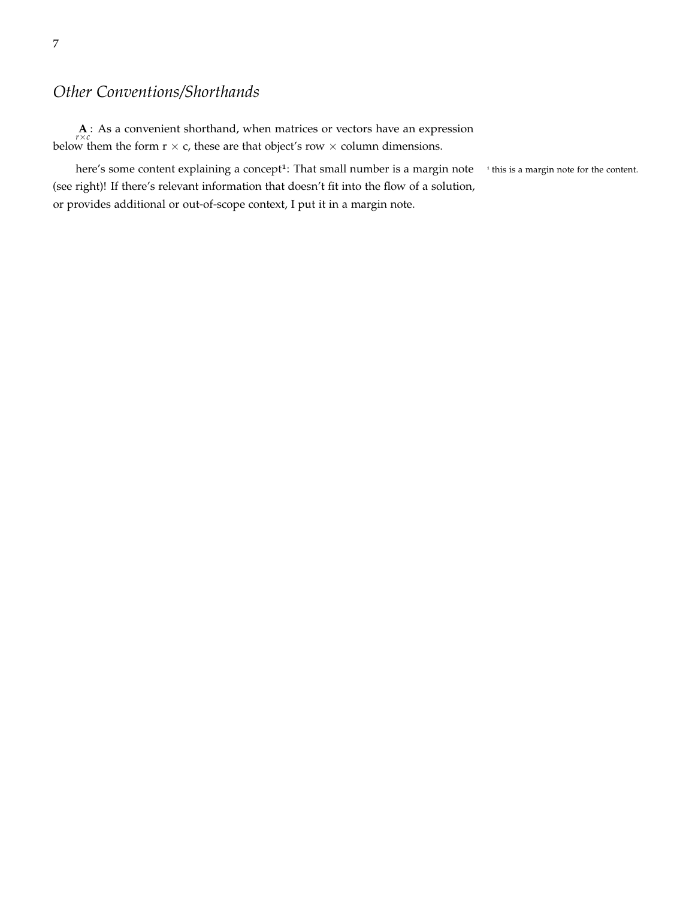## *Other Conventions/Shorthands*

$\underset{r\times c}{\mathbf{A}}$: As a convenient shorthand, when matrices or vectors have an expression below them the form r $\times$ c, these are that object's row $\times$ column dimensions.

here's some content explaining a concept[1]: That small number is a margin note (see right)! If there's relevant information that doesn't fit into the flow of a solution, or provides additional or out-of-scope context, I put it in a margin note.

[1] this is a margin note for the content.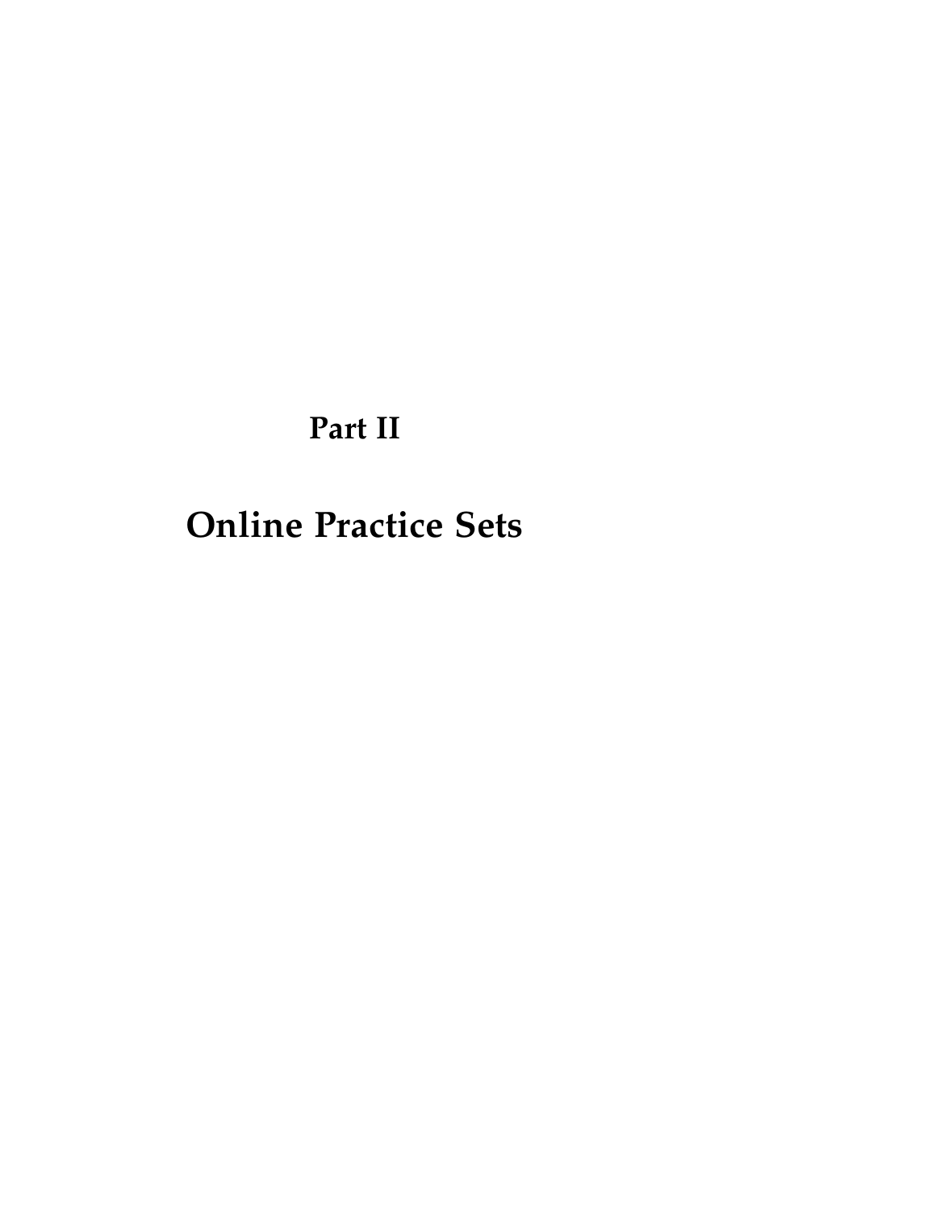# Part II

# Online Practice Sets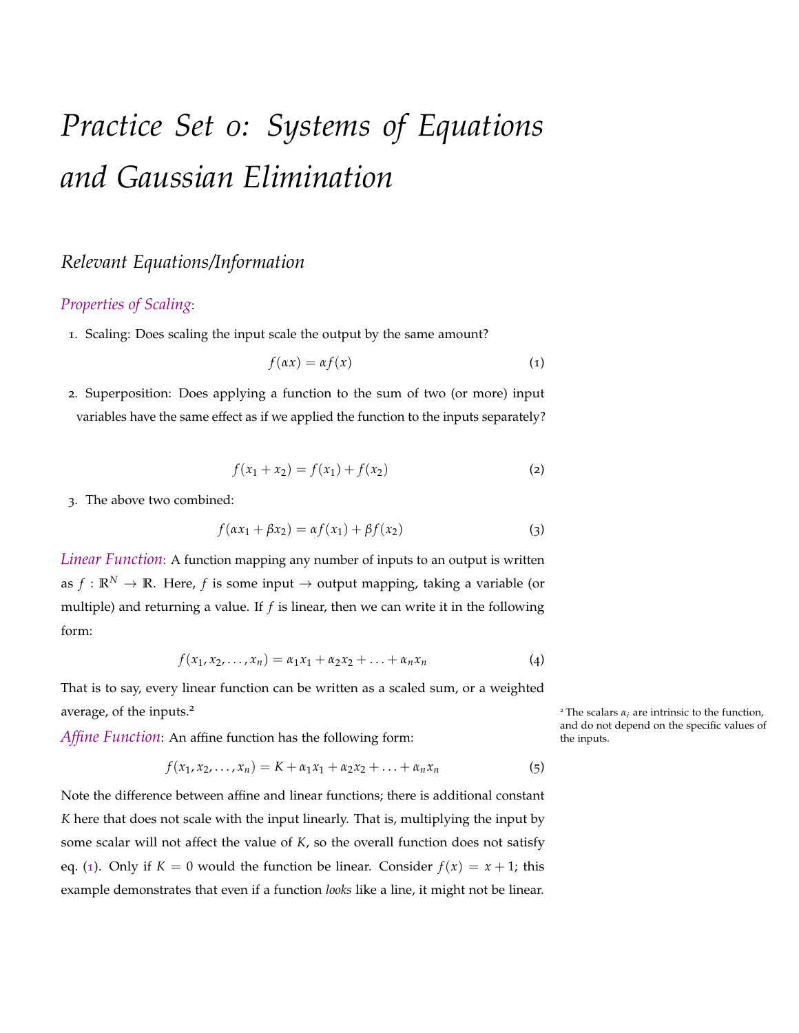# *Practice Set 0: Systems of Equations and Gaussian Elimination*

## *Relevant Equations/Information*

*Properties of Scaling*:

1. Scaling: Does scaling the input scale the output by the same amount?

$$f(\alpha x) = \alpha f(x) \tag{1}$$

2. Superposition: Does applying a function to the sum of two (or more) input variables have the same effect as if we applied the function to the inputs separately?

$$f(x_1 + x_2) = f(x_1) + f(x_2) \tag{2}$$

3. The above two combined:

$$f(\alpha x_1 + \beta x_2) = \alpha f(x_1) + \beta f(x_2) \tag{3}$$

*Linear Function*: A function mapping any number of inputs to an output is written as $f : \mathbb{R}^N \to \mathbb{R}$. Here, $f$ is some input $\to$ output mapping, taking a variable (or multiple) and returning a value. If $f$ is linear, then we can write it in the following form:

$$f(x_1, x_2, \ldots, x_n) = \alpha_1 x_1 + \alpha_2 x_2 + \ldots + \alpha_n x_n \tag{4}$$

That is to say, every linear function can be written as a scaled sum, or a weighted average, of the inputs.[2]

[2] The scalars $\alpha_i$ are intrinsic to the function, and do not depend on the specific values of the inputs.

*Affine Function*: An affine function has the following form:

$$f(x_1, x_2, \ldots, x_n) = K + \alpha_1 x_1 + \alpha_2 x_2 + \ldots + \alpha_n x_n \tag{5}$$

Note the difference between affine and linear functions; there is additional constant $K$ here that does not scale with the input linearly. That is, multiplying the input by some scalar will not affect the value of $K$, so the overall function does not satisfy eq. (1). Only if $K = 0$ would the function be linear. Consider $f(x) = x + 1$; this example demonstrates that even if a function *looks* like a line, it might not be linear.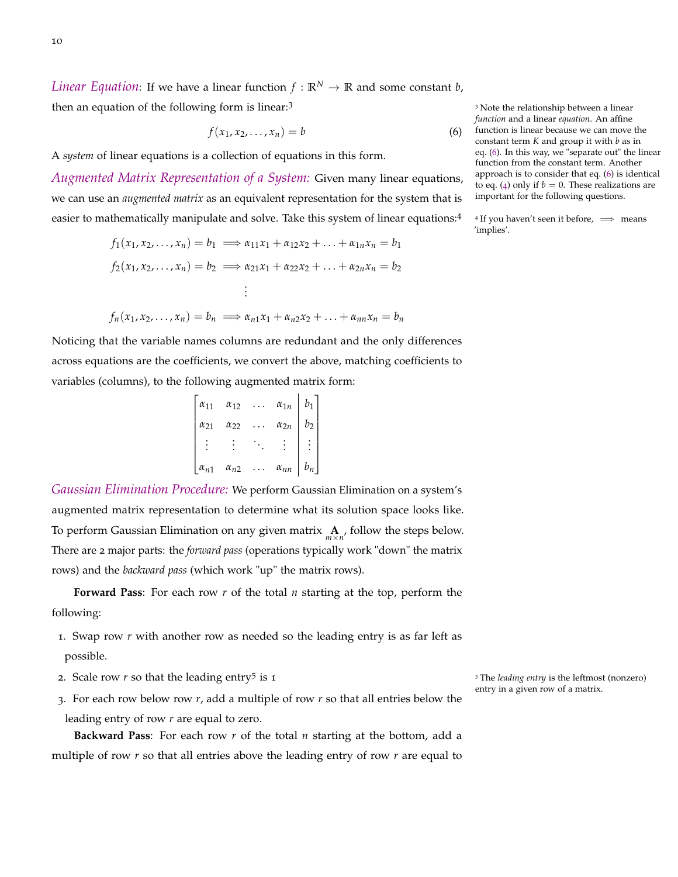*Linear Equation*: If we have a linear function $f : \mathbb{R}^N \to \mathbb{R}$ and some constant $b$, then an equation of the following form is linear:[3]

$$f(x_1, x_2, \ldots, x_n) = b \tag{6}$$

A *system* of linear equations is a collection of equations in this form.

[3] Note the relationship between a linear *function* and a linear *equation*. An affine function is linear because we can move the constant term $K$ and group it with $b$ as in eq. (6). In this way, we "separate out" the linear function from the constant term. Another approach is to consider that eq. (6) is identical to eq. (4) only if $b = 0$. These realizations are important for the following questions.

*Augmented Matrix Representation of a System:* Given many linear equations, we can use an *augmented matrix* as an equivalent representation for the system that is easier to mathematically manipulate and solve. Take this system of linear equations:[4]

[4] If you haven't seen it before, $\implies$ means 'implies'.

$$\begin{aligned}
f_1(x_1, x_2, \ldots, x_n) = b_1 &\implies \alpha_{11}x_1 + \alpha_{12}x_2 + \ldots + \alpha_{1n}x_n = b_1 \\
f_2(x_1, x_2, \ldots, x_n) = b_2 &\implies \alpha_{21}x_1 + \alpha_{22}x_2 + \ldots + \alpha_{2n}x_n = b_2 \\
&\vdots \\
f_n(x_1, x_2, \ldots, x_n) = b_n &\implies \alpha_{n1}x_1 + \alpha_{n2}x_2 + \ldots + \alpha_{nn}x_n = b_n
\end{aligned}$$

Noticing that the variable names columns are redundant and the only differences across equations are the coefficients, we convert the above, matching coefficients to variables (columns), to the following augmented matrix form:

$$\left[\begin{array}{cccc|c}
\alpha_{11} & \alpha_{12} & \ldots & \alpha_{1n} & b_1 \\
\alpha_{21} & \alpha_{22} & \ldots & \alpha_{2n} & b_2 \\
\vdots & \vdots & \ddots & \vdots & \vdots \\
\alpha_{n1} & \alpha_{n2} & \ldots & \alpha_{nn} & b_n
\end{array}\right]$$

*Gaussian Elimination Procedure:* We perform Gaussian Elimination on a system's augmented matrix representation to determine what its solution space looks like. To perform Gaussian Elimination on any given matrix $\underset{m \times n}{\mathbf{A}}$, follow the steps below. There are 2 major parts: the *forward pass* (operations typically work "down" the matrix rows) and the *backward pass* (which work "up" the matrix rows).

**Forward Pass**: For each row $r$ of the total $n$ starting at the top, perform the following:

1. Swap row $r$ with another row as needed so the leading entry is as far left as possible.
2. Scale row $r$ so that the leading entry[5] is 1
3. For each row below row $r$, add a multiple of row $r$ so that all entries below the leading entry of row $r$ are equal to zero.

[5] The *leading entry* is the leftmost (nonzero) entry in a given row of a matrix.

**Backward Pass**: For each row $r$ of the total $n$ starting at the bottom, add a multiple of row $r$ so that all entries above the leading entry of row $r$ are equal to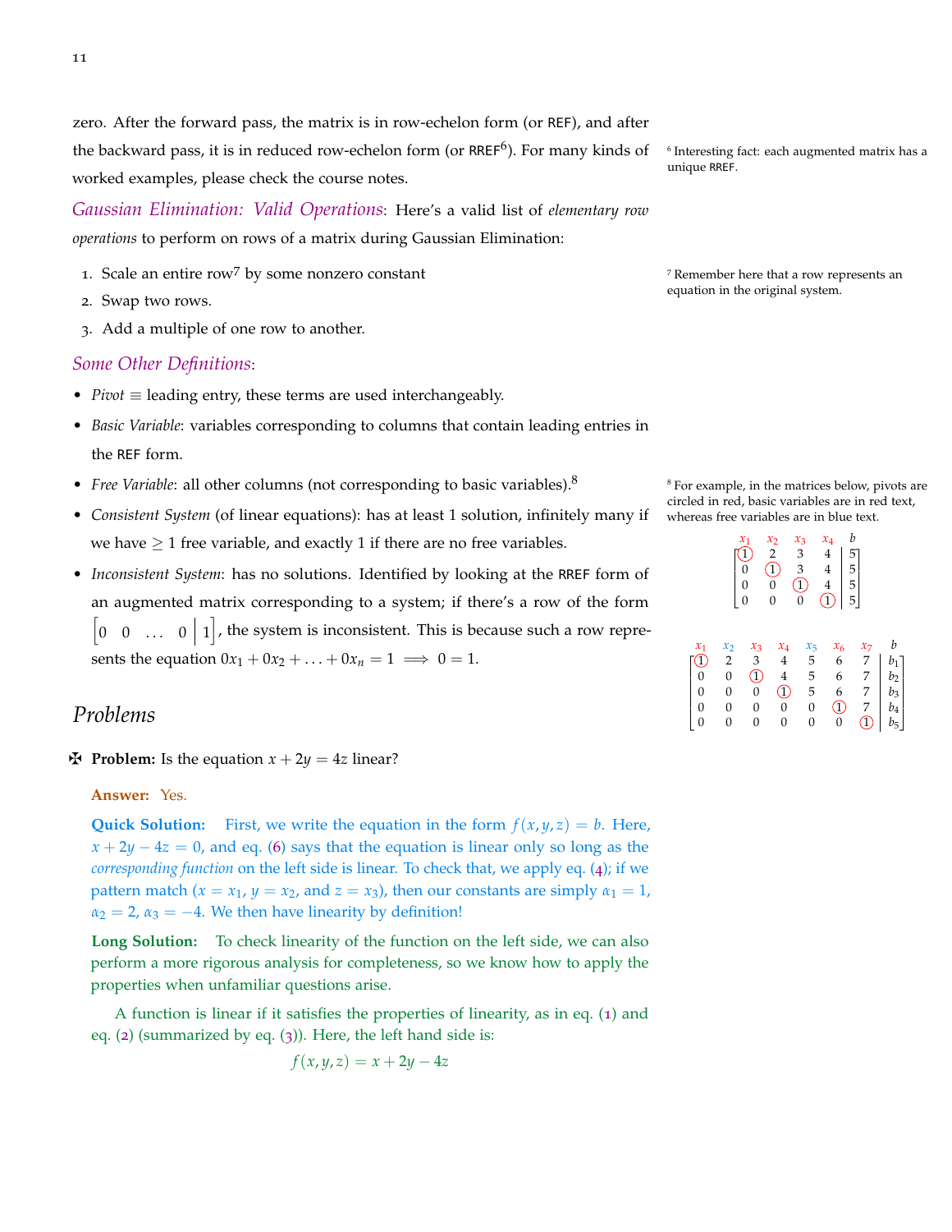zero. After the forward pass, the matrix is in row-echelon form (or REF), and after the backward pass, it is in reduced row-echelon form (or RREF[6]). For many kinds of worked examples, please check the course notes.

[6] Interesting fact: each augmented matrix has a unique RREF.

*Gaussian Elimination: Valid Operations*: Here's a valid list of *elementary row operations* to perform on rows of a matrix during Gaussian Elimination:

1. Scale an entire row[7] by some nonzero constant
2. Swap two rows.
3. Add a multiple of one row to another.

[7] Remember here that a row represents an equation in the original system.

*Some Other Definitions*:

- *Pivot* $\equiv$ leading entry, these terms are used interchangeably.
- *Basic Variable*: variables corresponding to columns that contain leading entries in the REF form.
- *Free Variable*: all other columns (not corresponding to basic variables).[8]
- *Consistent System* (of linear equations): has at least 1 solution, infinitely many if we have $\geq 1$ free variable, and exactly 1 if there are no free variables.
- *Inconsistent System*: has no solutions. Identified by looking at the RREF form of an augmented matrix corresponding to a system; if there's a row of the form $\left[\begin{array}{cccc|c} 0 & 0 & \dots & 0 & 1 \end{array}\right]$, the system is inconsistent. This is because such a row represents the equation $0x_1 + 0x_2 + \ldots + 0x_n = 1 \implies 0 = 1$.

[8] For example, in the matrices below, pivots are circled in red, basic variables are in red text, whereas free variables are in blue text.

$$\begin{array}{cccc|c} x_1 & x_2 & x_3 & x_4 & b \\ \hline 1 & 2 & 3 & 4 & 5 \\ 0 & 1 & 3 & 4 & 5 \\ 0 & 0 & 1 & 4 & 5 \\ 0 & 0 & 0 & 1 & 5 \end{array}$$

$$\begin{array}{ccccccc|c} x_1 & x_2 & x_3 & x_4 & x_5 & x_6 & x_7 & b \\ \hline 1 & 2 & 3 & 4 & 5 & 6 & 7 & b_1 \\ 0 & 0 & 1 & 4 & 5 & 6 & 7 & b_2 \\ 0 & 0 & 0 & 1 & 5 & 6 & 7 & b_3 \\ 0 & 0 & 0 & 0 & 0 & 1 & 7 & b_4 \\ 0 & 0 & 0 & 0 & 0 & 0 & 1 & b_5 \end{array}$$

## Problems

✠ **Problem:** Is the equation $x + 2y = 4z$ linear?

**Answer:** Yes.

**Quick Solution:** First, we write the equation in the form $f(x, y, z) = b$. Here, $x + 2y - 4z = 0$, and eq. (6) says that the equation is linear only so long as the *corresponding function* on the left side is linear. To check that, we apply eq. (4); if we pattern match ($x = x_1$, $y = x_2$, and $z = x_3$), then our constants are simply $\alpha_1 = 1$, $\alpha_2 = 2$, $\alpha_3 = -4$. We then have linearity by definition!

**Long Solution:** To check linearity of the function on the left side, we can also perform a more rigorous analysis for completeness, so we know how to apply the properties when unfamiliar questions arise.

A function is linear if it satisfies the properties of linearity, as in eq. (1) and eq. (2) (summarized by eq. (3)). Here, the left hand side is:

$$f(x, y, z) = x + 2y - 4z$$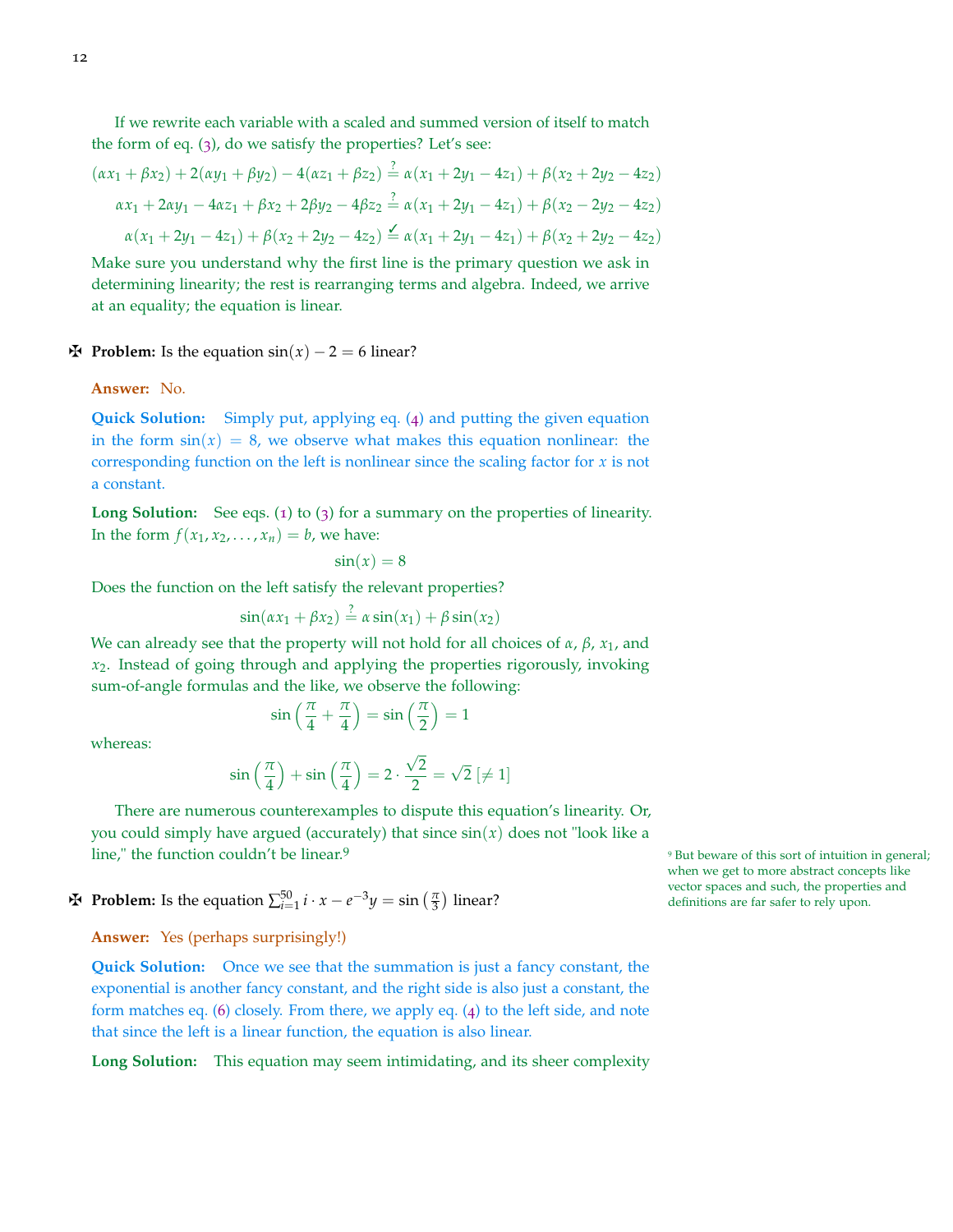If we rewrite each variable with a scaled and summed version of itself to match the form of eq. (3), do we satisfy the properties? Let's see:

$$(\alpha x_1 + \beta x_2) + 2(\alpha y_1 + \beta y_2) - 4(\alpha z_1 + \beta z_2) \stackrel{?}{=} \alpha(x_1 + 2y_1 - 4z_1) + \beta(x_2 + 2y_2 - 4z_2)$$

$$\alpha x_1 + 2\alpha y_1 - 4\alpha z_1 + \beta x_2 + 2\beta y_2 - 4\beta z_2 \stackrel{?}{=} \alpha(x_1 + 2y_1 - 4z_1) + \beta(x_2 - 2y_2 - 4z_2)$$

$$\alpha(x_1 + 2y_1 - 4z_1) + \beta(x_2 + 2y_2 - 4z_2) \stackrel{\checkmark}{=} \alpha(x_1 + 2y_1 - 4z_1) + \beta(x_2 + 2y_2 - 4z_2)$$

Make sure you understand why the first line is the primary question we ask in determining linearity; the rest is rearranging terms and algebra. Indeed, we arrive at an equality; the equation is linear.

✠ **Problem:** Is the equation $\sin(x) - 2 = 6$ linear?

**Answer:** No.

**Quick Solution:** Simply put, applying eq. (4) and putting the given equation in the form $\sin(x) = 8$, we observe what makes this equation nonlinear: the corresponding function on the left is nonlinear since the scaling factor for $x$ is not a constant.

**Long Solution:** See eqs. (1) to (3) for a summary on the properties of linearity. In the form $f(x_1, x_2, \ldots, x_n) = b$, we have:

$$\sin(x) = 8$$

Does the function on the left satisfy the relevant properties?

$$\sin(\alpha x_1 + \beta x_2) \stackrel{?}{=} \alpha \sin(x_1) + \beta \sin(x_2)$$

We can already see that the property will not hold for all choices of $\alpha$, $\beta$, $x_1$, and $x_2$. Instead of going through and applying the properties rigorously, invoking sum-of-angle formulas and the like, we observe the following:

$$\sin\left(\frac{\pi}{4} + \frac{\pi}{4}\right) = \sin\left(\frac{\pi}{2}\right) = 1$$

whereas:

$$\sin\left(\frac{\pi}{4}\right) + \sin\left(\frac{\pi}{4}\right) = 2 \cdot \frac{\sqrt{2}}{2} = \sqrt{2}\ [\neq 1]$$

There are numerous counterexamples to dispute this equation's linearity. Or, you could simply have argued (accurately) that since $\sin(x)$ does not "look like a line," the function couldn't be linear.[9]

[9] But beware of this sort of intuition in general; when we get to more abstract concepts like vector spaces and such, the properties and definitions are far safer to rely upon.

✠ **Problem:** Is the equation $\sum_{i=1}^{50} i \cdot x - e^{-3}y = \sin\left(\frac{\pi}{3}\right)$ linear?

**Answer:** Yes (perhaps surprisingly!)

**Quick Solution:** Once we see that the summation is just a fancy constant, the exponential is another fancy constant, and the right side is also just a constant, the form matches eq. (6) closely. From there, we apply eq. (4) to the left side, and note that since the left is a linear function, the equation is also linear.

**Long Solution:** This equation may seem intimidating, and its sheer complexity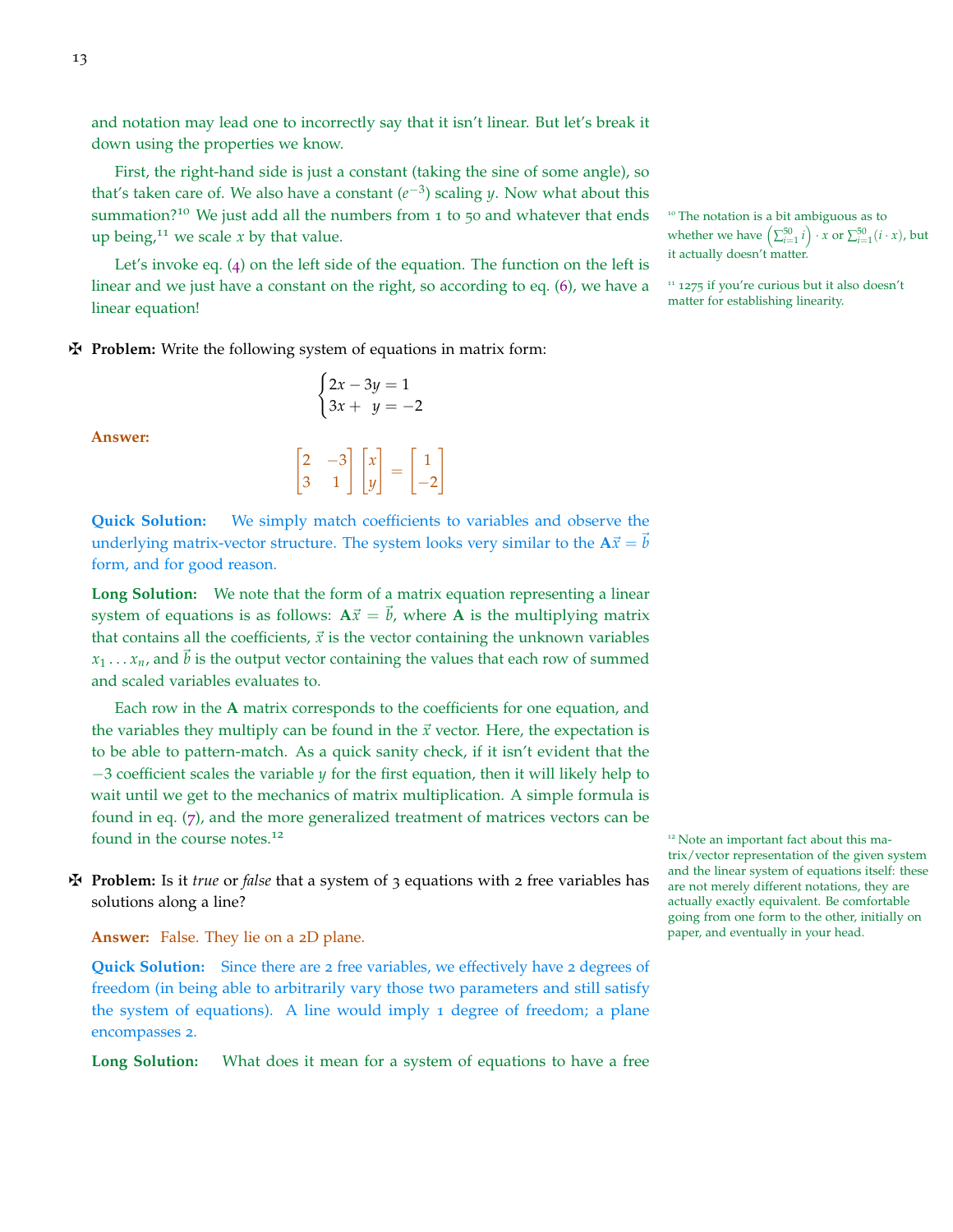and notation may lead one to incorrectly say that it isn't linear. But let's break it down using the properties we know.

First, the right-hand side is just a constant (taking the sine of some angle), so that's taken care of. We also have a constant ($e^{-3}$) scaling $y$. Now what about this summation?[10] We just add all the numbers from 1 to 50 and whatever that ends up being,[11] we scale $x$ by that value.

Let's invoke eq. (4) on the left side of the equation. The function on the left is linear and we just have a constant on the right, so according to eq. (6), we have a linear equation!

[10] The notation is a bit ambiguous as to whether we have $\left(\sum_{i=1}^{50} i\right) \cdot x$ or $\sum_{i=1}^{50}(i \cdot x)$, but it actually doesn't matter.

[11] 1275 if you're curious but it also doesn't matter for establishing linearity.

✠ **Problem:** Write the following system of equations in matrix form:

$$\begin{cases} 2x - 3y = 1 \\ 3x + \phantom{3}y = -2 \end{cases}$$

**Answer:**

$$\begin{bmatrix} 2 & -3 \\ 3 & 1 \end{bmatrix} \begin{bmatrix} x \\ y \end{bmatrix} = \begin{bmatrix} 1 \\ -2 \end{bmatrix}$$

**Quick Solution:** We simply match coefficients to variables and observe the underlying matrix-vector structure. The system looks very similar to the $\mathbf{A}\vec{x} = \vec{b}$ form, and for good reason.

**Long Solution:** We note that the form of a matrix equation representing a linear system of equations is as follows: $\mathbf{A}\vec{x} = \vec{b}$, where $\mathbf{A}$ is the multiplying matrix that contains all the coefficients, $\vec{x}$ is the vector containing the unknown variables $x_1 \ldots x_n$, and $\vec{b}$ is the output vector containing the values that each row of summed and scaled variables evaluates to.

Each row in the $\mathbf{A}$ matrix corresponds to the coefficients for one equation, and the variables they multiply can be found in the $\vec{x}$ vector. Here, the expectation is to be able to pattern-match. As a quick sanity check, if it isn't evident that the $-3$ coefficient scales the variable $y$ for the first equation, then it will likely help to wait until we get to the mechanics of matrix multiplication. A simple formula is found in eq. (7), and the more generalized treatment of matrices vectors can be found in the course notes.[12]

[12] Note an important fact about this matrix/vector representation of the given system and the linear system of equations itself: these are not merely different notations, they are actually exactly equivalent. Be comfortable going from one form to the other, initially on paper, and eventually in your head.

✠ **Problem:** Is it *true* or *false* that a system of 3 equations with 2 free variables has solutions along a line?

**Answer:** False. They lie on a 2D plane.

**Quick Solution:** Since there are 2 free variables, we effectively have 2 degrees of freedom (in being able to arbitrarily vary those two parameters and still satisfy the system of equations). A line would imply 1 degree of freedom; a plane encompasses 2.

**Long Solution:** What does it mean for a system of equations to have a free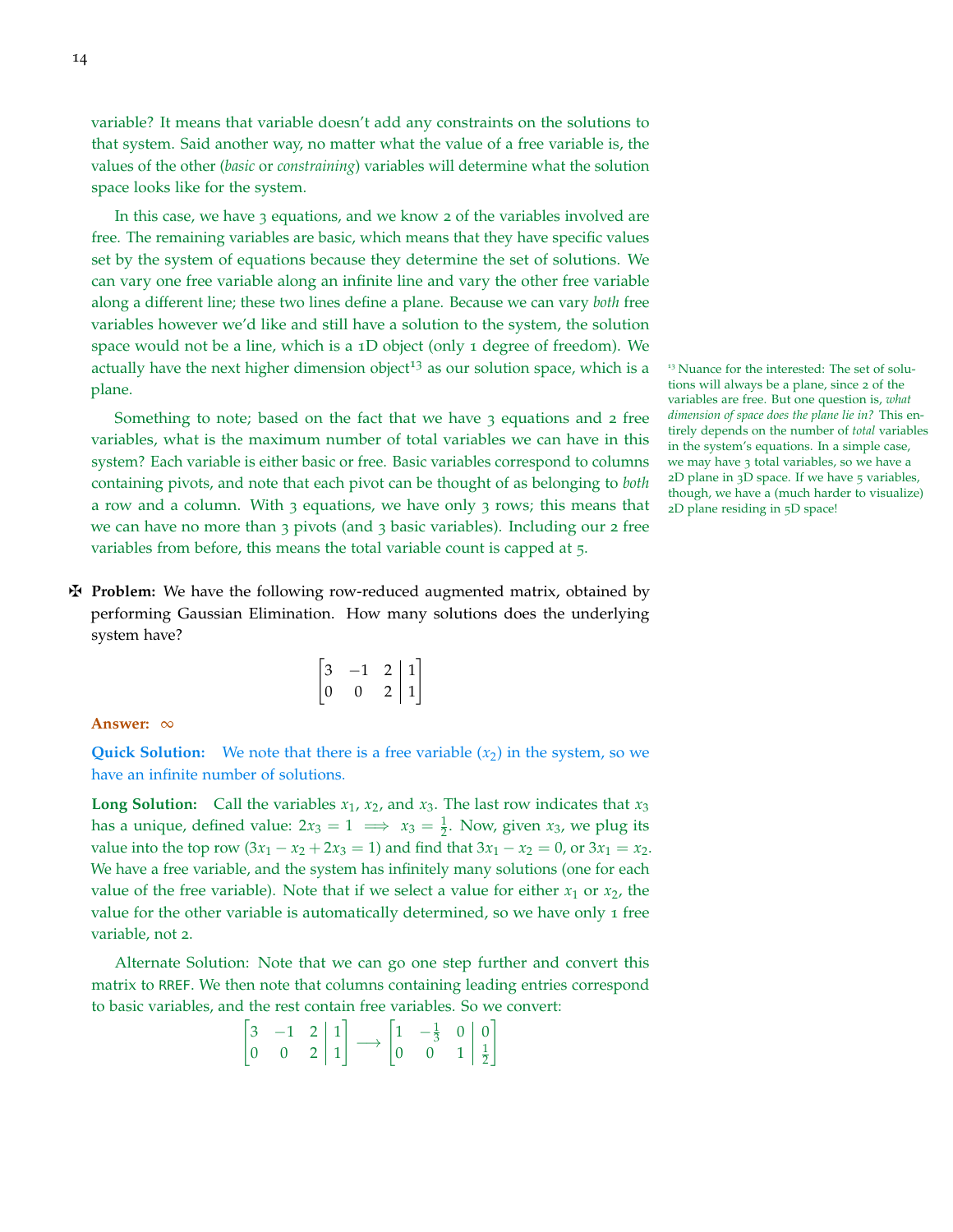variable? It means that variable doesn't add any constraints on the solutions to that system. Said another way, no matter what the value of a free variable is, the values of the other (*basic* or *constraining*) variables will determine what the solution space looks like for the system.

In this case, we have 3 equations, and we know 2 of the variables involved are free. The remaining variables are basic, which means that they have specific values set by the system of equations because they determine the set of solutions. We can vary one free variable along an infinite line and vary the other free variable along a different line; these two lines define a plane. Because we can vary *both* free variables however we'd like and still have a solution to the system, the solution space would not be a line, which is a 1D object (only 1 degree of freedom). We actually have the next higher dimension object[13] as our solution space, which is a plane.

[13] Nuance for the interested: The set of solutions will always be a plane, since 2 of the variables are free. But one question is, *what dimension of space does the plane lie in?* This entirely depends on the number of *total* variables in the system's equations. In a simple case, we may have 3 total variables, so we have a 2D plane in 3D space. If we have 5 variables, though, we have a (much harder to visualize) 2D plane residing in 5D space!

Something to note; based on the fact that we have 3 equations and 2 free variables, what is the maximum number of total variables we can have in this system? Each variable is either basic or free. Basic variables correspond to columns containing pivots, and note that each pivot can be thought of as belonging to *both* a row and a column. With 3 equations, we have only 3 rows; this means that we can have no more than 3 pivots (and 3 basic variables). Including our 2 free variables from before, this means the total variable count is capped at 5.

✠ **Problem:** We have the following row-reduced augmented matrix, obtained by performing Gaussian Elimination. How many solutions does the underlying system have?

$$\left[\begin{array}{ccc|c} 3 & -1 & 2 & 1 \\ 0 & 0 & 2 & 1 \end{array}\right]$$

**Answer:** $\infty$

**Quick Solution:** We note that there is a free variable ($x_2$) in the system, so we have an infinite number of solutions.

**Long Solution:** Call the variables $x_1$, $x_2$, and $x_3$. The last row indicates that $x_3$ has a unique, defined value: $2x_3 = 1 \implies x_3 = \frac{1}{2}$. Now, given $x_3$, we plug its value into the top row ($3x_1 - x_2 + 2x_3 = 1$) and find that $3x_1 - x_2 = 0$, or $3x_1 = x_2$. We have a free variable, and the system has infinitely many solutions (one for each value of the free variable). Note that if we select a value for either $x_1$ or $x_2$, the value for the other variable is automatically determined, so we have only 1 free variable, not 2.

Alternate Solution: Note that we can go one step further and convert this matrix to RREF. We then note that columns containing leading entries correspond to basic variables, and the rest contain free variables. So we convert:

$$\left[\begin{array}{ccc|c} 3 & -1 & 2 & 1 \\ 0 & 0 & 2 & 1 \end{array}\right] \longrightarrow \left[\begin{array}{ccc|c} 1 & -\frac{1}{3} & 0 & 0 \\ 0 & 0 & 1 & \frac{1}{2} \end{array}\right]$$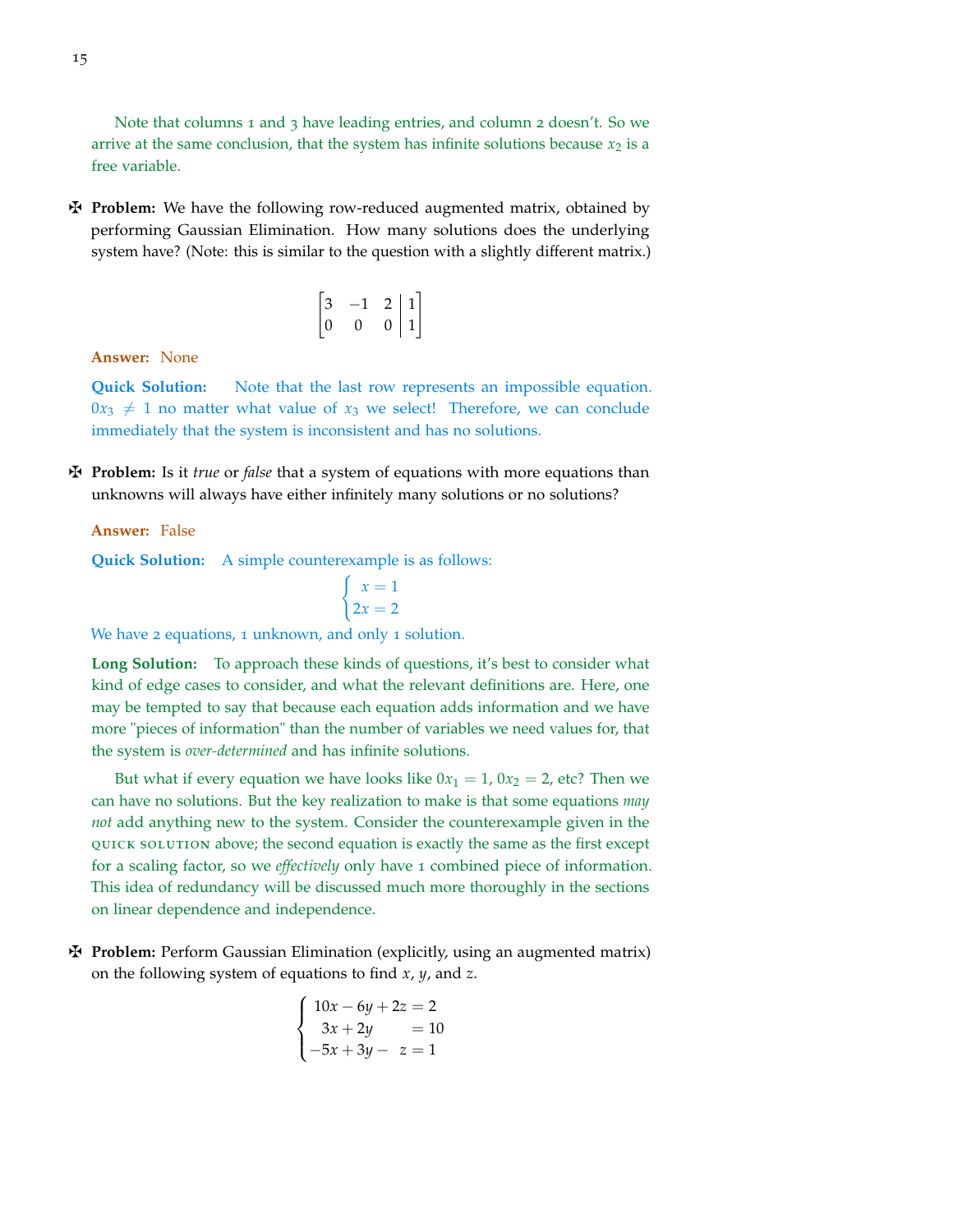Note that columns 1 and 3 have leading entries, and column 2 doesn't. So we arrive at the same conclusion, that the system has infinite solutions because $x_2$ is a free variable.

✠ **Problem:** We have the following row-reduced augmented matrix, obtained by performing Gaussian Elimination. How many solutions does the underlying system have? (Note: this is similar to the question with a slightly different matrix.)

$$\left[\begin{array}{ccc|c} 3 & -1 & 2 & 1 \\ 0 & 0 & 0 & 1 \end{array}\right]$$

**Answer:** None

**Quick Solution:** Note that the last row represents an impossible equation. $0x_3 \neq 1$ no matter what value of $x_3$ we select! Therefore, we can conclude immediately that the system is inconsistent and has no solutions.

✠ **Problem:** Is it *true* or *false* that a system of equations with more equations than unknowns will always have either infinitely many solutions or no solutions?

**Answer:** False

**Quick Solution:** A simple counterexample is as follows:

$$\begin{cases} x = 1 \\ 2x = 2 \end{cases}$$

We have 2 equations, 1 unknown, and only 1 solution.

**Long Solution:** To approach these kinds of questions, it's best to consider what kind of edge cases to consider, and what the relevant definitions are. Here, one may be tempted to say that because each equation adds information and we have more "pieces of information" than the number of variables we need values for, that the system is *over-determined* and has infinite solutions.

But what if every equation we have looks like $0x_1 = 1$, $0x_2 = 2$, etc? Then we can have no solutions. But the key realization to make is that some equations *may not* add anything new to the system. Consider the counterexample given in the QUICK SOLUTION above; the second equation is exactly the same as the first except for a scaling factor, so we *effectively* only have 1 combined piece of information. This idea of redundancy will be discussed much more thoroughly in the sections on linear dependence and independence.

✠ **Problem:** Perform Gaussian Elimination (explicitly, using an augmented matrix) on the following system of equations to find $x$, $y$, and $z$.

$$\begin{cases} 10x - 6y + 2z = 2 \\ 3x + 2y \qquad = 10 \\ -5x + 3y - \ z = 1 \end{cases}$$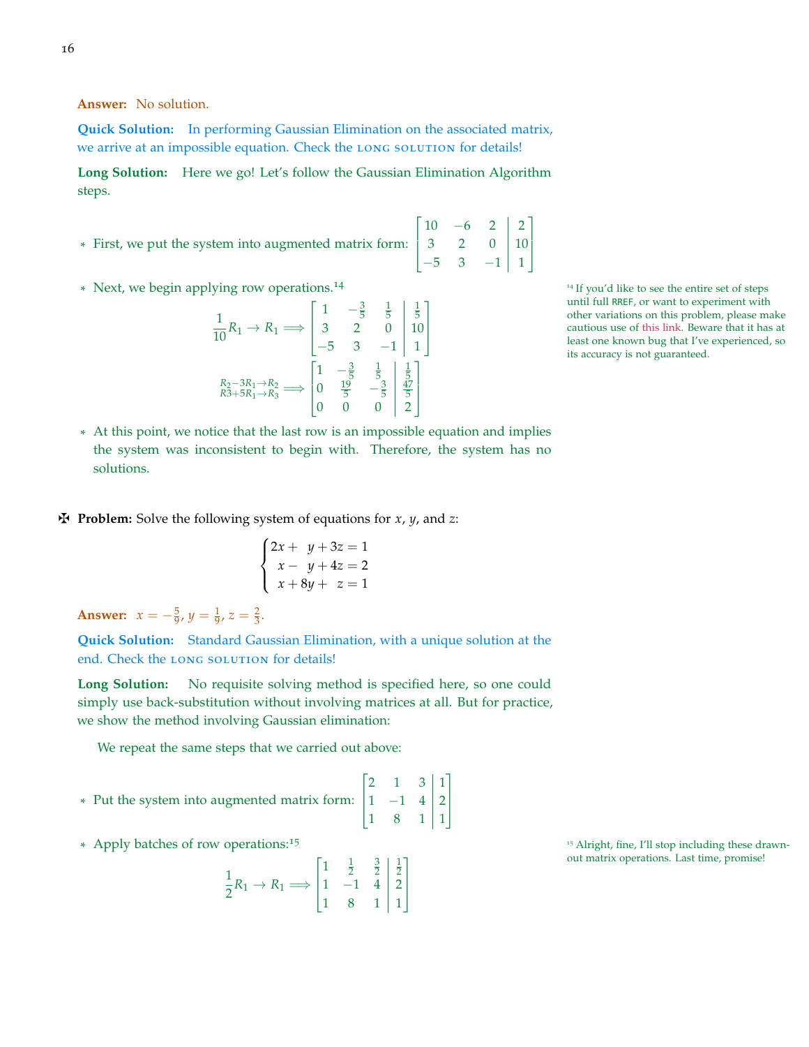**Answer:** No solution.

**Quick Solution:** In performing Gaussian Elimination on the associated matrix, we arrive at an impossible equation. Check the LONG SOLUTION for details!

**Long Solution:** Here we go! Let's follow the Gaussian Elimination Algorithm steps.

* First, we put the system into augmented matrix form: $\left[\begin{array}{ccc|c} 10 & -6 & 2 & 2 \\ 3 & 2 & 0 & 10 \\ -5 & 3 & -1 & 1 \end{array}\right]$

* Next, we begin applying row operations.[14]

$$\frac{1}{10}R_1 \to R_1 \Longrightarrow \left[\begin{array}{ccc|c} 1 & -\frac{3}{5} & \frac{1}{5} & \frac{1}{5} \\ 3 & 2 & 0 & 10 \\ -5 & 3 & -1 & 1 \end{array}\right]$$

$$\begin{matrix} R_2 - 3R_1 \to R_2 \\ R3 + 5R_1 \to R_3 \end{matrix} \Longrightarrow \left[\begin{array}{ccc|c} 1 & -\frac{3}{5} & \frac{1}{5} & \frac{1}{5} \\ 0 & \frac{19}{5} & -\frac{3}{5} & \frac{47}{5} \\ 0 & 0 & 0 & 2 \end{array}\right]$$

* At this point, we notice that the last row is an impossible equation and implies the system was inconsistent to begin with. Therefore, the system has no solutions.

[14] If you'd like to see the entire set of steps until full RREF, or want to experiment with other variations on this problem, please make cautious use of this link. Beware that it has at least one known bug that I've experienced, so its accuracy is not guaranteed.

✠ **Problem:** Solve the following system of equations for $x$, $y$, and $z$:

$$\begin{cases} 2x + \ y + 3z = 1 \\ \ x - \ y + 4z = 2 \\ \ x + 8y + \ z = 1 \end{cases}$$

**Answer:** $x = -\frac{5}{9}$, $y = \frac{1}{9}$, $z = \frac{2}{3}$.

**Quick Solution:** Standard Gaussian Elimination, with a unique solution at the end. Check the LONG SOLUTION for details!

**Long Solution:** No requisite solving method is specified here, so one could simply use back-substitution without involving matrices at all. But for practice, we show the method involving Gaussian elimination:

We repeat the same steps that we carried out above:

* Put the system into augmented matrix form: $\left[\begin{array}{ccc|c} 2 & 1 & 3 & 1 \\ 1 & -1 & 4 & 2 \\ 1 & 8 & 1 & 1 \end{array}\right]$

* Apply batches of row operations:[15]

$$\frac{1}{2}R_1 \to R_1 \Longrightarrow \left[\begin{array}{ccc|c} 1 & \frac{1}{2} & \frac{3}{2} & \frac{1}{2} \\ 1 & -1 & 4 & 2 \\ 1 & 8 & 1 & 1 \end{array}\right]$$

[15] Alright, fine, I'll stop including these drawn-out matrix operations. Last time, promise!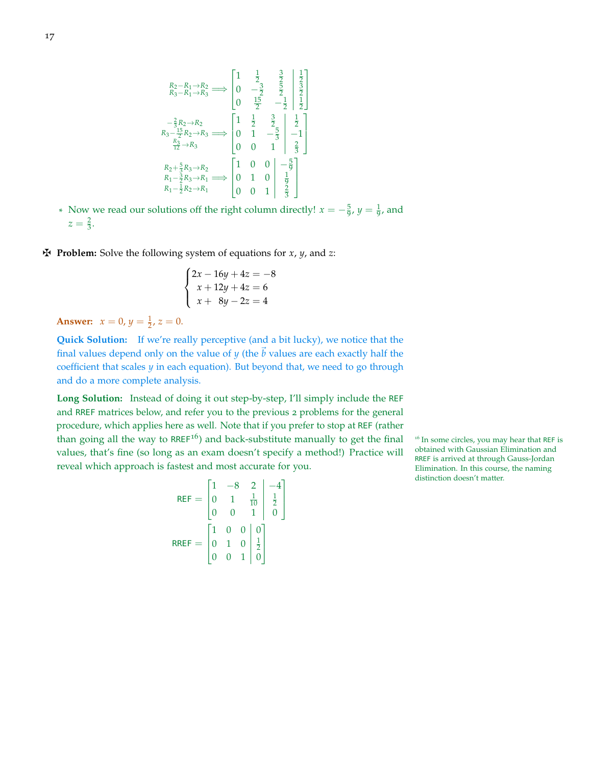$$\xrightarrow[R_3 - R_1 \to R_3]{R_2 - R_1 \to R_2} \left[\begin{array}{ccc|c} 1 & \frac{1}{2} & \frac{3}{2} & \frac{1}{2} \\ 0 & -\frac{3}{2} & \frac{5}{2} & \frac{3}{2} \\ 0 & \frac{15}{2} & -\frac{1}{2} & \frac{1}{2} \end{array}\right]$$

$$\begin{array}{c} -\frac{2}{3}R_2 \to R_2 \\ R_3 - \frac{15}{2}R_2 \to R_3 \\ \frac{R_3}{12} \to R_3 \end{array} \Longrightarrow \left[\begin{array}{ccc|c} 1 & \frac{1}{2} & \frac{3}{2} & \frac{1}{2} \\ 0 & 1 & -\frac{5}{3} & -1 \\ 0 & 0 & 1 & \frac{2}{3} \end{array}\right]$$

$$\begin{array}{c} R_2 + \frac{5}{3}R_3 \to R_2 \\ R_1 - \frac{3}{2}R_3 \to R_1 \\ R_1 - \frac{1}{2}R_2 \to R_1 \end{array} \Longrightarrow \left[\begin{array}{ccc|c} 1 & 0 & 0 & -\frac{5}{9} \\ 0 & 1 & 0 & \frac{1}{9} \\ 0 & 0 & 1 & \frac{2}{3} \end{array}\right]$$

* Now we read our solutions off the right column directly! $x = -\frac{5}{9}$, $y = \frac{1}{9}$, and $z = \frac{2}{3}$.

✠ **Problem:** Solve the following system of equations for $x$, $y$, and $z$:

$$\begin{cases} 2x - 16y + 4z = -8 \\ x + 12y + 4z = 6 \\ x + 8y - 2z = 4 \end{cases}$$

**Answer:** $x = 0$, $y = \frac{1}{2}$, $z = 0$.

**Quick Solution:** If we're really perceptive (and a bit lucky), we notice that the final values depend only on the value of $y$ (the $\vec{b}$ values are each exactly half the coefficient that scales $y$ in each equation). But beyond that, we need to go through and do a more complete analysis.

**Long Solution:** Instead of doing it out step-by-step, I'll simply include the REF and RREF matrices below, and refer you to the previous 2 problems for the general procedure, which applies here as well. Note that if you prefer to stop at REF (rather than going all the way to RREF[16]) and back-substitute manually to get the final values, that's fine (so long as an exam doesn't specify a method!) Practice will reveal which approach is fastest and most accurate for you.

[16] In some circles, you may hear that REF is obtained with Gaussian Elimination and RREF is arrived at through Gauss-Jordan Elimination. In this course, the naming distinction doesn't matter.

$$\text{REF} = \left[\begin{array}{ccc|c} 1 & -8 & 2 & -4 \\ 0 & 1 & \frac{1}{10} & \frac{1}{2} \\ 0 & 0 & 1 & 0 \end{array}\right]$$

$$\text{RREF} = \left[\begin{array}{ccc|c} 1 & 0 & 0 & 0 \\ 0 & 1 & 0 & \frac{1}{2} \\ 0 & 0 & 1 & 0 \end{array}\right]$$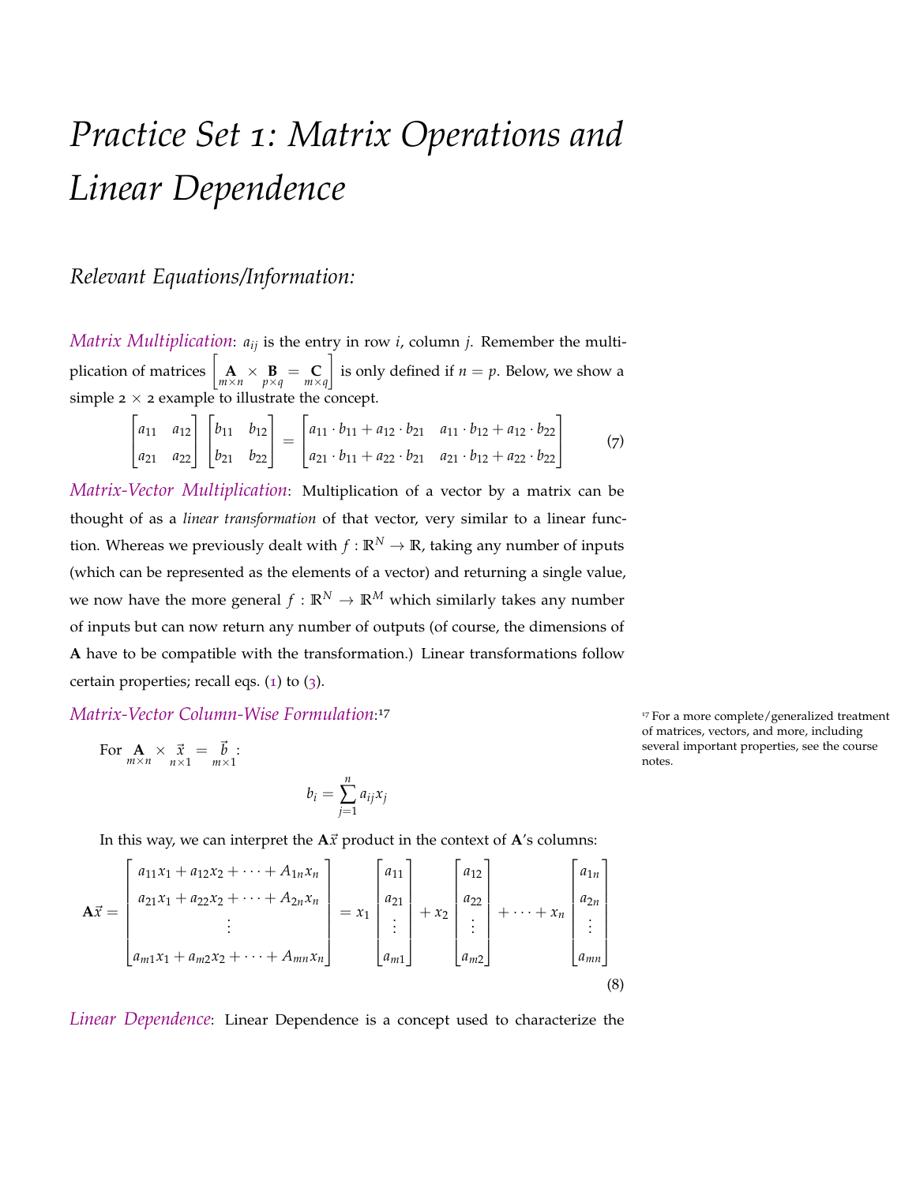# Practice Set 1: Matrix Operations and Linear Dependence

## Relevant Equations/Information:

*Matrix Multiplication*: $a_{ij}$ is the entry in row $i$, column $j$. Remember the multiplication of matrices $\left[\underset{m\times n}{\mathbf{A}} \times \underset{p\times q}{\mathbf{B}} = \underset{m\times q}{\mathbf{C}}\right]$ is only defined if $n = p$. Below, we show a simple $2 \times 2$ example to illustrate the concept.

$$\begin{bmatrix} a_{11} & a_{12} \\ a_{21} & a_{22} \end{bmatrix} \begin{bmatrix} b_{11} & b_{12} \\ b_{21} & b_{22} \end{bmatrix} = \begin{bmatrix} a_{11} \cdot b_{11} + a_{12} \cdot b_{21} & a_{11} \cdot b_{12} + a_{12} \cdot b_{22} \\ a_{21} \cdot b_{11} + a_{22} \cdot b_{21} & a_{21} \cdot b_{12} + a_{22} \cdot b_{22} \end{bmatrix} \tag{7}$$

*Matrix-Vector Multiplication*: Multiplication of a vector by a matrix can be thought of as a *linear transformation* of that vector, very similar to a linear function. Whereas we previously dealt with $f : \mathbb{R}^N \to \mathbb{R}$, taking any number of inputs (which can be represented as the elements of a vector) and returning a single value, we now have the more general $f : \mathbb{R}^N \to \mathbb{R}^M$ which similarly takes any number of inputs but can now return any number of outputs (of course, the dimensions of $\mathbf{A}$ have to be compatible with the transformation.) Linear transformations follow certain properties; recall eqs. (1) to (3).

*Matrix-Vector Column-Wise Formulation*:[17]

[17] For a more complete/generalized treatment of matrices, vectors, and more, including several important properties, see the course notes.

For $\underset{m\times n}{\mathbf{A}} \times \underset{n\times 1}{\vec{x}} = \underset{m\times 1}{\vec{b}}$:

$$b_i = \sum_{j=1}^{n} a_{ij} x_j$$

In this way, we can interpret the $\mathbf{A}\vec{x}$ product in the context of $\mathbf{A}$'s columns:

$$\mathbf{A}\vec{x} = \begin{bmatrix} a_{11}x_1 + a_{12}x_2 + \cdots + A_{1n}x_n \\ a_{21}x_1 + a_{22}x_2 + \cdots + A_{2n}x_n \\ \vdots \\ a_{m1}x_1 + a_{m2}x_2 + \cdots + A_{mn}x_n \end{bmatrix} = x_1 \begin{bmatrix} a_{11} \\ a_{21} \\ \vdots \\ a_{m1} \end{bmatrix} + x_2 \begin{bmatrix} a_{12} \\ a_{22} \\ \vdots \\ a_{m2} \end{bmatrix} + \cdots + x_n \begin{bmatrix} a_{1n} \\ a_{2n} \\ \vdots \\ a_{mn} \end{bmatrix} \tag{8}$$

*Linear Dependence*: Linear Dependence is a concept used to characterize the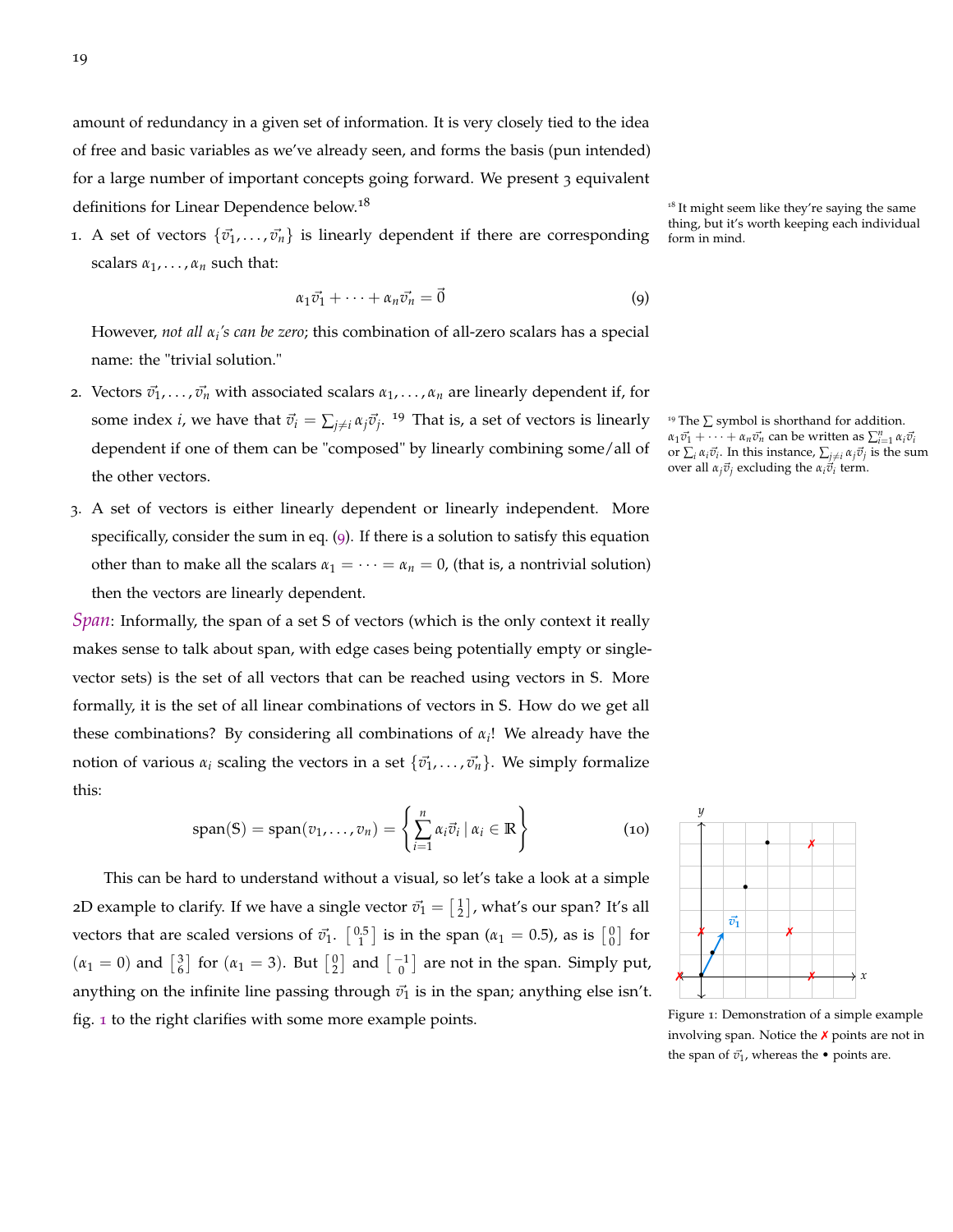amount of redundancy in a given set of information. It is very closely tied to the idea of free and basic variables as we've already seen, and forms the basis (pun intended) for a large number of important concepts going forward. We present 3 equivalent definitions for Linear Dependence below.[18]

[18] It might seem like they're saying the same thing, but it's worth keeping each individual form in mind.

1. A set of vectors $\{\vec{v}_1, \ldots, \vec{v}_n\}$ is linearly dependent if there are corresponding scalars $\alpha_1, \ldots, \alpha_n$ such that:

$$\alpha_1\vec{v}_1 + \cdots + \alpha_n\vec{v}_n = \vec{0} \tag{9}$$

   However, *not all $\alpha_i$'s can be zero*; this combination of all-zero scalars has a special name: the "trivial solution."

2. Vectors $\vec{v}_1, \ldots, \vec{v}_n$ with associated scalars $\alpha_1, \ldots, \alpha_n$ are linearly dependent if, for some index $i$, we have that $\vec{v}_i = \sum_{j \neq i} \alpha_j \vec{v}_j$.[19] That is, a set of vectors is linearly dependent if one of them can be "composed" by linearly combining some/all of the other vectors.

[19] The $\sum$ symbol is shorthand for addition. $\alpha_1\vec{v}_1 + \cdots + \alpha_n\vec{v}_n$ can be written as $\sum_{i=1}^{n} \alpha_i\vec{v}_i$ or $\sum_i \alpha_i\vec{v}_i$. In this instance, $\sum_{j\neq i} \alpha_j\vec{v}_j$ is the sum over all $\alpha_j\vec{v}_j$ excluding the $\alpha_i\vec{v}_i$ term.

3. A set of vectors is either linearly dependent or linearly independent. More specifically, consider the sum in eq. (9). If there is a solution to satisfy this equation other than to make all the scalars $\alpha_1 = \cdots = \alpha_n = 0$, (that is, a nontrivial solution) then the vectors are linearly dependent.

*Span*: Informally, the span of a set $\mathbb{S}$ of vectors (which is the only context it really makes sense to talk about span, with edge cases being potentially empty or single-vector sets) is the set of all vectors that can be reached using vectors in $\mathbb{S}$. More formally, it is the set of all linear combinations of vectors in $\mathbb{S}$. How do we get all these combinations? By considering all combinations of $\alpha_i$! We already have the notion of various $\alpha_i$ scaling the vectors in a set $\{\vec{v}_1, \ldots, \vec{v}_n\}$. We simply formalize this:

$$\text{span}(\mathbb{S}) = \text{span}(v_1, \ldots, v_n) = \left\{ \sum_{i=1}^{n} \alpha_i\vec{v}_i \mid \alpha_i \in \mathbb{R} \right\} \tag{10}$$

This can be hard to understand without a visual, so let's take a look at a simple 2D example to clarify. If we have a single vector $\vec{v}_1 = \begin{bmatrix} 1 \\ 2 \end{bmatrix}$, what's our span? It's all vectors that are scaled versions of $\vec{v}_1$. $\begin{bmatrix} 0.5 \\ 1 \end{bmatrix}$ is in the span ($\alpha_1 = 0.5$), as is $\begin{bmatrix} 0 \\ 0 \end{bmatrix}$ for ($\alpha_1 = 0$) and $\begin{bmatrix} 3 \\ 6 \end{bmatrix}$ for ($\alpha_1 = 3$). But $\begin{bmatrix} 0 \\ 2 \end{bmatrix}$ and $\begin{bmatrix} -1 \\ 0 \end{bmatrix}$ are not in the span. Simply put, anything on the infinite line passing through $\vec{v}_1$ is in the span; anything else isn't. fig. 1 to the right clarifies with some more example points.

Figure 1: Demonstration of a simple example involving span. Notice the ✗ points are not in the span of $\vec{v}_1$, whereas the • points are.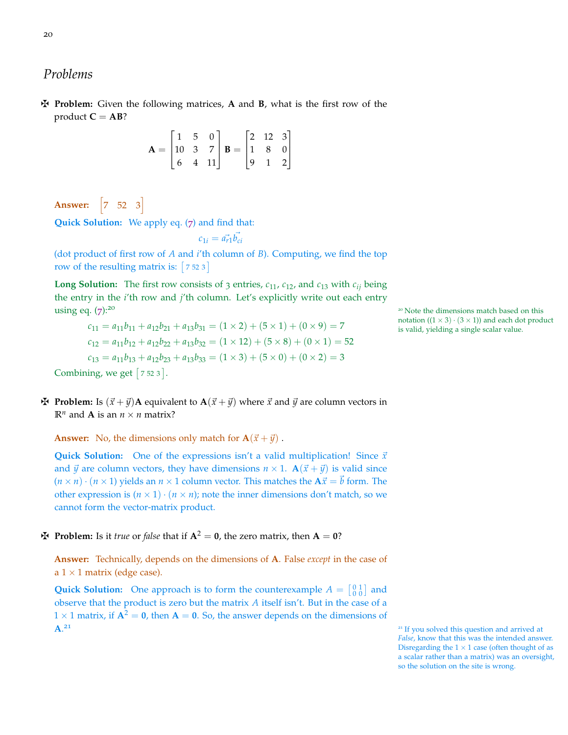# Problems

✠ **Problem:** Given the following matrices, **A** and **B**, what is the first row of the product $\mathbf{C} = \mathbf{AB}$?

$$\mathbf{A} = \begin{bmatrix} 1 & 5 & 0 \\ 10 & 3 & 7 \\ 6 & 4 & 11 \end{bmatrix} \mathbf{B} = \begin{bmatrix} 2 & 12 & 3 \\ 1 & 8 & 0 \\ 9 & 1 & 2 \end{bmatrix}$$

**Answer:** $\begin{bmatrix} 7 & 52 & 3 \end{bmatrix}$

**Quick Solution:** We apply eq. (7) and find that:

$$c_{1i} = \vec{a_{r1}} \vec{b_{ci}}$$

(dot product of first row of $A$ and $i$'th column of $B$). Computing, we find the top row of the resulting matrix is: $\begin{bmatrix} 7 & 52 & 3 \end{bmatrix}$

**Long Solution:** The first row consists of 3 entries, $c_{11}$, $c_{12}$, and $c_{13}$ with $c_{ij}$ being the entry in the $i$'th row and $j$'th column. Let's explicitly write out each entry using eq. (7):[20]

$$c_{11} = a_{11}b_{11} + a_{12}b_{21} + a_{13}b_{31} = (1 \times 2) + (5 \times 1) + (0 \times 9) = 7$$
$$c_{12} = a_{11}b_{12} + a_{12}b_{22} + a_{13}b_{32} = (1 \times 12) + (5 \times 8) + (0 \times 1) = 52$$
$$c_{13} = a_{11}b_{13} + a_{12}b_{23} + a_{13}b_{33} = (1 \times 3) + (5 \times 0) + (0 \times 2) = 3$$

Combining, we get $\begin{bmatrix} 7 & 52 & 3 \end{bmatrix}$.

[20] Note the dimensions match based on this notation ($(1 \times 3) \cdot (3 \times 1)$) and each dot product is valid, yielding a single scalar value.

✠ **Problem:** Is $(\vec{x} + \vec{y})\mathbf{A}$ equivalent to $\mathbf{A}(\vec{x} + \vec{y})$ where $\vec{x}$ and $\vec{y}$ are column vectors in $\mathbb{R}^n$ and **A** is an $n \times n$ matrix?

**Answer:** No, the dimensions only match for $\mathbf{A}(\vec{x} + \vec{y})$ .

**Quick Solution:** One of the expressions isn't a valid multiplication! Since $\vec{x}$ and $\vec{y}$ are column vectors, they have dimensions $n \times 1$. $\mathbf{A}(\vec{x} + \vec{y})$ is valid since $(n \times n) \cdot (n \times 1)$ yields an $n \times 1$ column vector. This matches the $\mathbf{A}\vec{x} = \vec{b}$ form. The other expression is $(n \times 1) \cdot (n \times n)$; note the inner dimensions don't match, so we cannot form the vector-matrix product.

✠ **Problem:** Is it *true* or *false* that if $\mathbf{A}^2 = \mathbf{0}$, the zero matrix, then $\mathbf{A} = \mathbf{0}$?

**Answer:** Technically, depends on the dimensions of **A**. False *except* in the case of a $1 \times 1$ matrix (edge case).

**Quick Solution:** One approach is to form the counterexample $A = \begin{bmatrix} 0 & 1 \\ 0 & 0 \end{bmatrix}$ and observe that the product is zero but the matrix $A$ itself isn't. But in the case of a $1 \times 1$ matrix, if $\mathbf{A}^2 = \mathbf{0}$, then $\mathbf{A} = \mathbf{0}$. So, the answer depends on the dimensions of **A**.[21]

[21] If you solved this question and arrived at *False*, know that this was the intended answer. Disregarding the $1 \times 1$ case (often thought of as a scalar rather than a matrix) was an oversight, so the solution on the site is wrong.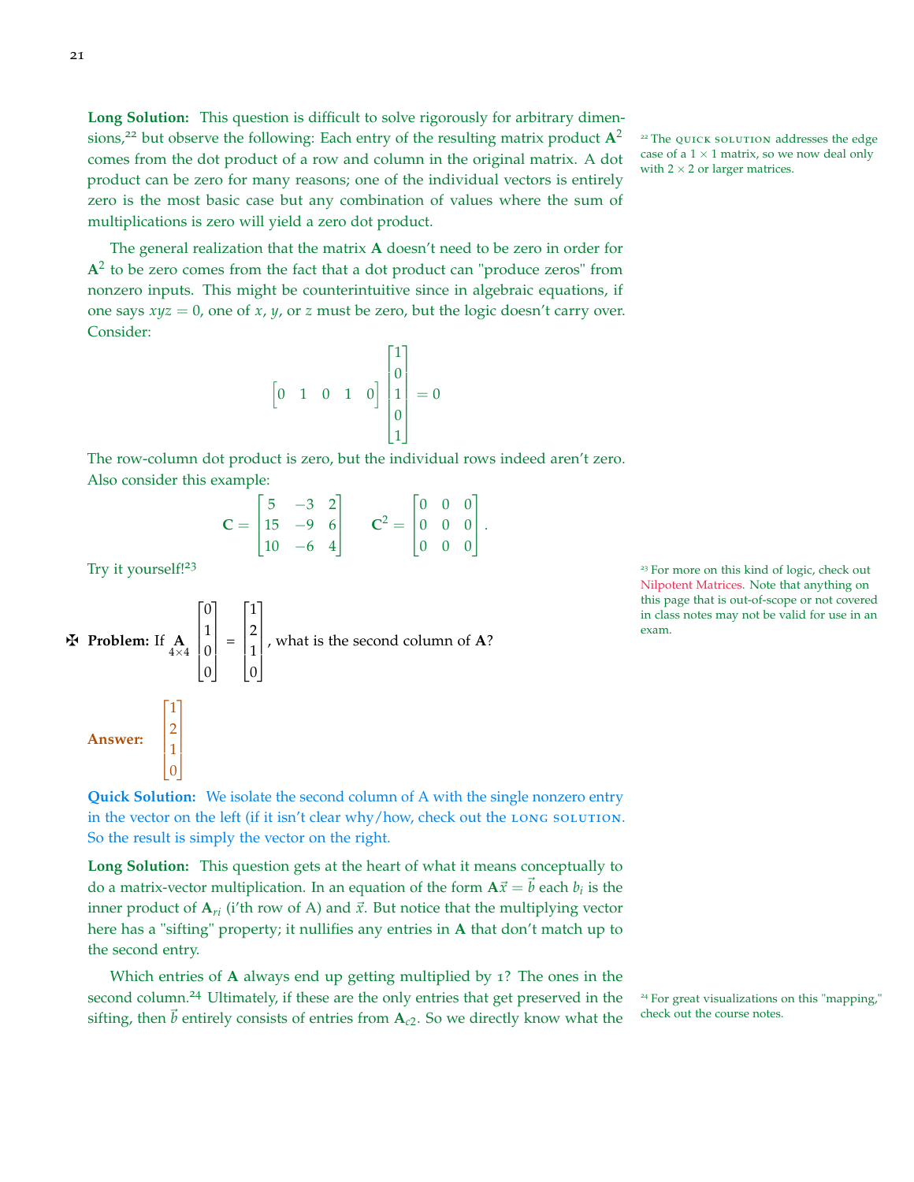**Long Solution:** This question is difficult to solve rigorously for arbitrary dimensions,[22] but observe the following: Each entry of the resulting matrix product $\mathbf{A}^2$ comes from the dot product of a row and column in the original matrix. A dot product can be zero for many reasons; one of the individual vectors is entirely zero is the most basic case but any combination of values where the sum of multiplications is zero will yield a zero dot product.

[22] The QUICK SOLUTION addresses the edge case of a $1 \times 1$ matrix, so we now deal only with $2 \times 2$ or larger matrices.

The general realization that the matrix $\mathbf{A}$ doesn't need to be zero in order for $\mathbf{A}^2$ to be zero comes from the fact that a dot product can "produce zeros" from nonzero inputs. This might be counterintuitive since in algebraic equations, if one says $xyz = 0$, one of $x$, $y$, or $z$ must be zero, but the logic doesn't carry over. Consider:

$$\begin{bmatrix} 0 & 1 & 0 & 1 & 0 \end{bmatrix} \begin{bmatrix} 1 \\ 0 \\ 1 \\ 0 \\ 1 \end{bmatrix} = 0$$

The row-column dot product is zero, but the individual rows indeed aren't zero. Also consider this example:

$$\mathbf{C} = \begin{bmatrix} 5 & -3 & 2 \\ 15 & -9 & 6 \\ 10 & -6 & 4 \end{bmatrix} \qquad \mathbf{C}^2 = \begin{bmatrix} 0 & 0 & 0 \\ 0 & 0 & 0 \\ 0 & 0 & 0 \end{bmatrix}.$$

Try it yourself![23]

[23] For more on this kind of logic, check out Nilpotent Matrices. Note that anything on this page that is out-of-scope or not covered in class notes may not be valid for use in an exam.

✠ **Problem:** If $\underset{4\times 4}{\mathbf{A}} \begin{bmatrix} 0 \\ 1 \\ 0 \\ 0 \end{bmatrix} = \begin{bmatrix} 1 \\ 2 \\ 1 \\ 0 \end{bmatrix}$, what is the second column of $\mathbf{A}$?

**Answer:** $\begin{bmatrix} 1 \\ 2 \\ 1 \\ 0 \end{bmatrix}$

**Quick Solution:** We isolate the second column of A with the single nonzero entry in the vector on the left (if it isn't clear why/how, check out the LONG SOLUTION. So the result is simply the vector on the right.

**Long Solution:** This question gets at the heart of what it means conceptually to do a matrix-vector multiplication. In an equation of the form $\mathbf{A}\vec{x} = \vec{b}$ each $b_i$ is the inner product of $\mathbf{A}_{ri}$ (i'th row of A) and $\vec{x}$. But notice that the multiplying vector here has a "sifting" property; it nullifies any entries in $\mathbf{A}$ that don't match up to the second entry.

Which entries of $\mathbf{A}$ always end up getting multiplied by 1? The ones in the second column.[24] Ultimately, if these are the only entries that get preserved in the sifting, then $\vec{b}$ entirely consists of entries from $\mathbf{A}_{c2}$. So we directly know what the

[24] For great visualizations on this "mapping," check out the course notes.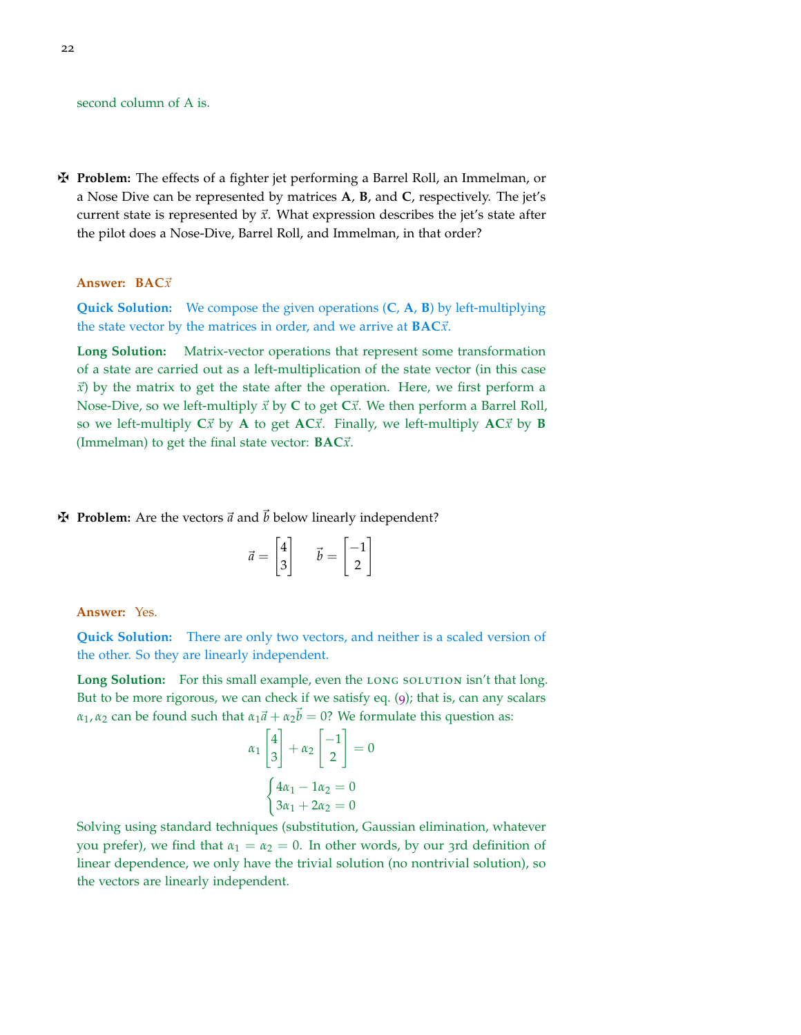second column of A is.

✠ **Problem:** The effects of a fighter jet performing a Barrel Roll, an Immelman, or a Nose Dive can be represented by matrices $\mathbf{A}$, $\mathbf{B}$, and $\mathbf{C}$, respectively. The jet's current state is represented by $\vec{x}$. What expression describes the jet's state after the pilot does a Nose-Dive, Barrel Roll, and Immelman, in that order?

**Answer:** $\mathbf{BAC}\vec{x}$

**Quick Solution:** We compose the given operations ($\mathbf{C}$, $\mathbf{A}$, $\mathbf{B}$) by left-multiplying the state vector by the matrices in order, and we arrive at $\mathbf{BAC}\vec{x}$.

**Long Solution:** Matrix-vector operations that represent some transformation of a state are carried out as a left-multiplication of the state vector (in this case $\vec{x}$) by the matrix to get the state after the operation. Here, we first perform a Nose-Dive, so we left-multiply $\vec{x}$ by $\mathbf{C}$ to get $\mathbf{C}\vec{x}$. We then perform a Barrel Roll, so we left-multiply $\mathbf{C}\vec{x}$ by $\mathbf{A}$ to get $\mathbf{AC}\vec{x}$. Finally, we left-multiply $\mathbf{AC}\vec{x}$ by $\mathbf{B}$ (Immelman) to get the final state vector: $\mathbf{BAC}\vec{x}$.

✠ **Problem:** Are the vectors $\vec{a}$ and $\vec{b}$ below linearly independent?

$$\vec{a} = \begin{bmatrix} 4 \\ 3 \end{bmatrix} \qquad \vec{b} = \begin{bmatrix} -1 \\ 2 \end{bmatrix}$$

**Answer:** Yes.

**Quick Solution:** There are only two vectors, and neither is a scaled version of the other. So they are linearly independent.

**Long Solution:** For this small example, even the LONG SOLUTION isn't that long. But to be more rigorous, we can check if we satisfy eq. (9); that is, can any scalars $\alpha_1, \alpha_2$ can be found such that $\alpha_1\vec{a} + \alpha_2\vec{b} = 0$? We formulate this question as:

$$\alpha_1 \begin{bmatrix} 4 \\ 3 \end{bmatrix} + \alpha_2 \begin{bmatrix} -1 \\ 2 \end{bmatrix} = 0$$

$$\begin{cases} 4\alpha_1 - 1\alpha_2 = 0 \\ 3\alpha_1 + 2\alpha_2 = 0 \end{cases}$$

Solving using standard techniques (substitution, Gaussian elimination, whatever you prefer), we find that $\alpha_1 = \alpha_2 = 0$. In other words, by our 3rd definition of linear dependence, we only have the trivial solution (no nontrivial solution), so the vectors are linearly independent.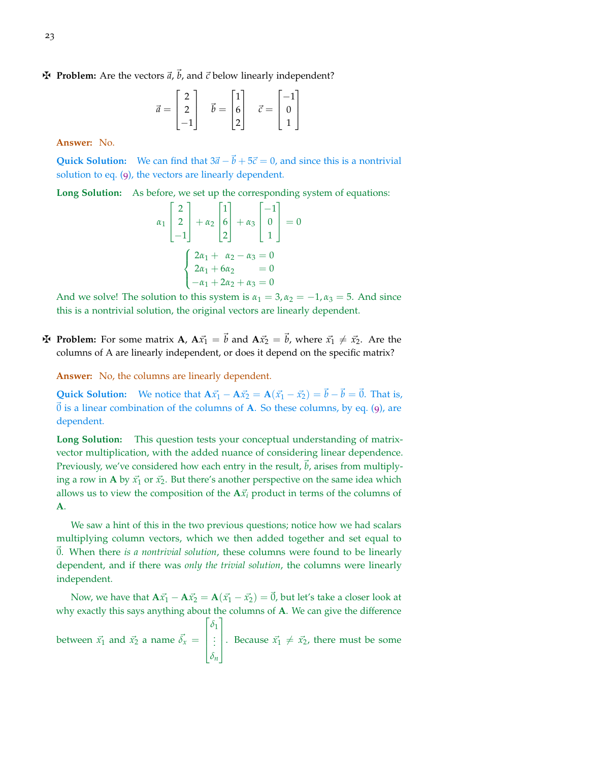✠ **Problem:** Are the vectors $\vec{a}$, $\vec{b}$, and $\vec{c}$ below linearly independent?

$$\vec{a} = \begin{bmatrix} 2 \\ 2 \\ -1 \end{bmatrix} \quad \vec{b} = \begin{bmatrix} 1 \\ 6 \\ 2 \end{bmatrix} \quad \vec{c} = \begin{bmatrix} -1 \\ 0 \\ 1 \end{bmatrix}$$

**Answer:** No.

**Quick Solution:** We can find that $3\vec{a} - \vec{b} + 5\vec{c} = 0$, and since this is a nontrivial solution to eq. (9), the vectors are linearly dependent.

**Long Solution:** As before, we set up the corresponding system of equations:

$$\alpha_1 \begin{bmatrix} 2 \\ 2 \\ -1 \end{bmatrix} + \alpha_2 \begin{bmatrix} 1 \\ 6 \\ 2 \end{bmatrix} + \alpha_3 \begin{bmatrix} -1 \\ 0 \\ 1 \end{bmatrix} = 0$$

$$\begin{cases} 2\alpha_1 + \alpha_2 - \alpha_3 = 0 \\ 2\alpha_1 + 6\alpha_2 = 0 \\ -\alpha_1 + 2\alpha_2 + \alpha_3 = 0 \end{cases}$$

And we solve! The solution to this system is $\alpha_1 = 3, \alpha_2 = -1, \alpha_3 = 5$. And since this is a nontrivial solution, the original vectors are linearly dependent.

✠ **Problem:** For some matrix $\mathbf{A}$, $\mathbf{A}\vec{x}_1 = \vec{b}$ and $\mathbf{A}\vec{x}_2 = \vec{b}$, where $\vec{x}_1 \neq \vec{x}_2$. Are the columns of A are linearly independent, or does it depend on the specific matrix?

**Answer:** No, the columns are linearly dependent.

**Quick Solution:** We notice that $\mathbf{A}\vec{x}_1 - \mathbf{A}\vec{x}_2 = \mathbf{A}(\vec{x}_1 - \vec{x}_2) = \vec{b} - \vec{b} = \vec{0}$. That is, $\vec{0}$ is a linear combination of the columns of $\mathbf{A}$. So these columns, by eq. (9), are dependent.

**Long Solution:** This question tests your conceptual understanding of matrix-vector multiplication, with the added nuance of considering linear dependence. Previously, we've considered how each entry in the result, $\vec{b}$, arises from multiplying a row in $\mathbf{A}$ by $\vec{x}_1$ or $\vec{x}_2$. But there's another perspective on the same idea which allows us to view the composition of the $\mathbf{A}\vec{x}_i$ product in terms of the columns of $\mathbf{A}$.

We saw a hint of this in the two previous questions; notice how we had scalars multiplying column vectors, which we then added together and set equal to $\vec{0}$. When there *is a nontrivial solution*, these columns were found to be linearly dependent, and if there was *only the trivial solution*, the columns were linearly independent.

Now, we have that $\mathbf{A}\vec{x}_1 - \mathbf{A}\vec{x}_2 = \mathbf{A}(\vec{x}_1 - \vec{x}_2) = \vec{0}$, but let's take a closer look at why exactly this says anything about the columns of $\mathbf{A}$. We can give the difference between $\vec{x}_1$ and $\vec{x}_2$ a name $\vec{\delta}_x = \begin{bmatrix} \delta_1 \\ \vdots \\ \delta_n \end{bmatrix}$. Because $\vec{x}_1 \neq \vec{x}_2$, there must be some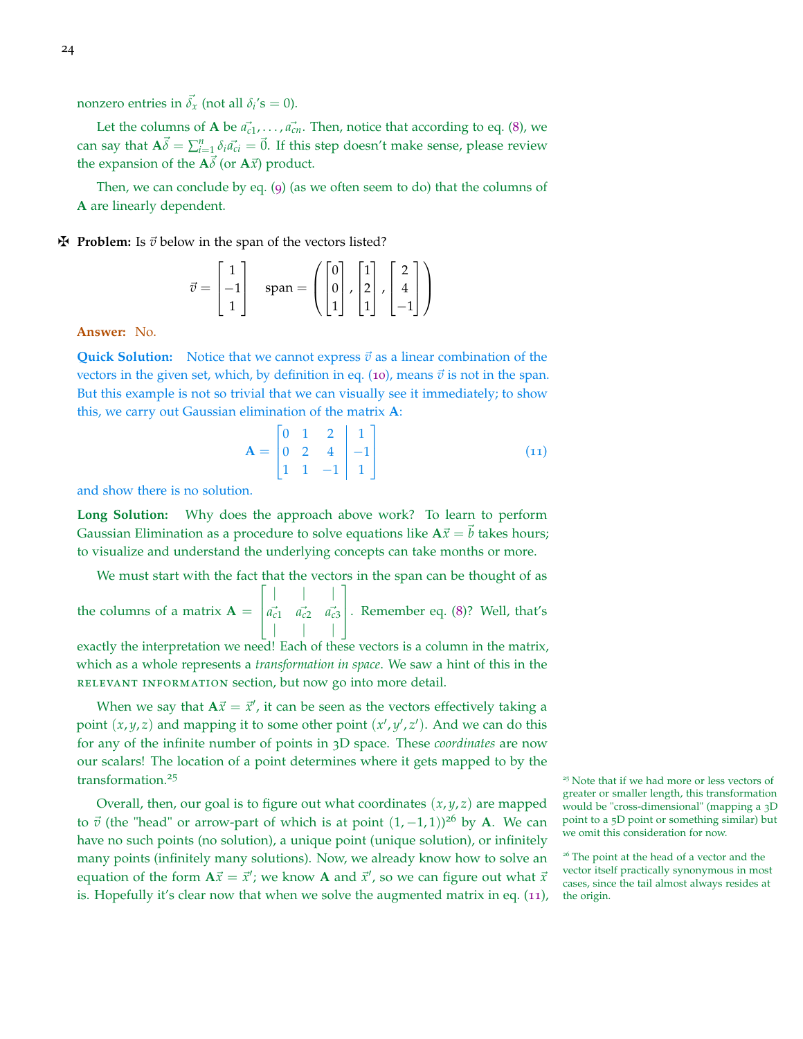nonzero entries in $\vec{\delta_x}$ (not all $\delta_i$'s = 0).

Let the columns of $\mathbf{A}$ be $\vec{a_{c1}}, \ldots, \vec{a_{cn}}$. Then, notice that according to eq. (8), we can say that $\mathbf{A}\vec{\delta} = \sum_{i=1}^{n} \delta_i \vec{a_{ci}} = \vec{0}$. If this step doesn't make sense, please review the expansion of the $\mathbf{A}\vec{\delta}$ (or $\mathbf{A}\vec{x}$) product.

Then, we can conclude by eq. (9) (as we often seem to do) that the columns of $\mathbf{A}$ are linearly dependent.

✠ **Problem:** Is $\vec{v}$ below in the span of the vectors listed?

$$\vec{v} = \begin{bmatrix} 1 \\ -1 \\ 1 \end{bmatrix} \quad \text{span} = \left( \begin{bmatrix} 0 \\ 0 \\ 1 \end{bmatrix}, \begin{bmatrix} 1 \\ 2 \\ 1 \end{bmatrix}, \begin{bmatrix} 2 \\ 4 \\ -1 \end{bmatrix} \right)$$

**Answer:** No.

**Quick Solution:** Notice that we cannot express $\vec{v}$ as a linear combination of the vectors in the given set, which, by definition in eq. (10), means $\vec{v}$ is not in the span. But this example is not so trivial that we can visually see it immediately; to show this, we carry out Gaussian elimination of the matrix $\mathbf{A}$:

$$\mathbf{A} = \left[\begin{array}{ccc|c} 0 & 1 & 2 & 1 \\ 0 & 2 & 4 & -1 \\ 1 & 1 & -1 & 1 \end{array}\right] \tag{11}$$

and show there is no solution.

**Long Solution:** Why does the approach above work? To learn to perform Gaussian Elimination as a procedure to solve equations like $\mathbf{A}\vec{x} = \vec{b}$ takes hours; to visualize and understand the underlying concepts can take months or more.

We must start with the fact that the vectors in the span can be thought of as the columns of a matrix $\mathbf{A} = \begin{bmatrix} | & | & | \\ \vec{a_{c1}} & \vec{a_{c2}} & \vec{a_{c3}} \\ | & | & | \end{bmatrix}$. Remember eq. (8)? Well, that's exactly the interpretation we need! Each of these vectors is a column in the matrix, which as a whole represents a *transformation in space*. We saw a hint of this in the RELEVANT INFORMATION section, but now go into more detail.

When we say that $\mathbf{A}\vec{x} = \vec{x}'$, it can be seen as the vectors effectively taking a point $(x, y, z)$ and mapping it to some other point $(x', y', z')$. And we can do this for any of the infinite number of points in 3D space. These *coordinates* are now our scalars! The location of a point determines where it gets mapped to by the transformation.[25]

Overall, then, our goal is to figure out what coordinates $(x, y, z)$ are mapped to $\vec{v}$ (the "head" or arrow-part of which is at point $(1, -1, 1)$)[26] by $\mathbf{A}$. We can have no such points (no solution), a unique point (unique solution), or infinitely many points (infinitely many solutions). Now, we already know how to solve an equation of the form $\mathbf{A}\vec{x} = \vec{x}'$; we know $\mathbf{A}$ and $\vec{x}'$, so we can figure out what $\vec{x}$ is. Hopefully it's clear now that when we solve the augmented matrix in eq. (11),

[25] Note that if we had more or less vectors of greater or smaller length, this transformation would be "cross-dimensional" (mapping a 3D point to a 5D point or something similar) but we omit this consideration for now.

[26] The point at the head of a vector and the vector itself practically synonymous in most cases, since the tail almost always resides at the origin.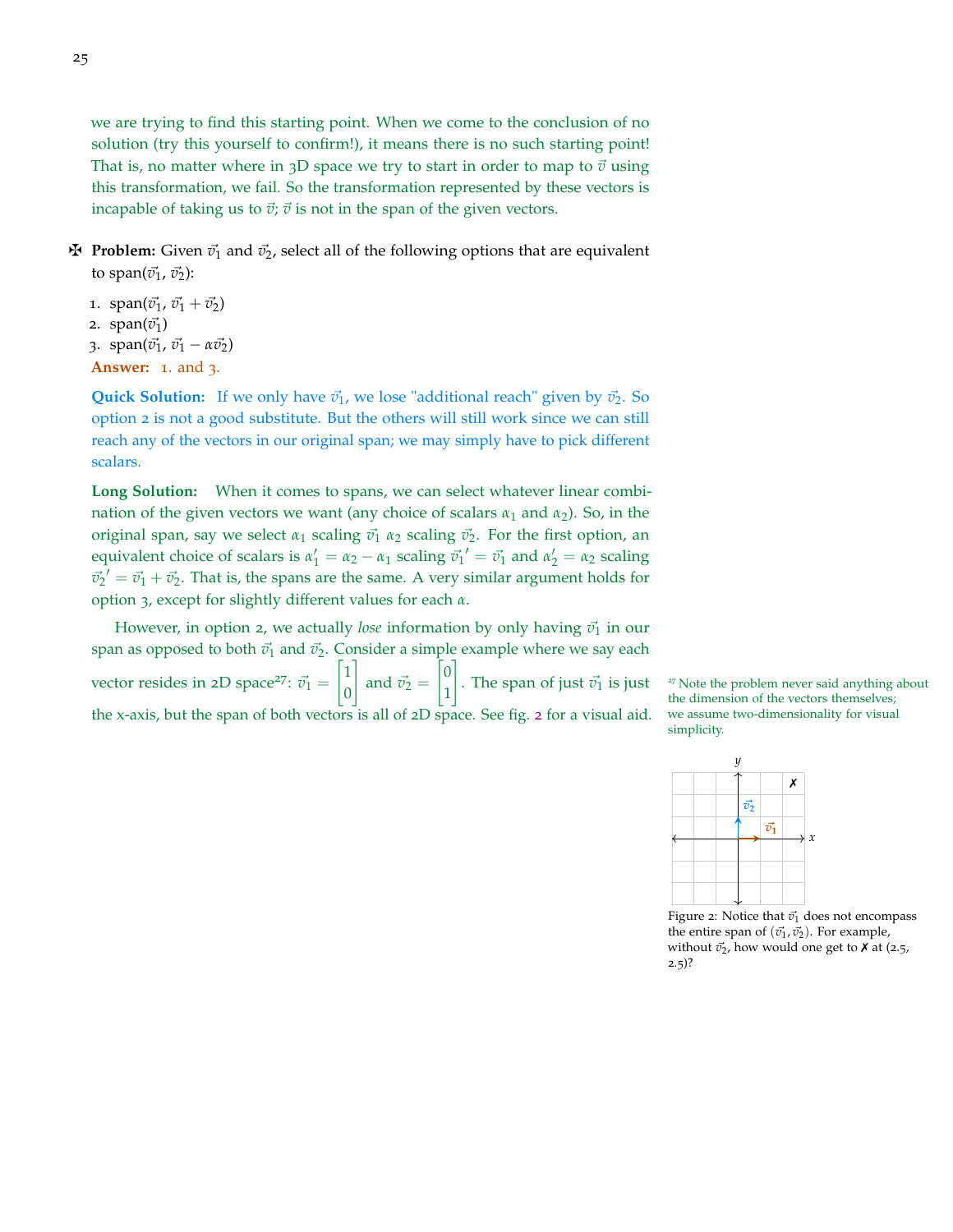we are trying to find this starting point. When we come to the conclusion of no solution (try this yourself to confirm!), it means there is no such starting point! That is, no matter where in 3D space we try to start in order to map to $\vec{v}$ using this transformation, we fail. So the transformation represented by these vectors is incapable of taking us to $\vec{v}$; $\vec{v}$ is not in the span of the given vectors.

✠ **Problem:** Given $\vec{v}_1$ and $\vec{v}_2$, select all of the following options that are equivalent to span($\vec{v}_1$, $\vec{v}_2$):

1. span($\vec{v}_1$, $\vec{v}_1 + \vec{v}_2$)
2. span($\vec{v}_1$)
3. span($\vec{v}_1$, $\vec{v}_1 - \alpha\vec{v}_2$)

**Answer:** 1. and 3.

**Quick Solution:** If we only have $\vec{v}_1$, we lose "additional reach" given by $\vec{v}_2$. So option 2 is not a good substitute. But the others will still work since we can still reach any of the vectors in our original span; we may simply have to pick different scalars.

**Long Solution:** When it comes to spans, we can select whatever linear combination of the given vectors we want (any choice of scalars $\alpha_1$ and $\alpha_2$). So, in the original span, say we select $\alpha_1$ scaling $\vec{v}_1$ $\alpha_2$ scaling $\vec{v}_2$. For the first option, an equivalent choice of scalars is $\alpha_1' = \alpha_2 - \alpha_1$ scaling $\vec{v}_1{}' = \vec{v}_1$ and $\alpha_2' = \alpha_2$ scaling $\vec{v}_2{}' = \vec{v}_1 + \vec{v}_2$. That is, the spans are the same. A very similar argument holds for option 3, except for slightly different values for each $\alpha$.

However, in option 2, we actually *lose* information by only having $\vec{v}_1$ in our span as opposed to both $\vec{v}_1$ and $\vec{v}_2$. Consider a simple example where we say each vector resides in 2D space[27]: $\vec{v}_1 = \begin{bmatrix} 1 \\ 0 \end{bmatrix}$ and $\vec{v}_2 = \begin{bmatrix} 0 \\ 1 \end{bmatrix}$. The span of just $\vec{v}_1$ is just the x-axis, but the span of both vectors is all of 2D space. See fig. 2 for a visual aid.

[27] Note the problem never said anything about the dimension of the vectors themselves; we assume two-dimensionality for visual simplicity.

Figure 2: Notice that $\vec{v}_1$ does not encompass the entire span of $(\vec{v}_1, \vec{v}_2)$. For example, without $\vec{v}_2$, how would one get to ✗ at (2.5, 2.5)?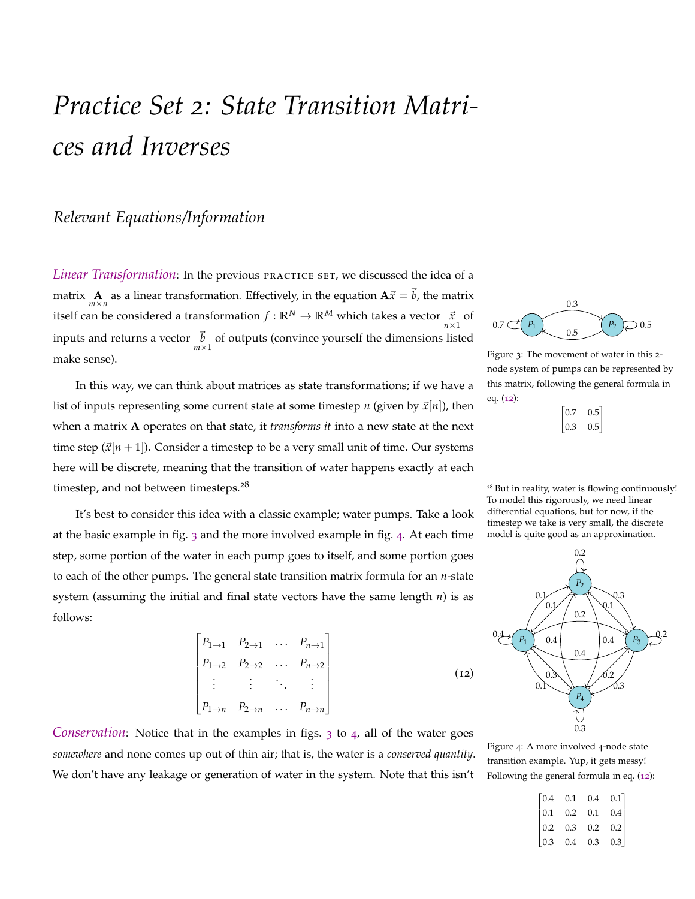# *Practice Set 2: State Transition Matrices and Inverses*

## *Relevant Equations/Information*

*Linear Transformation*: In the previous PRACTICE SET, we discussed the idea of a matrix $\underset{m\times n}{\mathbf{A}}$ as a linear transformation. Effectively, in the equation $\mathbf{A}\vec{x} = \vec{b}$, the matrix itself can be considered a transformation $f : \mathbb{R}^N \to \mathbb{R}^M$ which takes a vector $\underset{n\times 1}{\vec{x}}$ of inputs and returns a vector $\underset{m\times 1}{\vec{b}}$ of outputs (convince yourself the dimensions listed make sense).

In this way, we can think about matrices as state transformations; if we have a list of inputs representing some current state at some timestep $n$ (given by $\vec{x}[n]$), then when a matrix $\mathbf{A}$ operates on that state, it *transforms it* into a new state at the next time step ($\vec{x}[n+1]$). Consider a timestep to be a very small unit of time. Our systems here will be discrete, meaning that the transition of water happens exactly at each timestep, and not between timesteps.[28]

It's best to consider this idea with a classic example; water pumps. Take a look at the basic example in fig. 3 and the more involved example in fig. 4. At each time step, some portion of the water in each pump goes to itself, and some portion goes to each of the other pumps. The general state transition matrix formula for an $n$-state system (assuming the initial and final state vectors have the same length $n$) is as follows:

$$\begin{bmatrix} P_{1\to 1} & P_{2\to 1} & \dots & P_{n\to 1} \\ P_{1\to 2} & P_{2\to 2} & \dots & P_{n\to 2} \\ \vdots & \vdots & \ddots & \vdots \\ P_{1\to n} & P_{2\to n} & \dots & P_{n\to n} \end{bmatrix} \tag{12}$$

*Conservation*: Notice that in the examples in figs. 3 to 4, all of the water goes *somewhere* and none comes up out of thin air; that is, the water is a *conserved quantity*. We don't have any leakage or generation of water in the system. Note that this isn't

Figure 3: The movement of water in this 2-node system of pumps can be represented by this matrix, following the general formula in eq. (12):

$$\begin{bmatrix} 0.7 & 0.5 \\ 0.3 & 0.5 \end{bmatrix}$$

[28] But in reality, water is flowing continuously! To model this rigorously, we need linear differential equations, but for now, if the timestep we take is very small, the discrete model is quite good as an approximation.

Figure 4: A more involved 4-node state transition example. Yup, it gets messy! Following the general formula in eq. (12):

$$\begin{bmatrix} 0.4 & 0.1 & 0.4 & 0.1 \\ 0.1 & 0.2 & 0.1 & 0.4 \\ 0.2 & 0.3 & 0.2 & 0.2 \\ 0.3 & 0.4 & 0.3 & 0.3 \end{bmatrix}$$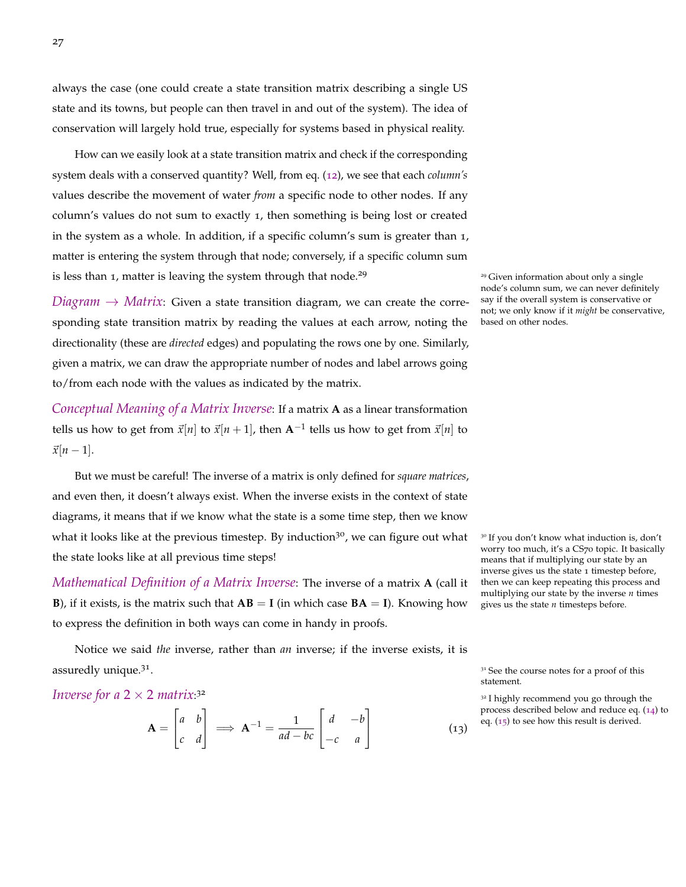always the case (one could create a state transition matrix describing a single US state and its towns, but people can then travel in and out of the system). The idea of conservation will largely hold true, especially for systems based in physical reality.

How can we easily look at a state transition matrix and check if the corresponding system deals with a conserved quantity? Well, from eq. (12), we see that each *column's* values describe the movement of water *from* a specific node to other nodes. If any column's values do not sum to exactly 1, then something is being lost or created in the system as a whole. In addition, if a specific column's sum is greater than 1, matter is entering the system through that node; conversely, if a specific column sum is less than 1, matter is leaving the system through that node.[29]

[29] Given information about only a single node's column sum, we can never definitely say if the overall system is conservative or not; we only know if it *might* be conservative, based on other nodes.

*Diagram → Matrix*: Given a state transition diagram, we can create the corresponding state transition matrix by reading the values at each arrow, noting the directionality (these are *directed* edges) and populating the rows one by one. Similarly, given a matrix, we can draw the appropriate number of nodes and label arrows going to/from each node with the values as indicated by the matrix.

*Conceptual Meaning of a Matrix Inverse*: If a matrix $\mathbf{A}$ as a linear transformation tells us how to get from $\vec{x}[n]$ to $\vec{x}[n+1]$, then $\mathbf{A}^{-1}$ tells us how to get from $\vec{x}[n]$ to $\vec{x}[n-1]$.

But we must be careful! The inverse of a matrix is only defined for *square matrices*, and even then, it doesn't always exist. When the inverse exists in the context of state diagrams, it means that if we know what the state is a some time step, then we know what it looks like at the previous timestep. By induction[30], we can figure out what the state looks like at all previous time steps!

[30] If you don't know what induction is, don't worry too much, it's a CS70 topic. It basically means that if multiplying our state by an inverse gives us the state 1 timestep before, then we can keep repeating this process and multiplying our state by the inverse $n$ times gives us the state $n$ timesteps before.

*Mathematical Definition of a Matrix Inverse*: The inverse of a matrix $\mathbf{A}$ (call it $\mathbf{B}$), if it exists, is the matrix such that $\mathbf{AB} = \mathbf{I}$ (in which case $\mathbf{BA} = \mathbf{I}$). Knowing how to express the definition in both ways can come in handy in proofs.

Notice we said *the* inverse, rather than *an* inverse; if the inverse exists, it is assuredly unique.[31].

[31] See the course notes for a proof of this statement.

*Inverse for a $2 \times 2$ matrix*:[32]

[32] I highly recommend you go through the process described below and reduce eq. (14) to eq. (15) to see how this result is derived.

$$\mathbf{A} = \begin{bmatrix} a & b \\ c & d \end{bmatrix} \implies \mathbf{A}^{-1} = \frac{1}{ad-bc} \begin{bmatrix} d & -b \\ -c & a \end{bmatrix} \tag{13}$$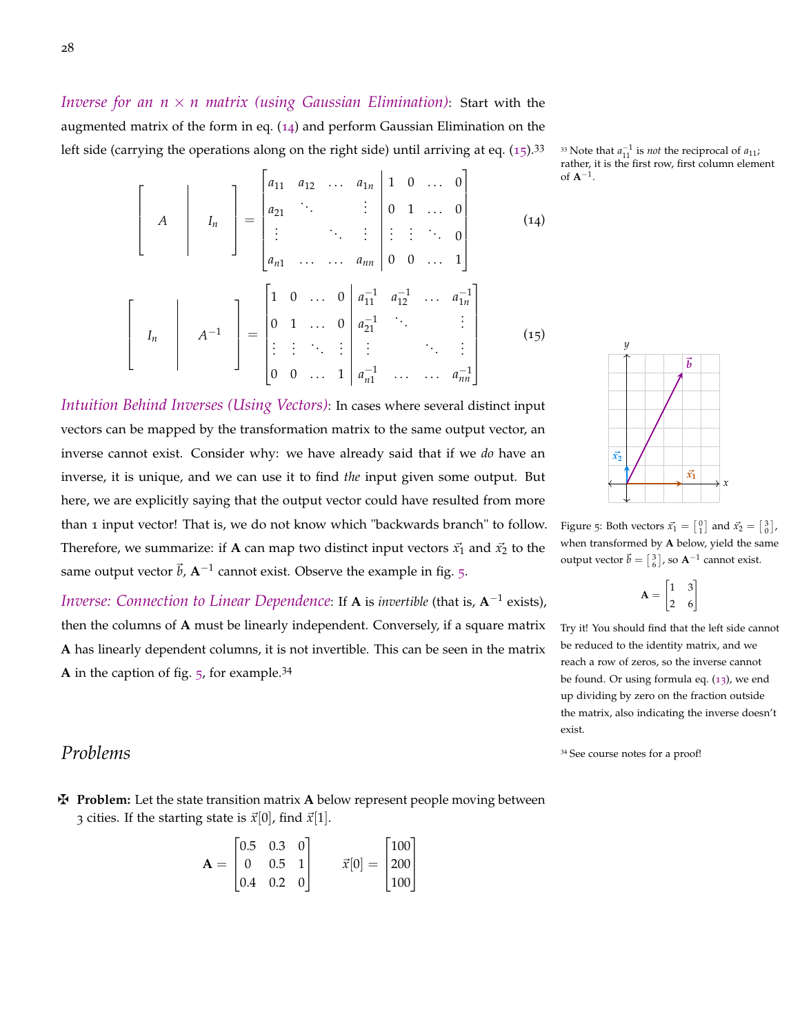*Inverse for an $n \times n$ matrix (using Gaussian Elimination)*: Start with the augmented matrix of the form in eq. (14) and perform Gaussian Elimination on the left side (carrying the operations along on the right side) until arriving at eq. (15).[33]

$$\left[\begin{array}{c|c} A & I_n \end{array}\right] = \left[\begin{array}{cccc|cccc} a_{11} & a_{12} & \dots & a_{1n} & 1 & 0 & \dots & 0 \\ a_{21} & \ddots & & \vdots & 0 & 1 & \dots & 0 \\ \vdots & & \ddots & \vdots & \vdots & \vdots & \ddots & 0 \\ a_{n1} & \dots & \dots & a_{nn} & 0 & 0 & \dots & 1 \end{array}\right] \tag{14}$$

$$\left[\begin{array}{c|c} I_n & A^{-1} \end{array}\right] = \left[\begin{array}{cccc|cccc} 1 & 0 & \dots & 0 & a_{11}^{-1} & a_{12}^{-1} & \dots & a_{1n}^{-1} \\ 0 & 1 & \dots & 0 & a_{21}^{-1} & \ddots & & \vdots \\ \vdots & \vdots & \ddots & \vdots & \vdots & & \ddots & \vdots \\ 0 & 0 & \dots & 1 & a_{n1}^{-1} & \dots & \dots & a_{nn}^{-1} \end{array}\right] \tag{15}$$

[33] Note that $a_{11}^{-1}$ is *not* the reciprocal of $a_{11}$; rather, it is the first row, first column element of $\mathbf{A}^{-1}$.

*Intuition Behind Inverses (Using Vectors)*: In cases where several distinct input vectors can be mapped by the transformation matrix to the same output vector, an inverse cannot exist. Consider why: we have already said that if we *do* have an inverse, it is unique, and we can use it to find *the* input given some output. But here, we are explicitly saying that the output vector could have resulted from more than 1 input vector! That is, we do not know which "backwards branch" to follow. Therefore, we summarize: if $\mathbf{A}$ can map two distinct input vectors $\vec{x}_1$ and $\vec{x}_2$ to the same output vector $\vec{b}$, $\mathbf{A}^{-1}$ cannot exist. Observe the example in fig. 5.

Figure 5: Both vectors $\vec{x}_1 = \begin{bmatrix} 0 \\ 1 \end{bmatrix}$ and $\vec{x}_2 = \begin{bmatrix} 3 \\ 0 \end{bmatrix}$, when transformed by $\mathbf{A}$ below, yield the same output vector $\vec{b} = \begin{bmatrix} 3 \\ 6 \end{bmatrix}$, so $\mathbf{A}^{-1}$ cannot exist.

$$\mathbf{A} = \begin{bmatrix} 1 & 3 \\ 2 & 6 \end{bmatrix}$$

Try it! You should find that the left side cannot be reduced to the identity matrix, and we reach a row of zeros, so the inverse cannot be found. Or using formula eq. (13), we end up dividing by zero on the fraction outside the matrix, also indicating the inverse doesn't exist.

*Inverse: Connection to Linear Dependence*: If $\mathbf{A}$ is *invertible* (that is, $\mathbf{A}^{-1}$ exists), then the columns of $\mathbf{A}$ must be linearly independent. Conversely, if a square matrix $\mathbf{A}$ has linearly dependent columns, it is not invertible. This can be seen in the matrix $\mathbf{A}$ in the caption of fig. 5, for example.[34]

[34] See course notes for a proof!

## Problems

✠ **Problem:** Let the state transition matrix $\mathbf{A}$ below represent people moving between 3 cities. If the starting state is $\vec{x}[0]$, find $\vec{x}[1]$.

$$\mathbf{A} = \begin{bmatrix} 0.5 & 0.3 & 0 \\ 0 & 0.5 & 1 \\ 0.4 & 0.2 & 0 \end{bmatrix} \qquad \vec{x}[0] = \begin{bmatrix} 100 \\ 200 \\ 100 \end{bmatrix}$$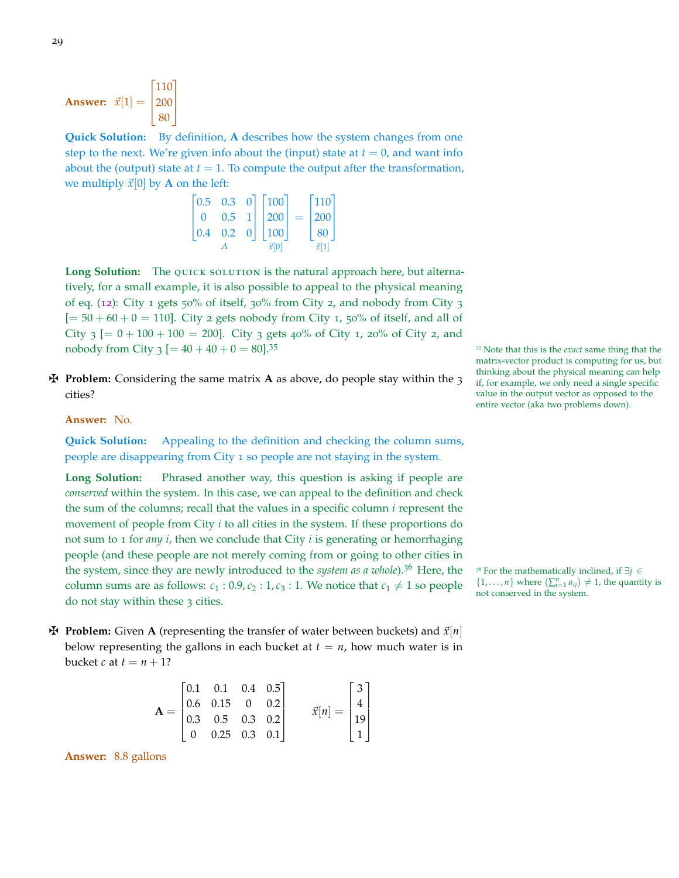**Answer:** $\vec{x}[1] = \begin{bmatrix} 110 \\ 200 \\ 80 \end{bmatrix}$

**Quick Solution:** By definition, **A** describes how the system changes from one step to the next. We're given info about the (input) state at $t = 0$, and want info about the (output) state at $t = 1$. To compute the output after the transformation, we multiply $\vec{x}[0]$ by **A** on the left:

$$\underbrace{\begin{bmatrix} 0.5 & 0.3 & 0 \\ 0 & 0.5 & 1 \\ 0.4 & 0.2 & 0 \end{bmatrix}}_{A} \underbrace{\begin{bmatrix} 100 \\ 200 \\ 100 \end{bmatrix}}_{\vec{x}[0]} = \underbrace{\begin{bmatrix} 110 \\ 200 \\ 80 \end{bmatrix}}_{\vec{x}[1]}$$

**Long Solution:** The QUICK SOLUTION is the natural approach here, but alternatively, for a small example, it is also possible to appeal to the physical meaning of eq. (12): City 1 gets 50% of itself, 30% from City 2, and nobody from City 3 [$= 50 + 60 + 0 = 110$]. City 2 gets nobody from City 1, 50% of itself, and all of City 3 [$= 0 + 100 + 100 = 200$]. City 3 gets 40% of City 1, 20% of City 2, and nobody from City 3 [$= 40 + 40 + 0 = 80$].[35]

[35] Note that this is the *exact* same thing that the matrix-vector product is computing for us, but thinking about the physical meaning can help if, for example, we only need a single specific value in the output vector as opposed to the entire vector (aka two problems down).

✠ **Problem:** Considering the same matrix **A** as above, do people stay within the 3 cities?

**Answer:** No.

**Quick Solution:** Appealing to the definition and checking the column sums, people are disappearing from City 1 so people are not staying in the system.

**Long Solution:** Phrased another way, this question is asking if people are *conserved* within the system. In this case, we can appeal to the definition and check the sum of the columns; recall that the values in a specific column $i$ represent the movement of people from City $i$ to all cities in the system. If these proportions do not sum to 1 for *any* $i$, then we conclude that City $i$ is generating or hemorrhaging people (and these people are not merely coming from or going to other cities in the system, since they are newly introduced to the *system as a whole*).[36] Here, the column sums are as follows: $c_1 : 0.9, c_2 : 1, c_3 : 1$. We notice that $c_1 \neq 1$ so people do not stay within these 3 cities.

[36] For the mathematically inclined, if $\exists j \in \{1, \ldots, n\}$ where $(\sum_{i=1}^{n} a_{ij}) \neq 1$, the quantity is not conserved in the system.

✠ **Problem:** Given **A** (representing the transfer of water between buckets) and $\vec{x}[n]$ below representing the gallons in each bucket at $t = n$, how much water is in bucket $c$ at $t = n + 1$?

$$\mathbf{A} = \begin{bmatrix} 0.1 & 0.1 & 0.4 & 0.5 \\ 0.6 & 0.15 & 0 & 0.2 \\ 0.3 & 0.5 & 0.3 & 0.2 \\ 0 & 0.25 & 0.3 & 0.1 \end{bmatrix} \qquad \vec{x}[n] = \begin{bmatrix} 3 \\ 4 \\ 19 \\ 1 \end{bmatrix}$$

**Answer:** 8.8 gallons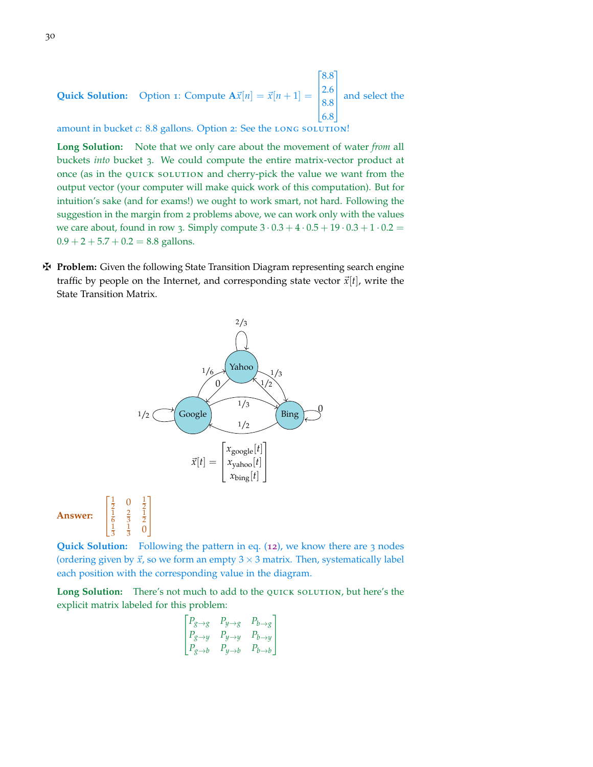**Quick Solution:** Option 1: Compute $\mathbf{A}\vec{x}[n] = \vec{x}[n+1] = \begin{bmatrix} 8.8 \\ 2.6 \\ 8.8 \\ 6.8 \end{bmatrix}$ and select the amount in bucket $c$: 8.8 gallons. Option 2: See the LONG SOLUTION!

**Long Solution:** Note that we only care about the movement of water *from* all buckets *into* bucket 3. We could compute the entire matrix-vector product at once (as in the QUICK SOLUTION and cherry-pick the value we want from the output vector (your computer will make quick work of this computation). But for intuition's sake (and for exams!) we ought to work smart, not hard. Following the suggestion in the margin from 2 problems above, we can work only with the values we care about, found in row 3. Simply compute $3 \cdot 0.3 + 4 \cdot 0.5 + 19 \cdot 0.3 + 1 \cdot 0.2 = 0.9 + 2 + 5.7 + 0.2 = 8.8$ gallons.

✠ **Problem:** Given the following State Transition Diagram representing search engine traffic by people on the Internet, and corresponding state vector $\vec{x}[t]$, write the State Transition Matrix.

$$\vec{x}[t] = \begin{bmatrix} x_{\text{google}}[t] \\ x_{\text{yahoo}}[t] \\ x_{\text{bing}}[t] \end{bmatrix}$$

**Answer:** $\begin{bmatrix} \frac{1}{2} & 0 & \frac{1}{2} \\ \frac{1}{6} & \frac{2}{3} & \frac{1}{2} \\ \frac{1}{3} & \frac{1}{3} & 0 \end{bmatrix}$

**Quick Solution:** Following the pattern in eq. (12), we know there are 3 nodes (ordering given by $\vec{x}$, so we form an empty $3 \times 3$ matrix. Then, systematically label each position with the corresponding value in the diagram.

**Long Solution:** There's not much to add to the QUICK SOLUTION, but here's the explicit matrix labeled for this problem:

$$\begin{bmatrix} P_{g \to g} & P_{y \to g} & P_{b \to g} \\ P_{g \to y} & P_{y \to y} & P_{b \to y} \\ P_{g \to b} & P_{y \to b} & P_{b \to b} \end{bmatrix}$$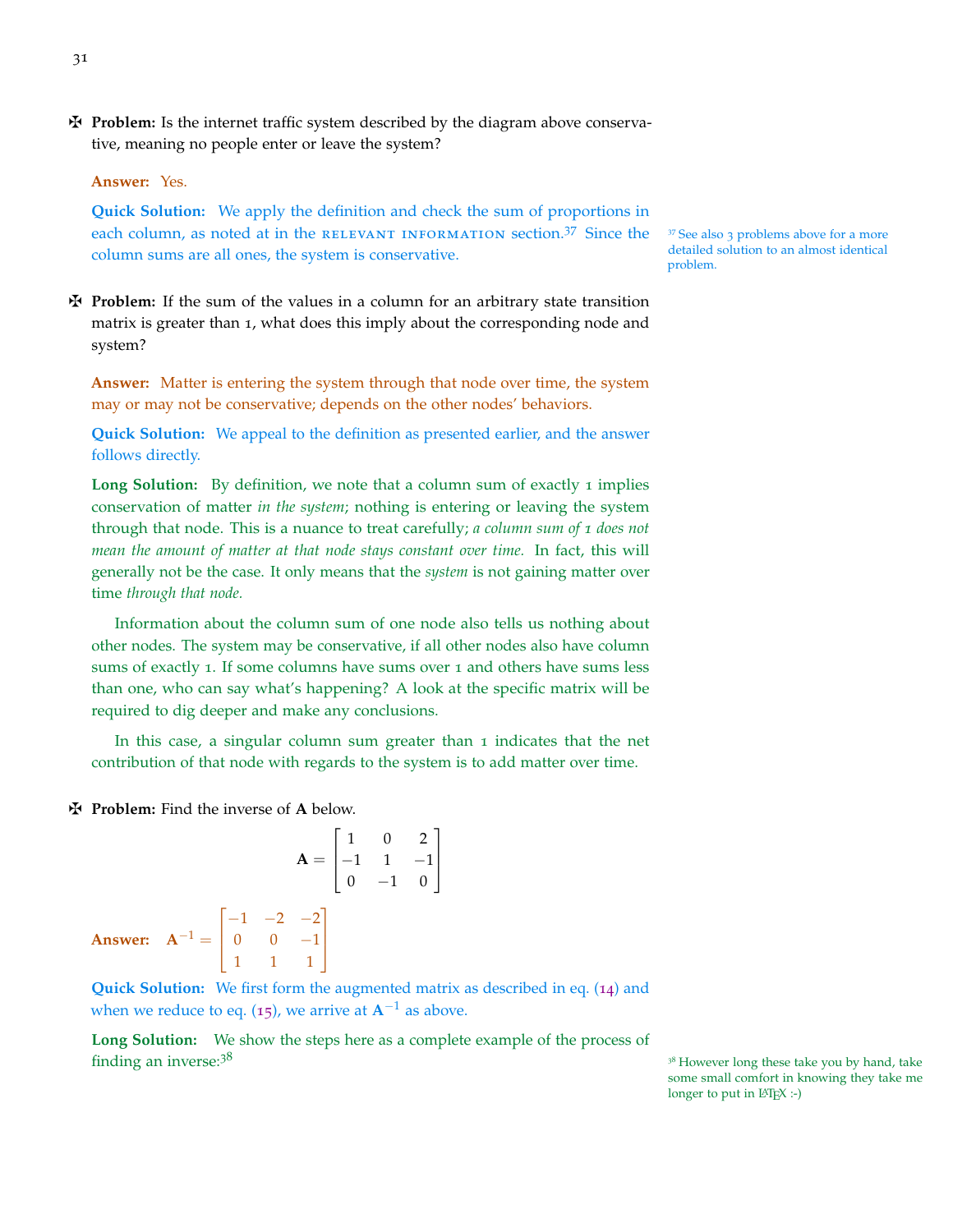✠ **Problem:** Is the internet traffic system described by the diagram above conservative, meaning no people enter or leave the system?

**Answer:** Yes.

**Quick Solution:** We apply the definition and check the sum of proportions in each column, as noted at in the RELEVANT INFORMATION section.[37] Since the column sums are all ones, the system is conservative.

[37] See also 3 problems above for a more detailed solution to an almost identical problem.

✠ **Problem:** If the sum of the values in a column for an arbitrary state transition matrix is greater than 1, what does this imply about the corresponding node and system?

**Answer:** Matter is entering the system through that node over time, the system may or may not be conservative; depends on the other nodes' behaviors.

**Quick Solution:** We appeal to the definition as presented earlier, and the answer follows directly.

**Long Solution:** By definition, we note that a column sum of exactly 1 implies conservation of matter *in the system*; nothing is entering or leaving the system through that node. This is a nuance to treat carefully; *a column sum of 1 does not mean the amount of matter at that node stays constant over time.* In fact, this will generally not be the case. It only means that the *system* is not gaining matter over time *through that node.*

Information about the column sum of one node also tells us nothing about other nodes. The system may be conservative, if all other nodes also have column sums of exactly 1. If some columns have sums over 1 and others have sums less than one, who can say what's happening? A look at the specific matrix will be required to dig deeper and make any conclusions.

In this case, a singular column sum greater than 1 indicates that the net contribution of that node with regards to the system is to add matter over time.

✠ **Problem:** Find the inverse of **A** below.

$$\mathbf{A} = \begin{bmatrix} 1 & 0 & 2 \\ -1 & 1 & -1 \\ 0 & -1 & 0 \end{bmatrix}$$

**Answer:** $\mathbf{A}^{-1} = \begin{bmatrix} -1 & -2 & -2 \\ 0 & 0 & -1 \\ 1 & 1 & 1 \end{bmatrix}$

**Quick Solution:** We first form the augmented matrix as described in eq. (14) and when we reduce to eq. (15), we arrive at $\mathbf{A}^{-1}$ as above.

**Long Solution:** We show the steps here as a complete example of the process of finding an inverse:[38]

[38] However long these take you by hand, take some small comfort in knowing they take me longer to put in LaTeX :-)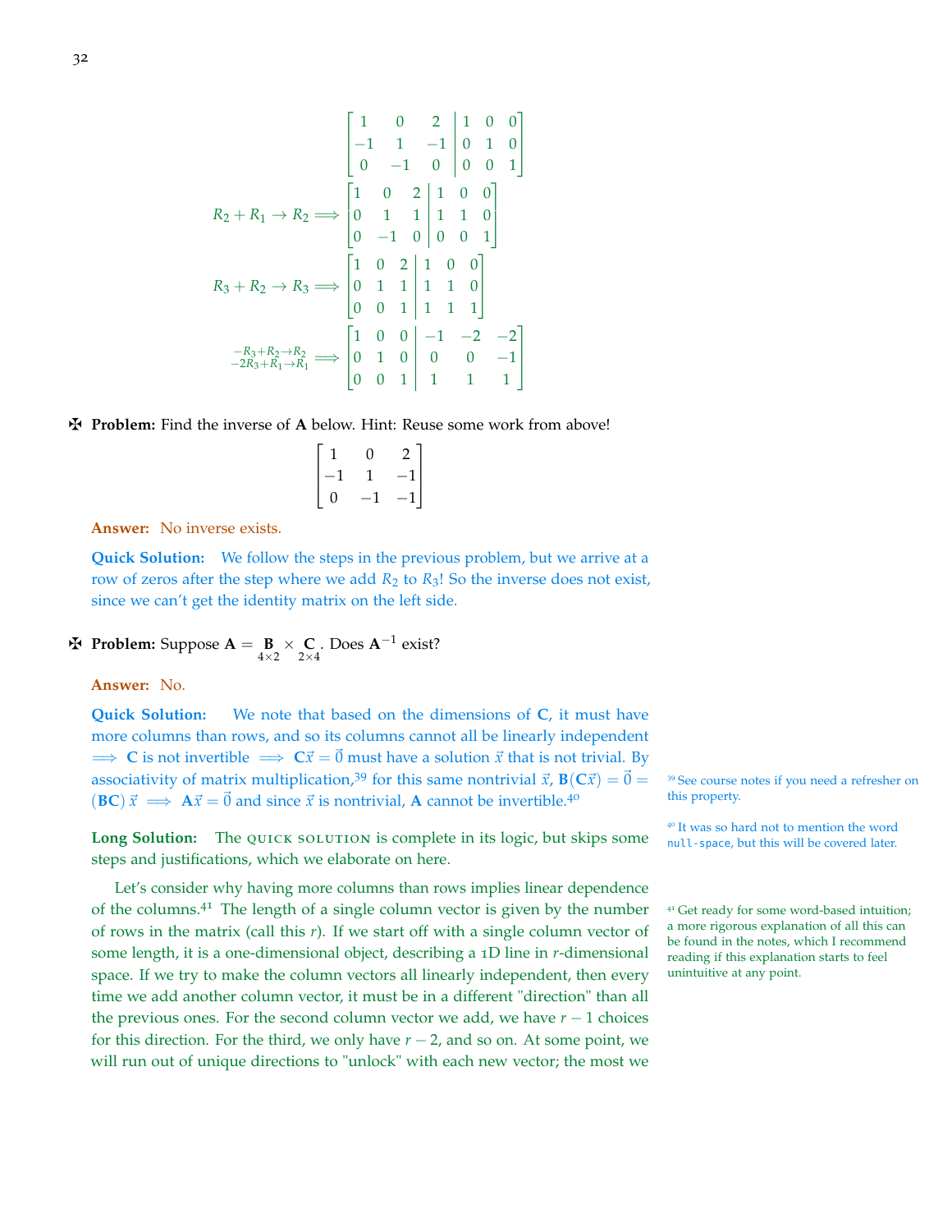$$\left[\begin{array}{ccc|ccc} 1 & 0 & 2 & 1 & 0 & 0 \\ -1 & 1 & -1 & 0 & 1 & 0 \\ 0 & -1 & 0 & 0 & 0 & 1 \end{array}\right]$$

$$R_2 + R_1 \to R_2 \implies \left[\begin{array}{ccc|ccc} 1 & 0 & 2 & 1 & 0 & 0 \\ 0 & 1 & 1 & 1 & 1 & 0 \\ 0 & -1 & 0 & 0 & 0 & 1 \end{array}\right]$$

$$R_3 + R_2 \to R_3 \implies \left[\begin{array}{ccc|ccc} 1 & 0 & 2 & 1 & 0 & 0 \\ 0 & 1 & 1 & 1 & 1 & 0 \\ 0 & 0 & 1 & 1 & 1 & 1 \end{array}\right]$$

$$\begin{matrix} -R_3+R_2\to R_2 \\ -2R_3+R_1\to R_1 \end{matrix} \implies \left[\begin{array}{ccc|ccc} 1 & 0 & 0 & -1 & -2 & -2 \\ 0 & 1 & 0 & 0 & 0 & -1 \\ 0 & 0 & 1 & 1 & 1 & 1 \end{array}\right]$$

✠ **Problem:** Find the inverse of $\mathbf{A}$ below. Hint: Reuse some work from above!

$$\begin{bmatrix} 1 & 0 & 2 \\ -1 & 1 & -1 \\ 0 & -1 & -1 \end{bmatrix}$$

**Answer:** No inverse exists.

**Quick Solution:** We follow the steps in the previous problem, but we arrive at a row of zeros after the step where we add $R_2$ to $R_3$! So the inverse does not exist, since we can't get the identity matrix on the left side.

✠ **Problem:** Suppose $\mathbf{A} = \underset{4\times 2}{\mathbf{B}} \times \underset{2\times 4}{\mathbf{C}}$. Does $\mathbf{A}^{-1}$ exist?

**Answer:** No.

**Quick Solution:** We note that based on the dimensions of $\mathbf{C}$, it must have more columns than rows, and so its columns cannot all be linearly independent $\implies$ $\mathbf{C}$ is not invertible $\implies$ $\mathbf{C}\vec{x} = \vec{0}$ must have a solution $\vec{x}$ that is not trivial. By associativity of matrix multiplication,[39] for this same nontrivial $\vec{x}$, $\mathbf{B}(\mathbf{C}\vec{x}) = \vec{0} = (\mathbf{BC})\,\vec{x} \implies \mathbf{A}\vec{x} = \vec{0}$ and since $\vec{x}$ is nontrivial, $\mathbf{A}$ cannot be invertible.[40]

[39] See course notes if you need a refresher on this property.

[40] It was so hard not to mention the word `null-space`, but this will be covered later.

**Long Solution:** The QUICK SOLUTION is complete in its logic, but skips some steps and justifications, which we elaborate on here.

Let's consider why having more columns than rows implies linear dependence of the columns.[41] The length of a single column vector is given by the number of rows in the matrix (call this $r$). If we start off with a single column vector of some length, it is a one-dimensional object, describing a 1D line in $r$-dimensional space. If we try to make the column vectors all linearly independent, then every time we add another column vector, it must be in a different "direction" than all the previous ones. For the second column vector we add, we have $r-1$ choices for this direction. For the third, we only have $r-2$, and so on. At some point, we will run out of unique directions to "unlock" with each new vector; the most we

[41] Get ready for some word-based intuition; a more rigorous explanation of all this can be found in the notes, which I recommend reading if this explanation starts to feel unintuitive at any point.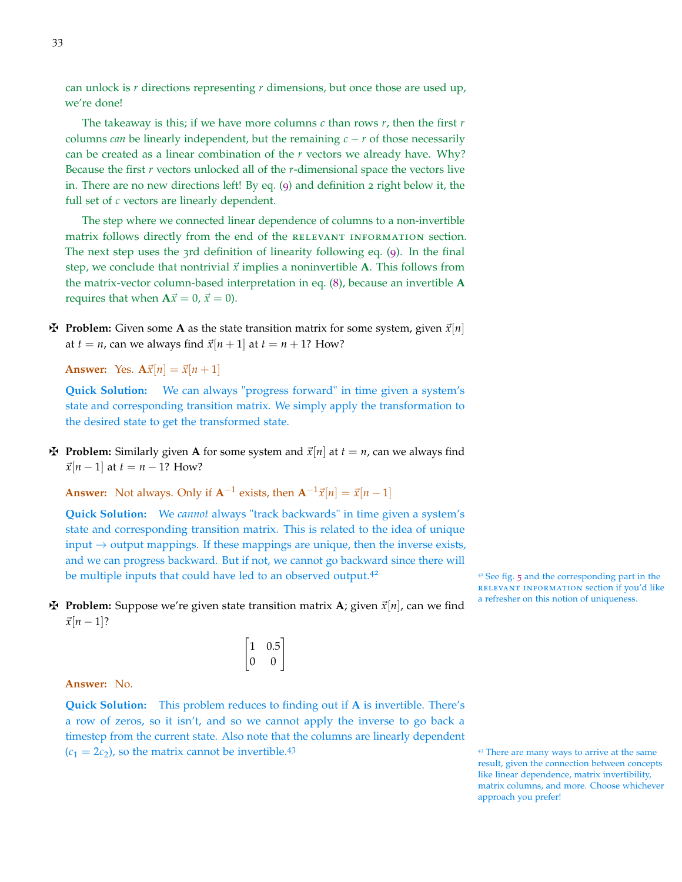can unlock is $r$ directions representing $r$ dimensions, but once those are used up, we're done!

The takeaway is this; if we have more columns $c$ than rows $r$, then the first $r$ columns *can* be linearly independent, but the remaining $c - r$ of those necessarily can be created as a linear combination of the $r$ vectors we already have. Why? Because the first $r$ vectors unlocked all of the $r$-dimensional space the vectors live in. There are no new directions left! By eq. (9) and definition 2 right below it, the full set of $c$ vectors are linearly dependent.

The step where we connected linear dependence of columns to a non-invertible matrix follows directly from the end of the RELEVANT INFORMATION section. The next step uses the 3rd definition of linearity following eq. (9). In the final step, we conclude that nontrivial $\vec{x}$ implies a noninvertible $\mathbf{A}$. This follows from the matrix-vector column-based interpretation in eq. (8), because an invertible $\mathbf{A}$ requires that when $\mathbf{A}\vec{x} = 0$, $\vec{x} = 0$).

✠ **Problem:** Given some $\mathbf{A}$ as the state transition matrix for some system, given $\vec{x}[n]$ at $t = n$, can we always find $\vec{x}[n+1]$ at $t = n+1$? How?

**Answer:** Yes. $\mathbf{A}\vec{x}[n] = \vec{x}[n+1]$

**Quick Solution:** We can always "progress forward" in time given a system's state and corresponding transition matrix. We simply apply the transformation to the desired state to get the transformed state.

✠ **Problem:** Similarly given $\mathbf{A}$ for some system and $\vec{x}[n]$ at $t = n$, can we always find $\vec{x}[n-1]$ at $t = n-1$? How?

**Answer:** Not always. Only if $\mathbf{A}^{-1}$ exists, then $\mathbf{A}^{-1}\vec{x}[n] = \vec{x}[n-1]$

**Quick Solution:** We *cannot* always "track backwards" in time given a system's state and corresponding transition matrix. This is related to the idea of unique input → output mappings. If these mappings are unique, then the inverse exists, and we can progress backward. But if not, we cannot go backward since there will be multiple inputs that could have led to an observed output.[42]

[42] See fig. 5 and the corresponding part in the RELEVANT INFORMATION section if you'd like a refresher on this notion of uniqueness.

✠ **Problem:** Suppose we're given state transition matrix $\mathbf{A}$; given $\vec{x}[n]$, can we find $\vec{x}[n-1]$?

$$\begin{bmatrix} 1 & 0.5 \\ 0 & 0 \end{bmatrix}$$

**Answer:** No.

**Quick Solution:** This problem reduces to finding out if $\mathbf{A}$ is invertible. There's a row of zeros, so it isn't, and so we cannot apply the inverse to go back a timestep from the current state. Also note that the columns are linearly dependent ($c_1 = 2c_2$), so the matrix cannot be invertible.[43]

[43] There are many ways to arrive at the same result, given the connection between concepts like linear dependence, matrix invertibility, matrix columns, and more. Choose whichever approach you prefer!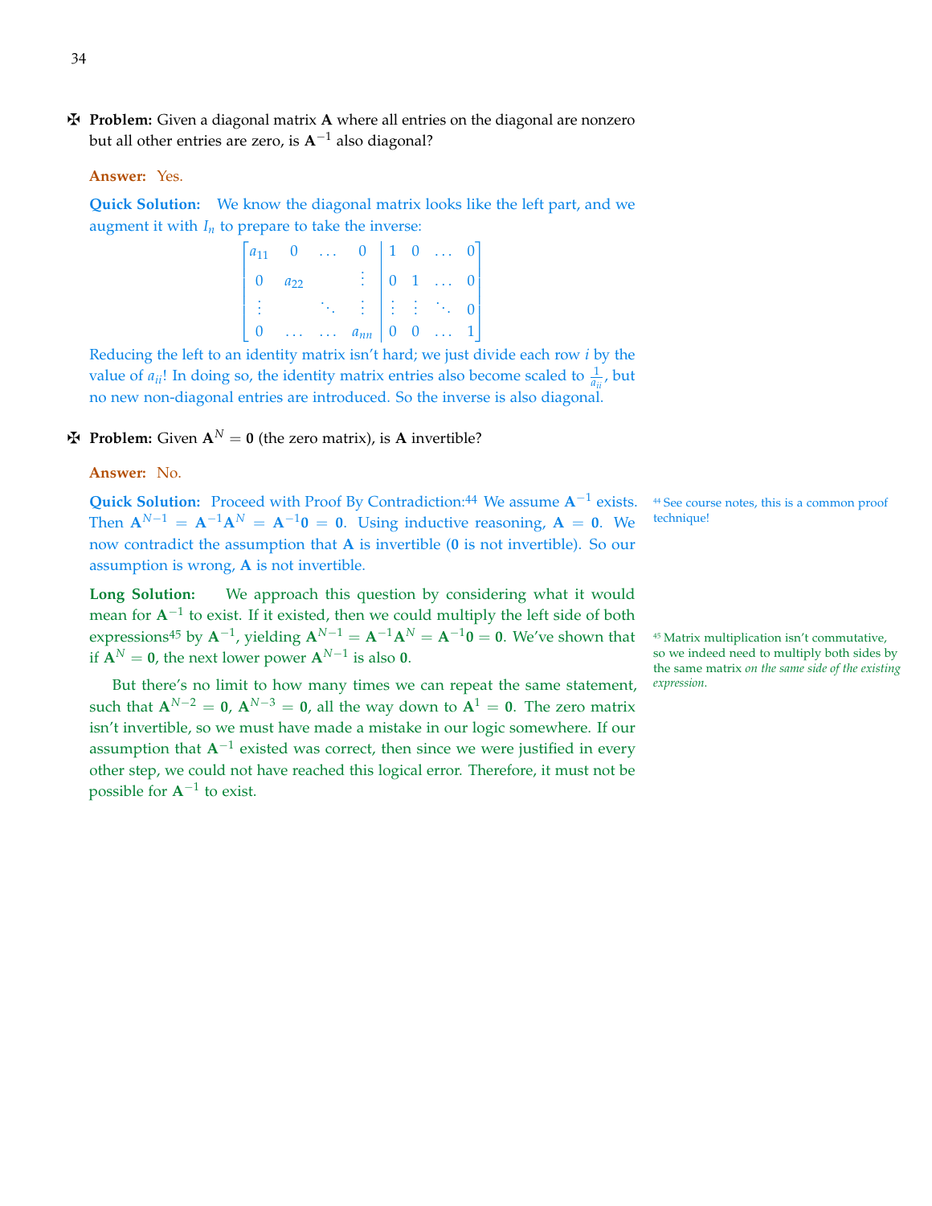✠ **Problem:** Given a diagonal matrix $\mathbf{A}$ where all entries on the diagonal are nonzero but all other entries are zero, is $\mathbf{A}^{-1}$ also diagonal?

**Answer:** Yes.

**Quick Solution:** We know the diagonal matrix looks like the left part, and we augment it with $I_n$ to prepare to take the inverse:

$$\left[\begin{array}{cccc|cccc} a_{11} & 0 & \dots & 0 & 1 & 0 & \dots & 0 \\ 0 & a_{22} & & \vdots & 0 & 1 & \dots & 0 \\ \vdots & & \ddots & \vdots & \vdots & \vdots & \ddots & 0 \\ 0 & \dots & \dots & a_{nn} & 0 & 0 & \dots & 1 \end{array}\right]$$

Reducing the left to an identity matrix isn't hard; we just divide each row $i$ by the value of $a_{ii}$! In doing so, the identity matrix entries also become scaled to $\frac{1}{a_{ii}}$, but no new non-diagonal entries are introduced. So the inverse is also diagonal.

✠ **Problem:** Given $\mathbf{A}^N = \mathbf{0}$ (the zero matrix), is $\mathbf{A}$ invertible?

**Answer:** No.

**Quick Solution:** Proceed with Proof By Contradiction:[44] We assume $\mathbf{A}^{-1}$ exists. Then $\mathbf{A}^{N-1} = \mathbf{A}^{-1}\mathbf{A}^N = \mathbf{A}^{-1}\mathbf{0} = \mathbf{0}$. Using inductive reasoning, $\mathbf{A} = \mathbf{0}$. We now contradict the assumption that $\mathbf{A}$ is invertible ($\mathbf{0}$ is not invertible). So our assumption is wrong, $\mathbf{A}$ is not invertible.

[44] See course notes, this is a common proof technique!

**Long Solution:** We approach this question by considering what it would mean for $\mathbf{A}^{-1}$ to exist. If it existed, then we could multiply the left side of both expressions[45] by $\mathbf{A}^{-1}$, yielding $\mathbf{A}^{N-1} = \mathbf{A}^{-1}\mathbf{A}^N = \mathbf{A}^{-1}\mathbf{0} = \mathbf{0}$. We've shown that if $\mathbf{A}^N = \mathbf{0}$, the next lower power $\mathbf{A}^{N-1}$ is also $\mathbf{0}$.

[45] Matrix multiplication isn't commutative, so we indeed need to multiply both sides by the same matrix *on the same side of the existing expression.*

But there's no limit to how many times we can repeat the same statement, such that $\mathbf{A}^{N-2} = \mathbf{0}$, $\mathbf{A}^{N-3} = \mathbf{0}$, all the way down to $\mathbf{A}^1 = \mathbf{0}$. The zero matrix isn't invertible, so we must have made a mistake in our logic somewhere. If our assumption that $\mathbf{A}^{-1}$ existed was correct, then since we were justified in every other step, we could not have reached this logical error. Therefore, it must not be possible for $\mathbf{A}^{-1}$ to exist.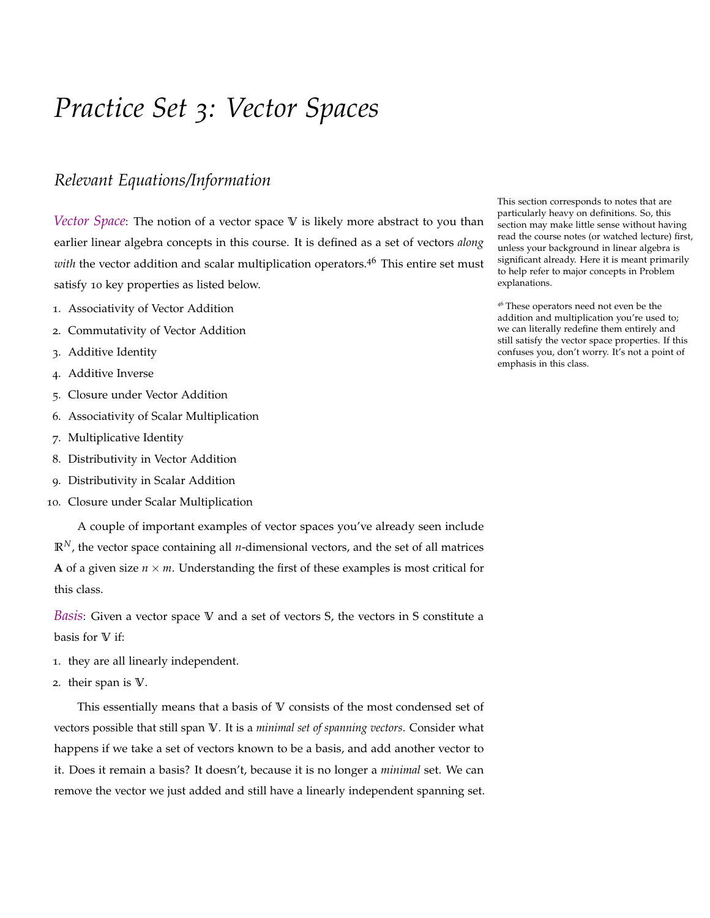# Practice Set 3: Vector Spaces

## Relevant Equations/Information

This section corresponds to notes that are particularly heavy on definitions. So, this section may make little sense without having read the course notes (or watched lecture) first, unless your background in linear algebra is significant already. Here it is meant primarily to help refer to major concepts in Problem explanations.

*Vector Space*: The notion of a vector space $\mathbb{V}$ is likely more abstract to you than earlier linear algebra concepts in this course. It is defined as a set of vectors *along with* the vector addition and scalar multiplication operators.[46] This entire set must satisfy 10 key properties as listed below.

1. Associativity of Vector Addition
2. Commutativity of Vector Addition
3. Additive Identity
4. Additive Inverse
5. Closure under Vector Addition
6. Associativity of Scalar Multiplication
7. Multiplicative Identity
8. Distributivity in Vector Addition
9. Distributivity in Scalar Addition
10. Closure under Scalar Multiplication

[46] These operators need not even be the addition and multiplication you're used to; we can literally redefine them entirely and still satisfy the vector space properties. If this confuses you, don't worry. It's not a point of emphasis in this class.

A couple of important examples of vector spaces you've already seen include $\mathbb{R}^N$, the vector space containing all $n$-dimensional vectors, and the set of all matrices $\mathbf{A}$ of a given size $n \times m$. Understanding the first of these examples is most critical for this class.

*Basis*: Given a vector space $\mathbb{V}$ and a set of vectors S, the vectors in S constitute a basis for $\mathbb{V}$ if:

1. they are all linearly independent.
2. their span is $\mathbb{V}$.

This essentially means that a basis of $\mathbb{V}$ consists of the most condensed set of vectors possible that still span $\mathbb{V}$. It is a *minimal set of spanning vectors*. Consider what happens if we take a set of vectors known to be a basis, and add another vector to it. Does it remain a basis? It doesn't, because it is no longer a *minimal* set. We can remove the vector we just added and still have a linearly independent spanning set.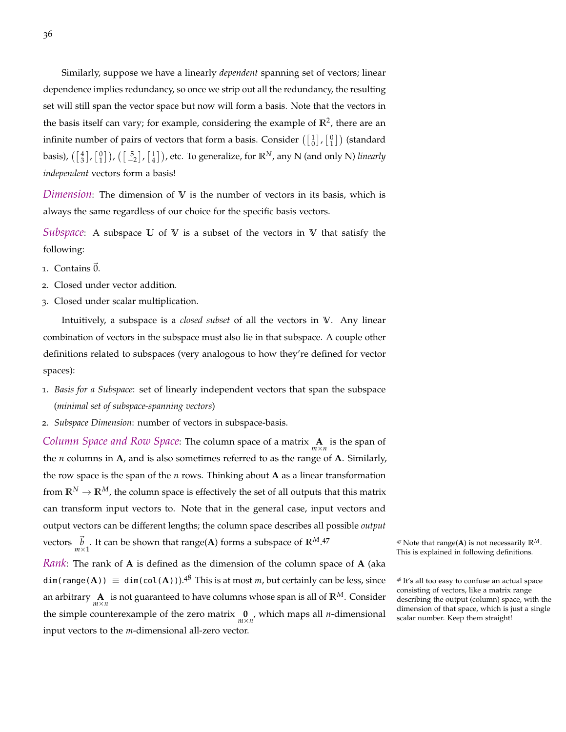Similarly, suppose we have a linearly *dependent* spanning set of vectors; linear dependence implies redundancy, so once we strip out all the redundancy, the resulting set will still span the vector space but now will form a basis. Note that the vectors in the basis itself can vary; for example, considering the example of $\mathbb{R}^2$, there are an infinite number of pairs of vectors that form a basis. Consider $\left(\begin{bmatrix}1\\0\end{bmatrix}, \begin{bmatrix}0\\1\end{bmatrix}\right)$ (standard basis), $\left(\begin{bmatrix}4\\3\end{bmatrix}, \begin{bmatrix}0\\1\end{bmatrix}\right)$, $\left(\begin{bmatrix}5\\-2\end{bmatrix}, \begin{bmatrix}1\\4\end{bmatrix}\right)$, etc. To generalize, for $\mathbb{R}^N$, any N (and only N) *linearly independent* vectors form a basis!

*Dimension*: The dimension of $\mathbb{V}$ is the number of vectors in its basis, which is always the same regardless of our choice for the specific basis vectors.

*Subspace*: A subspace $\mathbb{U}$ of $\mathbb{V}$ is a subset of the vectors in $\mathbb{V}$ that satisfy the following:

1. Contains $\vec{0}$.
2. Closed under vector addition.
3. Closed under scalar multiplication.

Intuitively, a subspace is a *closed subset* of all the vectors in $\mathbb{V}$. Any linear combination of vectors in the subspace must also lie in that subspace. A couple other definitions related to subspaces (very analogous to how they're defined for vector spaces):

1. *Basis for a Subspace*: set of linearly independent vectors that span the subspace (*minimal set of subspace-spanning vectors*)
2. *Subspace Dimension*: number of vectors in subspace-basis.

*Column Space and Row Space*: The column space of a matrix $\underset{m\times n}{\mathbf{A}}$ is the span of the $n$ columns in $\mathbf{A}$, and is also sometimes referred to as the range of $\mathbf{A}$. Similarly, the row space is the span of the $n$ rows. Thinking about $\mathbf{A}$ as a linear transformation from $\mathbb{R}^N \to \mathbb{R}^M$, the column space is effectively the set of all outputs that this matrix can transform input vectors to. Note that in the general case, input vectors and output vectors can be different lengths; the column space describes all possible *output* vectors $\underset{m\times 1}{\vec{b}}$. It can be shown that range($\mathbf{A}$) forms a subspace of $\mathbb{R}^M$.[47]

[47] Note that range($\mathbf{A}$) is not necessarily $\mathbb{R}^M$. This is explained in following definitions.

*Rank*: The rank of $\mathbf{A}$ is defined as the dimension of the column space of $\mathbf{A}$ (aka `dim(range(`$\mathbf{A}$`))` $\equiv$ `dim(col(`$\mathbf{A}$`))`).[48] This is at most $m$, but certainly can be less, since an arbitrary $\underset{m\times n}{\mathbf{A}}$ is not guaranteed to have columns whose span is all of $\mathbb{R}^M$. Consider the simple counterexample of the zero matrix $\underset{m\times n}{\mathbf{0}}$, which maps all $n$-dimensional input vectors to the $m$-dimensional all-zero vector.

[48] It's all too easy to confuse an actual space consisting of vectors, like a matrix range describing the output (column) space, with the dimension of that space, which is just a single scalar number. Keep them straight!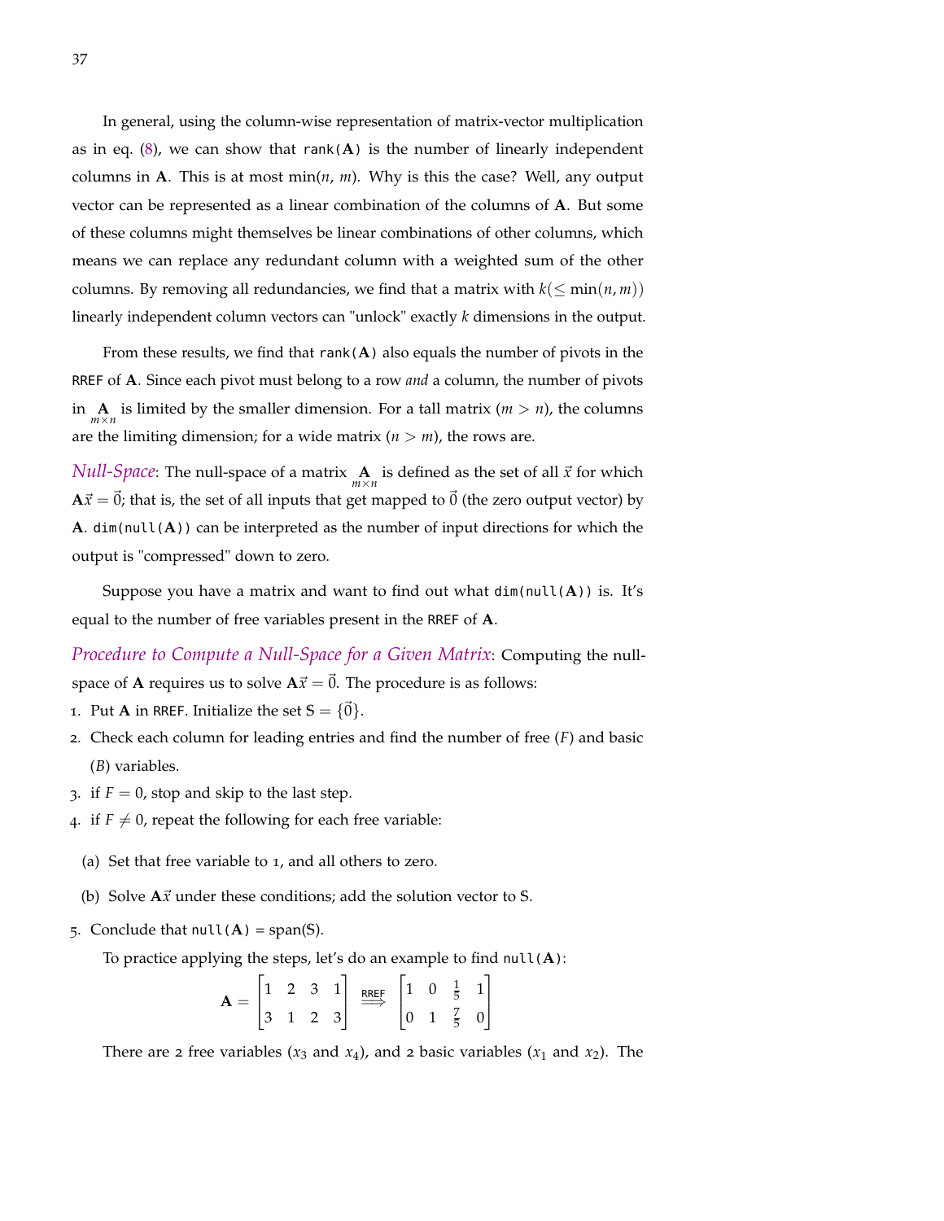In general, using the column-wise representation of matrix-vector multiplication as in eq. (8), we can show that `rank`($\mathbf{A}$) is the number of linearly independent columns in $\mathbf{A}$. This is at most $\min(n, m)$. Why is this the case? Well, any output vector can be represented as a linear combination of the columns of $\mathbf{A}$. But some of these columns might themselves be linear combinations of other columns, which means we can replace any redundant column with a weighted sum of the other columns. By removing all redundancies, we find that a matrix with $k(\leq \min(n, m))$ linearly independent column vectors can "unlock" exactly $k$ dimensions in the output.

From these results, we find that `rank`($\mathbf{A}$) also equals the number of pivots in the RREF of $\mathbf{A}$. Since each pivot must belong to a row *and* a column, the number of pivots in $\underset{m\times n}{\mathbf{A}}$ is limited by the smaller dimension. For a tall matrix ($m > n$), the columns are the limiting dimension; for a wide matrix ($n > m$), the rows are.

*Null-Space*: The null-space of a matrix $\underset{m\times n}{\mathbf{A}}$ is defined as the set of all $\vec{x}$ for which $\mathbf{A}\vec{x} = \vec{0}$; that is, the set of all inputs that get mapped to $\vec{0}$ (the zero output vector) by $\mathbf{A}$. `dim(null(`$\mathbf{A}$`))` can be interpreted as the number of input directions for which the output is "compressed" down to zero.

Suppose you have a matrix and want to find out what `dim(null(`$\mathbf{A}$`))` is. It's equal to the number of free variables present in the RREF of $\mathbf{A}$.

*Procedure to Compute a Null-Space for a Given Matrix*: Computing the null-space of $\mathbf{A}$ requires us to solve $\mathbf{A}\vec{x} = \vec{0}$. The procedure is as follows:

1. Put $\mathbf{A}$ in RREF. Initialize the set $S = \{\vec{0}\}$.
2. Check each column for leading entries and find the number of free ($F$) and basic ($B$) variables.
3. if $F = 0$, stop and skip to the last step.
4. if $F \neq 0$, repeat the following for each free variable:

   (a) Set that free variable to 1, and all others to zero.

   (b) Solve $\mathbf{A}\vec{x}$ under these conditions; add the solution vector to S.

5. Conclude that `null(`$\mathbf{A}$`)` = span(S).

To practice applying the steps, let's do an example to find `null(`$\mathbf{A}$`)`:

$$\mathbf{A} = \begin{bmatrix} 1 & 2 & 3 & 1 \\ 3 & 1 & 2 & 3 \end{bmatrix} \overset{\text{RREF}}{\Longrightarrow} \begin{bmatrix} 1 & 0 & \frac{1}{5} & 1 \\ 0 & 1 & \frac{7}{5} & 0 \end{bmatrix}$$

There are 2 free variables ($x_3$ and $x_4$), and 2 basic variables ($x_1$ and $x_2$). The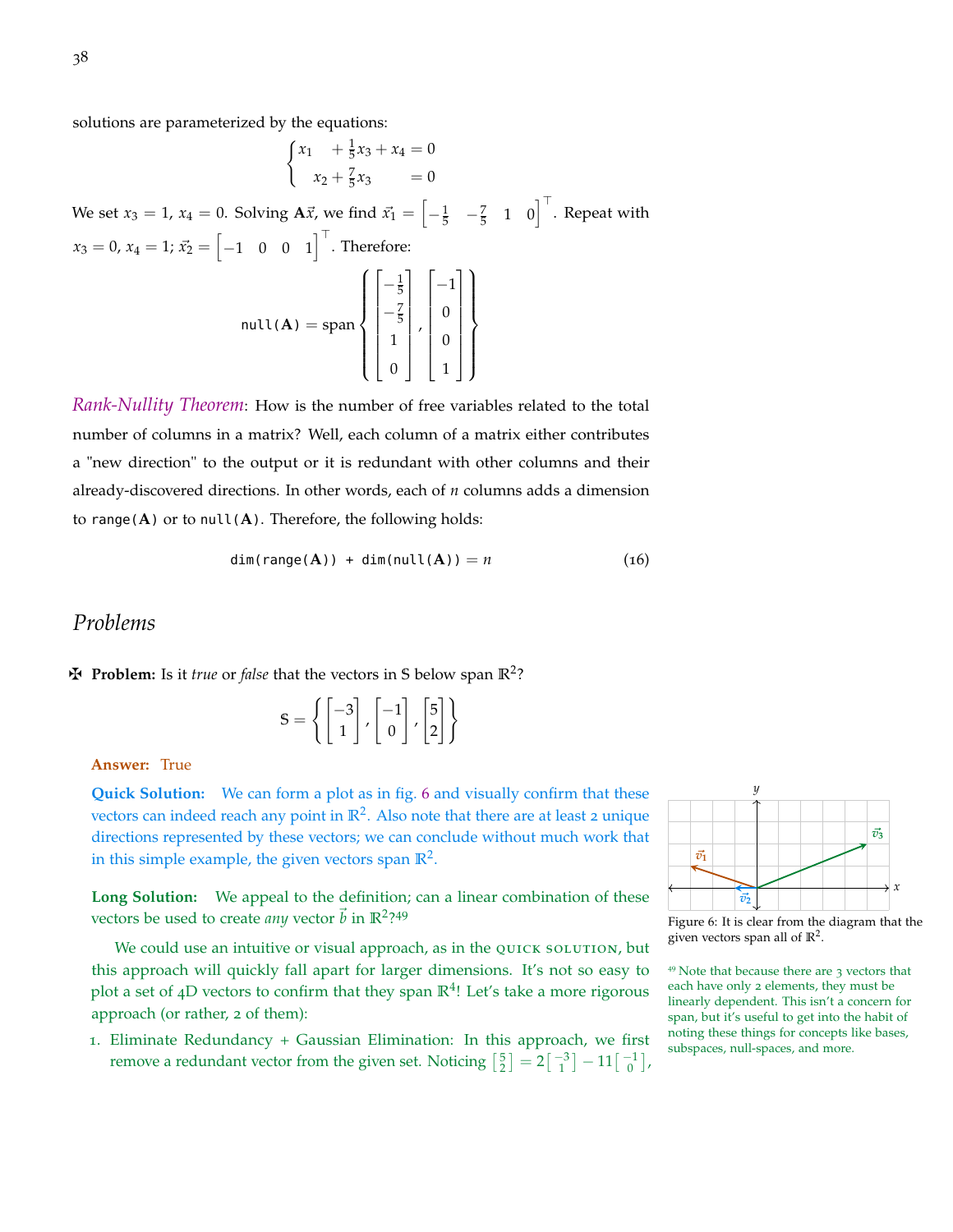solutions are parameterized by the equations:

$$\begin{cases} x_1 \quad + \frac{1}{5}x_3 + x_4 = 0 \\ \quad x_2 + \frac{7}{5}x_3 \qquad = 0 \end{cases}$$

We set $x_3 = 1$, $x_4 = 0$. Solving $\mathbf{A}\vec{x}$, we find $\vec{x}_1 = \begin{bmatrix} -\frac{1}{5} & -\frac{7}{5} & 1 & 0 \end{bmatrix}^\top$. Repeat with $x_3 = 0$, $x_4 = 1$; $\vec{x}_2 = \begin{bmatrix} -1 & 0 & 0 & 1 \end{bmatrix}^\top$. Therefore:

$$\texttt{null}(\mathbf{A}) = \text{span}\left\{ \begin{bmatrix} -\frac{1}{5} \\ -\frac{7}{5} \\ 1 \\ 0 \end{bmatrix}, \begin{bmatrix} -1 \\ 0 \\ 0 \\ 1 \end{bmatrix} \right\}$$

*Rank-Nullity Theorem*: How is the number of free variables related to the total number of columns in a matrix? Well, each column of a matrix either contributes a "new direction" to the output or it is redundant with other columns and their already-discovered directions. In other words, each of $n$ columns adds a dimension to $\texttt{range}(\mathbf{A})$ or to $\texttt{null}(\mathbf{A})$. Therefore, the following holds:

$$\texttt{dim(range}(\mathbf{A})\texttt{) + dim(null}(\mathbf{A})\texttt{)} = n \tag{16}$$

## Problems

✠ **Problem:** Is it *true* or *false* that the vectors in S below span $\mathbb{R}^2$?

$$S = \left\{ \begin{bmatrix} -3 \\ 1 \end{bmatrix}, \begin{bmatrix} -1 \\ 0 \end{bmatrix}, \begin{bmatrix} 5 \\ 2 \end{bmatrix} \right\}$$

**Answer:** True

**Quick Solution:** We can form a plot as in fig. 6 and visually confirm that these vectors can indeed reach any point in $\mathbb{R}^2$. Also note that there are at least 2 unique directions represented by these vectors; we can conclude without much work that in this simple example, the given vectors span $\mathbb{R}^2$.

Figure 6: It is clear from the diagram that the given vectors span all of $\mathbb{R}^2$.

**Long Solution:** We appeal to the definition; can a linear combination of these vectors be used to create *any* vector $\vec{b}$ in $\mathbb{R}^2$?[49]

[49] Note that because there are 3 vectors that each have only 2 elements, they must be linearly dependent. This isn't a concern for span, but it's useful to get into the habit of noting these things for concepts like bases, subspaces, null-spaces, and more.

We could use an intuitive or visual approach, as in the QUICK SOLUTION, but this approach will quickly fall apart for larger dimensions. It's not so easy to plot a set of 4D vectors to confirm that they span $\mathbb{R}^4$! Let's take a more rigorous approach (or rather, 2 of them):

1. Eliminate Redundancy + Gaussian Elimination: In this approach, we first remove a redundant vector from the given set. Noticing $\begin{bmatrix} 5 \\ 2 \end{bmatrix} = 2\begin{bmatrix} -3 \\ 1 \end{bmatrix} - 11\begin{bmatrix} -1 \\ 0 \end{bmatrix}$,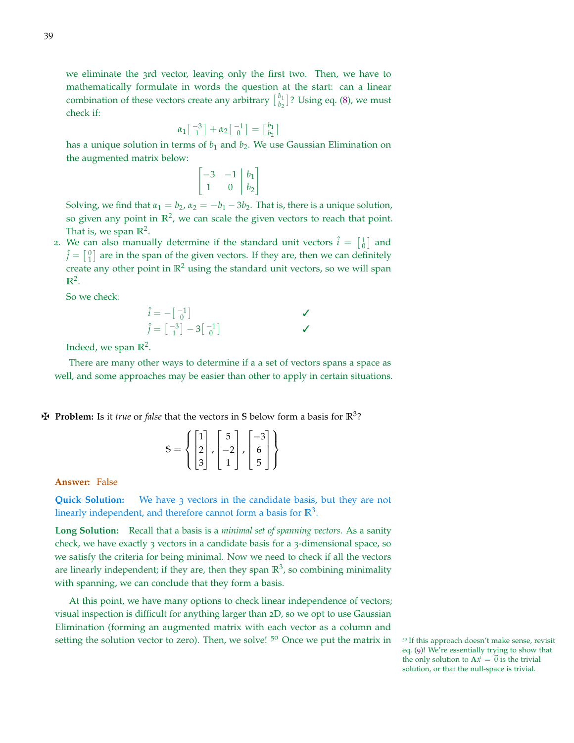we eliminate the 3rd vector, leaving only the first two. Then, we have to mathematically formulate in words the question at the start: can a linear combination of these vectors create any arbitrary $\begin{bmatrix} b_1 \\ b_2 \end{bmatrix}$? Using eq. (8), we must check if:

$$\alpha_1 \begin{bmatrix} -3 \\ 1 \end{bmatrix} + \alpha_2 \begin{bmatrix} -1 \\ 0 \end{bmatrix} = \begin{bmatrix} b_1 \\ b_2 \end{bmatrix}$$

has a unique solution in terms of $b_1$ and $b_2$. We use Gaussian Elimination on the augmented matrix below:

$$\left[\begin{array}{cc|c} -3 & -1 & b_1 \\ 1 & 0 & b_2 \end{array}\right]$$

Solving, we find that $\alpha_1 = b_2$, $\alpha_2 = -b_1 - 3b_2$. That is, there is a unique solution, so given any point in $\mathbb{R}^2$, we can scale the given vectors to reach that point. That is, we span $\mathbb{R}^2$.

2. We can also manually determine if the standard unit vectors $\hat{i} = \begin{bmatrix} 1 \\ 0 \end{bmatrix}$ and $\hat{j} = \begin{bmatrix} 0 \\ 1 \end{bmatrix}$ are in the span of the given vectors. If they are, then we can definitely create any other point in $\mathbb{R}^2$ using the standard unit vectors, so we will span $\mathbb{R}^2$.

   So we check:

$$\hat{i} = -\begin{bmatrix} -1 \\ 0 \end{bmatrix} \qquad \checkmark$$

$$\hat{j} = \begin{bmatrix} -3 \\ 1 \end{bmatrix} - 3\begin{bmatrix} -1 \\ 0 \end{bmatrix} \qquad \checkmark$$

   Indeed, we span $\mathbb{R}^2$.

There are many other ways to determine if a a set of vectors spans a space as well, and some approaches may be easier than other to apply in certain situations.

✠ **Problem:** Is it *true* or *false* that the vectors in S below form a basis for $\mathbb{R}^3$?

$$S = \left\{ \begin{bmatrix} 1 \\ 2 \\ 3 \end{bmatrix}, \begin{bmatrix} 5 \\ -2 \\ 1 \end{bmatrix}, \begin{bmatrix} -3 \\ 6 \\ 5 \end{bmatrix} \right\}$$

**Answer:** False

**Quick Solution:** We have 3 vectors in the candidate basis, but they are not linearly independent, and therefore cannot form a basis for $\mathbb{R}^3$.

**Long Solution:** Recall that a basis is a *minimal set of spanning vectors*. As a sanity check, we have exactly 3 vectors in a candidate basis for a 3-dimensional space, so we satisfy the criteria for being minimal. Now we need to check if all the vectors are linearly independent; if they are, then they span $\mathbb{R}^3$, so combining minimality with spanning, we can conclude that they form a basis.

At this point, we have many options to check linear independence of vectors; visual inspection is difficult for anything larger than 2D, so we opt to use Gaussian Elimination (forming an augmented matrix with each vector as a column and setting the solution vector to zero). Then, we solve! [50] Once we put the matrix in

[50] If this approach doesn't make sense, revisit eq. (9)! We're essentially trying to show that the only solution to $\mathbf{A}\vec{x} = \vec{0}$ is the trivial solution, or that the null-space is trivial.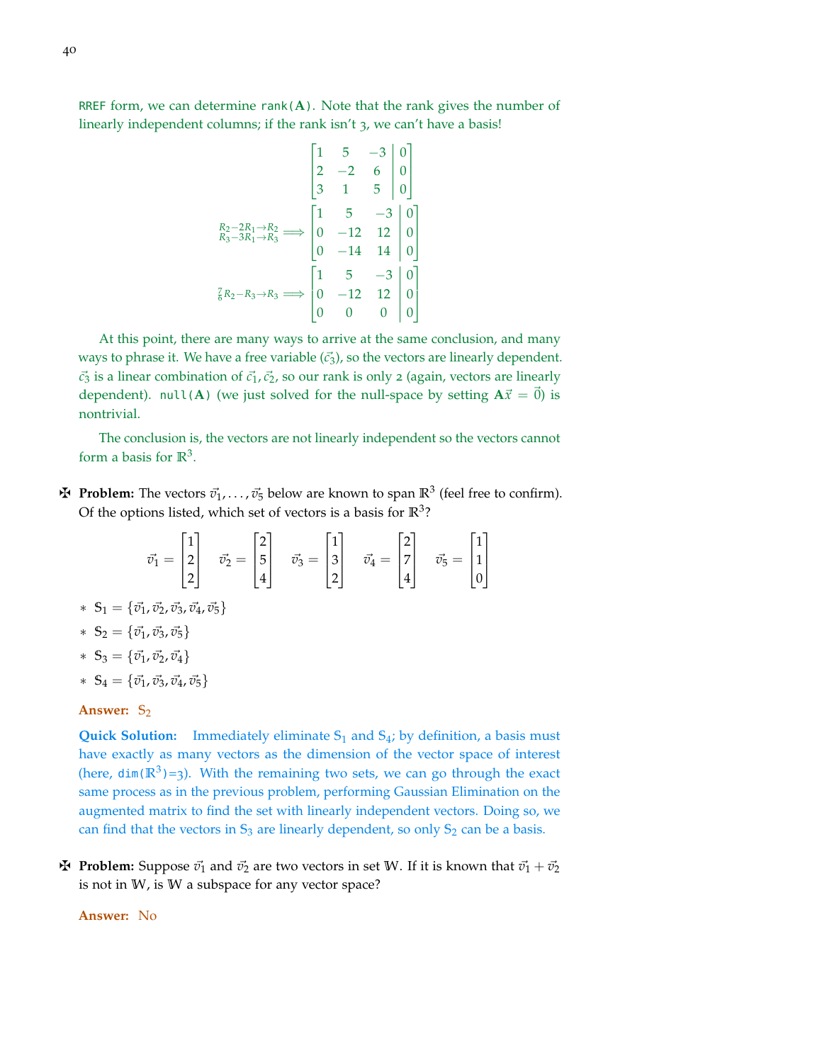RREF form, we can determine rank($\mathbf{A}$). Note that the rank gives the number of linearly independent columns; if the rank isn't 3, we can't have a basis!

$$\left[\begin{array}{ccc|c} 1 & 5 & -3 & 0 \\ 2 & -2 & 6 & 0 \\ 3 & 1 & 5 & 0 \end{array}\right]$$

$$\begin{array}{c} R_2 - 2R_1 \to R_2 \\ R_3 - 3R_1 \to R_3 \end{array} \Longrightarrow \left[\begin{array}{ccc|c} 1 & 5 & -3 & 0 \\ 0 & -12 & 12 & 0 \\ 0 & -14 & 14 & 0 \end{array}\right]$$

$$\tfrac{7}{6}R_2 - R_3 \to R_3 \Longrightarrow \left[\begin{array}{ccc|c} 1 & 5 & -3 & 0 \\ 0 & -12 & 12 & 0 \\ 0 & 0 & 0 & 0 \end{array}\right]$$

At this point, there are many ways to arrive at the same conclusion, and many ways to phrase it. We have a free variable ($\vec{c}_3$), so the vectors are linearly dependent. $\vec{c}_3$ is a linear combination of $\vec{c}_1, \vec{c}_2$, so our rank is only 2 (again, vectors are linearly dependent). null($\mathbf{A}$) (we just solved for the null-space by setting $\mathbf{A}\vec{x} = \vec{0}$) is nontrivial.

The conclusion is, the vectors are not linearly independent so the vectors cannot form a basis for $\mathbb{R}^3$.

✠ **Problem:** The vectors $\vec{v}_1, \ldots, \vec{v}_5$ below are known to span $\mathbb{R}^3$ (feel free to confirm). Of the options listed, which set of vectors is a basis for $\mathbb{R}^3$?

$$\vec{v}_1 = \begin{bmatrix} 1 \\ 2 \\ 2 \end{bmatrix} \quad \vec{v}_2 = \begin{bmatrix} 2 \\ 5 \\ 4 \end{bmatrix} \quad \vec{v}_3 = \begin{bmatrix} 1 \\ 3 \\ 2 \end{bmatrix} \quad \vec{v}_4 = \begin{bmatrix} 2 \\ 7 \\ 4 \end{bmatrix} \quad \vec{v}_5 = \begin{bmatrix} 1 \\ 1 \\ 0 \end{bmatrix}$$

* $S_1 = \{\vec{v}_1, \vec{v}_2, \vec{v}_3, \vec{v}_4, \vec{v}_5\}$
* $S_2 = \{\vec{v}_1, \vec{v}_3, \vec{v}_5\}$
* $S_3 = \{\vec{v}_1, \vec{v}_2, \vec{v}_4\}$
* $S_4 = \{\vec{v}_1, \vec{v}_3, \vec{v}_4, \vec{v}_5\}$

**Answer:** $S_2$

**Quick Solution:** Immediately eliminate $S_1$ and $S_4$; by definition, a basis must have exactly as many vectors as the dimension of the vector space of interest (here, dim($\mathbb{R}^3$)=3). With the remaining two sets, we can go through the exact same process as in the previous problem, performing Gaussian Elimination on the augmented matrix to find the set with linearly independent vectors. Doing so, we can find that the vectors in $S_3$ are linearly dependent, so only $S_2$ can be a basis.

✠ **Problem:** Suppose $\vec{v}_1$ and $\vec{v}_2$ are two vectors in set $\mathbb{W}$. If it is known that $\vec{v}_1 + \vec{v}_2$ is not in $\mathbb{W}$, is $\mathbb{W}$ a subspace for any vector space?

**Answer:** No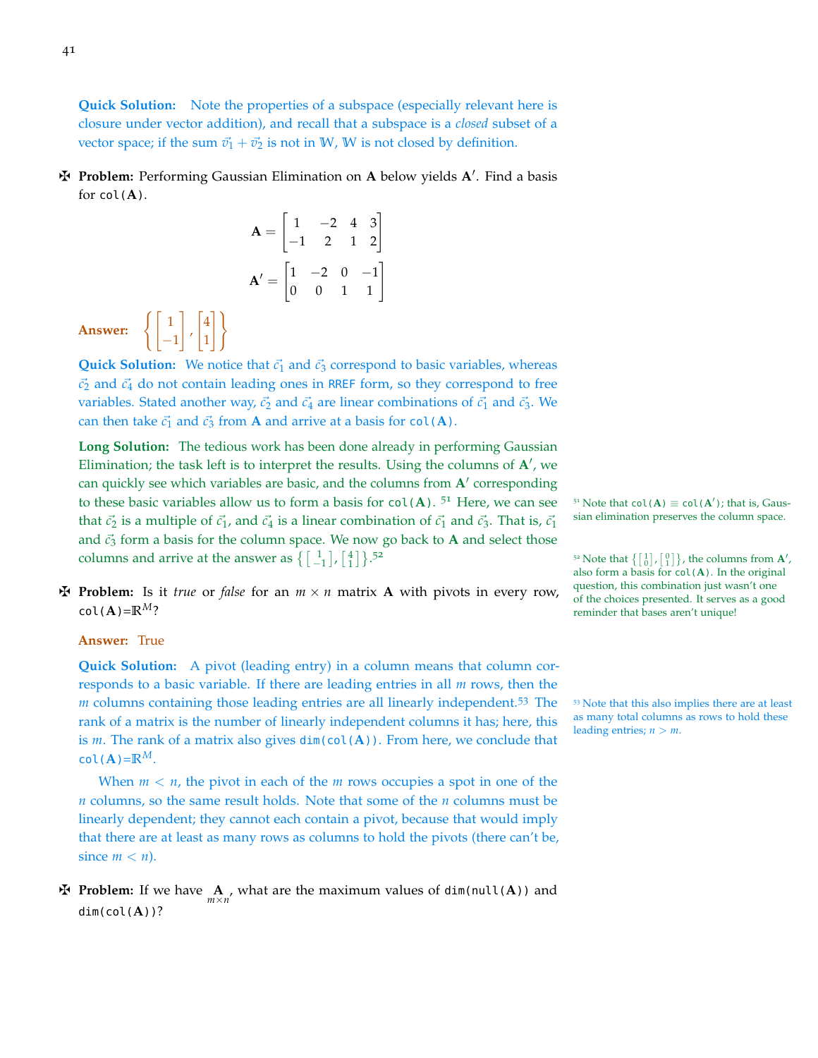**Quick Solution:** Note the properties of a subspace (especially relevant here is closure under vector addition), and recall that a subspace is a *closed* subset of a vector space; if the sum $\vec{v}_1 + \vec{v}_2$ is not in $\mathbb{W}$, $\mathbb{W}$ is not closed by definition.

✠ **Problem:** Performing Gaussian Elimination on $\mathbf{A}$ below yields $\mathbf{A}'$. Find a basis for $\texttt{col}(\mathbf{A})$.

$$\mathbf{A} = \begin{bmatrix} 1 & -2 & 4 & 3 \\ -1 & 2 & 1 & 2 \end{bmatrix}$$

$$\mathbf{A}' = \begin{bmatrix} 1 & -2 & 0 & -1 \\ 0 & 0 & 1 & 1 \end{bmatrix}$$

**Answer:** $\left\{ \begin{bmatrix} 1 \\ -1 \end{bmatrix}, \begin{bmatrix} 4 \\ 1 \end{bmatrix} \right\}$

**Quick Solution:** We notice that $\vec{c}_1$ and $\vec{c}_3$ correspond to basic variables, whereas $\vec{c}_2$ and $\vec{c}_4$ do not contain leading ones in RREF form, so they correspond to free variables. Stated another way, $\vec{c}_2$ and $\vec{c}_4$ are linear combinations of $\vec{c}_1$ and $\vec{c}_3$. We can then take $\vec{c}_1$ and $\vec{c}_3$ from $\mathbf{A}$ and arrive at a basis for $\texttt{col}(\mathbf{A})$.

**Long Solution:** The tedious work has been done already in performing Gaussian Elimination; the task left is to interpret the results. Using the columns of $\mathbf{A}'$, we can quickly see which variables are basic, and the columns from $\mathbf{A}'$ corresponding to these basic variables allow us to form a basis for $\texttt{col}(\mathbf{A})$. [51] Here, we can see that $\vec{c}_2$ is a multiple of $\vec{c}_1$, and $\vec{c}_4$ is a linear combination of $\vec{c}_1$ and $\vec{c}_3$. That is, $\vec{c}_1$ and $\vec{c}_3$ form a basis for the column space. We now go back to $\mathbf{A}$ and select those columns and arrive at the answer as $\left\{ \begin{bmatrix} 1 \\ -1 \end{bmatrix}, \begin{bmatrix} 4 \\ 1 \end{bmatrix} \right\}$.[52]

[51] Note that $\texttt{col}(\mathbf{A}) \equiv \texttt{col}(\mathbf{A}')$; that is, Gaussian elimination preserves the column space.

[52] Note that $\left\{ \begin{bmatrix} 1 \\ 0 \end{bmatrix}, \begin{bmatrix} 0 \\ 1 \end{bmatrix} \right\}$, the columns from $\mathbf{A}'$, also form a basis for $\texttt{col}(\mathbf{A})$. In the original question, this combination just wasn't one of the choices presented. It serves as a good reminder that bases aren't unique!

✠ **Problem:** Is it *true* or *false* for an $m \times n$ matrix $\mathbf{A}$ with pivots in every row, $\texttt{col}(\mathbf{A}) = \mathbb{R}^M$?

**Answer:** True

**Quick Solution:** A pivot (leading entry) in a column means that column corresponds to a basic variable. If there are leading entries in all $m$ rows, then the $m$ columns containing those leading entries are all linearly independent.[53] The rank of a matrix is the number of linearly independent columns it has; here, this is $m$. The rank of a matrix also gives $\texttt{dim}(\texttt{col}(\mathbf{A}))$. From here, we conclude that $\texttt{col}(\mathbf{A}) = \mathbb{R}^M$.

When $m < n$, the pivot in each of the $m$ rows occupies a spot in one of the $n$ columns, so the same result holds. Note that some of the $n$ columns must be linearly dependent; they cannot each contain a pivot, because that would imply that there are at least as many rows as columns to hold the pivots (there can't be, since $m < n$).

[53] Note that this also implies there are at least as many total columns as rows to hold these leading entries; $n > m$.

✠ **Problem:** If we have $\underset{m \times n}{\mathbf{A}}$, what are the maximum values of $\texttt{dim}(\texttt{null}(\mathbf{A}))$ and $\texttt{dim}(\texttt{col}(\mathbf{A}))$?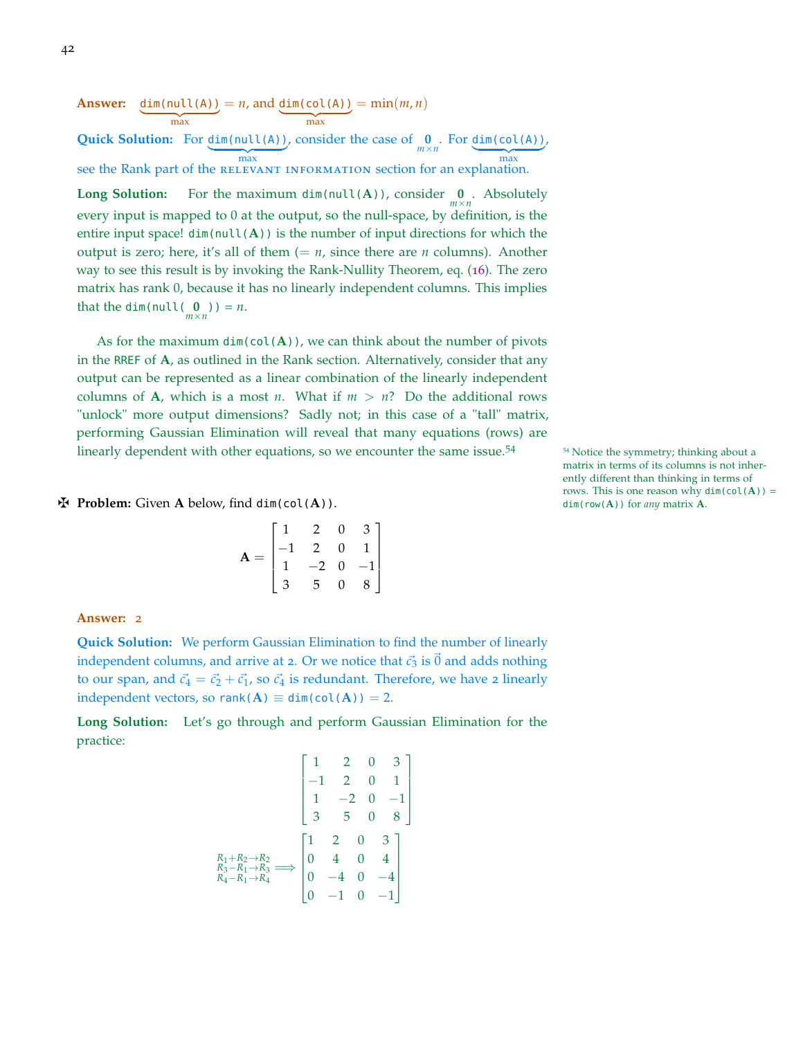**Answer:** $\underbrace{\texttt{dim(null(A))}}_{\text{max}} = n$, and $\underbrace{\texttt{dim(col(A))}}_{\text{max}} = \min(m, n)$

**Quick Solution:** For $\underbrace{\texttt{dim(null(A))}}_{\text{max}}$, consider the case of $\underset{m\times n}{\mathbf{0}}$. For $\underbrace{\texttt{dim(col(A))}}_{\text{max}}$, see the Rank part of the RELEVANT INFORMATION section for an explanation.

**Long Solution:** For the maximum $\texttt{dim(null(}\mathbf{A}\texttt{))}$, consider $\underset{m\times n}{\mathbf{0}}$. Absolutely every input is mapped to 0 at the output, so the null-space, by definition, is the entire input space! $\texttt{dim(null(}\mathbf{A}\texttt{))}$ is the number of input directions for which the output is zero; here, it's all of them ($= n$, since there are $n$ columns). Another way to see this result is by invoking the Rank-Nullity Theorem, eq. (16). The zero matrix has rank 0, because it has no linearly independent columns. This implies that the $\texttt{dim(null(}\underset{m\times n}{\mathbf{0}}\texttt{))} = n$.

As for the maximum $\texttt{dim(col(}\mathbf{A}\texttt{))}$, we can think about the number of pivots in the RREF of $\mathbf{A}$, as outlined in the Rank section. Alternatively, consider that any output can be represented as a linear combination of the linearly independent columns of $\mathbf{A}$, which is a most $n$. What if $m > n$? Do the additional rows "unlock" more output dimensions? Sadly not; in this case of a "tall" matrix, performing Gaussian Elimination will reveal that many equations (rows) are linearly dependent with other equations, so we encounter the same issue.[54]

[54] Notice the symmetry; thinking about a matrix in terms of its columns is not inherently different than thinking in terms of rows. This is one reason why $\texttt{dim(col(}\mathbf{A}\texttt{))} = \texttt{dim(row(}\mathbf{A}\texttt{))}$ for *any* matrix $\mathbf{A}$.

✠ **Problem:** Given $\mathbf{A}$ below, find $\texttt{dim(col(}\mathbf{A}\texttt{))}$.

$$\mathbf{A} = \begin{bmatrix} 1 & 2 & 0 & 3 \\ -1 & 2 & 0 & 1 \\ 1 & -2 & 0 & -1 \\ 3 & 5 & 0 & 8 \end{bmatrix}$$

**Answer:** 2

**Quick Solution:** We perform Gaussian Elimination to find the number of linearly independent columns, and arrive at 2. Or we notice that $\vec{c}_3$ is $\vec{0}$ and adds nothing to our span, and $\vec{c}_4 = \vec{c}_2 + \vec{c}_1$, so $\vec{c}_4$ is redundant. Therefore, we have 2 linearly independent vectors, so $\texttt{rank(}\mathbf{A}\texttt{)} \equiv \texttt{dim(col(}\mathbf{A}\texttt{))} = 2$.

**Long Solution:** Let's go through and perform Gaussian Elimination for the practice:

$$\begin{bmatrix} 1 & 2 & 0 & 3 \\ -1 & 2 & 0 & 1 \\ 1 & -2 & 0 & -1 \\ 3 & 5 & 0 & 8 \end{bmatrix}$$

$$\overset{\substack{R_1+R_2\to R_2 \\ R_3-R_1\to R_3 \\ R_4-R_1\to R_4}}{\Longrightarrow} \begin{bmatrix} 1 & 2 & 0 & 3 \\ 0 & 4 & 0 & 4 \\ 0 & -4 & 0 & -4 \\ 0 & -1 & 0 & -1 \end{bmatrix}$$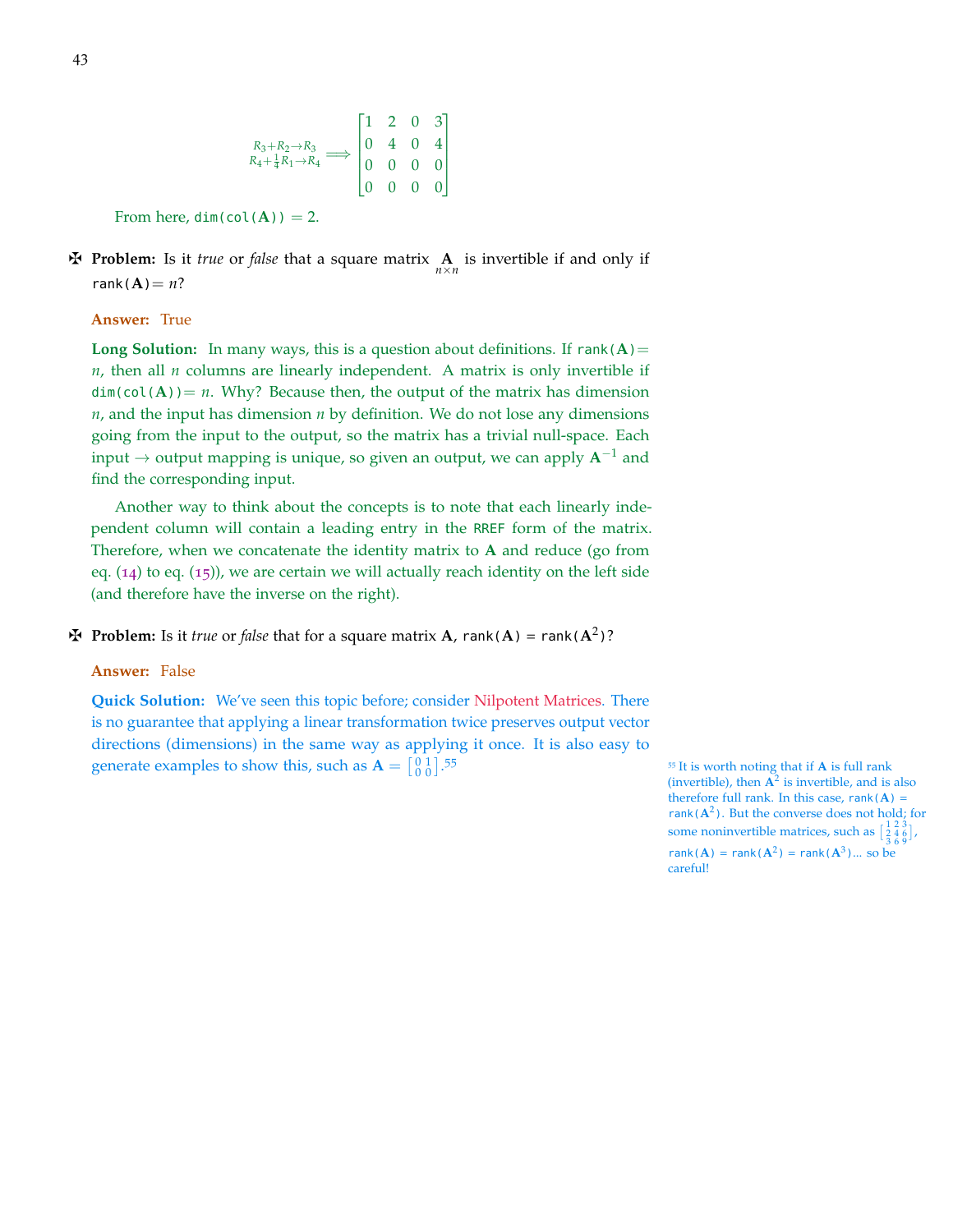$$\xrightarrow[R_4+\frac{1}{4}R_1\to R_4]{R_3+R_2\to R_3} \begin{bmatrix} 1 & 2 & 0 & 3 \\ 0 & 4 & 0 & 4 \\ 0 & 0 & 0 & 0 \\ 0 & 0 & 0 & 0 \end{bmatrix}$$

From here, $\texttt{dim(col(}\mathbf{A}\texttt{))} = 2$.

✠ **Problem:** Is it *true* or *false* that a square matrix $\underset{n\times n}{\mathbf{A}}$ is invertible if and only if $\texttt{rank(}\mathbf{A}\texttt{)} = n$?

**Answer:** True

**Long Solution:** In many ways, this is a question about definitions. If $\texttt{rank(}\mathbf{A}\texttt{)} = n$, then all $n$ columns are linearly independent. A matrix is only invertible if $\texttt{dim(col(}\mathbf{A}\texttt{))} = n$. Why? Because then, the output of the matrix has dimension $n$, and the input has dimension $n$ by definition. We do not lose any dimensions going from the input to the output, so the matrix has a trivial null-space. Each input $\rightarrow$ output mapping is unique, so given an output, we can apply $\mathbf{A}^{-1}$ and find the corresponding input.

Another way to think about the concepts is to note that each linearly independent column will contain a leading entry in the RREF form of the matrix. Therefore, when we concatenate the identity matrix to $\mathbf{A}$ and reduce (go from eq. (14) to eq. (15)), we are certain we will actually reach identity on the left side (and therefore have the inverse on the right).

✠ **Problem:** Is it *true* or *false* that for a square matrix $\mathbf{A}$, $\texttt{rank(}\mathbf{A}\texttt{)} = \texttt{rank(}\mathbf{A}^2\texttt{)}$?

**Answer:** False

**Quick Solution:** We've seen this topic before; consider Nilpotent Matrices. There is no guarantee that applying a linear transformation twice preserves output vector directions (dimensions) in the same way as applying it once. It is also easy to generate examples to show this, such as $\mathbf{A} = \begin{bmatrix} 0 & 1 \\ 0 & 0 \end{bmatrix}$.[55]

[55] It is worth noting that if $\mathbf{A}$ is full rank (invertible), then $\mathbf{A}^2$ is invertible, and is also therefore full rank. In this case, $\texttt{rank(}\mathbf{A}\texttt{)} = \texttt{rank(}\mathbf{A}^2\texttt{)}$. But the converse does not hold; for some noninvertible matrices, such as $\begin{bmatrix} 1 & 2 & 3 \\ 2 & 4 & 6 \\ 3 & 6 & 9 \end{bmatrix}$, $\texttt{rank(}\mathbf{A}\texttt{)} = \texttt{rank(}\mathbf{A}^2\texttt{)} = \texttt{rank(}\mathbf{A}^3\texttt{)}$... so be careful!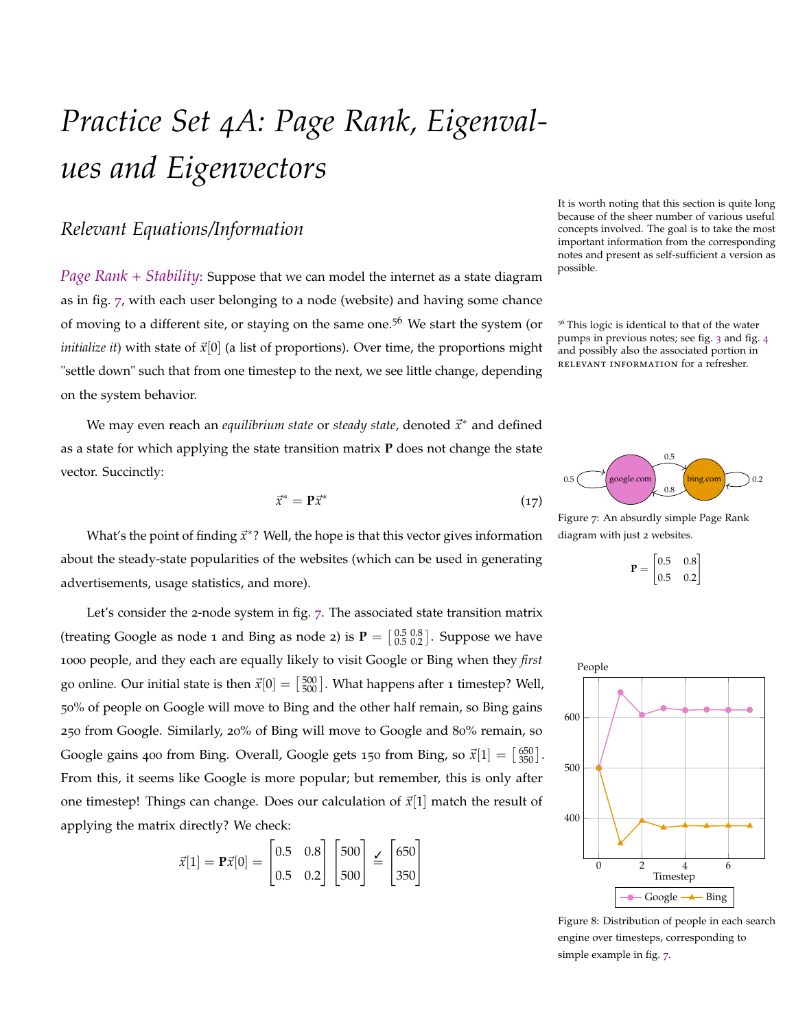# Practice Set 4A: Page Rank, Eigenvalues and Eigenvectors

It is worth noting that this section is quite long because of the sheer number of various useful concepts involved. The goal is to take the most important information from the corresponding notes and present as self-sufficient a version as possible.

## Relevant Equations/Information

*Page Rank + Stability*: Suppose that we can model the internet as a state diagram as in fig. 7, with each user belonging to a node (website) and having some chance of moving to a different site, or staying on the same one.[56] We start the system (or *initialize it*) with state of $\vec{x}[0]$ (a list of proportions). Over time, the proportions might "settle down" such that from one timestep to the next, we see little change, depending on the system behavior.

[56] This logic is identical to that of the water pumps in previous notes; see fig. 3 and fig. 4 and possibly also the associated portion in RELEVANT INFORMATION for a refresher.

We may even reach an *equilibrium state* or *steady state*, denoted $\vec{x}^*$ and defined as a state for which applying the state transition matrix $\mathbf{P}$ does not change the state vector. Succinctly:

$$\vec{x}^* = \mathbf{P}\vec{x}^* \tag{17}$$

What's the point of finding $\vec{x}^*$? Well, the hope is that this vector gives information about the steady-state popularities of the websites (which can be used in generating advertisements, usage statistics, and more).

Figure 7: An absurdly simple Page Rank diagram with just 2 websites.

$$\mathbf{P} = \begin{bmatrix} 0.5 & 0.8 \\ 0.5 & 0.2 \end{bmatrix}$$

Let's consider the 2-node system in fig. 7. The associated state transition matrix (treating Google as node 1 and Bing as node 2) is $\mathbf{P} = \begin{bmatrix} 0.5 & 0.8 \\ 0.5 & 0.2 \end{bmatrix}$. Suppose we have 1000 people, and they each are equally likely to visit Google or Bing when they *first* go online. Our initial state is then $\vec{x}[0] = \begin{bmatrix} 500 \\ 500 \end{bmatrix}$. What happens after 1 timestep? Well, 50% of people on Google will move to Bing and the other half remain, so Bing gains 250 from Google. Similarly, 20% of Bing will move to Google and 80% remain, so Google gains 400 from Bing. Overall, Google gets 150 from Bing, so $\vec{x}[1] = \begin{bmatrix} 650 \\ 350 \end{bmatrix}$. From this, it seems like Google is more popular; but remember, this is only after one timestep! Things can change. Does our calculation of $\vec{x}[1]$ match the result of applying the matrix directly? We check:

$$\vec{x}[1] = \mathbf{P}\vec{x}[0] = \begin{bmatrix} 0.5 & 0.8 \\ 0.5 & 0.2 \end{bmatrix} \begin{bmatrix} 500 \\ 500 \end{bmatrix} \stackrel{\checkmark}{=} \begin{bmatrix} 650 \\ 350 \end{bmatrix}$$

Figure 8: Distribution of people in each search engine over timesteps, corresponding to simple example in fig. 7.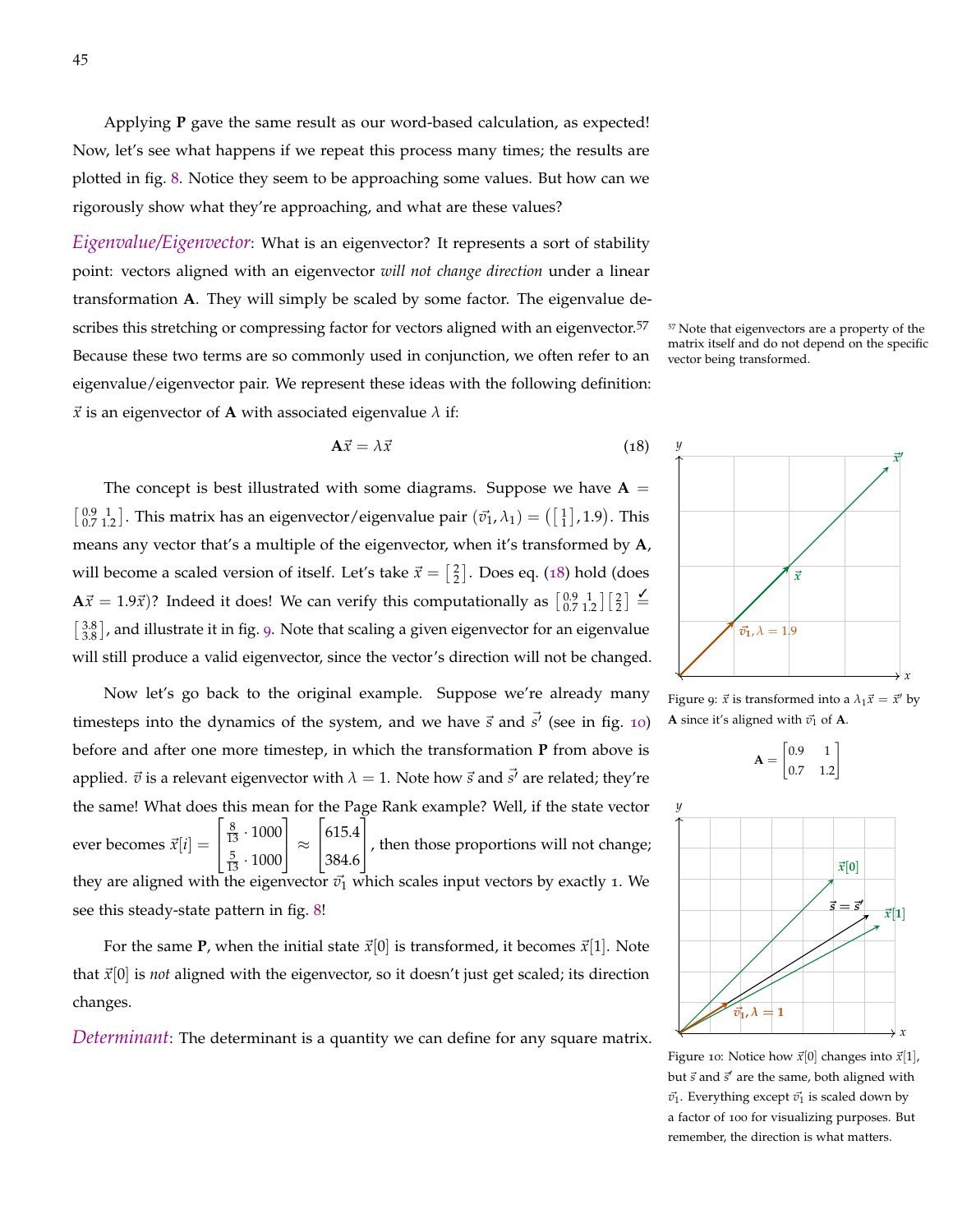Applying **P** gave the same result as our word-based calculation, as expected! Now, let's see what happens if we repeat this process many times; the results are plotted in fig. 8. Notice they seem to be approaching some values. But how can we rigorously show what they're approaching, and what are these values?

*Eigenvalue/Eigenvector*: What is an eigenvector? It represents a sort of stability point: vectors aligned with an eigenvector *will not change direction* under a linear transformation **A**. They will simply be scaled by some factor. The eigenvalue describes this stretching or compressing factor for vectors aligned with an eigenvector.[57] Because these two terms are so commonly used in conjunction, we often refer to an eigenvalue/eigenvector pair. We represent these ideas with the following definition: $\vec{x}$ is an eigenvector of **A** with associated eigenvalue $\lambda$ if:

$$\mathbf{A}\vec{x} = \lambda\vec{x} \tag{18}$$

[57] Note that eigenvectors are a property of the matrix itself and do not depend on the specific vector being transformed.

The concept is best illustrated with some diagrams. Suppose we have $\mathbf{A} = \begin{bmatrix} 0.9 & 1 \\ 0.7 & 1.2 \end{bmatrix}$. This matrix has an eigenvector/eigenvalue pair $(\vec{v_1}, \lambda_1) = \left(\begin{bmatrix} 1 \\ 1 \end{bmatrix}, 1.9\right)$. This means any vector that's a multiple of the eigenvector, when it's transformed by **A**, will become a scaled version of itself. Let's take $\vec{x} = \begin{bmatrix} 2 \\ 2 \end{bmatrix}$. Does eq. (18) hold (does $\mathbf{A}\vec{x} = 1.9\vec{x}$)? Indeed it does! We can verify this computationally as $\begin{bmatrix} 0.9 & 1 \\ 0.7 & 1.2 \end{bmatrix}\begin{bmatrix} 2 \\ 2 \end{bmatrix} \stackrel{\checkmark}{=} \begin{bmatrix} 3.8 \\ 3.8 \end{bmatrix}$, and illustrate it in fig. 9. Note that scaling a given eigenvector for an eigenvalue will still produce a valid eigenvector, since the vector's direction will not be changed.

Figure 9: $\vec{x}$ is transformed into a $\lambda_1\vec{x} = \vec{x}'$ by **A** since it's aligned with $\vec{v}_1$ of **A**.

$$\mathbf{A} = \begin{bmatrix} 0.9 & 1 \\ 0.7 & 1.2 \end{bmatrix}$$

Now let's go back to the original example. Suppose we're already many timesteps into the dynamics of the system, and we have $\vec{s}$ and $\vec{s'}$ (see in fig. 10) before and after one more timestep, in which the transformation **P** from above is applied. $\vec{v}$ is a relevant eigenvector with $\lambda = 1$. Note how $\vec{s}$ and $\vec{s'}$ are related; they're the same! What does this mean for the Page Rank example? Well, if the state vector ever becomes $\vec{x}[i] = \begin{bmatrix} \frac{8}{13} \cdot 1000 \\ \frac{5}{13} \cdot 1000 \end{bmatrix} \approx \begin{bmatrix} 615.4 \\ 384.6 \end{bmatrix}$, then those proportions will not change; they are aligned with the eigenvector $\vec{v_1}$ which scales input vectors by exactly 1. We see this steady-state pattern in fig. 8!

For the same **P**, when the initial state $\vec{x}[0]$ is transformed, it becomes $\vec{x}[1]$. Note that $\vec{x}[0]$ is *not* aligned with the eigenvector, so it doesn't just get scaled; its direction changes.

Figure 10: Notice how $\vec{x}[0]$ changes into $\vec{x}[1]$, but $\vec{s}$ and $\vec{s}'$ are the same, both aligned with $\vec{v}_1$. Everything except $\vec{v}_1$ is scaled down by a factor of 100 for visualizing purposes. But remember, the direction is what matters.

*Determinant*: The determinant is a quantity we can define for any square matrix.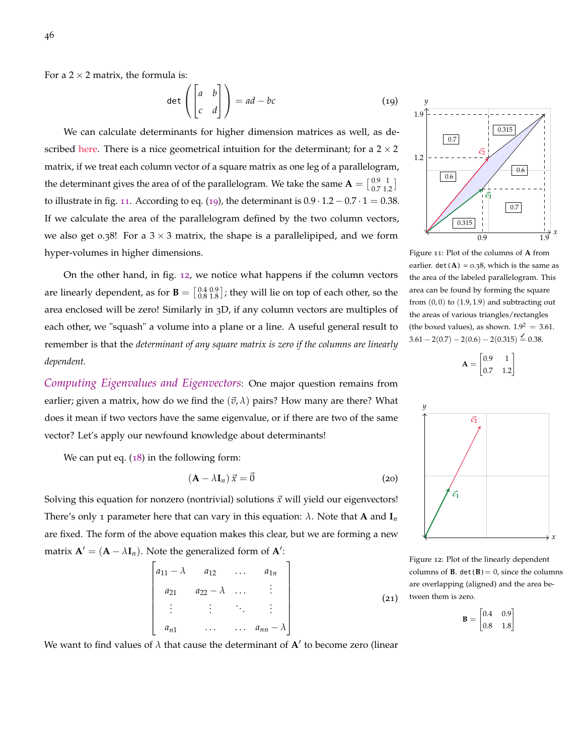For a $2 \times 2$ matrix, the formula is:

$$\texttt{det}\left(\begin{bmatrix} a & b \\ c & d \end{bmatrix}\right) = ad - bc \tag{19}$$

We can calculate determinants for higher dimension matrices as well, as described here. There is a nice geometrical intuition for the determinant; for a $2 \times 2$ matrix, if we treat each column vector of a square matrix as one leg of a parallelogram, the determinant gives the area of of the parallelogram. We take the same $\mathbf{A} = \begin{bmatrix} 0.9 & 1 \\ 0.7 & 1.2 \end{bmatrix}$ to illustrate in fig. 11. According to eq. (19), the determinant is $0.9 \cdot 1.2 - 0.7 \cdot 1 = 0.38$. If we calculate the area of the parallelogram defined by the two column vectors, we also get 0.38! For a $3 \times 3$ matrix, the shape is a parallelipiped, and we form hyper-volumes in higher dimensions.

Figure 11: Plot of the columns of $\mathbf{A}$ from earlier. `det(A)` = 0.38, which is the same as the area of the labeled parallelogram. This area can be found by forming the square from $(0, 0)$ to $(1.9, 1.9)$ and subtracting out the areas of various triangles/rectangles (the boxed values), as shown. $1.9^2 = 3.61$. $3.61 - 2(0.7) - 2(0.6) - 2(0.315) \stackrel{\checkmark}{=} 0.38$.

$$\mathbf{A} = \begin{bmatrix} 0.9 & 1 \\ 0.7 & 1.2 \end{bmatrix}$$

On the other hand, in fig. 12, we notice what happens if the column vectors are linearly dependent, as for $\mathbf{B} = \begin{bmatrix} 0.4 & 0.9 \\ 0.8 & 1.8 \end{bmatrix}$; they will lie on top of each other, so the area enclosed will be zero! Similarly in 3D, if any column vectors are multiples of each other, we "squash" a volume into a plane or a line. A useful general result to remember is that the *determinant of any square matrix is zero if the columns are linearly dependent.*

Figure 12: Plot of the linearly dependent columns of $\mathbf{B}$. `det(B)`= 0, since the columns are overlapping (aligned) and the area between them is zero.

$$\mathbf{B} = \begin{bmatrix} 0.4 & 0.9 \\ 0.8 & 1.8 \end{bmatrix}$$

*Computing Eigenvalues and Eigenvectors*: One major question remains from earlier; given a matrix, how do we find the $(\vec{v}, \lambda)$ pairs? How many are there? What does it mean if two vectors have the same eigenvalue, or if there are two of the same vector? Let's apply our newfound knowledge about determinants!

We can put eq. (18) in the following form:

$$(\mathbf{A} - \lambda \mathbf{I}_n)\,\vec{x} = \vec{0} \tag{20}$$

Solving this equation for nonzero (nontrivial) solutions $\vec{x}$ will yield our eigenvectors! There's only 1 parameter here that can vary in this equation: $\lambda$. Note that $\mathbf{A}$ and $\mathbf{I}_n$ are fixed. The form of the above equation makes this clear, but we are forming a new matrix $\mathbf{A}' = (\mathbf{A} - \lambda \mathbf{I}_n)$. Note the generalized form of $\mathbf{A}'$:

$$\begin{bmatrix} a_{11} - \lambda & a_{12} & \dots & a_{1n} \\ a_{21} & a_{22} - \lambda & \dots & \vdots \\ \vdots & \vdots & \ddots & \vdots \\ a_{n1} & \dots & \dots & a_{nn} - \lambda \end{bmatrix} \tag{21}$$

We want to find values of $\lambda$ that cause the determinant of $\mathbf{A}'$ to become zero (linear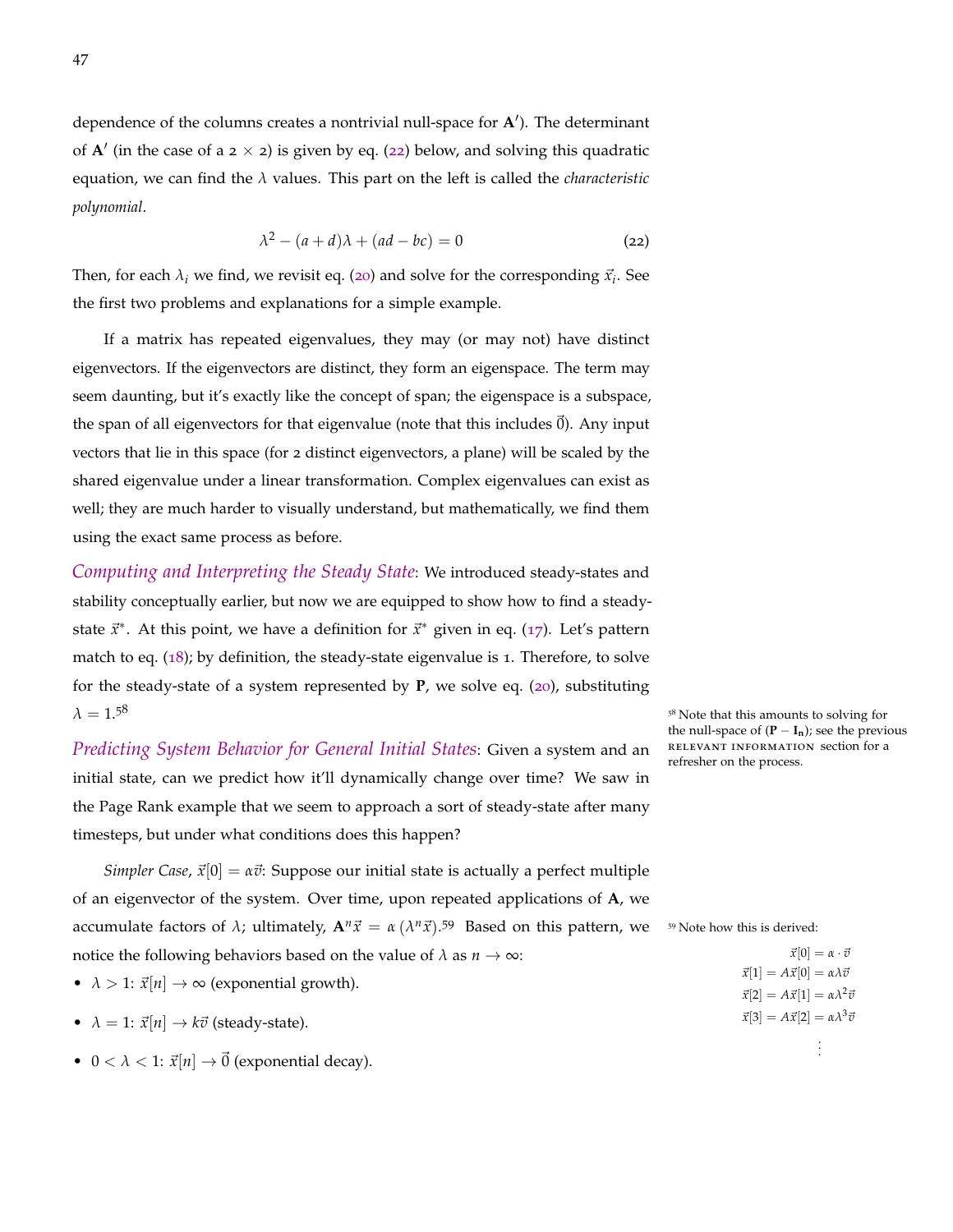dependence of the columns creates a nontrivial null-space for $\mathbf{A}'$). The determinant of $\mathbf{A}'$ (in the case of a $2 \times 2$) is given by eq. (22) below, and solving this quadratic equation, we can find the $\lambda$ values. This part on the left is called the *characteristic polynomial*.

$$\lambda^2 - (a+d)\lambda + (ad - bc) = 0 \tag{22}$$

Then, for each $\lambda_i$ we find, we revisit eq. (20) and solve for the corresponding $\vec{x}_i$. See the first two problems and explanations for a simple example.

If a matrix has repeated eigenvalues, they may (or may not) have distinct eigenvectors. If the eigenvectors are distinct, they form an eigenspace. The term may seem daunting, but it's exactly like the concept of span; the eigenspace is a subspace, the span of all eigenvectors for that eigenvalue (note that this includes $\vec{0}$). Any input vectors that lie in this space (for 2 distinct eigenvectors, a plane) will be scaled by the shared eigenvalue under a linear transformation. Complex eigenvalues can exist as well; they are much harder to visually understand, but mathematically, we find them using the exact same process as before.

*Computing and Interpreting the Steady State*: We introduced steady-states and stability conceptually earlier, but now we are equipped to show how to find a steady-state $\vec{x}^*$. At this point, we have a definition for $\vec{x}^*$ given in eq. (17). Let's pattern match to eq. (18); by definition, the steady-state eigenvalue is 1. Therefore, to solve for the steady-state of a system represented by $\mathbf{P}$, we solve eq. (20), substituting $\lambda = 1$.[58]

[58] Note that this amounts to solving for the null-space of $(\mathbf{P} - \mathbf{I_n})$; see the previous RELEVANT INFORMATION section for a refresher on the process.

*Predicting System Behavior for General Initial States*: Given a system and an initial state, can we predict how it'll dynamically change over time? We saw in the Page Rank example that we seem to approach a sort of steady-state after many timesteps, but under what conditions does this happen?

*Simpler Case*, $\vec{x}[0] = \alpha\vec{v}$: Suppose our initial state is actually a perfect multiple of an eigenvector of the system. Over time, upon repeated applications of $\mathbf{A}$, we accumulate factors of $\lambda$; ultimately, $\mathbf{A}^n\vec{x} = \alpha\,(\lambda^n\vec{x})$.[59] Based on this pattern, we notice the following behaviors based on the value of $\lambda$ as $n \to \infty$:

- $\lambda > 1$: $\vec{x}[n] \to \infty$ (exponential growth).
- $\lambda = 1$: $\vec{x}[n] \to k\vec{v}$ (steady-state).
- $0 < \lambda < 1$: $\vec{x}[n] \to \vec{0}$ (exponential decay).

[59] Note how this is derived:

$$\begin{aligned}
\vec{x}[0] &= \alpha \cdot \vec{v} \\
\vec{x}[1] = A\vec{x}[0] &= \alpha\lambda\vec{v} \\
\vec{x}[2] = A\vec{x}[1] &= \alpha\lambda^2\vec{v} \\
\vec{x}[3] = A\vec{x}[2] &= \alpha\lambda^3\vec{v} \\
&\vdots
\end{aligned}$$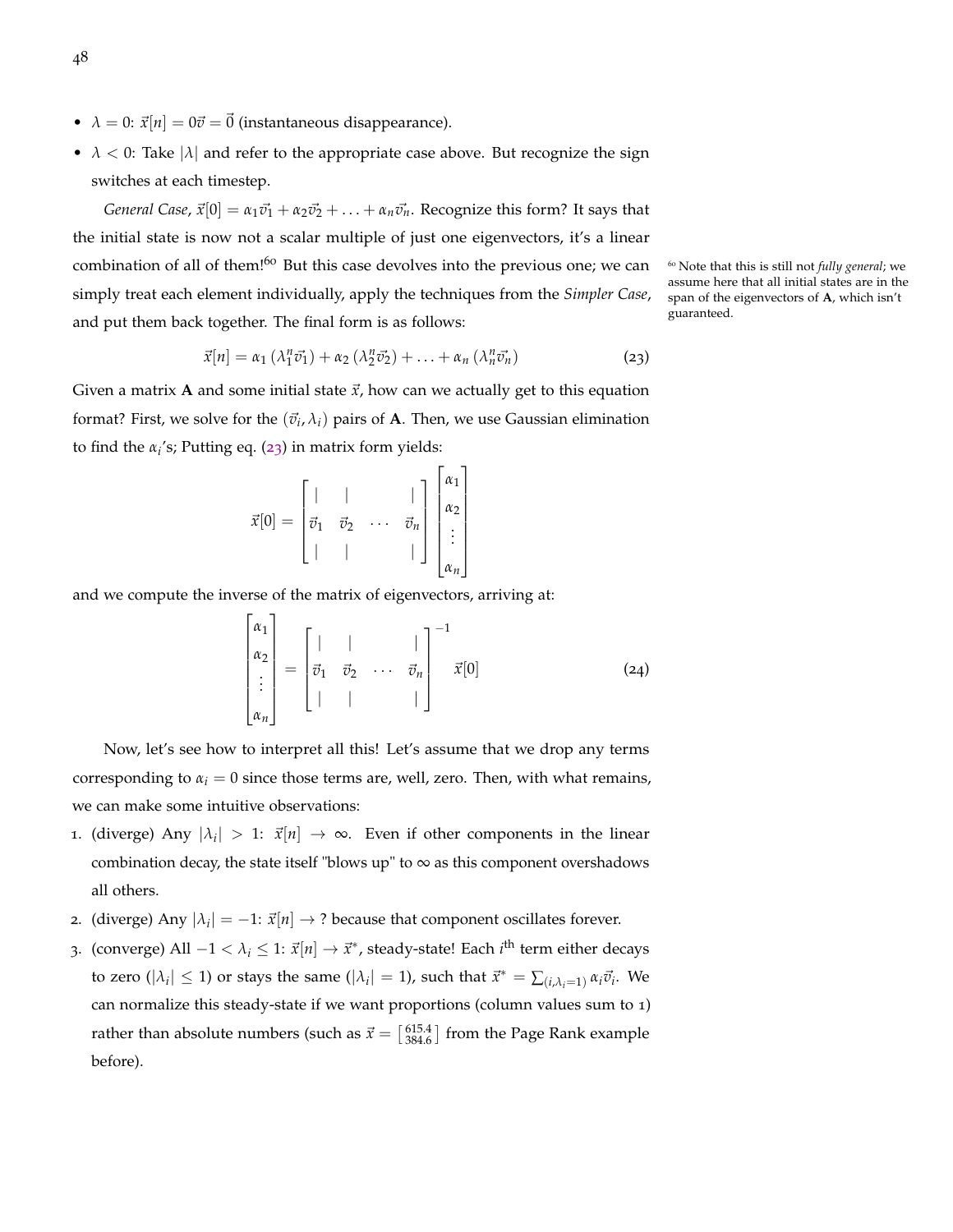- $\lambda = 0$: $\vec{x}[n] = 0\vec{v} = \vec{0}$ (instantaneous disappearance).
- $\lambda < 0$: Take $|\lambda|$ and refer to the appropriate case above. But recognize the sign switches at each timestep.

*General Case*, $\vec{x}[0] = \alpha_1\vec{v}_1 + \alpha_2\vec{v}_2 + \ldots + \alpha_n\vec{v}_n$. Recognize this form? It says that the initial state is now not a scalar multiple of just one eigenvectors, it's a linear combination of all of them![60] But this case devolves into the previous one; we can simply treat each element individually, apply the techniques from the *Simpler Case*, and put them back together. The final form is as follows:

[60] Note that this is still not *fully general*; we assume here that all initial states are in the span of the eigenvectors of **A**, which isn't guaranteed.

$$\vec{x}[n] = \alpha_1\left(\lambda_1^n\vec{v}_1\right) + \alpha_2\left(\lambda_2^n\vec{v}_2\right) + \ldots + \alpha_n\left(\lambda_n^n\vec{v}_n\right) \tag{23}$$

Given a matrix **A** and some initial state $\vec{x}$, how can we actually get to this equation format? First, we solve for the $(\vec{v}_i, \lambda_i)$ pairs of **A**. Then, we use Gaussian elimination to find the $\alpha_i$'s; Putting eq. (23) in matrix form yields:

$$\vec{x}[0] = \begin{bmatrix} | & | & & | \\ \vec{v}_1 & \vec{v}_2 & \cdots & \vec{v}_n \\ | & | & & | \end{bmatrix} \begin{bmatrix} \alpha_1 \\ \alpha_2 \\ \vdots \\ \alpha_n \end{bmatrix}$$

and we compute the inverse of the matrix of eigenvectors, arriving at:

$$\begin{bmatrix} \alpha_1 \\ \alpha_2 \\ \vdots \\ \alpha_n \end{bmatrix} = \begin{bmatrix} | & | & & | \\ \vec{v}_1 & \vec{v}_2 & \cdots & \vec{v}_n \\ | & | & & | \end{bmatrix}^{-1} \vec{x}[0] \tag{24}$$

Now, let's see how to interpret all this! Let's assume that we drop any terms corresponding to $\alpha_i = 0$ since those terms are, well, zero. Then, with what remains, we can make some intuitive observations:

1. (diverge) Any $|\lambda_i| > 1$: $\vec{x}[n] \to \infty$. Even if other components in the linear combination decay, the state itself "blows up" to $\infty$ as this component overshadows all others.
2. (diverge) Any $|\lambda_i| = -1$: $\vec{x}[n] \to ?$ because that component oscillates forever.
3. (converge) All $-1 < \lambda_i \leq 1$: $\vec{x}[n] \to \vec{x}^*$, steady-state! Each $i^{\text{th}}$ term either decays to zero ($|\lambda_i| \leq 1$) or stays the same ($|\lambda_i| = 1$), such that $\vec{x}^* = \sum_{(i,\lambda_i=1)} \alpha_i\vec{v}_i$. We can normalize this steady-state if we want proportions (column values sum to 1) rather than absolute numbers (such as $\vec{x} = \left[\begin{smallmatrix} 615.4 \\ 384.6 \end{smallmatrix}\right]$ from the Page Rank example before).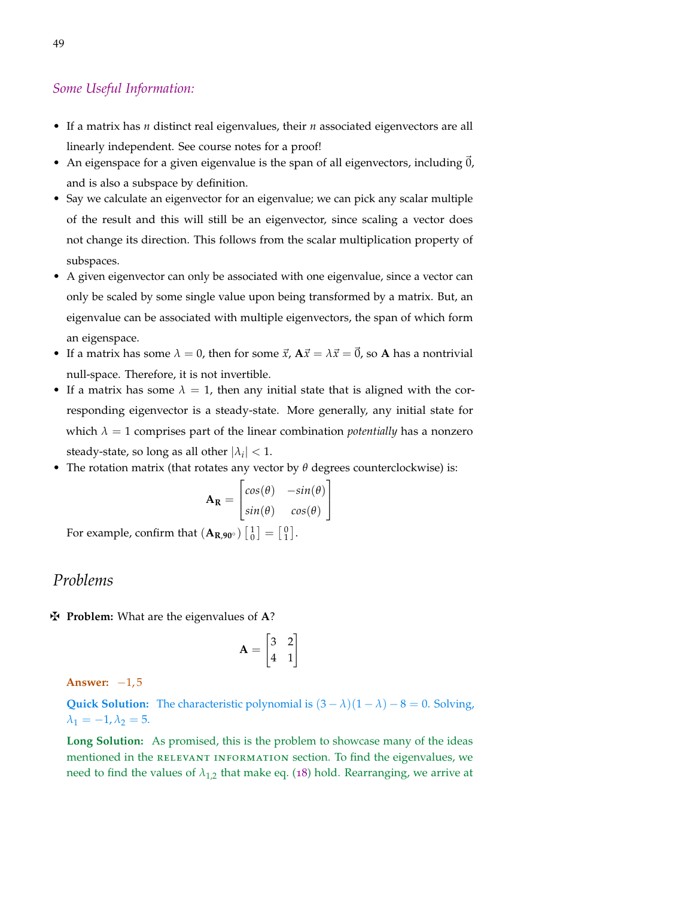*Some Useful Information:*

- If a matrix has $n$ distinct real eigenvalues, their $n$ associated eigenvectors are all linearly independent. See course notes for a proof!
- An eigenspace for a given eigenvalue is the span of all eigenvectors, including $\vec{0}$, and is also a subspace by definition.
- Say we calculate an eigenvector for an eigenvalue; we can pick any scalar multiple of the result and this will still be an eigenvector, since scaling a vector does not change its direction. This follows from the scalar multiplication property of subspaces.
- A given eigenvector can only be associated with one eigenvalue, since a vector can only be scaled by some single value upon being transformed by a matrix. But, an eigenvalue can be associated with multiple eigenvectors, the span of which form an eigenspace.
- If a matrix has some $\lambda = 0$, then for some $\vec{x}$, $\mathbf{A}\vec{x} = \lambda\vec{x} = \vec{0}$, so $\mathbf{A}$ has a nontrivial null-space. Therefore, it is not invertible.
- If a matrix has some $\lambda = 1$, then any initial state that is aligned with the corresponding eigenvector is a steady-state. More generally, any initial state for which $\lambda = 1$ comprises part of the linear combination *potentially* has a nonzero steady-state, so long as all other $|\lambda_i| < 1$.
- The rotation matrix (that rotates any vector by $\theta$ degrees counterclockwise) is:

$$\mathbf{A_R} = \begin{bmatrix} cos(\theta) & -sin(\theta) \\ sin(\theta) & cos(\theta) \end{bmatrix}$$

For example, confirm that $(\mathbf{A_{R,90^\circ}}) \left[\begin{smallmatrix} 1 \\ 0 \end{smallmatrix}\right] = \left[\begin{smallmatrix} 0 \\ 1 \end{smallmatrix}\right]$.

## Problems

✠ **Problem:** What are the eigenvalues of $\mathbf{A}$?

$$\mathbf{A} = \begin{bmatrix} 3 & 2 \\ 4 & 1 \end{bmatrix}$$

**Answer:** $-1, 5$

**Quick Solution:** The characteristic polynomial is $(3 - \lambda)(1 - \lambda) - 8 = 0$. Solving, $\lambda_1 = -1, \lambda_2 = 5$.

**Long Solution:** As promised, this is the problem to showcase many of the ideas mentioned in the RELEVANT INFORMATION section. To find the eigenvalues, we need to find the values of $\lambda_{1,2}$ that make eq. (18) hold. Rearranging, we arrive at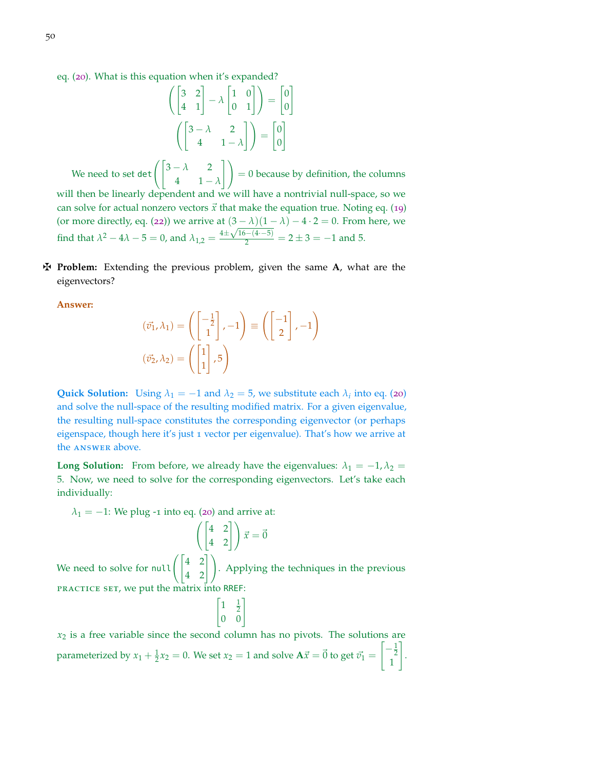eq. (20). What is this equation when it's expanded?

$$\left(\begin{bmatrix} 3 & 2 \\ 4 & 1 \end{bmatrix} - \lambda \begin{bmatrix} 1 & 0 \\ 0 & 1 \end{bmatrix}\right) = \begin{bmatrix} 0 \\ 0 \end{bmatrix}$$

$$\left(\begin{bmatrix} 3-\lambda & 2 \\ 4 & 1-\lambda \end{bmatrix}\right) = \begin{bmatrix} 0 \\ 0 \end{bmatrix}$$

We need to set $\texttt{det}\left(\begin{bmatrix} 3-\lambda & 2 \\ 4 & 1-\lambda \end{bmatrix}\right) = 0$ because by definition, the columns will then be linearly dependent and we will have a nontrivial null-space, so we can solve for actual nonzero vectors $\vec{x}$ that make the equation true. Noting eq. (19) (or more directly, eq. (22)) we arrive at $(3-\lambda)(1-\lambda) - 4 \cdot 2 = 0$. From here, we find that $\lambda^2 - 4\lambda - 5 = 0$, and $\lambda_{1,2} = \frac{4 \pm \sqrt{16-(4 \cdot -5)}}{2} = 2 \pm 3 = -1$ and $5$.

✠ **Problem:** Extending the previous problem, given the same $\mathbf{A}$, what are the eigenvectors?

**Answer:**

$$(\vec{v}_1, \lambda_1) = \left(\begin{bmatrix} -\frac{1}{2} \\ 1 \end{bmatrix}, -1\right) \equiv \left(\begin{bmatrix} -1 \\ 2 \end{bmatrix}, -1\right)$$

$$(\vec{v}_2, \lambda_2) = \left(\begin{bmatrix} 1 \\ 1 \end{bmatrix}, 5\right)$$

**Quick Solution:** Using $\lambda_1 = -1$ and $\lambda_2 = 5$, we substitute each $\lambda_i$ into eq. (20) and solve the null-space of the resulting modified matrix. For a given eigenvalue, the resulting null-space constitutes the corresponding eigenvector (or perhaps eigenspace, though here it's just 1 vector per eigenvalue). That's how we arrive at the ANSWER above.

**Long Solution:** From before, we already have the eigenvalues: $\lambda_1 = -1, \lambda_2 = 5$. Now, we need to solve for the corresponding eigenvectors. Let's take each individually:

$\lambda_1 = -1$: We plug -1 into eq. (20) and arrive at:

$$\left(\begin{bmatrix} 4 & 2 \\ 4 & 2 \end{bmatrix}\right)\vec{x} = \vec{0}$$

We need to solve for $\texttt{null}\left(\begin{bmatrix} 4 & 2 \\ 4 & 2 \end{bmatrix}\right)$. Applying the techniques in the previous PRACTICE SET, we put the matrix into RREF:

$$\begin{bmatrix} 1 & \frac{1}{2} \\ 0 & 0 \end{bmatrix}$$

$x_2$ is a free variable since the second column has no pivots. The solutions are parameterized by $x_1 + \frac{1}{2}x_2 = 0$. We set $x_2 = 1$ and solve $\mathbf{A}\vec{x} = \vec{0}$ to get $\vec{v}_1 = \begin{bmatrix} -\frac{1}{2} \\ 1 \end{bmatrix}$.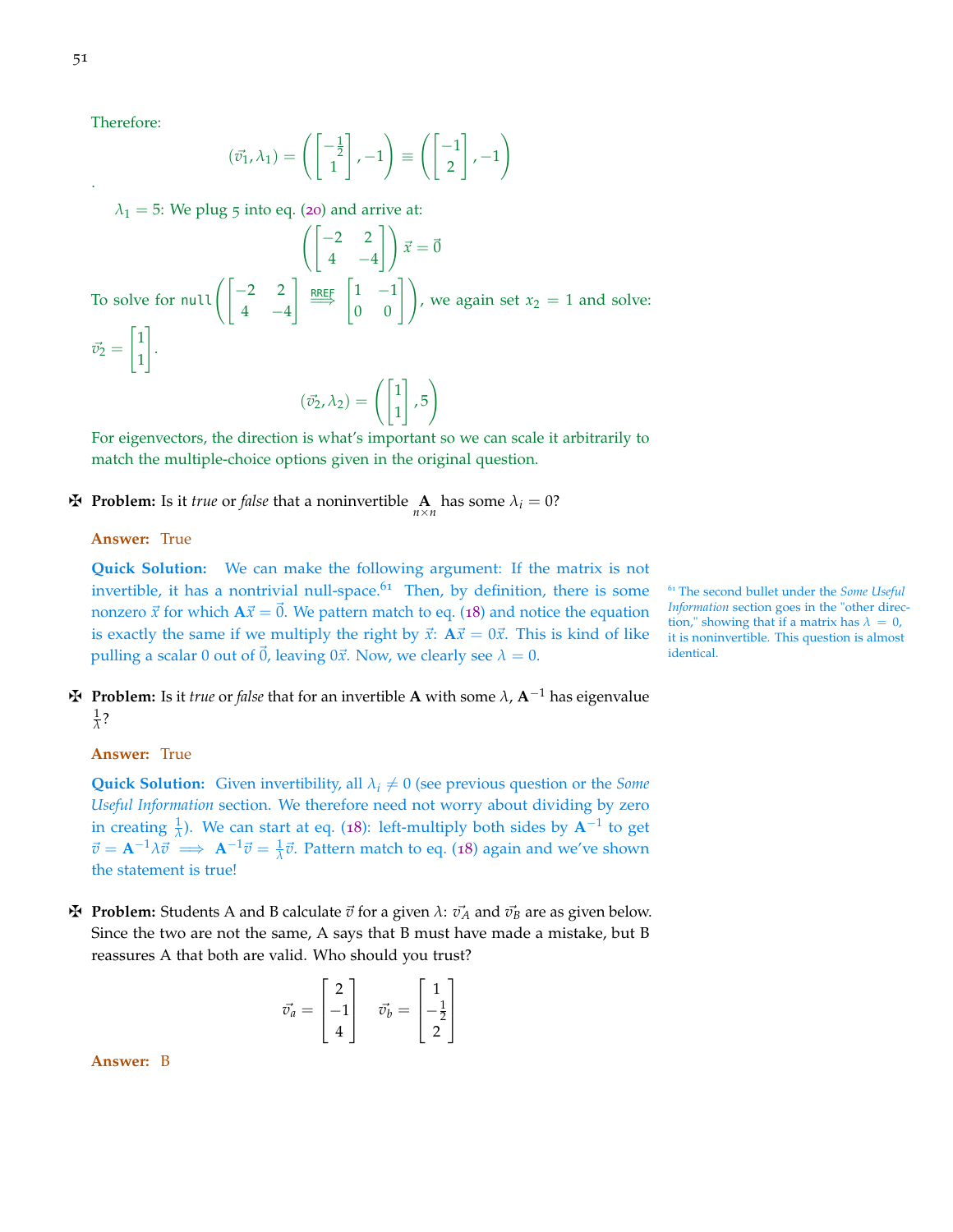Therefore:

$$(\vec{v}_1, \lambda_1) = \left( \begin{bmatrix} -\frac{1}{2} \\ 1 \end{bmatrix}, -1 \right) \equiv \left( \begin{bmatrix} -1 \\ 2 \end{bmatrix}, -1 \right)$$

.

$\lambda_1 = 5$: We plug 5 into eq. (20) and arrive at:

$$\left( \begin{bmatrix} -2 & 2 \\ 4 & -4 \end{bmatrix} \right) \vec{x} = \vec{0}$$

To solve for $\texttt{null}\left( \begin{bmatrix} -2 & 2 \\ 4 & -4 \end{bmatrix} \overset{\text{RREF}}{\Longrightarrow} \begin{bmatrix} 1 & -1 \\ 0 & 0 \end{bmatrix} \right)$, we again set $x_2 = 1$ and solve: $\vec{v}_2 = \begin{bmatrix} 1 \\ 1 \end{bmatrix}$.

$$(\vec{v}_2, \lambda_2) = \left( \begin{bmatrix} 1 \\ 1 \end{bmatrix}, 5 \right)$$

For eigenvectors, the direction is what's important so we can scale it arbitrarily to match the multiple-choice options given in the original question.

✠ **Problem:** Is it *true* or *false* that a noninvertible $\underset{n \times n}{\mathbf{A}}$ has some $\lambda_i = 0$?

**Answer:** True

**Quick Solution:** We can make the following argument: If the matrix is not invertible, it has a nontrivial null-space.[61] Then, by definition, there is some nonzero $\vec{x}$ for which $\mathbf{A}\vec{x} = \vec{0}$. We pattern match to eq. (18) and notice the equation is exactly the same if we multiply the right by $\vec{x}$: $\mathbf{A}\vec{x} = 0\vec{x}$. This is kind of like pulling a scalar 0 out of $\vec{0}$, leaving $0\vec{x}$. Now, we clearly see $\lambda = 0$.

[61] The second bullet under the *Some Useful Information* section goes in the "other direction," showing that if a matrix has $\lambda = 0$, it is noninvertible. This question is almost identical.

✠ **Problem:** Is it *true* or *false* that for an invertible $\mathbf{A}$ with some $\lambda$, $\mathbf{A}^{-1}$ has eigenvalue $\frac{1}{\lambda}$?

**Answer:** True

**Quick Solution:** Given invertibility, all $\lambda_i \neq 0$ (see previous question or the *Some Useful Information* section. We therefore need not worry about dividing by zero in creating $\frac{1}{\lambda}$). We can start at eq. (18): left-multiply both sides by $\mathbf{A}^{-1}$ to get $\vec{v} = \mathbf{A}^{-1}\lambda\vec{v} \implies \mathbf{A}^{-1}\vec{v} = \frac{1}{\lambda}\vec{v}$. Pattern match to eq. (18) again and we've shown the statement is true!

✠ **Problem:** Students A and B calculate $\vec{v}$ for a given $\lambda$: $\vec{v_A}$ and $\vec{v_B}$ are as given below. Since the two are not the same, A says that B must have made a mistake, but B reassures A that both are valid. Who should you trust?

$$\vec{v_a} = \begin{bmatrix} 2 \\ -1 \\ 4 \end{bmatrix} \quad \vec{v_b} = \begin{bmatrix} 1 \\ -\frac{1}{2} \\ 2 \end{bmatrix}$$

**Answer:** B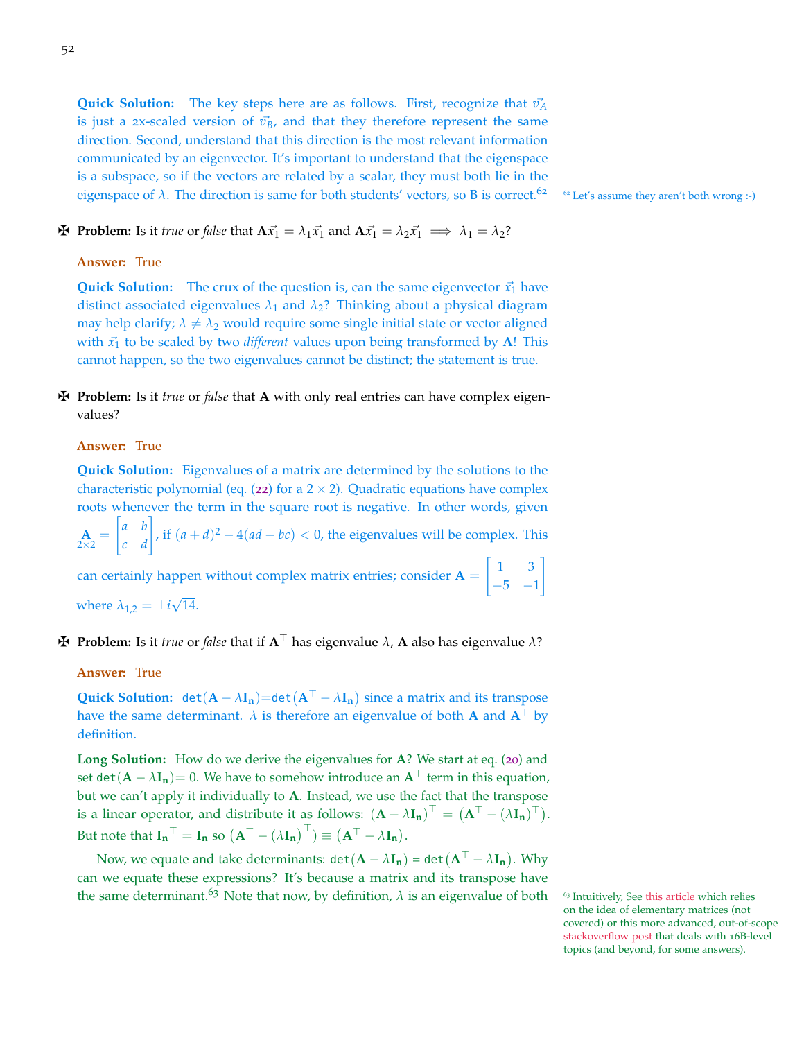**Quick Solution:** The key steps here are as follows. First, recognize that $\vec{v_A}$ is just a 2x-scaled version of $\vec{v_B}$, and that they therefore represent the same direction. Second, understand that this direction is the most relevant information communicated by an eigenvector. It's important to understand that the eigenspace is a subspace, so if the vectors are related by a scalar, they must both lie in the eigenspace of $\lambda$. The direction is same for both students' vectors, so B is correct.[62]

[62] Let's assume they aren't both wrong :-)

✠ **Problem:** Is it *true* or *false* that $\mathbf{A}\vec{x_1} = \lambda_1\vec{x_1}$ and $\mathbf{A}\vec{x_1} = \lambda_2\vec{x_1} \implies \lambda_1 = \lambda_2$?

**Answer:** True

**Quick Solution:** The crux of the question is, can the same eigenvector $\vec{x_1}$ have distinct associated eigenvalues $\lambda_1$ and $\lambda_2$? Thinking about a physical diagram may help clarify; $\lambda \neq \lambda_2$ would require some single initial state or vector aligned with $\vec{x_1}$ to be scaled by two *different* values upon being transformed by $\mathbf{A}$! This cannot happen, so the two eigenvalues cannot be distinct; the statement is true.

✠ **Problem:** Is it *true* or *false* that $\mathbf{A}$ with only real entries can have complex eigenvalues?

**Answer:** True

**Quick Solution:** Eigenvalues of a matrix are determined by the solutions to the characteristic polynomial (eq. (22) for a $2 \times 2$). Quadratic equations have complex roots whenever the term in the square root is negative. In other words, given $\underset{2\times 2}{\mathbf{A}} = \begin{bmatrix} a & b \\ c & d \end{bmatrix}$, if $(a+d)^2 - 4(ad - bc) < 0$, the eigenvalues will be complex. This can certainly happen without complex matrix entries; consider $\mathbf{A} = \begin{bmatrix} 1 & 3 \\ -5 & -1 \end{bmatrix}$ where $\lambda_{1,2} = \pm i\sqrt{14}$.

✠ **Problem:** Is it *true* or *false* that if $\mathbf{A}^\top$ has eigenvalue $\lambda$, $\mathbf{A}$ also has eigenvalue $\lambda$?

**Answer:** True

**Quick Solution:** $\texttt{det}(\mathbf{A} - \lambda\mathbf{I_n})$=$\texttt{det}(\mathbf{A}^\top - \lambda\mathbf{I_n})$ since a matrix and its transpose have the same determinant. $\lambda$ is therefore an eigenvalue of both $\mathbf{A}$ and $\mathbf{A}^\top$ by definition.

**Long Solution:** How do we derive the eigenvalues for $\mathbf{A}$? We start at eq. (20) and set $\texttt{det}(\mathbf{A} - \lambda\mathbf{I_n})$= 0. We have to somehow introduce an $\mathbf{A}^\top$ term in this equation, but we can't apply it individually to $\mathbf{A}$. Instead, we use the fact that the transpose is a linear operator, and distribute it as follows: $(\mathbf{A} - \lambda\mathbf{I_n})^\top = (\mathbf{A}^\top - (\lambda\mathbf{I_n})^\top)$. But note that $\mathbf{I_n}^\top = \mathbf{I_n}$ so $(\mathbf{A}^\top - (\lambda\mathbf{I_n})^\top) \equiv (\mathbf{A}^\top - \lambda\mathbf{I_n})$.

Now, we equate and take determinants: $\texttt{det}(\mathbf{A} - \lambda\mathbf{I_n})$ = $\texttt{det}(\mathbf{A}^\top - \lambda\mathbf{I_n})$. Why can we equate these expressions? It's because a matrix and its transpose have the same determinant.[63] Note that now, by definition, $\lambda$ is an eigenvalue of both

[63] Intuitively, See this article which relies on the idea of elementary matrices (not covered) or this more advanced, out-of-scope stackoverflow post that deals with 16B-level topics (and beyond, for some answers).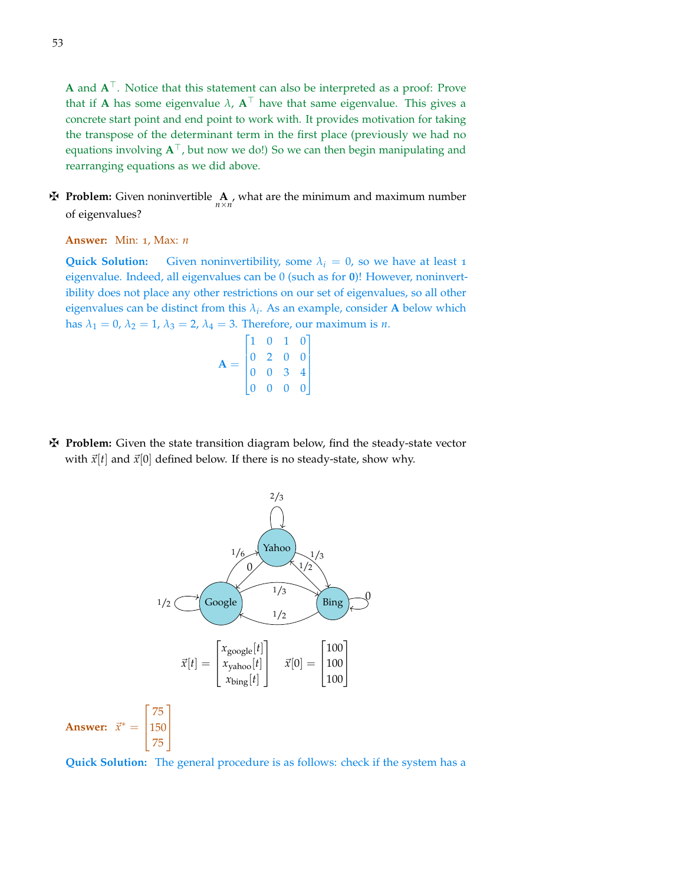**A** and $\mathbf{A}^\top$. Notice that this statement can also be interpreted as a proof: Prove that if **A** has some eigenvalue $\lambda$, $\mathbf{A}^\top$ have that same eigenvalue. This gives a concrete start point and end point to work with. It provides motivation for taking the transpose of the determinant term in the first place (previously we had no equations involving $\mathbf{A}^\top$, but now we do!) So we can then begin manipulating and rearranging equations as we did above.

✠ **Problem:** Given noninvertible $\underset{n\times n}{\mathbf{A}}$, what are the minimum and maximum number of eigenvalues?

**Answer:** Min: 1, Max: $n$

**Quick Solution:** Given noninvertibility, some $\lambda_i = 0$, so we have at least 1 eigenvalue. Indeed, all eigenvalues can be 0 (such as for $\mathbf{0}$)! However, noninvertibility does not place any other restrictions on our set of eigenvalues, so all other eigenvalues can be distinct from this $\lambda_i$. As an example, consider **A** below which has $\lambda_1 = 0$, $\lambda_2 = 1$, $\lambda_3 = 2$, $\lambda_4 = 3$. Therefore, our maximum is $n$.

$$\mathbf{A} = \begin{bmatrix} 1 & 0 & 1 & 0 \\ 0 & 2 & 0 & 0 \\ 0 & 0 & 3 & 4 \\ 0 & 0 & 0 & 0 \end{bmatrix}$$

✠ **Problem:** Given the state transition diagram below, find the steady-state vector with $\vec{x}[t]$ and $\vec{x}[0]$ defined below. If there is no steady-state, show why.

$$\vec{x}[t] = \begin{bmatrix} x_{\text{google}}[t] \\ x_{\text{yahoo}}[t] \\ x_{\text{bing}}[t] \end{bmatrix} \qquad \vec{x}[0] = \begin{bmatrix} 100 \\ 100 \\ 100 \end{bmatrix}$$

**Answer:** $\vec{x}^* = \begin{bmatrix} 75 \\ 150 \\ 75 \end{bmatrix}$

**Quick Solution:** The general procedure is as follows: check if the system has a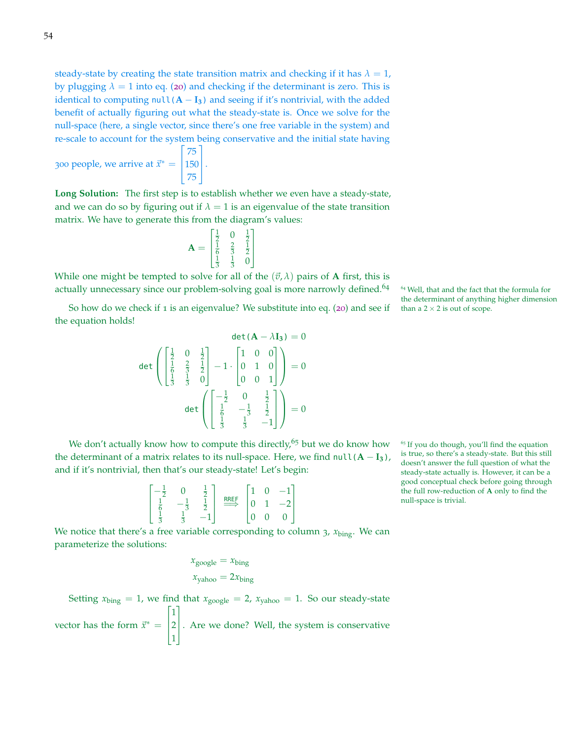steady-state by creating the state transition matrix and checking if it has $\lambda = 1$, by plugging $\lambda = 1$ into eq. (20) and checking if the determinant is zero. This is identical to computing $\texttt{null}(\mathbf{A} - \mathbf{I_3})$ and seeing if it's nontrivial, with the added benefit of actually figuring out what the steady-state is. Once we solve for the null-space (here, a single vector, since there's one free variable in the system) and re-scale to account for the system being conservative and the initial state having 300 people, we arrive at $\vec{x}^* = \begin{bmatrix} 75 \\ 150 \\ 75 \end{bmatrix}$.

**Long Solution:** The first step is to establish whether we even have a steady-state, and we can do so by figuring out if $\lambda = 1$ is an eigenvalue of the state transition matrix. We have to generate this from the diagram's values:

$$\mathbf{A} = \begin{bmatrix} \frac{1}{2} & 0 & \frac{1}{2} \\ \frac{1}{6} & \frac{2}{3} & \frac{1}{2} \\ \frac{1}{3} & \frac{1}{3} & 0 \end{bmatrix}$$

While one might be tempted to solve for all of the $(\vec{v}, \lambda)$ pairs of $\mathbf{A}$ first, this is actually unnecessary since our problem-solving goal is more narrowly defined.[64]

[64] Well, that and the fact that the formula for the determinant of anything higher dimension than a $2 \times 2$ is out of scope.

So how do we check if 1 is an eigenvalue? We substitute into eq. (20) and see if the equation holds!

$$\texttt{det}(\mathbf{A} - \lambda \mathbf{I_3}) = 0$$

$$\texttt{det}\left( \begin{bmatrix} \frac{1}{2} & 0 & \frac{1}{2} \\ \frac{1}{6} & \frac{2}{3} & \frac{1}{2} \\ \frac{1}{3} & \frac{1}{3} & 0 \end{bmatrix} - 1 \cdot \begin{bmatrix} 1 & 0 & 0 \\ 0 & 1 & 0 \\ 0 & 0 & 1 \end{bmatrix} \right) = 0$$

$$\texttt{det}\left( \begin{bmatrix} -\frac{1}{2} & 0 & \frac{1}{2} \\ \frac{1}{6} & -\frac{1}{3} & \frac{1}{2} \\ \frac{1}{3} & \frac{1}{3} & -1 \end{bmatrix} \right) = 0$$

We don't actually know how to compute this directly,[65] but we do know how the determinant of a matrix relates to its null-space. Here, we find $\texttt{null}(\mathbf{A} - \mathbf{I_3})$, and if it's nontrivial, then that's our steady-state! Let's begin:

[65] If you do though, you'll find the equation is true, so there's a steady-state. But this still doesn't answer the full question of what the steady-state actually is. However, it can be a good conceptual check before going through the full row-reduction of $\mathbf{A}$ only to find the null-space is trivial.

$$\begin{bmatrix} -\frac{1}{2} & 0 & \frac{1}{2} \\ \frac{1}{6} & -\frac{1}{3} & \frac{1}{2} \\ \frac{1}{3} & \frac{1}{3} & -1 \end{bmatrix} \overset{\text{RREF}}{\Longrightarrow} \begin{bmatrix} 1 & 0 & -1 \\ 0 & 1 & -2 \\ 0 & 0 & 0 \end{bmatrix}$$

We notice that there's a free variable corresponding to column 3, $x_{\text{bing}}$. We can parameterize the solutions:

$$x_{\text{google}} = x_{\text{bing}}$$
$$x_{\text{yahoo}} = 2x_{\text{bing}}$$

Setting $x_{\text{bing}} = 1$, we find that $x_{\text{google}} = 2$, $x_{\text{yahoo}} = 1$. So our steady-state vector has the form $\vec{x}^* = \begin{bmatrix} 1 \\ 2 \\ 1 \end{bmatrix}$. Are we done? Well, the system is conservative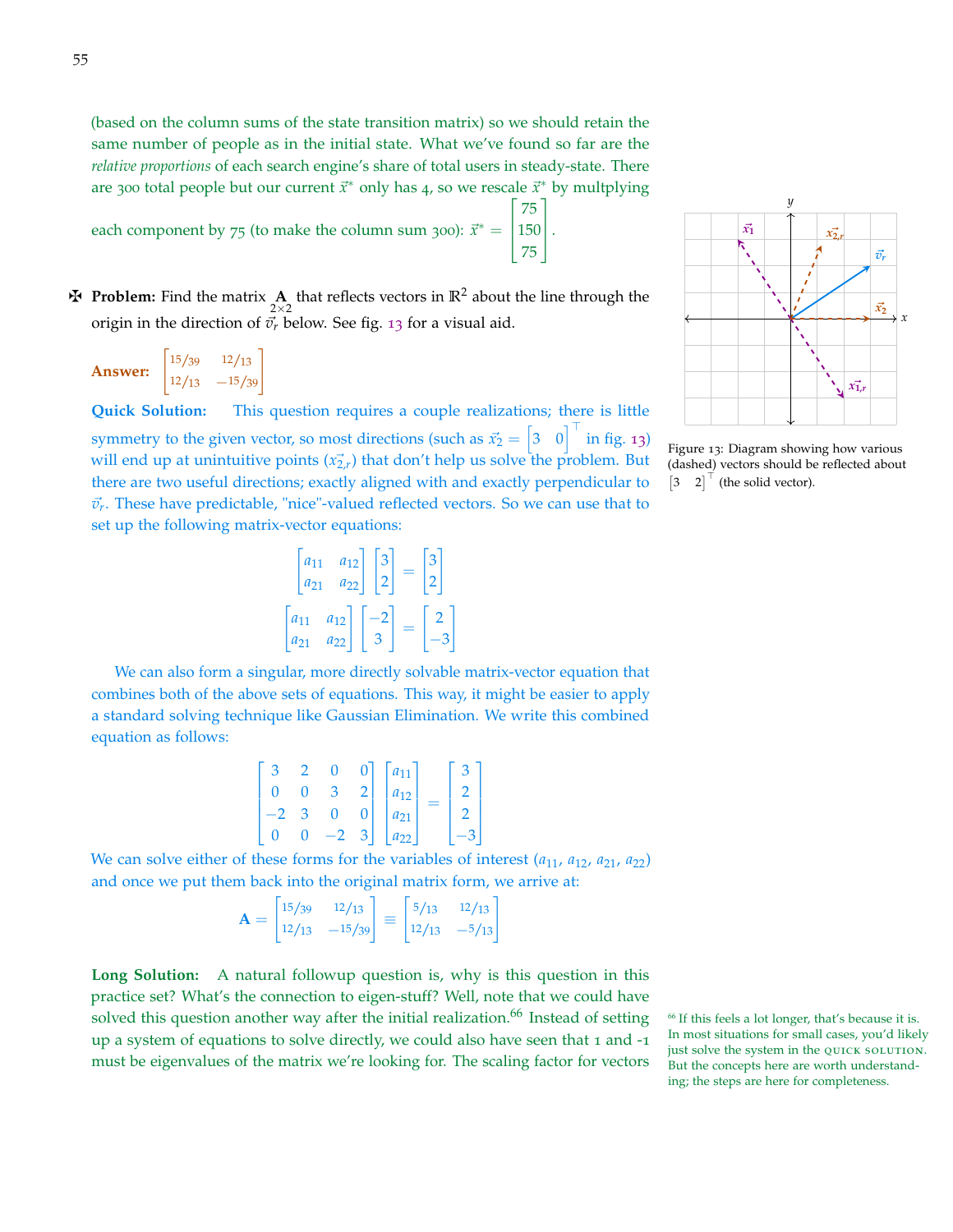(based on the column sums of the state transition matrix) so we should retain the same number of people as in the initial state. What we've found so far are the *relative proportions* of each search engine's share of total users in steady-state. There are 300 total people but our current $\vec{x}^*$ only has 4, so we rescale $\vec{x}^*$ by multplying each component by 75 (to make the column sum 300): $\vec{x}^* = \begin{bmatrix} 75 \\ 150 \\ 75 \end{bmatrix}$.

✠ **Problem:** Find the matrix $\underset{2\times 2}{\mathbf{A}}$ that reflects vectors in $\mathbb{R}^2$ about the line through the origin in the direction of $\vec{v}_r$ below. See fig. 13 for a visual aid.

Figure 13: Diagram showing how various (dashed) vectors should be reflected about $\begin{bmatrix} 3 & 2 \end{bmatrix}^\top$ (the solid vector).

**Answer:** $\begin{bmatrix} 15/39 & 12/13 \\ 12/13 & -15/39 \end{bmatrix}$

**Quick Solution:** This question requires a couple realizations; there is little symmetry to the given vector, so most directions (such as $\vec{x}_2 = \begin{bmatrix} 3 & 0 \end{bmatrix}^\top$ in fig. 13) will end up at unintuitive points ($\vec{x_{2,r}}$) that don't help us solve the problem. But there are two useful directions; exactly aligned with and exactly perpendicular to $\vec{v}_r$. These have predictable, "nice"-valued reflected vectors. So we can use that to set up the following matrix-vector equations:

$$\begin{bmatrix} a_{11} & a_{12} \\ a_{21} & a_{22} \end{bmatrix} \begin{bmatrix} 3 \\ 2 \end{bmatrix} = \begin{bmatrix} 3 \\ 2 \end{bmatrix}$$

$$\begin{bmatrix} a_{11} & a_{12} \\ a_{21} & a_{22} \end{bmatrix} \begin{bmatrix} -2 \\ 3 \end{bmatrix} = \begin{bmatrix} 2 \\ -3 \end{bmatrix}$$

We can also form a singular, more directly solvable matrix-vector equation that combines both of the above sets of equations. This way, it might be easier to apply a standard solving technique like Gaussian Elimination. We write this combined equation as follows:

$$\begin{bmatrix} 3 & 2 & 0 & 0 \\ 0 & 0 & 3 & 2 \\ -2 & 3 & 0 & 0 \\ 0 & 0 & -2 & 3 \end{bmatrix} \begin{bmatrix} a_{11} \\ a_{12} \\ a_{21} \\ a_{22} \end{bmatrix} = \begin{bmatrix} 3 \\ 2 \\ 2 \\ -3 \end{bmatrix}$$

We can solve either of these forms for the variables of interest ($a_{11}$, $a_{12}$, $a_{21}$, $a_{22}$) and once we put them back into the original matrix form, we arrive at:

$$\mathbf{A} = \begin{bmatrix} 15/39 & 12/13 \\ 12/13 & -15/39 \end{bmatrix} \equiv \begin{bmatrix} 5/13 & 12/13 \\ 12/13 & -5/13 \end{bmatrix}$$

**Long Solution:** A natural followup question is, why is this question in this practice set? What's the connection to eigen-stuff? Well, note that we could have solved this question another way after the initial realization.[66] Instead of setting up a system of equations to solve directly, we could also have seen that 1 and -1 must be eigenvalues of the matrix we're looking for. The scaling factor for vectors

[66] If this feels a lot longer, that's because it is. In most situations for small cases, you'd likely just solve the system in the QUICK SOLUTION. But the concepts here are worth understanding; the steps are here for completeness.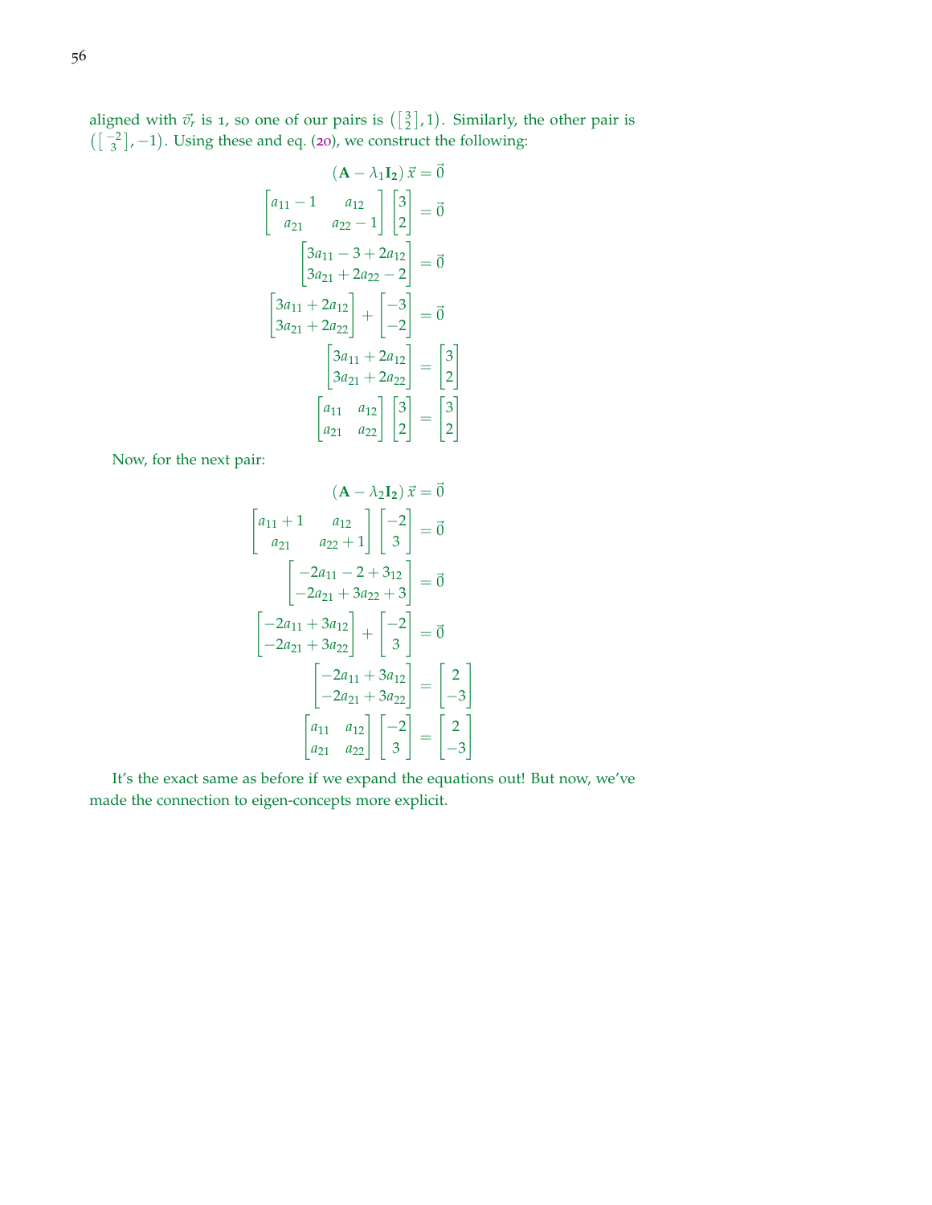aligned with $\vec{v}_r$ is 1, so one of our pairs is $\left(\left[\begin{smallmatrix}3\\2\end{smallmatrix}\right], 1\right)$. Similarly, the other pair is $\left(\left[\begin{smallmatrix}-2\\3\end{smallmatrix}\right], -1\right)$. Using these and eq. (20), we construct the following:

$$(\mathbf{A} - \lambda_1 \mathbf{I_2})\,\vec{x} = \vec{0}$$

$$\begin{bmatrix} a_{11} - 1 & a_{12} \\ a_{21} & a_{22} - 1 \end{bmatrix} \begin{bmatrix} 3 \\ 2 \end{bmatrix} = \vec{0}$$

$$\begin{bmatrix} 3a_{11} - 3 + 2a_{12} \\ 3a_{21} + 2a_{22} - 2 \end{bmatrix} = \vec{0}$$

$$\begin{bmatrix} 3a_{11} + 2a_{12} \\ 3a_{21} + 2a_{22} \end{bmatrix} + \begin{bmatrix} -3 \\ -2 \end{bmatrix} = \vec{0}$$

$$\begin{bmatrix} 3a_{11} + 2a_{12} \\ 3a_{21} + 2a_{22} \end{bmatrix} = \begin{bmatrix} 3 \\ 2 \end{bmatrix}$$

$$\begin{bmatrix} a_{11} & a_{12} \\ a_{21} & a_{22} \end{bmatrix} \begin{bmatrix} 3 \\ 2 \end{bmatrix} = \begin{bmatrix} 3 \\ 2 \end{bmatrix}$$

Now, for the next pair:

$$(\mathbf{A} - \lambda_2 \mathbf{I_2})\,\vec{x} = \vec{0}$$

$$\begin{bmatrix} a_{11} + 1 & a_{12} \\ a_{21} & a_{22} + 1 \end{bmatrix} \begin{bmatrix} -2 \\ 3 \end{bmatrix} = \vec{0}$$

$$\begin{bmatrix} -2a_{11} - 2 + 3_{12} \\ -2a_{21} + 3a_{22} + 3 \end{bmatrix} = \vec{0}$$

$$\begin{bmatrix} -2a_{11} + 3a_{12} \\ -2a_{21} + 3a_{22} \end{bmatrix} + \begin{bmatrix} -2 \\ 3 \end{bmatrix} = \vec{0}$$

$$\begin{bmatrix} -2a_{11} + 3a_{12} \\ -2a_{21} + 3a_{22} \end{bmatrix} = \begin{bmatrix} 2 \\ -3 \end{bmatrix}$$

$$\begin{bmatrix} a_{11} & a_{12} \\ a_{21} & a_{22} \end{bmatrix} \begin{bmatrix} -2 \\ 3 \end{bmatrix} = \begin{bmatrix} 2 \\ -3 \end{bmatrix}$$

It's the exact same as before if we expand the equations out! But now, we've made the connection to eigen-concepts more explicit.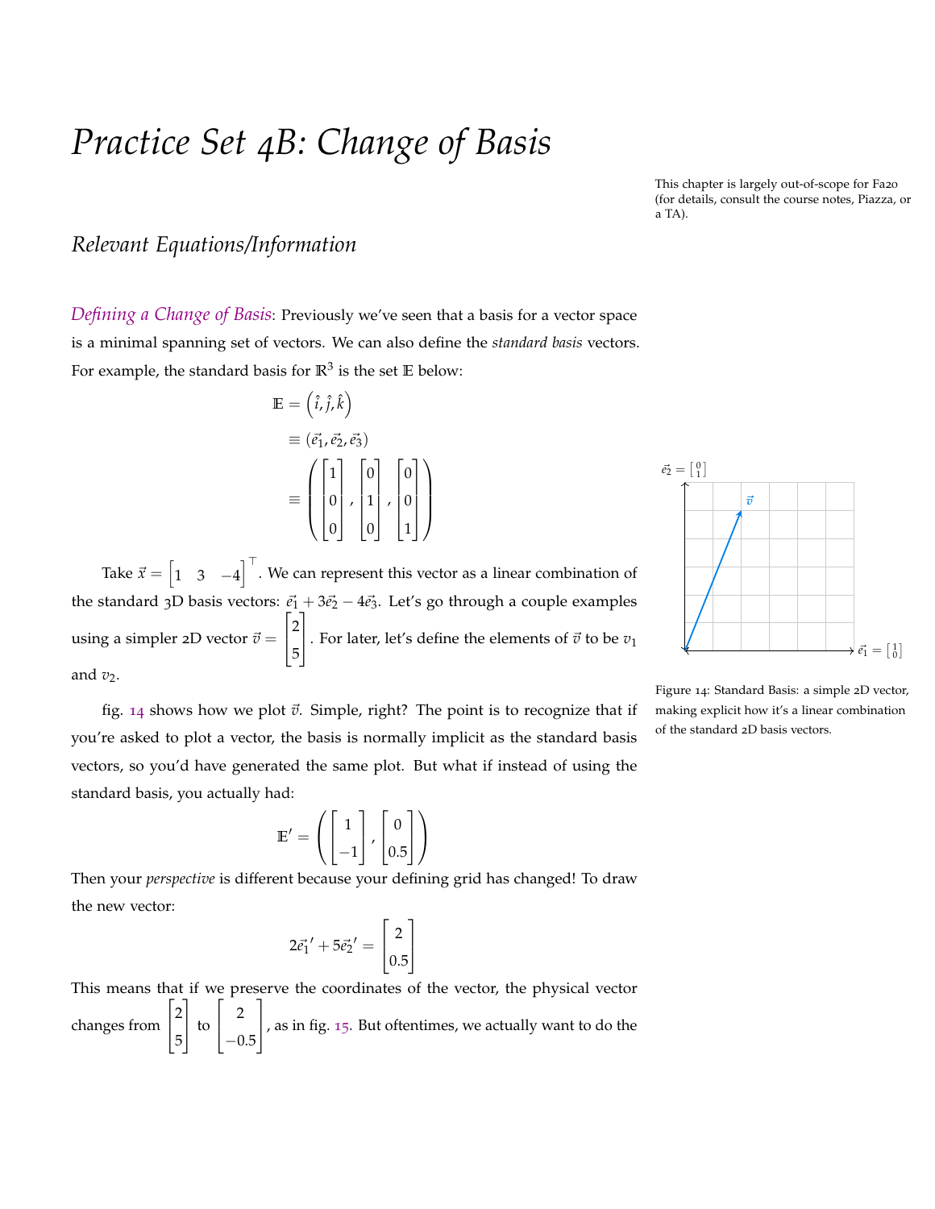# *Practice Set 4B: Change of Basis*

This chapter is largely out-of-scope for Fa20 (for details, consult the course notes, Piazza, or a TA).

## *Relevant Equations/Information*

*Defining a Change of Basis*: Previously we've seen that a basis for a vector space is a minimal spanning set of vectors. We can also define the *standard basis* vectors. For example, the standard basis for $\mathbb{R}^3$ is the set $\mathbb{E}$ below:

$$
\begin{aligned}
\mathbb{E} &= \left(\hat{i}, \hat{j}, \hat{k}\right) \\
&\equiv (\vec{e_1}, \vec{e_2}, \vec{e_3}) \\
&\equiv \left( \begin{bmatrix} 1 \\ 0 \\ 0 \end{bmatrix}, \begin{bmatrix} 0 \\ 1 \\ 0 \end{bmatrix}, \begin{bmatrix} 0 \\ 0 \\ 1 \end{bmatrix} \right)
\end{aligned}
$$

Take $\vec{x} = \begin{bmatrix} 1 & 3 & -4 \end{bmatrix}^\top$. We can represent this vector as a linear combination of the standard 3D basis vectors: $\vec{e_1} + 3\vec{e_2} - 4\vec{e_3}$. Let's go through a couple examples using a simpler 2D vector $\vec{v} = \begin{bmatrix} 2 \\ 5 \end{bmatrix}$. For later, let's define the elements of $\vec{v}$ to be $v_1$ and $v_2$.

Figure 14: Standard Basis: a simple 2D vector, making explicit how it's a linear combination of the standard 2D basis vectors.

fig. 14 shows how we plot $\vec{v}$. Simple, right? The point is to recognize that if you're asked to plot a vector, the basis is normally implicit as the standard basis vectors, so you'd have generated the same plot. But what if instead of using the standard basis, you actually had:

$$
\mathbb{E}' = \left( \begin{bmatrix} 1 \\ -1 \end{bmatrix}, \begin{bmatrix} 0 \\ 0.5 \end{bmatrix} \right)
$$

Then your *perspective* is different because your defining grid has changed! To draw the new vector:

$$
2\vec{e_1}' + 5\vec{e_2}' = \begin{bmatrix} 2 \\ 0.5 \end{bmatrix}
$$

This means that if we preserve the coordinates of the vector, the physical vector changes from $\begin{bmatrix} 2 \\ 5 \end{bmatrix}$ to $\begin{bmatrix} 2 \\ -0.5 \end{bmatrix}$, as in fig. 15. But oftentimes, we actually want to do the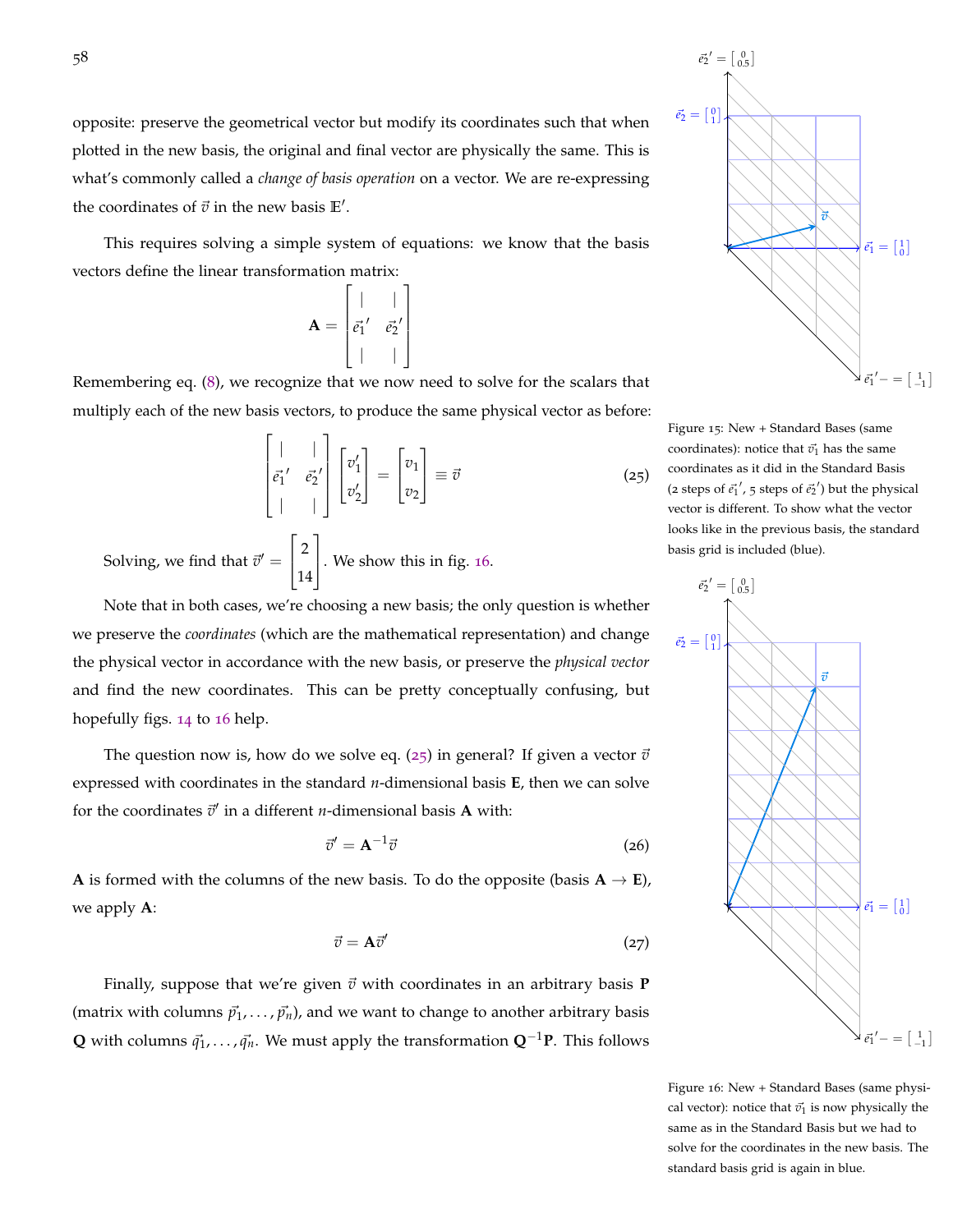opposite: preserve the geometrical vector but modify its coordinates such that when plotted in the new basis, the original and final vector are physically the same. This is what's commonly called a *change of basis operation* on a vector. We are re-expressing the coordinates of $\vec{v}$ in the new basis $\mathbb{E}'$.

This requires solving a simple system of equations: we know that the basis vectors define the linear transformation matrix:

$$\mathbf{A} = \begin{bmatrix} | & | \\ \vec{e_1}' & \vec{e_2}' \\ | & | \end{bmatrix}$$

Remembering eq. (8), we recognize that we now need to solve for the scalars that multiply each of the new basis vectors, to produce the same physical vector as before:

$$\begin{bmatrix} | & | \\ \vec{e_1}' & \vec{e_2}' \\ | & | \end{bmatrix} \begin{bmatrix} v_1' \\ v_2' \end{bmatrix} = \begin{bmatrix} v_1 \\ v_2 \end{bmatrix} \equiv \vec{v} \tag{25}$$

Solving, we find that $\vec{v}' = \begin{bmatrix} 2 \\ 14 \end{bmatrix}$. We show this in fig. 16.

Note that in both cases, we're choosing a new basis; the only question is whether we preserve the *coordinates* (which are the mathematical representation) and change the physical vector in accordance with the new basis, or preserve the *physical vector* and find the new coordinates. This can be pretty conceptually confusing, but hopefully figs. 14 to 16 help.

The question now is, how do we solve eq. (25) in general? If given a vector $\vec{v}$ expressed with coordinates in the standard $n$-dimensional basis $\mathbf{E}$, then we can solve for the coordinates $\vec{v}'$ in a different $n$-dimensional basis $\mathbf{A}$ with:

$$\vec{v}' = \mathbf{A}^{-1}\vec{v} \tag{26}$$

$\mathbf{A}$ is formed with the columns of the new basis. To do the opposite (basis $\mathbf{A} \to \mathbf{E}$), we apply $\mathbf{A}$:

$$\vec{v} = \mathbf{A}\vec{v}' \tag{27}$$

Finally, suppose that we're given $\vec{v}$ with coordinates in an arbitrary basis $\mathbf{P}$ (matrix with columns $\vec{p_1}, \ldots, \vec{p_n}$), and we want to change to another arbitrary basis $\mathbf{Q}$ with columns $\vec{q_1}, \ldots, \vec{q_n}$. We must apply the transformation $\mathbf{Q}^{-1}\mathbf{P}$. This follows

Figure 15: New + Standard Bases (same coordinates): notice that $\vec{v_1}$ has the same coordinates as it did in the Standard Basis (2 steps of $\vec{e_1}'$, 5 steps of $\vec{e_2}'$) but the physical vector is different. To show what the vector looks like in the previous basis, the standard basis grid is included (blue).

Figure 16: New + Standard Bases (same physical vector): notice that $\vec{v_1}$ is now physically the same as in the Standard Basis but we had to solve for the coordinates in the new basis. The standard basis grid is again in blue.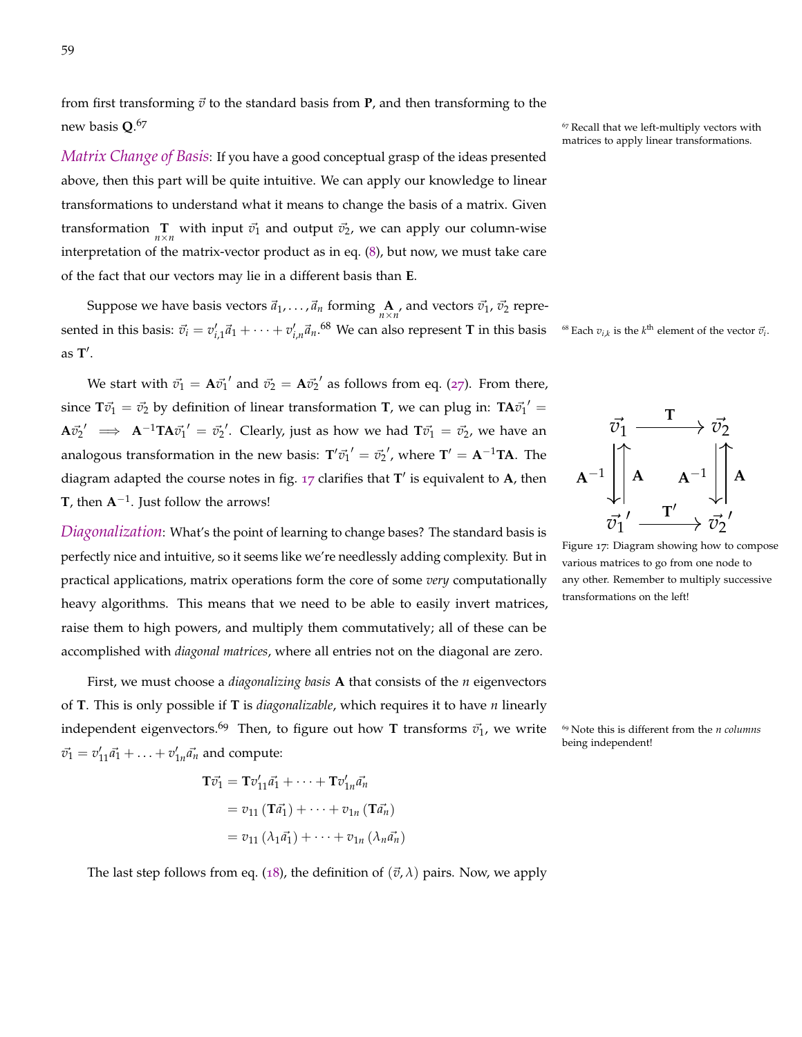from first transforming $\vec{v}$ to the standard basis from **P**, and then transforming to the new basis **Q**.[67]

[67] Recall that we left-multiply vectors with matrices to apply linear transformations.

*Matrix Change of Basis*: If you have a good conceptual grasp of the ideas presented above, then this part will be quite intuitive. We can apply our knowledge to linear transformations to understand what it means to change the basis of a matrix. Given transformation $\underset{n\times n}{\mathbf{T}}$ with input $\vec{v_1}$ and output $\vec{v_2}$, we can apply our column-wise interpretation of the matrix-vector product as in eq. (8), but now, we must take care of the fact that our vectors may lie in a different basis than **E**.

Suppose we have basis vectors $\vec{a}_1, \ldots, \vec{a}_n$ forming $\underset{n\times n}{\mathbf{A}}$, and vectors $\vec{v_1}$, $\vec{v_2}$ represented in this basis: $\vec{v_i} = v'_{i,1}\vec{a}_1 + \cdots + v'_{i,n}\vec{a}_n$.[68] We can also represent **T** in this basis as $\mathbf{T}'$.

[68] Each $v_{i,k}$ is the $k^{\text{th}}$ element of the vector $\vec{v_i}$.

We start with $\vec{v_1} = \mathbf{A}\vec{v_1}'$ and $\vec{v_2} = \mathbf{A}\vec{v_2}'$ as follows from eq. (27). From there, since $\mathbf{T}\vec{v_1} = \vec{v_2}$ by definition of linear transformation **T**, we can plug in: $\mathbf{T}\mathbf{A}\vec{v_1}' = \mathbf{A}\vec{v_2}' \implies \mathbf{A}^{-1}\mathbf{T}\mathbf{A}\vec{v_1}' = \vec{v_2}'$. Clearly, just as how we had $\mathbf{T}\vec{v_1} = \vec{v_2}$, we have an analogous transformation in the new basis: $\mathbf{T}'\vec{v_1}' = \vec{v_2}'$, where $\mathbf{T}' = \mathbf{A}^{-1}\mathbf{T}\mathbf{A}$. The diagram adapted the course notes in fig. 17 clarifies that $\mathbf{T}'$ is equivalent to **A**, then **T**, then $\mathbf{A}^{-1}$. Just follow the arrows!

$$
\begin{array}{ccc}
\vec{v_1} & \xrightarrow{\ \mathbf{T}\ } & \vec{v_2} \\
\mathbf{A}^{-1}\downarrow\uparrow\mathbf{A} & & \mathbf{A}^{-1}\downarrow\uparrow\mathbf{A} \\
\vec{v_1}' & \xrightarrow{\ \mathbf{T}'\ } & \vec{v_2}'
\end{array}
$$

Figure 17: Diagram showing how to compose various matrices to go from one node to any other. Remember to multiply successive transformations on the left!

*Diagonalization*: What's the point of learning to change bases? The standard basis is perfectly nice and intuitive, so it seems like we're needlessly adding complexity. But in practical applications, matrix operations form the core of some *very* computationally heavy algorithms. This means that we need to be able to easily invert matrices, raise them to high powers, and multiply them commutatively; all of these can be accomplished with *diagonal matrices*, where all entries not on the diagonal are zero.

First, we must choose a *diagonalizing basis* **A** that consists of the $n$ eigenvectors of **T**. This is only possible if **T** is *diagonalizable*, which requires it to have $n$ linearly independent eigenvectors.[69] Then, to figure out how **T** transforms $\vec{v_1}$, we write $\vec{v_1} = v'_{11}\vec{a_1} + \ldots + v'_{1n}\vec{a_n}$ and compute:

[69] Note this is different from the *n columns* being independent!

$$
\begin{aligned}
\mathbf{T}\vec{v_1} &= \mathbf{T}v'_{11}\vec{a_1} + \cdots + \mathbf{T}v'_{1n}\vec{a_n} \\
&= v_{11}\left(\mathbf{T}\vec{a_1}\right) + \cdots + v_{1n}\left(\mathbf{T}\vec{a_n}\right) \\
&= v_{11}\left(\lambda_1\vec{a_1}\right) + \cdots + v_{1n}\left(\lambda_n\vec{a_n}\right)
\end{aligned}
$$

The last step follows from eq. (18), the definition of $(\vec{v}, \lambda)$ pairs. Now, we apply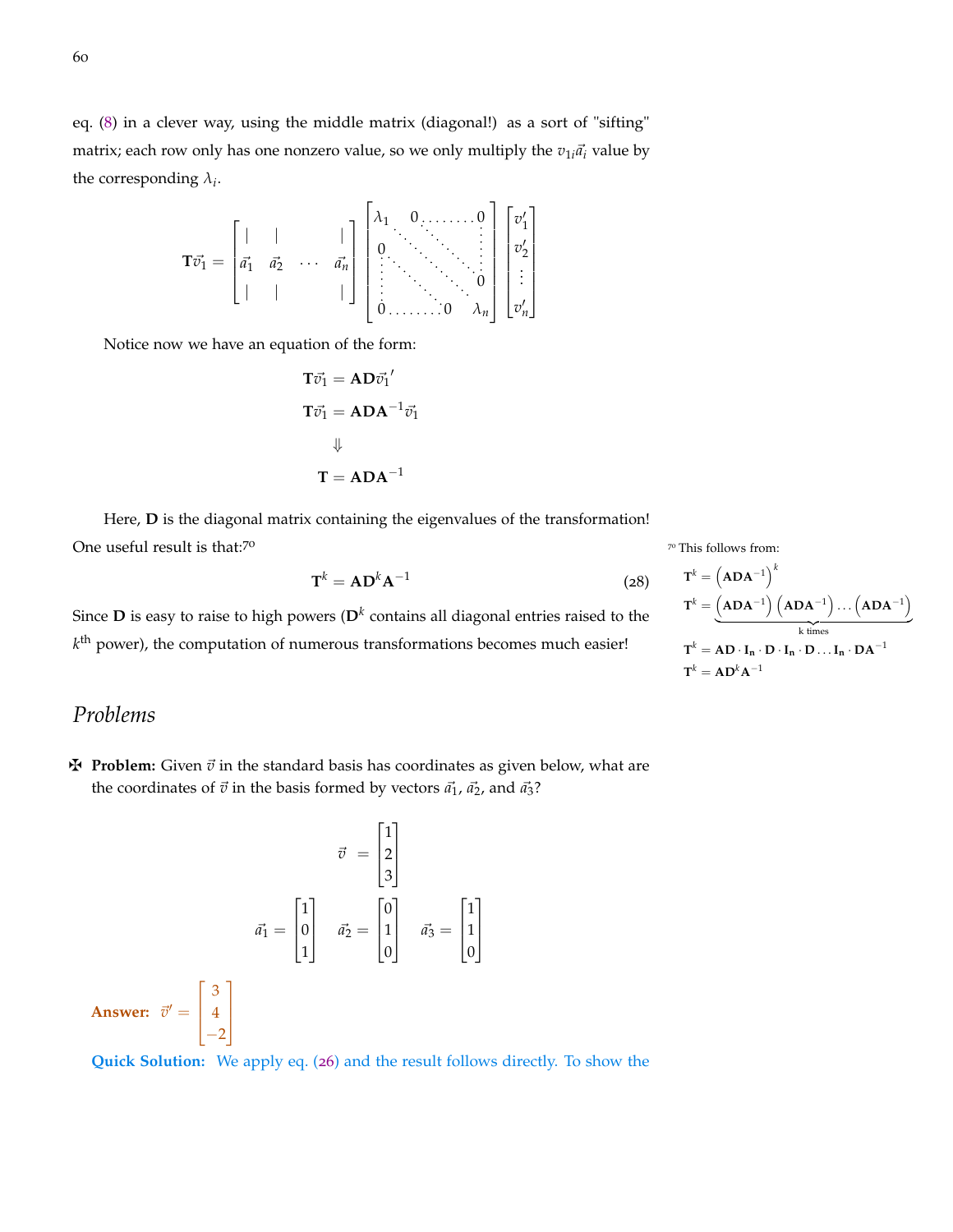eq. (8) in a clever way, using the middle matrix (diagonal!) as a sort of "sifting" matrix; each row only has one nonzero value, so we only multiply the $v_{1i}\vec{a_i}$ value by the corresponding $\lambda_i$.

$$\mathbf{T}\vec{v}_1 = \begin{bmatrix} | & | & & | \\ \vec{a_1} & \vec{a_2} & \cdots & \vec{a_n} \\ | & | & & | \end{bmatrix} \begin{bmatrix} \lambda_1 & 0 & \cdots & 0 \\ 0 & \ddots & \ddots & \vdots \\ \vdots & \ddots & \ddots & 0 \\ 0 & \cdots & 0 & \lambda_n \end{bmatrix} \begin{bmatrix} v'_1 \\ v'_2 \\ \vdots \\ v'_n \end{bmatrix}$$

Notice now we have an equation of the form:

$$\mathbf{T}\vec{v}_1 = \mathbf{A}\mathbf{D}\vec{v}_1{}'$$

$$\mathbf{T}\vec{v}_1 = \mathbf{A}\mathbf{D}\mathbf{A}^{-1}\vec{v}_1$$

$$\Downarrow$$

$$\mathbf{T} = \mathbf{A}\mathbf{D}\mathbf{A}^{-1}$$

Here, $\mathbf{D}$ is the diagonal matrix containing the eigenvalues of the transformation! One useful result is that:[70]

$$\mathbf{T}^k = \mathbf{A}\mathbf{D}^k\mathbf{A}^{-1} \tag{28}$$

Since $\mathbf{D}$ is easy to raise to high powers ($\mathbf{D}^k$ contains all diagonal entries raised to the $k^{\text{th}}$ power), the computation of numerous transformations becomes much easier!

[70] This follows from:

$$\mathbf{T}^k = \left(\mathbf{A}\mathbf{D}\mathbf{A}^{-1}\right)^k$$
$$\mathbf{T}^k = \underbrace{\left(\mathbf{A}\mathbf{D}\mathbf{A}^{-1}\right)\left(\mathbf{A}\mathbf{D}\mathbf{A}^{-1}\right)\cdots\left(\mathbf{A}\mathbf{D}\mathbf{A}^{-1}\right)}_{\text{k times}}$$
$$\mathbf{T}^k = \mathbf{A}\mathbf{D}\cdot\mathbf{I_n}\cdot\mathbf{D}\cdot\mathbf{I_n}\cdot\mathbf{D}\ldots\mathbf{I_n}\cdot\mathbf{D}\mathbf{A}^{-1}$$
$$\mathbf{T}^k = \mathbf{A}\mathbf{D}^k\mathbf{A}^{-1}$$

## *Problems*

✠ **Problem:** Given $\vec{v}$ in the standard basis has coordinates as given below, what are the coordinates of $\vec{v}$ in the basis formed by vectors $\vec{a_1}$, $\vec{a_2}$, and $\vec{a_3}$?

$$\vec{v} = \begin{bmatrix} 1 \\ 2 \\ 3 \end{bmatrix}$$

$$\vec{a_1} = \begin{bmatrix} 1 \\ 0 \\ 1 \end{bmatrix} \quad \vec{a_2} = \begin{bmatrix} 0 \\ 1 \\ 0 \end{bmatrix} \quad \vec{a_3} = \begin{bmatrix} 1 \\ 1 \\ 0 \end{bmatrix}$$

**Answer:** $\vec{v}' = \begin{bmatrix} 3 \\ 4 \\ -2 \end{bmatrix}$

**Quick Solution:** We apply eq. (26) and the result follows directly. To show the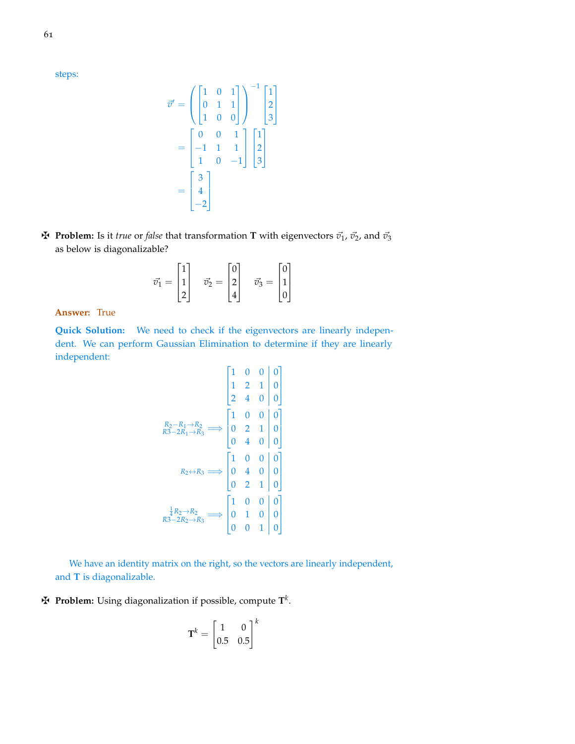steps:

$$\vec{v}' = \left( \begin{bmatrix} 1 & 0 & 1 \\ 0 & 1 & 1 \\ 1 & 0 & 0 \end{bmatrix} \right)^{-1} \begin{bmatrix} 1 \\ 2 \\ 3 \end{bmatrix}$$

$$= \begin{bmatrix} 0 & 0 & 1 \\ -1 & 1 & 1 \\ 1 & 0 & -1 \end{bmatrix} \begin{bmatrix} 1 \\ 2 \\ 3 \end{bmatrix}$$

$$= \begin{bmatrix} 3 \\ 4 \\ -2 \end{bmatrix}$$

✠ **Problem:** Is it *true* or *false* that transformation **T** with eigenvectors $\vec{v}_1$, $\vec{v}_2$, and $\vec{v}_3$ as below is diagonalizable?

$$\vec{v}_1 = \begin{bmatrix} 1 \\ 1 \\ 2 \end{bmatrix} \quad \vec{v}_2 = \begin{bmatrix} 0 \\ 2 \\ 4 \end{bmatrix} \quad \vec{v}_3 = \begin{bmatrix} 0 \\ 1 \\ 0 \end{bmatrix}$$

**Answer:** True

**Quick Solution:** We need to check if the eigenvectors are linearly independent. We can perform Gaussian Elimination to determine if they are linearly independent:

$$\left[\begin{array}{ccc|c} 1 & 0 & 0 & 0 \\ 1 & 2 & 1 & 0 \\ 2 & 4 & 0 & 0 \end{array}\right]$$

$$\underset{R3-2R_1 \to R_3}{\overset{R_2 - R_1 \to R_2}{\Longrightarrow}} \left[\begin{array}{ccc|c} 1 & 0 & 0 & 0 \\ 0 & 2 & 1 & 0 \\ 0 & 4 & 0 & 0 \end{array}\right]$$

$$\overset{R_2 \leftrightarrow R_3}{\Longrightarrow} \left[\begin{array}{ccc|c} 1 & 0 & 0 & 0 \\ 0 & 4 & 0 & 0 \\ 0 & 2 & 1 & 0 \end{array}\right]$$

$$\underset{R3-2R_2 \to R_3}{\overset{\frac{1}{4}R_2 \to R_2}{\Longrightarrow}} \left[\begin{array}{ccc|c} 1 & 0 & 0 & 0 \\ 0 & 1 & 0 & 0 \\ 0 & 0 & 1 & 0 \end{array}\right]$$

We have an identity matrix on the right, so the vectors are linearly independent, and **T** is diagonalizable.

✠ **Problem:** Using diagonalization if possible, compute $\mathbf{T}^k$.

$$\mathbf{T}^k = \begin{bmatrix} 1 & 0 \\ 0.5 & 0.5 \end{bmatrix}^k$$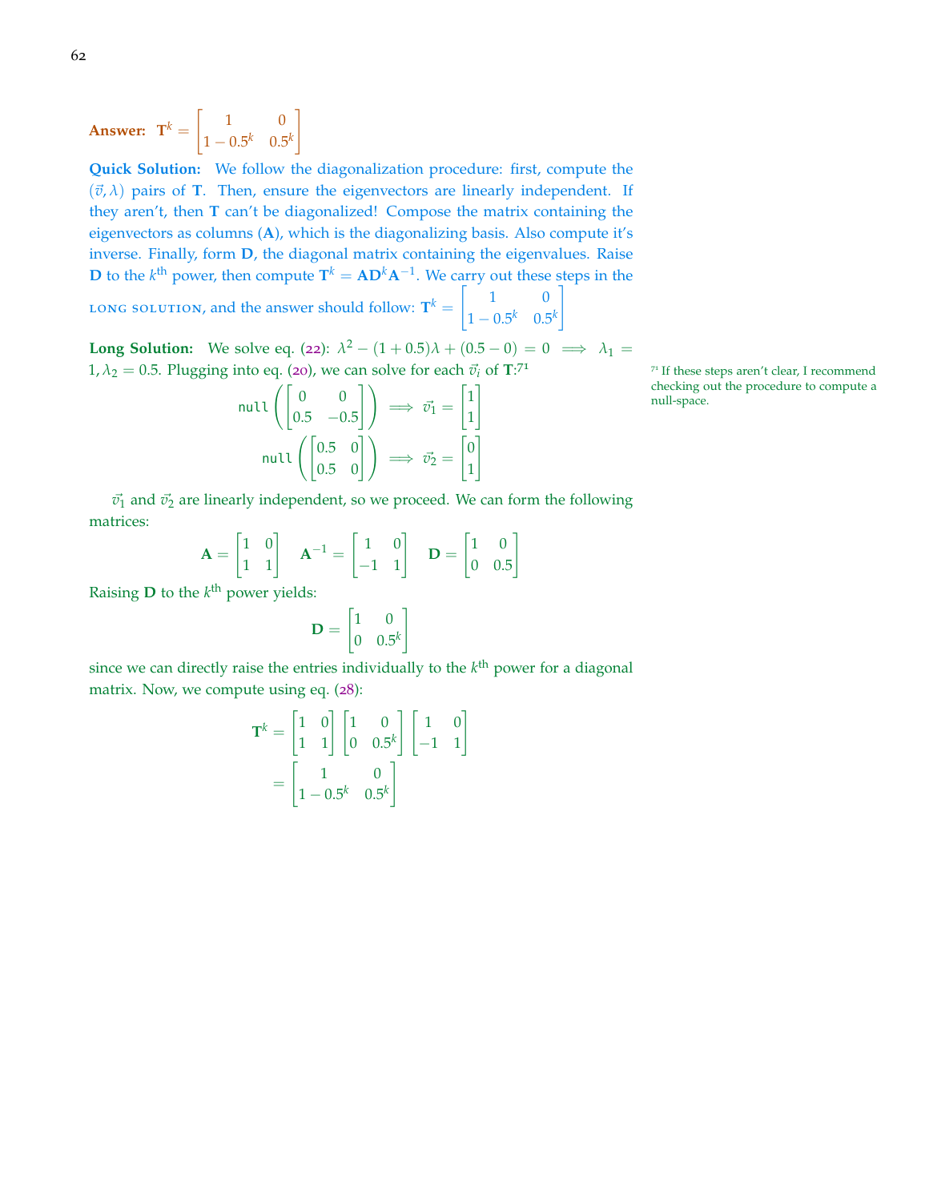**Answer:** $\mathbf{T}^k = \begin{bmatrix} 1 & 0 \\ 1 - 0.5^k & 0.5^k \end{bmatrix}$

**Quick Solution:** We follow the diagonalization procedure: first, compute the $(\vec{v}, \lambda)$ pairs of $\mathbf{T}$. Then, ensure the eigenvectors are linearly independent. If they aren't, then $\mathbf{T}$ can't be diagonalized! Compose the matrix containing the eigenvectors as columns ($\mathbf{A}$), which is the diagonalizing basis. Also compute it's inverse. Finally, form $\mathbf{D}$, the diagonal matrix containing the eigenvalues. Raise $\mathbf{D}$ to the $k^{\text{th}}$ power, then compute $\mathbf{T}^k = \mathbf{A}\mathbf{D}^k\mathbf{A}^{-1}$. We carry out these steps in the LONG SOLUTION, and the answer should follow: $\mathbf{T}^k = \begin{bmatrix} 1 & 0 \\ 1 - 0.5^k & 0.5^k \end{bmatrix}$

**Long Solution:** We solve eq. (22): $\lambda^2 - (1 + 0.5)\lambda + (0.5 - 0) = 0 \implies \lambda_1 = 1, \lambda_2 = 0.5$. Plugging into eq. (20), we can solve for each $\vec{v}_i$ of $\mathbf{T}$:[71]

$$\texttt{null}\left(\begin{bmatrix} 0 & 0 \\ 0.5 & -0.5 \end{bmatrix}\right) \implies \vec{v}_1 = \begin{bmatrix} 1 \\ 1 \end{bmatrix}$$

$$\texttt{null}\left(\begin{bmatrix} 0.5 & 0 \\ 0.5 & 0 \end{bmatrix}\right) \implies \vec{v}_2 = \begin{bmatrix} 0 \\ 1 \end{bmatrix}$$

[71] If these steps aren't clear, I recommend checking out the procedure to compute a null-space.

$\vec{v}_1$ and $\vec{v}_2$ are linearly independent, so we proceed. We can form the following matrices:

$$\mathbf{A} = \begin{bmatrix} 1 & 0 \\ 1 & 1 \end{bmatrix} \quad \mathbf{A}^{-1} = \begin{bmatrix} 1 & 0 \\ -1 & 1 \end{bmatrix} \quad \mathbf{D} = \begin{bmatrix} 1 & 0 \\ 0 & 0.5 \end{bmatrix}$$

Raising $\mathbf{D}$ to the $k^{\text{th}}$ power yields:

$$\mathbf{D} = \begin{bmatrix} 1 & 0 \\ 0 & 0.5^k \end{bmatrix}$$

since we can directly raise the entries individually to the $k^{\text{th}}$ power for a diagonal matrix. Now, we compute using eq. (28):

$$\begin{aligned} \mathbf{T}^k &= \begin{bmatrix} 1 & 0 \\ 1 & 1 \end{bmatrix} \begin{bmatrix} 1 & 0 \\ 0 & 0.5^k \end{bmatrix} \begin{bmatrix} 1 & 0 \\ -1 & 1 \end{bmatrix} \\ &= \begin{bmatrix} 1 & 0 \\ 1 - 0.5^k & 0.5^k \end{bmatrix} \end{aligned}$$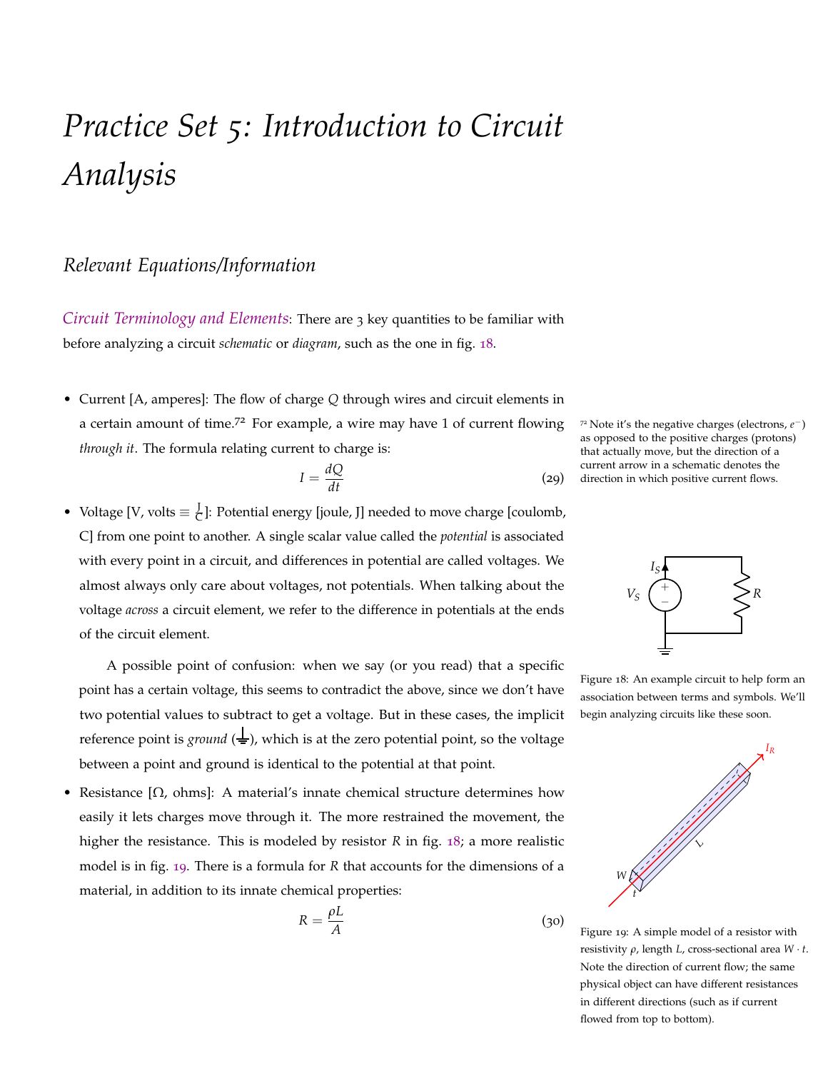# Practice Set 5: Introduction to Circuit Analysis

## Relevant Equations/Information

*Circuit Terminology and Elements*: There are 3 key quantities to be familiar with before analyzing a circuit *schematic* or *diagram*, such as the one in fig. 18.

- Current [A, amperes]: The flow of charge $Q$ through wires and circuit elements in a certain amount of time.[72] For example, a wire may have 1 of current flowing *through it*. The formula relating current to charge is:

$$I = \frac{dQ}{dt} \tag{29}$$

[72] Note it's the negative charges (electrons, $e^-$) as opposed to the positive charges (protons) that actually move, but the direction of a current arrow in a schematic denotes the direction in which positive current flows.

- Voltage [V, volts $\equiv \frac{J}{C}$]: Potential energy [joule, J] needed to move charge [coulomb, C] from one point to another. A single scalar value called the *potential* is associated with every point in a circuit, and differences in potential are called voltages. We almost always only care about voltages, not potentials. When talking about the voltage *across* a circuit element, we refer to the difference in potentials at the ends of the circuit element.

  A possible point of confusion: when we say (or you read) that a specific point has a certain voltage, this seems to contradict the above, since we don't have two potential values to subtract to get a voltage. But in these cases, the implicit reference point is *ground* (⏚), which is at the zero potential point, so the voltage between a point and ground is identical to the potential at that point.

- Resistance [Ω, ohms]: A material's innate chemical structure determines how easily it lets charges move through it. The more restrained the movement, the higher the resistance. This is modeled by resistor $R$ in fig. 18; a more realistic model is in fig. 19. There is a formula for $R$ that accounts for the dimensions of a material, in addition to its innate chemical properties:

$$R = \frac{\rho L}{A} \tag{30}$$

Figure 18: An example circuit to help form an association between terms and symbols. We'll begin analyzing circuits like these soon.

Figure 19: A simple model of a resistor with resistivity $\rho$, length $L$, cross-sectional area $W \cdot t$. Note the direction of current flow; the same physical object can have different resistances in different directions (such as if current flowed from top to bottom).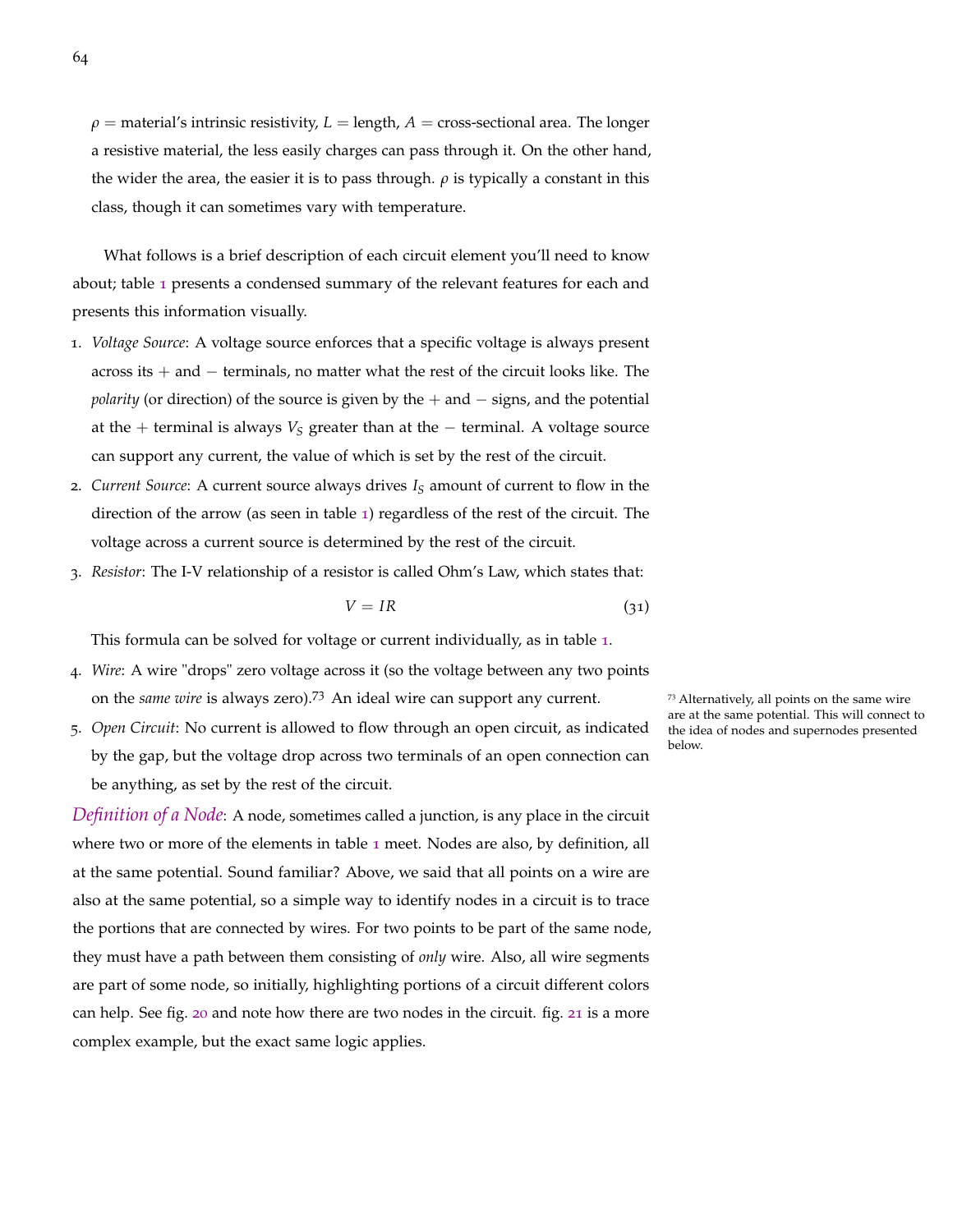$\rho$ = material's intrinsic resistivity, $L$ = length, $A$ = cross-sectional area. The longer a resistive material, the less easily charges can pass through it. On the other hand, the wider the area, the easier it is to pass through. $\rho$ is typically a constant in this class, though it can sometimes vary with temperature.

What follows is a brief description of each circuit element you'll need to know about; table 1 presents a condensed summary of the relevant features for each and presents this information visually.

1. *Voltage Source*: A voltage source enforces that a specific voltage is always present across its $+$ and $-$ terminals, no matter what the rest of the circuit looks like. The *polarity* (or direction) of the source is given by the $+$ and $-$ signs, and the potential at the $+$ terminal is always $V_S$ greater than at the $-$ terminal. A voltage source can support any current, the value of which is set by the rest of the circuit.
2. *Current Source*: A current source always drives $I_S$ amount of current to flow in the direction of the arrow (as seen in table 1) regardless of the rest of the circuit. The voltage across a current source is determined by the rest of the circuit.
3. *Resistor*: The I-V relationship of a resistor is called Ohm's Law, which states that:

$$V = IR \tag{31}$$

   This formula can be solved for voltage or current individually, as in table 1.
4. *Wire*: A wire "drops" zero voltage across it (so the voltage between any two points on the *same wire* is always zero).[73] An ideal wire can support any current.
5. *Open Circuit*: No current is allowed to flow through an open circuit, as indicated by the gap, but the voltage drop across two terminals of an open connection can be anything, as set by the rest of the circuit.

[73] Alternatively, all points on the same wire are at the same potential. This will connect to the idea of nodes and supernodes presented below.

*Definition of a Node*: A node, sometimes called a junction, is any place in the circuit where two or more of the elements in table 1 meet. Nodes are also, by definition, all at the same potential. Sound familiar? Above, we said that all points on a wire are also at the same potential, so a simple way to identify nodes in a circuit is to trace the portions that are connected by wires. For two points to be part of the same node, they must have a path between them consisting of *only* wire. Also, all wire segments are part of some node, so initially, highlighting portions of a circuit different colors can help. See fig. 20 and note how there are two nodes in the circuit. fig. 21 is a more complex example, but the exact same logic applies.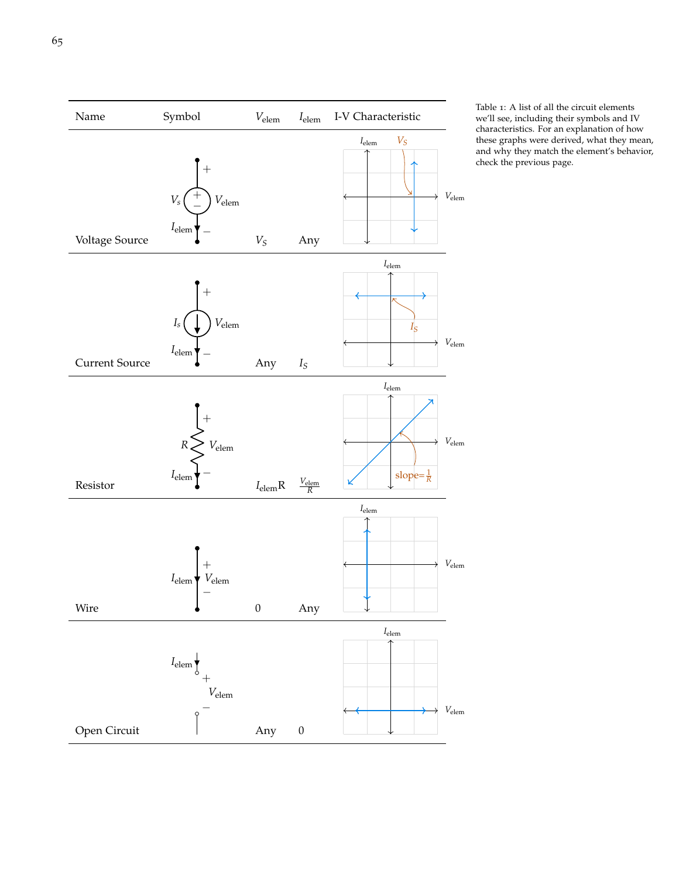| Name | Symbol | $V_{\text{elem}}$ | $I_{\text{elem}}$ | I-V Characteristic |
| --- | --- | --- | --- | --- |
| Voltage Source | | $V_S$ | Any | |
| Current Source | | Any | $I_S$ | |
| Resistor | | $I_{\text{elem}}R$ | $\frac{V_{\text{elem}}}{R}$ | slope=$\frac{1}{R}$ |
| Wire | | 0 | Any | |
| Open Circuit | | Any | 0 | |

Table 1: A list of all the circuit elements we'll see, including their symbols and IV characteristics. For an explanation of how these graphs were derived, what they mean, and why they match the element's behavior, check the previous page.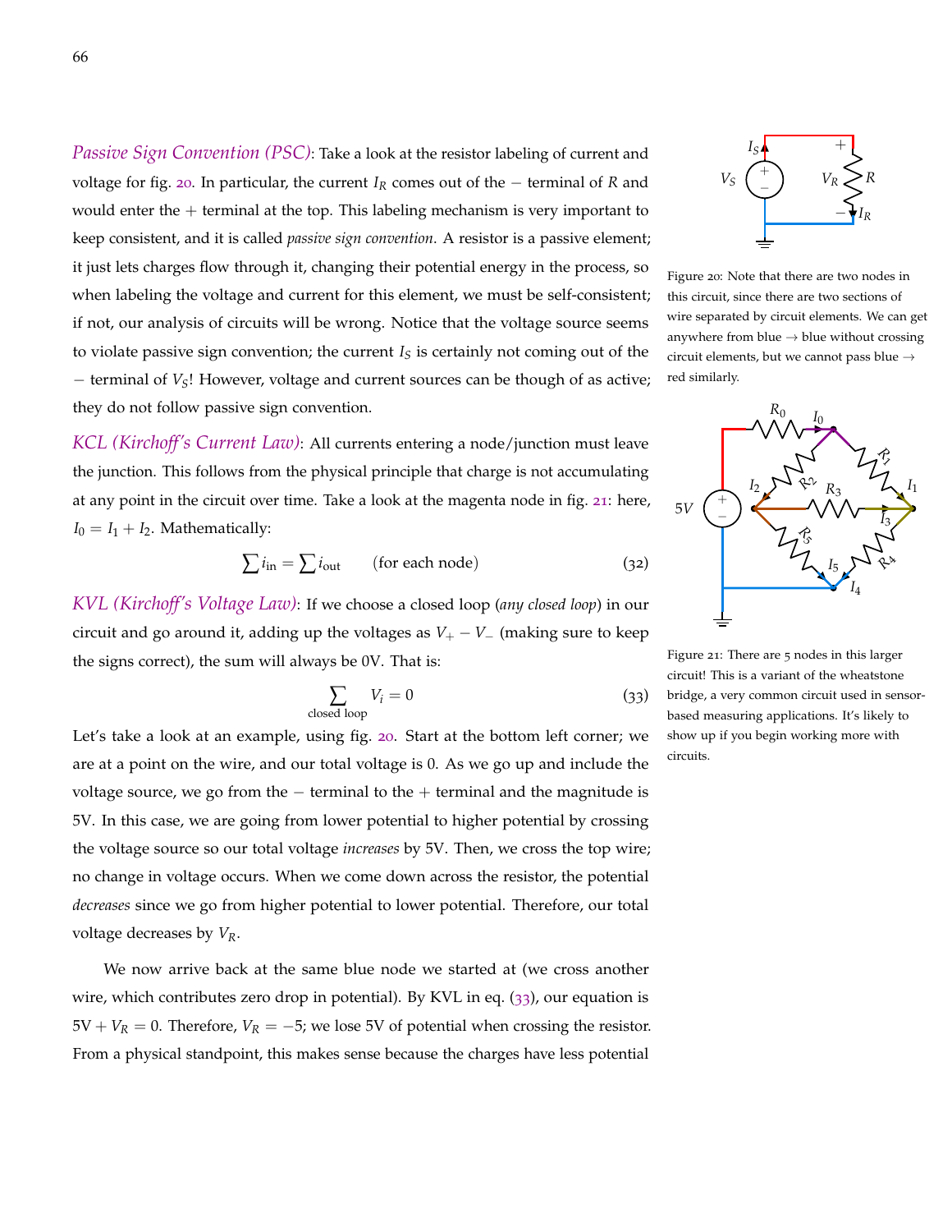*Passive Sign Convention (PSC)*: Take a look at the resistor labeling of current and voltage for fig. 20. In particular, the current $I_R$ comes out of the $-$ terminal of $R$ and would enter the $+$ terminal at the top. This labeling mechanism is very important to keep consistent, and it is called *passive sign convention*. A resistor is a passive element; it just lets charges flow through it, changing their potential energy in the process, so when labeling the voltage and current for this element, we must be self-consistent; if not, our analysis of circuits will be wrong. Notice that the voltage source seems to violate passive sign convention; the current $I_S$ is certainly not coming out of the $-$ terminal of $V_S$! However, voltage and current sources can be though of as active; they do not follow passive sign convention.

Figure 20: Note that there are two nodes in this circuit, since there are two sections of wire separated by circuit elements. We can get anywhere from blue → blue without crossing circuit elements, but we cannot pass blue → red similarly.

*KCL (Kirchoff's Current Law)*: All currents entering a node/junction must leave the junction. This follows from the physical principle that charge is not accumulating at any point in the circuit over time. Take a look at the magenta node in fig. 21: here, $I_0 = I_1 + I_2$. Mathematically:

$$\sum i_{\text{in}} = \sum i_{\text{out}} \qquad \text{(for each node)} \tag{32}$$

Figure 21: There are 5 nodes in this larger circuit! This is a variant of the wheatstone bridge, a very common circuit used in sensor-based measuring applications. It's likely to show up if you begin working more with circuits.

*KVL (Kirchoff's Voltage Law)*: If we choose a closed loop (*any closed loop*) in our circuit and go around it, adding up the voltages as $V_+ - V_-$ (making sure to keep the signs correct), the sum will always be 0V. That is:

$$\sum_{\text{closed loop}} V_i = 0 \tag{33}$$

Let's take a look at an example, using fig. 20. Start at the bottom left corner; we are at a point on the wire, and our total voltage is 0. As we go up and include the voltage source, we go from the $-$ terminal to the $+$ terminal and the magnitude is 5V. In this case, we are going from lower potential to higher potential by crossing the voltage source so our total voltage *increases* by 5V. Then, we cross the top wire; no change in voltage occurs. When we come down across the resistor, the potential *decreases* since we go from higher potential to lower potential. Therefore, our total voltage decreases by $V_R$.

We now arrive back at the same blue node we started at (we cross another wire, which contributes zero drop in potential). By KVL in eq. (33), our equation is $5\text{V} + V_R = 0$. Therefore, $V_R = -5$; we lose 5V of potential when crossing the resistor. From a physical standpoint, this makes sense because the charges have less potential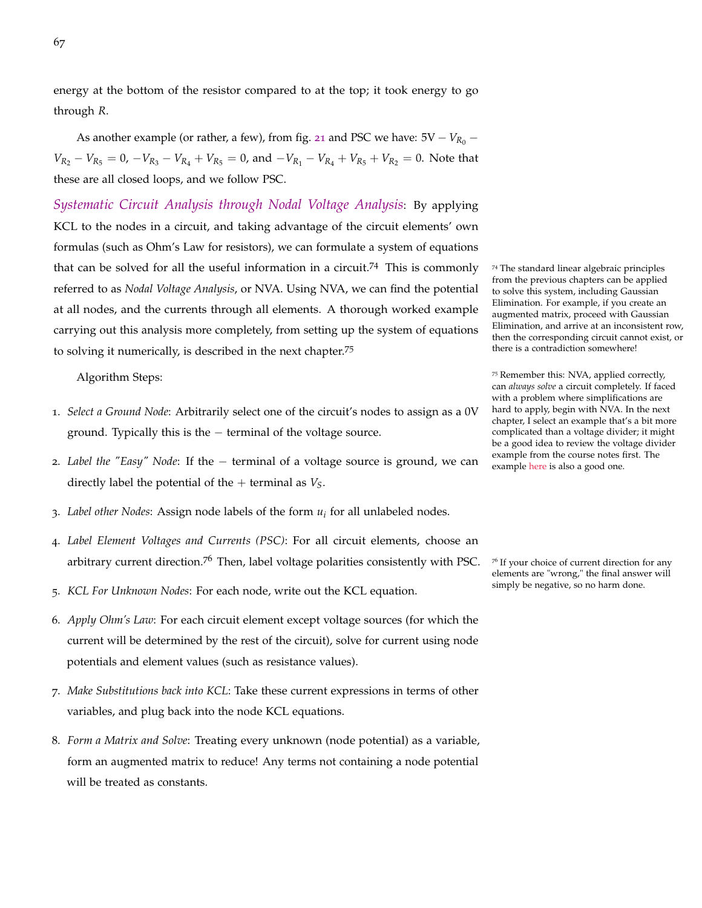energy at the bottom of the resistor compared to at the top; it took energy to go through $R$.

As another example (or rather, a few), from fig. 21 and PSC we have: $5\text{V} - V_{R_0} - V_{R_2} - V_{R_5} = 0$, $-V_{R_3} - V_{R_4} + V_{R_5} = 0$, and $-V_{R_1} - V_{R_4} + V_{R_5} + V_{R_2} = 0$. Note that these are all closed loops, and we follow PSC.

*Systematic Circuit Analysis through Nodal Voltage Analysis*: By applying KCL to the nodes in a circuit, and taking advantage of the circuit elements' own formulas (such as Ohm's Law for resistors), we can formulate a system of equations that can be solved for all the useful information in a circuit.[74] This is commonly referred to as *Nodal Voltage Analysis*, or NVA. Using NVA, we can find the potential at all nodes, and the currents through all elements. A thorough worked example carrying out this analysis more completely, from setting up the system of equations to solving it numerically, is described in the next chapter.[75]

[74] The standard linear algebraic principles from the previous chapters can be applied to solve this system, including Gaussian Elimination. For example, if you create an augmented matrix, proceed with Gaussian Elimination, and arrive at an inconsistent row, then the corresponding circuit cannot exist, or there is a contradiction somewhere!

[75] Remember this: NVA, applied correctly, can *always solve* a circuit completely. If faced with a problem where simplifications are hard to apply, begin with NVA. In the next chapter, I select an example that's a bit more complicated than a voltage divider; it might be a good idea to review the voltage divider example from the course notes first. The example here is also a good one.

Algorithm Steps:

1. *Select a Ground Node*: Arbitrarily select one of the circuit's nodes to assign as a 0V ground. Typically this is the $-$ terminal of the voltage source.
2. *Label the "Easy" Node*: If the $-$ terminal of a voltage source is ground, we can directly label the potential of the $+$ terminal as $V_S$.
3. *Label other Nodes*: Assign node labels of the form $u_i$ for all unlabeled nodes.
4. *Label Element Voltages and Currents (PSC)*: For all circuit elements, choose an arbitrary current direction.[76] Then, label voltage polarities consistently with PSC.
5. *KCL For Unknown Nodes*: For each node, write out the KCL equation.
6. *Apply Ohm's Law*: For each circuit element except voltage sources (for which the current will be determined by the rest of the circuit), solve for current using node potentials and element values (such as resistance values).
7. *Make Substitutions back into KCL*: Take these current expressions in terms of other variables, and plug back into the node KCL equations.
8. *Form a Matrix and Solve*: Treating every unknown (node potential) as a variable, form an augmented matrix to reduce! Any terms not containing a node potential will be treated as constants.

[76] If your choice of current direction for any elements are "wrong," the final answer will simply be negative, so no harm done.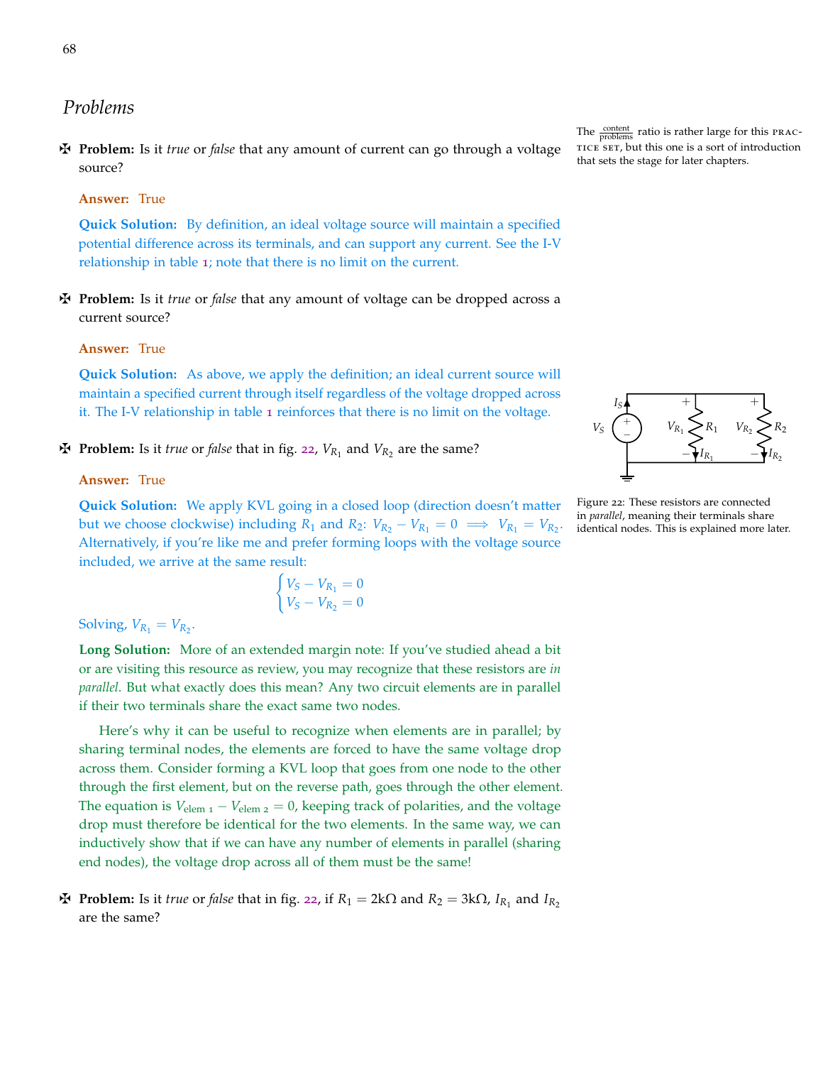## *Problems*

The $\frac{\text{content}}{\text{problems}}$ ratio is rather large for this PRACTICE SET, but this one is a sort of introduction that sets the stage for later chapters.

✠ **Problem:** Is it *true* or *false* that any amount of current can go through a voltage source?

**Answer:** True

**Quick Solution:** By definition, an ideal voltage source will maintain a specified potential difference across its terminals, and can support any current. See the I-V relationship in table 1; note that there is no limit on the current.

✠ **Problem:** Is it *true* or *false* that any amount of voltage can be dropped across a current source?

**Answer:** True

**Quick Solution:** As above, we apply the definition; an ideal current source will maintain a specified current through itself regardless of the voltage dropped across it. The I-V relationship in table 1 reinforces that there is no limit on the voltage.

✠ **Problem:** Is it *true* or *false* that in fig. 22, $V_{R_1}$ and $V_{R_2}$ are the same?

Figure 22: These resistors are connected in *parallel*, meaning their terminals share identical nodes. This is explained more later.

**Answer:** True

**Quick Solution:** We apply KVL going in a closed loop (direction doesn't matter but we choose clockwise) including $R_1$ and $R_2$: $V_{R_2} - V_{R_1} = 0 \implies V_{R_1} = V_{R_2}$. Alternatively, if you're like me and prefer forming loops with the voltage source included, we arrive at the same result:

$$\begin{cases} V_S - V_{R_1} = 0 \\ V_S - V_{R_2} = 0 \end{cases}$$

Solving, $V_{R_1} = V_{R_2}$.

**Long Solution:** More of an extended margin note: If you've studied ahead a bit or are visiting this resource as review, you may recognize that these resistors are *in parallel*. But what exactly does this mean? Any two circuit elements are in parallel if their two terminals share the exact same two nodes.

Here's why it can be useful to recognize when elements are in parallel; by sharing terminal nodes, the elements are forced to have the same voltage drop across them. Consider forming a KVL loop that goes from one node to the other through the first element, but on the reverse path, goes through the other element. The equation is $V_{\text{elem 1}} - V_{\text{elem 2}} = 0$, keeping track of polarities, and the voltage drop must therefore be identical for the two elements. In the same way, we can inductively show that if we can have any number of elements in parallel (sharing end nodes), the voltage drop across all of them must be the same!

✠ **Problem:** Is it *true* or *false* that in fig. 22, if $R_1 = 2\text{k}\Omega$ and $R_2 = 3\text{k}\Omega$, $I_{R_1}$ and $I_{R_2}$ are the same?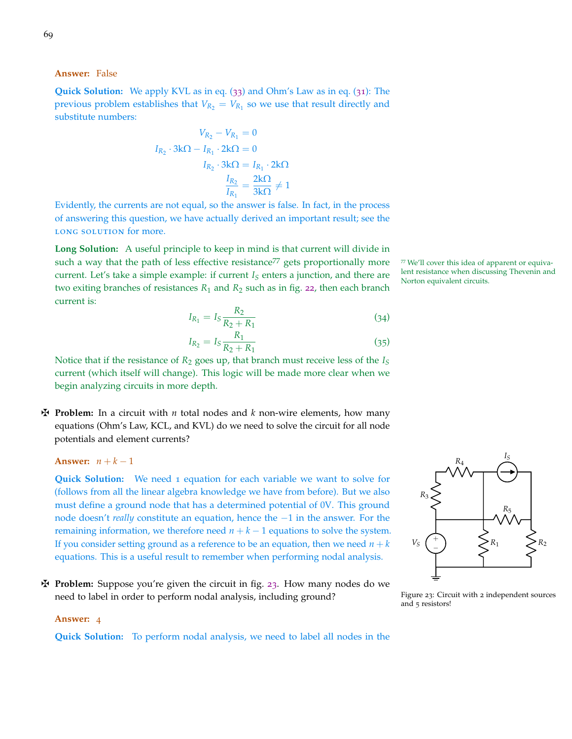**Answer:** False

**Quick Solution:** We apply KVL as in eq. (33) and Ohm's Law as in eq. (31): The previous problem establishes that $V_{R_2} = V_{R_1}$ so we use that result directly and substitute numbers:

$$
\begin{aligned}
V_{R_2} - V_{R_1} &= 0 \\
I_{R_2} \cdot 3\text{k}\Omega - I_{R_1} \cdot 2\text{k}\Omega &= 0 \\
I_{R_2} \cdot 3\text{k}\Omega &= I_{R_1} \cdot 2\text{k}\Omega \\
\frac{I_{R_2}}{I_{R_1}} &= \frac{2\text{k}\Omega}{3\text{k}\Omega} \neq 1
\end{aligned}
$$

Evidently, the currents are not equal, so the answer is false. In fact, in the process of answering this question, we have actually derived an important result; see the LONG SOLUTION for more.

**Long Solution:** A useful principle to keep in mind is that current will divide in such a way that the path of less effective resistance[77] gets proportionally more current. Let's take a simple example: if current $I_S$ enters a junction, and there are two exiting branches of resistances $R_1$ and $R_2$ such as in fig. 22, then each branch current is:

$$I_{R_1} = I_S \frac{R_2}{R_2 + R_1} \tag{34}$$

$$I_{R_2} = I_S \frac{R_1}{R_2 + R_1} \tag{35}$$

Notice that if the resistance of $R_2$ goes up, that branch must receive less of the $I_S$ current (which itself will change). This logic will be made more clear when we begin analyzing circuits in more depth.

[77] We'll cover this idea of apparent or equivalent resistance when discussing Thevenin and Norton equivalent circuits.

✠ **Problem:** In a circuit with $n$ total nodes and $k$ non-wire elements, how many equations (Ohm's Law, KCL, and KVL) do we need to solve the circuit for all node potentials and element currents?

**Answer:** $n + k - 1$

**Quick Solution:** We need 1 equation for each variable we want to solve for (follows from all the linear algebra knowledge we have from before). But we also must define a ground node that has a determined potential of 0V. This ground node doesn't *really* constitute an equation, hence the $-1$ in the answer. For the remaining information, we therefore need $n + k - 1$ equations to solve the system. If you consider setting ground as a reference to be an equation, then we need $n + k$ equations. This is a useful result to remember when performing nodal analysis.

✠ **Problem:** Suppose you're given the circuit in fig. 23. How many nodes do we need to label in order to perform nodal analysis, including ground?

Figure 23: Circuit with 2 independent sources and 5 resistors!

**Answer:** 4

**Quick Solution:** To perform nodal analysis, we need to label all nodes in the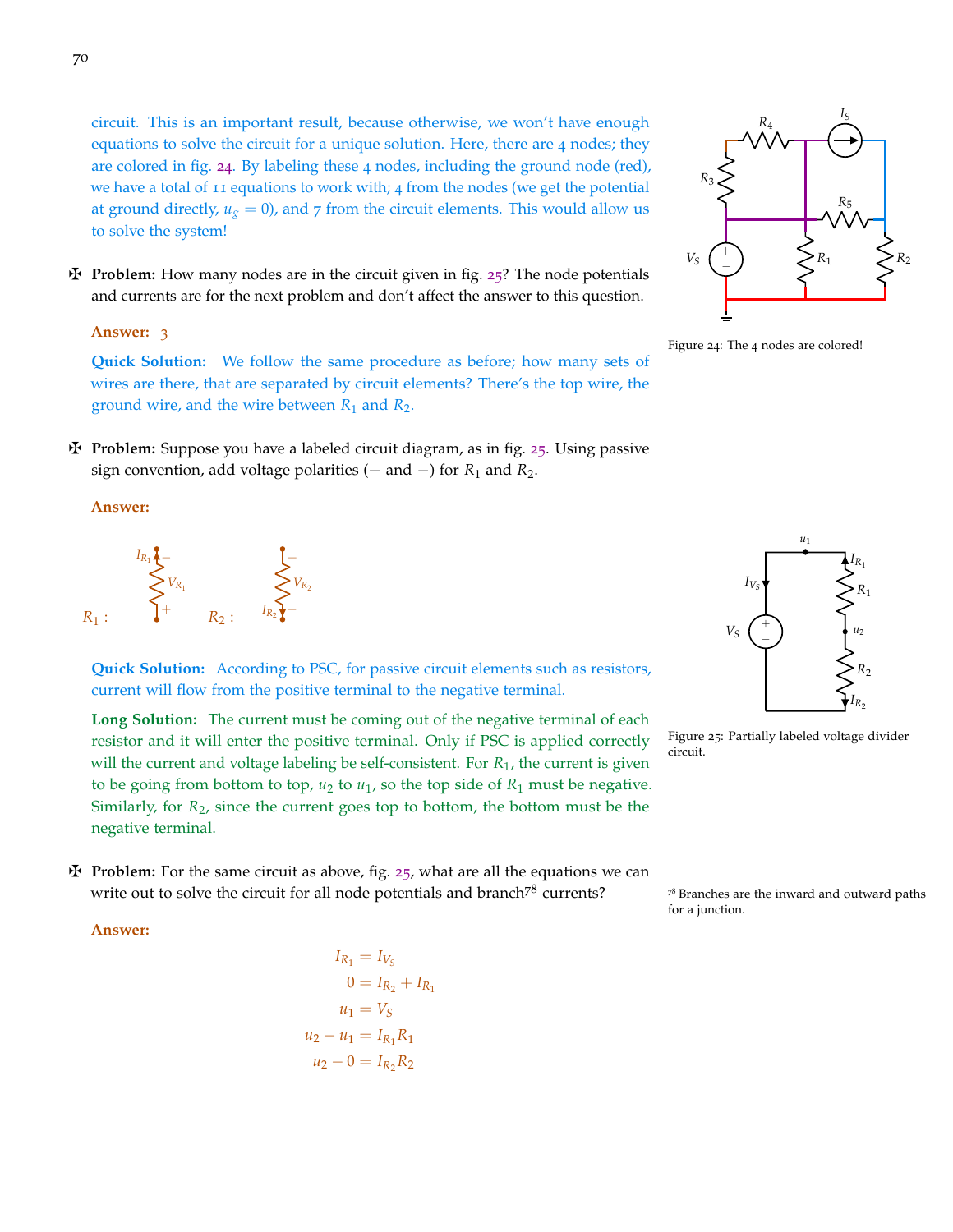circuit. This is an important result, because otherwise, we won't have enough equations to solve the circuit for a unique solution. Here, there are 4 nodes; they are colored in fig. 24. By labeling these 4 nodes, including the ground node (red), we have a total of 11 equations to work with; 4 from the nodes (we get the potential at ground directly, $u_g = 0$), and 7 from the circuit elements. This would allow us to solve the system!

Figure 24: The 4 nodes are colored!

✠ **Problem:** How many nodes are in the circuit given in fig. 25? The node potentials and currents are for the next problem and don't affect the answer to this question.

**Answer:** 3

**Quick Solution:** We follow the same procedure as before; how many sets of wires are there, that are separated by circuit elements? There's the top wire, the ground wire, and the wire between $R_1$ and $R_2$.

✠ **Problem:** Suppose you have a labeled circuit diagram, as in fig. 25. Using passive sign convention, add voltage polarities (+ and −) for $R_1$ and $R_2$.

**Answer:**

$R_1$ : $I_{R_1}$ upward, − at top, $V_{R_1}$, + at bottom    $R_2$ : + at top, $V_{R_2}$, $I_{R_2}$ downward, − at bottom

Figure 25: Partially labeled voltage divider circuit.

**Quick Solution:** According to PSC, for passive circuit elements such as resistors, current will flow from the positive terminal to the negative terminal.

**Long Solution:** The current must be coming out of the negative terminal of each resistor and it will enter the positive terminal. Only if PSC is applied correctly will the current and voltage labeling be self-consistent. For $R_1$, the current is given to be going from bottom to top, $u_2$ to $u_1$, so the top side of $R_1$ must be negative. Similarly, for $R_2$, since the current goes top to bottom, the bottom must be the negative terminal.

✠ **Problem:** For the same circuit as above, fig. 25, what are all the equations we can write out to solve the circuit for all node potentials and branch[78] currents?

[78] Branches are the inward and outward paths for a junction.

**Answer:**

$$
\begin{aligned}
I_{R_1} &= I_{V_S} \\
0 &= I_{R_2} + I_{R_1} \\
u_1 &= V_S \\
u_2 - u_1 &= I_{R_1} R_1 \\
u_2 - 0 &= I_{R_2} R_2
\end{aligned}
$$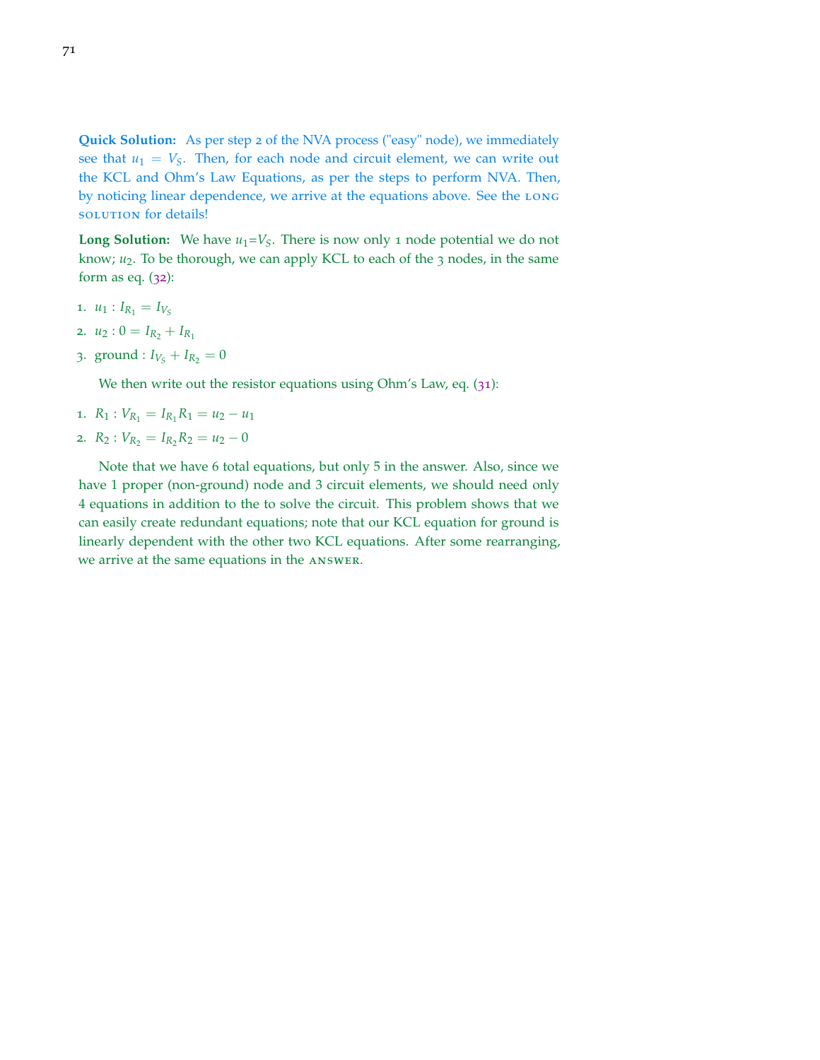**Quick Solution:** As per step 2 of the NVA process ("easy" node), we immediately see that $u_1 = V_S$. Then, for each node and circuit element, we can write out the KCL and Ohm's Law Equations, as per the steps to perform NVA. Then, by noticing linear dependence, we arrive at the equations above. See the LONG SOLUTION for details!

**Long Solution:** We have $u_1$=$V_S$. There is now only 1 node potential we do not know; $u_2$. To be thorough, we can apply KCL to each of the 3 nodes, in the same form as eq. (32):

1. $u_1 : I_{R_1} = I_{V_S}$
2. $u_2 : 0 = I_{R_2} + I_{R_1}$
3. ground : $I_{V_S} + I_{R_2} = 0$

We then write out the resistor equations using Ohm's Law, eq. (31):

1. $R_1 : V_{R_1} = I_{R_1} R_1 = u_2 - u_1$
2. $R_2 : V_{R_2} = I_{R_2} R_2 = u_2 - 0$

Note that we have 6 total equations, but only 5 in the answer. Also, since we have 1 proper (non-ground) node and 3 circuit elements, we should need only 4 equations in addition to the to solve the circuit. This problem shows that we can easily create redundant equations; note that our KCL equation for ground is linearly dependent with the other two KCL equations. After some rearranging, we arrive at the same equations in the ANSWER.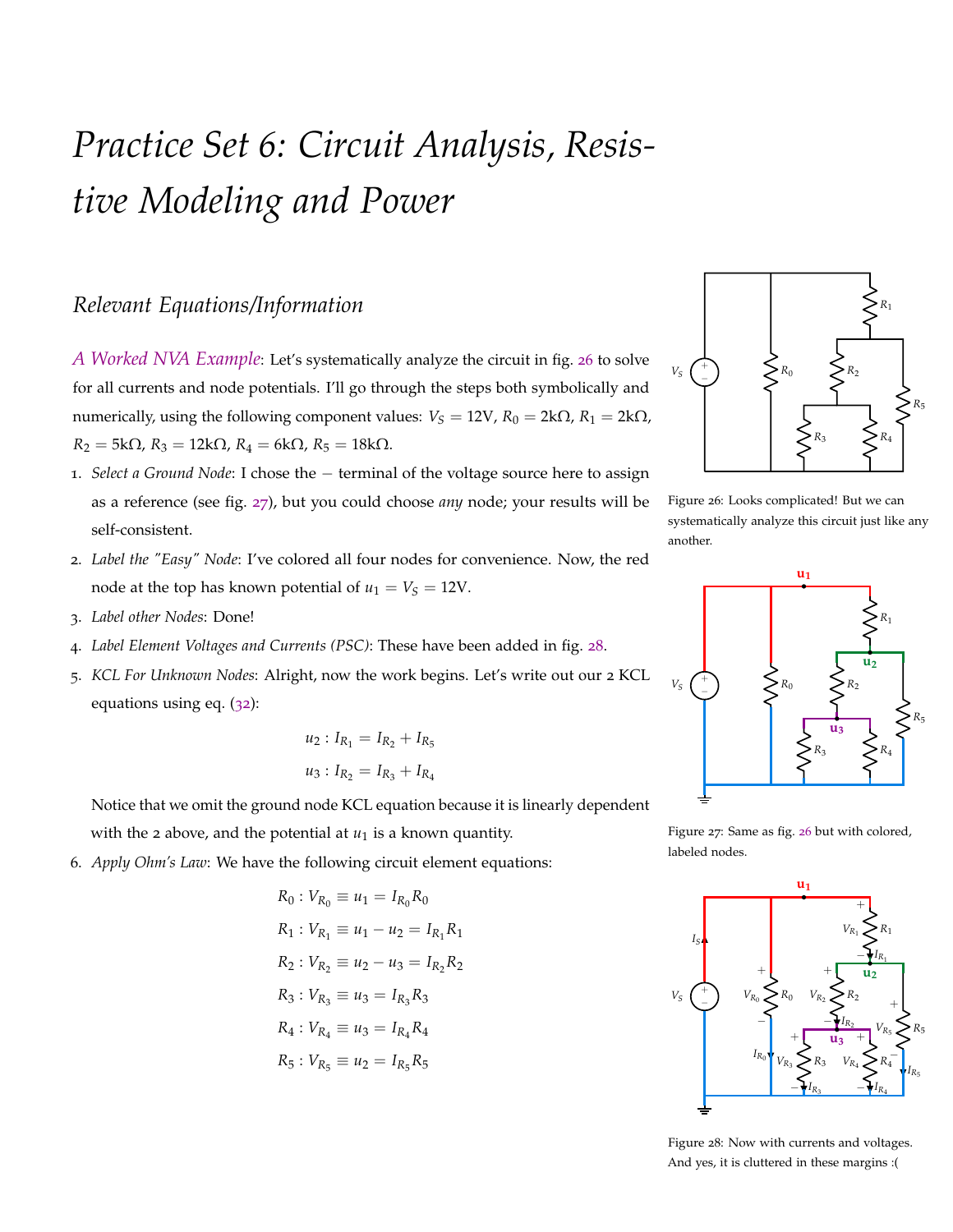# Practice Set 6: Circuit Analysis, Resistive Modeling and Power

## Relevant Equations/Information

*A Worked NVA Example*: Let's systematically analyze the circuit in fig. 26 to solve for all currents and node potentials. I'll go through the steps both symbolically and numerically, using the following component values: $V_S = 12\text{V}$, $R_0 = 2\text{k}\Omega$, $R_1 = 2\text{k}\Omega$, $R_2 = 5\text{k}\Omega$, $R_3 = 12\text{k}\Omega$, $R_4 = 6\text{k}\Omega$, $R_5 = 18\text{k}\Omega$.

1. *Select a Ground Node*: I chose the $-$ terminal of the voltage source here to assign as a reference (see fig. 27), but you could choose *any* node; your results will be self-consistent.
2. *Label the "Easy" Node*: I've colored all four nodes for convenience. Now, the red node at the top has known potential of $u_1 = V_S = 12\text{V}$.
3. *Label other Nodes*: Done!
4. *Label Element Voltages and Currents (PSC)*: These have been added in fig. 28.
5. *KCL For Unknown Nodes*: Alright, now the work begins. Let's write out our 2 KCL equations using eq. (32):

$$u_2 : I_{R_1} = I_{R_2} + I_{R_5}$$
$$u_3 : I_{R_2} = I_{R_3} + I_{R_4}$$

   Notice that we omit the ground node KCL equation because it is linearly dependent with the 2 above, and the potential at $u_1$ is a known quantity.

6. *Apply Ohm's Law*: We have the following circuit element equations:

$$R_0 : V_{R_0} \equiv u_1 = I_{R_0} R_0$$
$$R_1 : V_{R_1} \equiv u_1 - u_2 = I_{R_1} R_1$$
$$R_2 : V_{R_2} \equiv u_2 - u_3 = I_{R_2} R_2$$
$$R_3 : V_{R_3} \equiv u_3 = I_{R_3} R_3$$
$$R_4 : V_{R_4} \equiv u_3 = I_{R_4} R_4$$
$$R_5 : V_{R_5} \equiv u_2 = I_{R_5} R_5$$

Figure 26: Looks complicated! But we can systematically analyze this circuit just like any another.

Figure 27: Same as fig. 26 but with colored, labeled nodes.

Figure 28: Now with currents and voltages. And yes, it is cluttered in these margins :(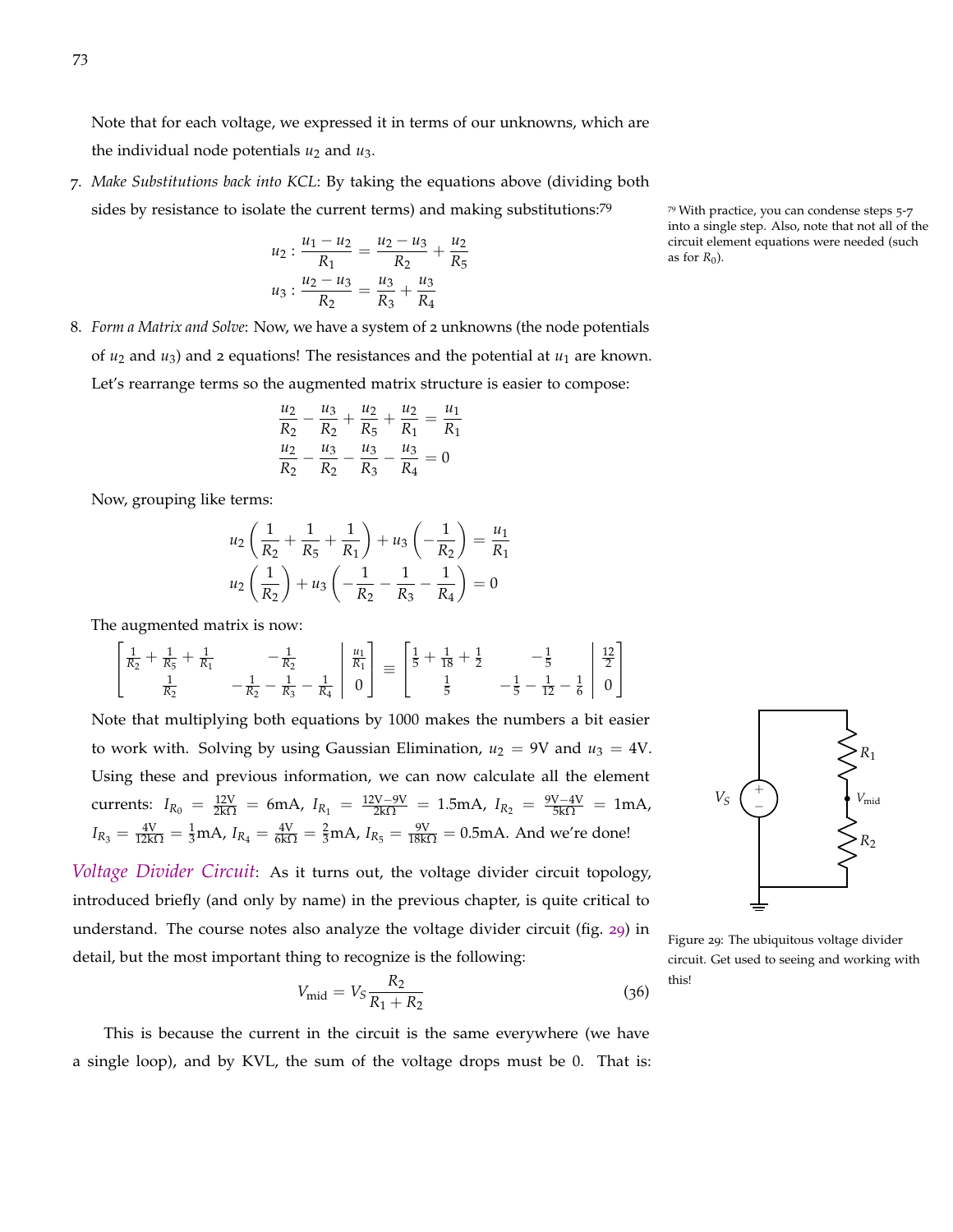Note that for each voltage, we expressed it in terms of our unknowns, which are the individual node potentials $u_2$ and $u_3$.

7. *Make Substitutions back into KCL*: By taking the equations above (dividing both sides by resistance to isolate the current terms) and making substitutions:[79]

$$u_2 : \frac{u_1 - u_2}{R_1} = \frac{u_2 - u_3}{R_2} + \frac{u_2}{R_5}$$
$$u_3 : \frac{u_2 - u_3}{R_2} = \frac{u_3}{R_3} + \frac{u_3}{R_4}$$

[79] With practice, you can condense steps 5-7 into a single step. Also, note that not all of the circuit element equations were needed (such as for $R_0$).

8. *Form a Matrix and Solve*: Now, we have a system of 2 unknowns (the node potentials of $u_2$ and $u_3$) and 2 equations! The resistances and the potential at $u_1$ are known. Let's rearrange terms so the augmented matrix structure is easier to compose:

$$\frac{u_2}{R_2} - \frac{u_3}{R_2} + \frac{u_2}{R_5} + \frac{u_2}{R_1} = \frac{u_1}{R_1}$$
$$\frac{u_2}{R_2} - \frac{u_3}{R_2} - \frac{u_3}{R_3} - \frac{u_3}{R_4} = 0$$

Now, grouping like terms:

$$u_2\left(\frac{1}{R_2} + \frac{1}{R_5} + \frac{1}{R_1}\right) + u_3\left(-\frac{1}{R_2}\right) = \frac{u_1}{R_1}$$
$$u_2\left(\frac{1}{R_2}\right) + u_3\left(-\frac{1}{R_2} - \frac{1}{R_3} - \frac{1}{R_4}\right) = 0$$

The augmented matrix is now:

$$\left[\begin{array}{cc|c} \frac{1}{R_2} + \frac{1}{R_5} + \frac{1}{R_1} & -\frac{1}{R_2} & \frac{u_1}{R_1} \\ \frac{1}{R_2} & -\frac{1}{R_2} - \frac{1}{R_3} - \frac{1}{R_4} & 0 \end{array}\right] \equiv \left[\begin{array}{cc|c} \frac{1}{5} + \frac{1}{18} + \frac{1}{2} & -\frac{1}{5} & \frac{12}{2} \\ \frac{1}{5} & -\frac{1}{5} - \frac{1}{12} - \frac{1}{6} & 0 \end{array}\right]$$

Note that multiplying both equations by 1000 makes the numbers a bit easier to work with. Solving by using Gaussian Elimination, $u_2 = 9\text{V}$ and $u_3 = 4\text{V}$. Using these and previous information, we can now calculate all the element currents: $I_{R_0} = \frac{12\text{V}}{2\text{k}\Omega} = 6\text{mA}$, $I_{R_1} = \frac{12\text{V}-9\text{V}}{2\text{k}\Omega} = 1.5\text{mA}$, $I_{R_2} = \frac{9\text{V}-4\text{V}}{5\text{k}\Omega} = 1\text{mA}$, $I_{R_3} = \frac{4\text{V}}{12\text{k}\Omega} = \frac{1}{3}\text{mA}$, $I_{R_4} = \frac{4\text{V}}{6\text{k}\Omega} = \frac{2}{3}\text{mA}$, $I_{R_5} = \frac{9\text{V}}{18\text{k}\Omega} = 0.5\text{mA}$. And we're done!

*Voltage Divider Circuit*: As it turns out, the voltage divider circuit topology, introduced briefly (and only by name) in the previous chapter, is quite critical to understand. The course notes also analyze the voltage divider circuit (fig. 29) in detail, but the most important thing to recognize is the following:

$$V_{\text{mid}} = V_S \frac{R_2}{R_1 + R_2} \tag{36}$$

Figure 29: The ubiquitous voltage divider circuit. Get used to seeing and working with this!

This is because the current in the circuit is the same everywhere (we have a single loop), and by KVL, the sum of the voltage drops must be 0. That is: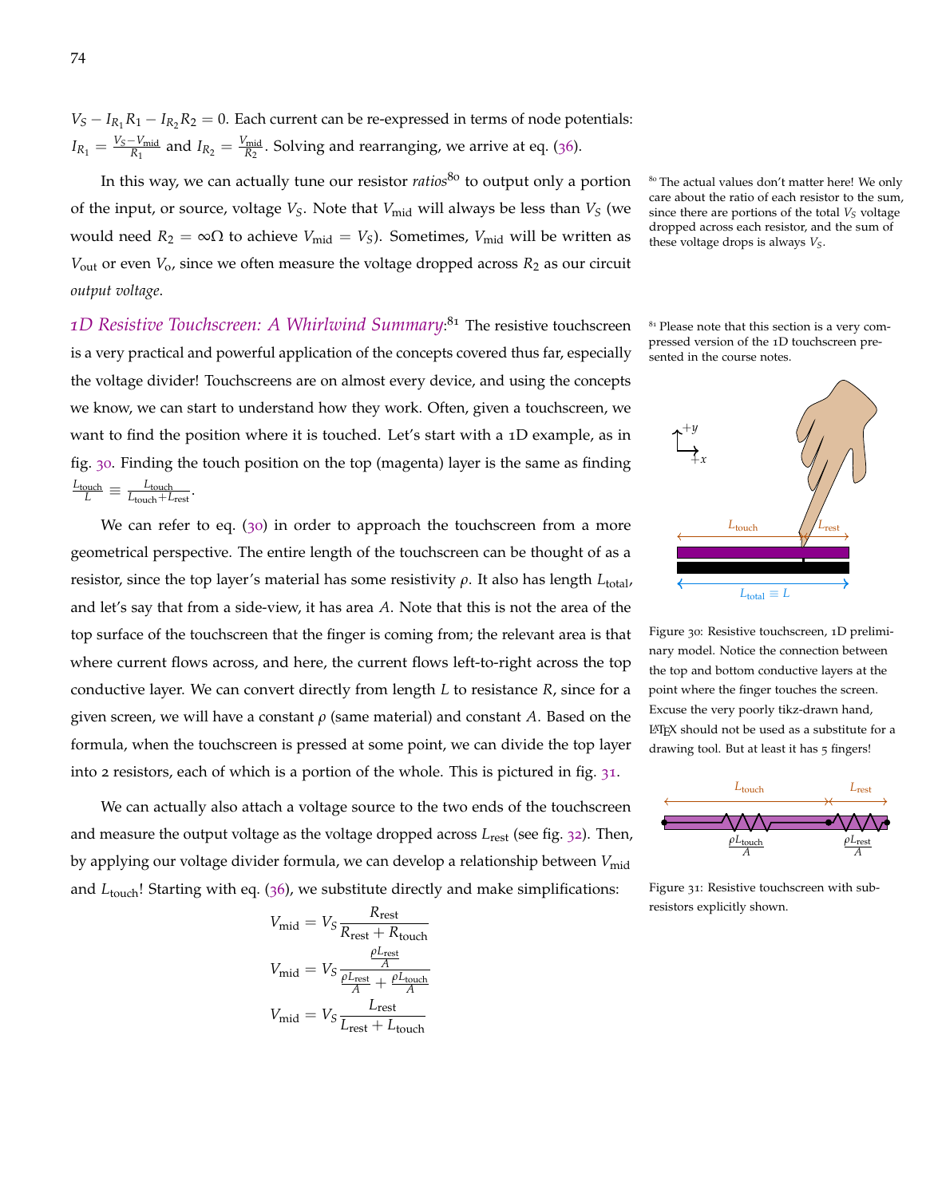$V_S - I_{R_1}R_1 - I_{R_2}R_2 = 0$. Each current can be re-expressed in terms of node potentials: $I_{R_1} = \frac{V_S - V_{\text{mid}}}{R_1}$ and $I_{R_2} = \frac{V_{\text{mid}}}{R_2}$. Solving and rearranging, we arrive at eq. (36).

In this way, we can actually tune our resistor *ratios*[80] to output only a portion of the input, or source, voltage $V_S$. Note that $V_{\text{mid}}$ will always be less than $V_S$ (we would need $R_2 = \infty\Omega$ to achieve $V_{\text{mid}} = V_S$). Sometimes, $V_{\text{mid}}$ will be written as $V_{\text{out}}$ or even $V_o$, since we often measure the voltage dropped across $R_2$ as our circuit *output voltage*.

[80] The actual values don't matter here! We only care about the ratio of each resistor to the sum, since there are portions of the total $V_S$ voltage dropped across each resistor, and the sum of these voltage drops is always $V_S$.

*1D Resistive Touchscreen: A Whirlwind Summary*:[81] The resistive touchscreen is a very practical and powerful application of the concepts covered thus far, especially the voltage divider! Touchscreens are on almost every device, and using the concepts we know, we can start to understand how they work. Often, given a touchscreen, we want to find the position where it is touched. Let's start with a 1D example, as in fig. 30. Finding the touch position on the top (magenta) layer is the same as finding $\frac{L_{\text{touch}}}{L} \equiv \frac{L_{\text{touch}}}{L_{\text{touch}} + L_{\text{rest}}}$.

[81] Please note that this section is a very compressed version of the 1D touchscreen presented in the course notes.

Figure 30: Resistive touchscreen, 1D preliminary model. Notice the connection between the top and bottom conductive layers at the point where the finger touches the screen. Excuse the very poorly tikz-drawn hand, LaTeX should not be used as a substitute for a drawing tool. But at least it has 5 fingers!

We can refer to eq. (30) in order to approach the touchscreen from a more geometrical perspective. The entire length of the touchscreen can be thought of as a resistor, since the top layer's material has some resistivity $\rho$. It also has length $L_{\text{total}}$, and let's say that from a side-view, it has area $A$. Note that this is not the area of the top surface of the touchscreen that the finger is coming from; the relevant area is that where current flows across, and here, the current flows left-to-right across the top conductive layer. We can convert directly from length $L$ to resistance $R$, since for a given screen, we will have a constant $\rho$ (same material) and constant $A$. Based on the formula, when the touchscreen is pressed at some point, we can divide the top layer into 2 resistors, each of which is a portion of the whole. This is pictured in fig. 31.

Figure 31: Resistive touchscreen with sub-resistors explicitly shown.

We can actually also attach a voltage source to the two ends of the touchscreen and measure the output voltage as the voltage dropped across $L_{\text{rest}}$ (see fig. 32). Then, by applying our voltage divider formula, we can develop a relationship between $V_{\text{mid}}$ and $L_{\text{touch}}$! Starting with eq. (36), we substitute directly and make simplifications:

$$V_{\text{mid}} = V_S \frac{R_{\text{rest}}}{R_{\text{rest}} + R_{\text{touch}}}$$

$$V_{\text{mid}} = V_S \frac{\frac{\rho L_{\text{rest}}}{A}}{\frac{\rho L_{\text{rest}}}{A} + \frac{\rho L_{\text{touch}}}{A}}$$

$$V_{\text{mid}} = V_S \frac{L_{\text{rest}}}{L_{\text{rest}} + L_{\text{touch}}}$$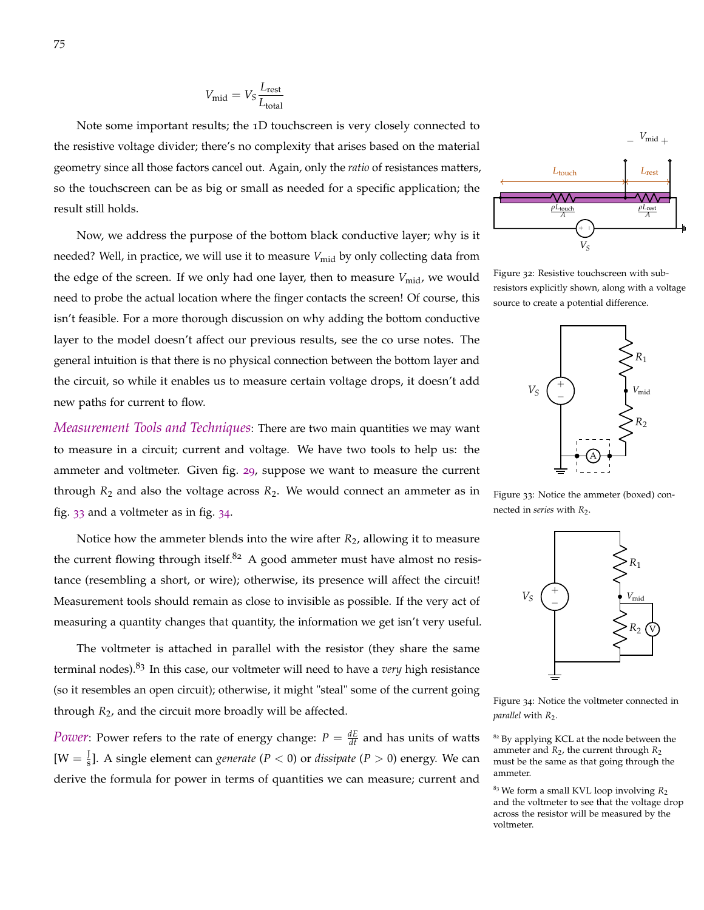$$V_{\text{mid}} = V_S \frac{L_{\text{rest}}}{L_{\text{total}}}$$

Note some important results; the 1D touchscreen is very closely connected to the resistive voltage divider; there's no complexity that arises based on the material geometry since all those factors cancel out. Again, only the *ratio* of resistances matters, so the touchscreen can be as big or small as needed for a specific application; the result still holds.

Now, we address the purpose of the bottom black conductive layer; why is it needed? Well, in practice, we will use it to measure $V_{\text{mid}}$ by only collecting data from the edge of the screen. If we only had one layer, then to measure $V_{\text{mid}}$, we would need to probe the actual location where the finger contacts the screen! Of course, this isn't feasible. For a more thorough discussion on why adding the bottom conductive layer to the model doesn't affect our previous results, see the co urse notes. The general intuition is that there is no physical connection between the bottom layer and the circuit, so while it enables us to measure certain voltage drops, it doesn't add new paths for current to flow.

Figure 32: Resistive touchscreen with sub-resistors explicitly shown, along with a voltage source to create a potential difference.

*Measurement Tools and Techniques*: There are two main quantities we may want to measure in a circuit; current and voltage. We have two tools to help us: the ammeter and voltmeter. Given fig. 29, suppose we want to measure the current through $R_2$ and also the voltage across $R_2$. We would connect an ammeter as in fig. 33 and a voltmeter as in fig. 34.

Figure 33: Notice the ammeter (boxed) connected in *series* with $R_2$.

Notice how the ammeter blends into the wire after $R_2$, allowing it to measure the current flowing through itself.[82] A good ammeter must have almost no resistance (resembling a short, or wire); otherwise, its presence will affect the circuit! Measurement tools should remain as close to invisible as possible. If the very act of measuring a quantity changes that quantity, the information we get isn't very useful.

The voltmeter is attached in parallel with the resistor (they share the same terminal nodes).[83] In this case, our voltmeter will need to have a *very* high resistance (so it resembles an open circuit); otherwise, it might "steal" some of the current going through $R_2$, and the circuit more broadly will be affected.

Figure 34: Notice the voltmeter connected in *parallel* with $R_2$.

*Power*: Power refers to the rate of energy change: $P = \frac{dE}{dt}$ and has units of watts [$\text{W} = \frac{\text{J}}{\text{s}}$]. A single element can *generate* ($P < 0$) or *dissipate* ($P > 0$) energy. We can derive the formula for power in terms of quantities we can measure; current and

[82] By applying KCL at the node between the ammeter and $R_2$, the current through $R_2$ must be the same as that going through the ammeter.

[83] We form a small KVL loop involving $R_2$ and the voltmeter to see that the voltage drop across the resistor will be measured by the voltmeter.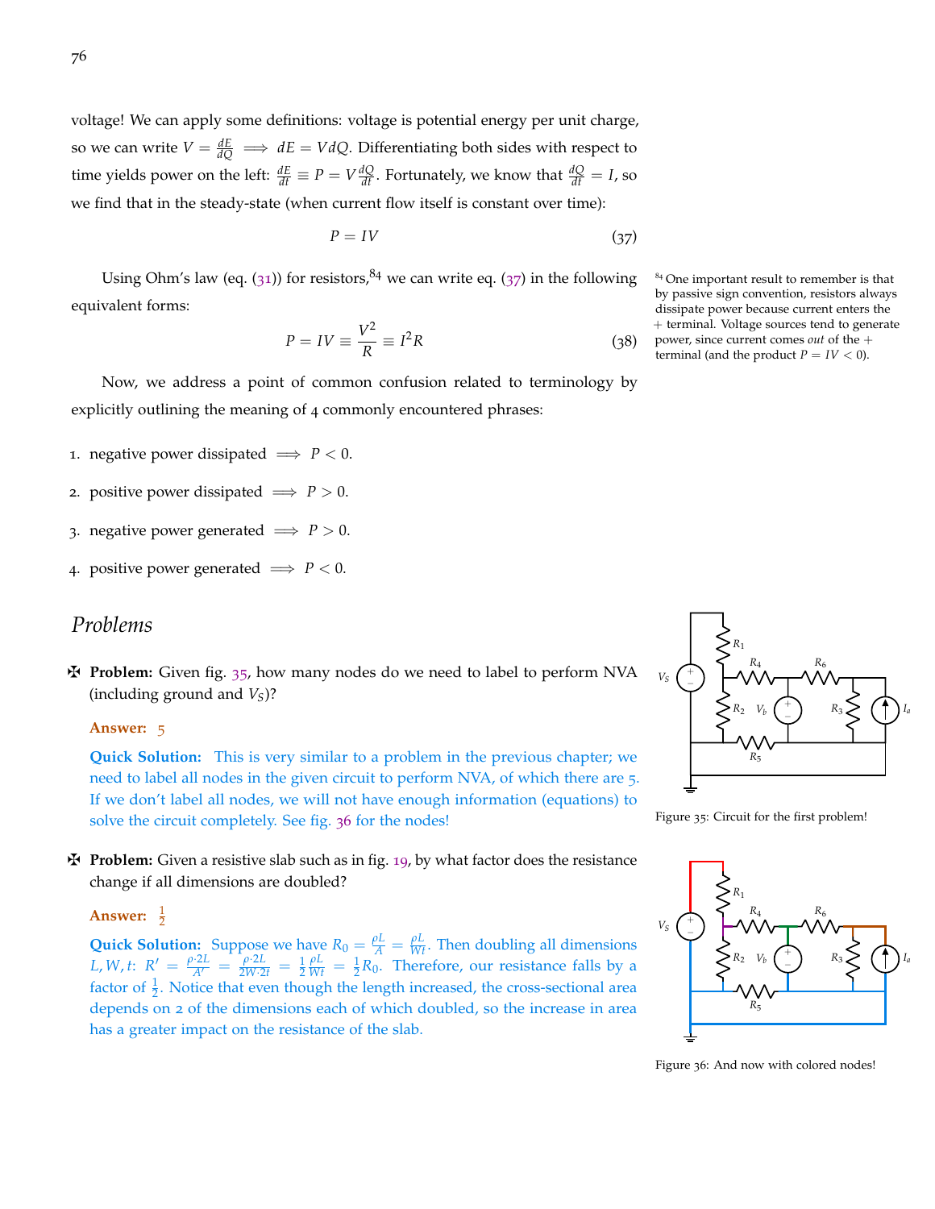voltage! We can apply some definitions: voltage is potential energy per unit charge, so we can write $V = \frac{dE}{dQ} \implies dE = VdQ$. Differentiating both sides with respect to time yields power on the left: $\frac{dE}{dt} \equiv P = V\frac{dQ}{dt}$. Fortunately, we know that $\frac{dQ}{dt} = I$, so we find that in the steady-state (when current flow itself is constant over time):

$$P = IV \tag{37}$$

Using Ohm's law (eq. (31)) for resistors,[84] we can write eq. (37) in the following equivalent forms:

$$P = IV \equiv \frac{V^2}{R} \equiv I^2 R \tag{38}$$

[84] One important result to remember is that by passive sign convention, resistors always dissipate power because current enters the + terminal. Voltage sources tend to generate power, since current comes *out* of the + terminal (and the product $P = IV < 0$).

Now, we address a point of common confusion related to terminology by explicitly outlining the meaning of 4 commonly encountered phrases:

1. negative power dissipated $\implies P < 0$.
2. positive power dissipated $\implies P > 0$.
3. negative power generated $\implies P > 0$.
4. positive power generated $\implies P < 0$.

## Problems

✠ **Problem:** Given fig. 35, how many nodes do we need to label to perform NVA (including ground and $V_S$)?

**Answer:** 5

**Quick Solution:** This is very similar to a problem in the previous chapter; we need to label all nodes in the given circuit to perform NVA, of which there are 5. If we don't label all nodes, we will not have enough information (equations) to solve the circuit completely. See fig. 36 for the nodes!

Figure 35: Circuit for the first problem!

✠ **Problem:** Given a resistive slab such as in fig. 19, by what factor does the resistance change if all dimensions are doubled?

**Answer:** $\frac{1}{2}$

**Quick Solution:** Suppose we have $R_0 = \frac{\rho L}{A} = \frac{\rho L}{Wt}$. Then doubling all dimensions $L, W, t$: $R' = \frac{\rho \cdot 2L}{A'} = \frac{\rho \cdot 2L}{2W \cdot 2t} = \frac{1}{2}\frac{\rho L}{Wt} = \frac{1}{2}R_0$. Therefore, our resistance falls by a factor of $\frac{1}{2}$. Notice that even though the length increased, the cross-sectional area depends on 2 of the dimensions each of which doubled, so the increase in area has a greater impact on the resistance of the slab.

Figure 36: And now with colored nodes!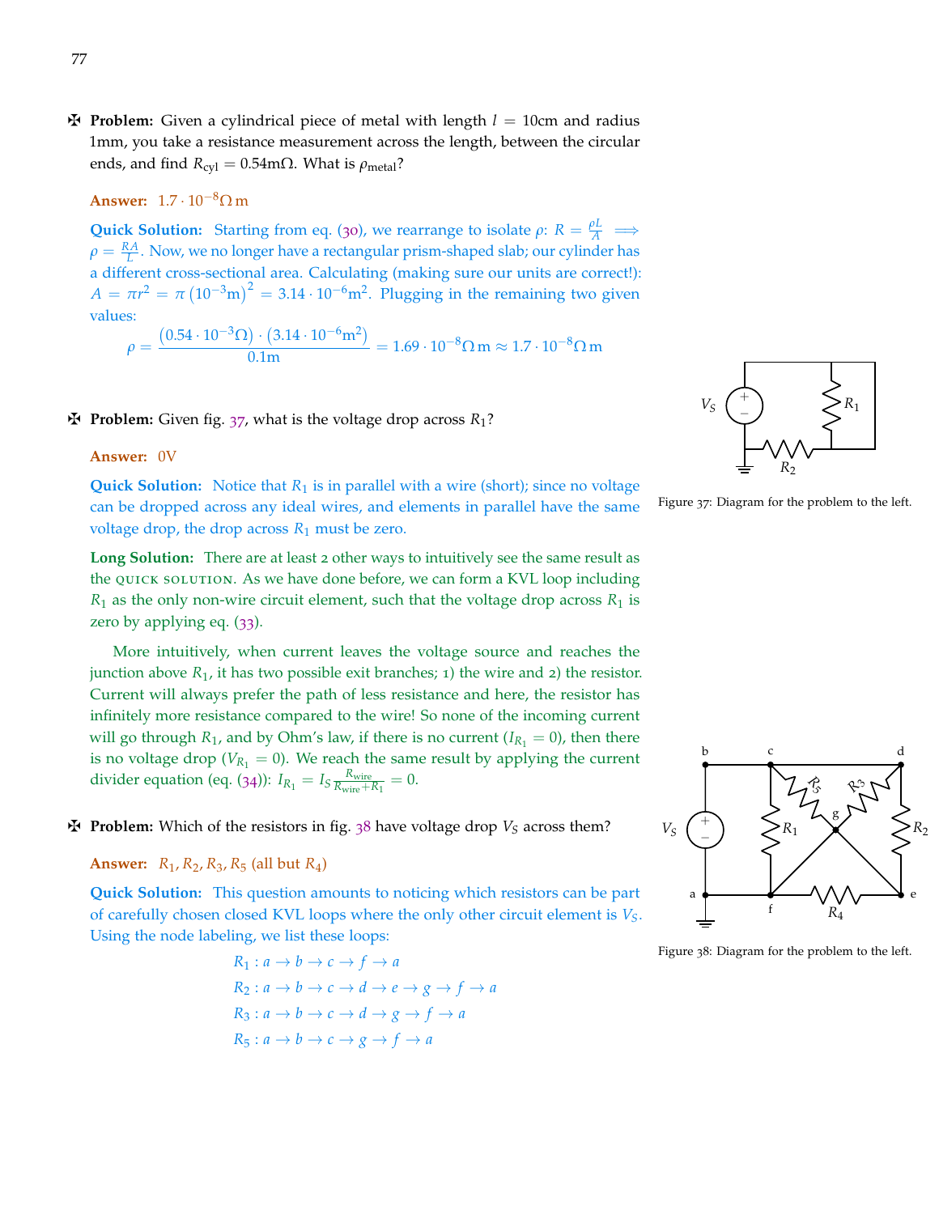✠ **Problem:** Given a cylindrical piece of metal with length $l = 10\text{cm}$ and radius 1mm, you take a resistance measurement across the length, between the circular ends, and find $R_{\text{cyl}} = 0.54\text{m}\Omega$. What is $\rho_{\text{metal}}$?

**Answer:** $1.7 \cdot 10^{-8}\Omega\,\text{m}$

**Quick Solution:** Starting from eq. (30), we rearrange to isolate $\rho$: $R = \frac{\rho L}{A} \implies \rho = \frac{RA}{L}$. Now, we no longer have a rectangular prism-shaped slab; our cylinder has a different cross-sectional area. Calculating (making sure our units are correct!): $A = \pi r^2 = \pi \left(10^{-3}\text{m}\right)^2 = 3.14 \cdot 10^{-6}\text{m}^2$. Plugging in the remaining two given values:

$$\rho = \frac{\left(0.54 \cdot 10^{-3}\Omega\right) \cdot \left(3.14 \cdot 10^{-6}\text{m}^2\right)}{0.1\text{m}} = 1.69 \cdot 10^{-8}\Omega\,\text{m} \approx 1.7 \cdot 10^{-8}\Omega\,\text{m}$$

✠ **Problem:** Given fig. 37, what is the voltage drop across $R_1$?

Figure 37: Diagram for the problem to the left.

**Answer:** 0V

**Quick Solution:** Notice that $R_1$ is in parallel with a wire (short); since no voltage can be dropped across any ideal wires, and elements in parallel have the same voltage drop, the drop across $R_1$ must be zero.

**Long Solution:** There are at least 2 other ways to intuitively see the same result as the QUICK SOLUTION. As we have done before, we can form a KVL loop including $R_1$ as the only non-wire circuit element, such that the voltage drop across $R_1$ is zero by applying eq. (33).

More intuitively, when current leaves the voltage source and reaches the junction above $R_1$, it has two possible exit branches; 1) the wire and 2) the resistor. Current will always prefer the path of less resistance and here, the resistor has infinitely more resistance compared to the wire! So none of the incoming current will go through $R_1$, and by Ohm's law, if there is no current ($I_{R_1} = 0$), then there is no voltage drop ($V_{R_1} = 0$). We reach the same result by applying the current divider equation (eq. (34)): $I_{R_1} = I_S \frac{R_{\text{wire}}}{R_{\text{wire}} + R_1} = 0$.

✠ **Problem:** Which of the resistors in fig. 38 have voltage drop $V_S$ across them?

Figure 38: Diagram for the problem to the left.

**Answer:** $R_1, R_2, R_3, R_5$ (all but $R_4$)

**Quick Solution:** This question amounts to noticing which resistors can be part of carefully chosen closed KVL loops where the only other circuit element is $V_S$. Using the node labeling, we list these loops:

$$R_1 : a \to b \to c \to f \to a$$
$$R_2 : a \to b \to c \to d \to e \to g \to f \to a$$
$$R_3 : a \to b \to c \to d \to g \to f \to a$$
$$R_5 : a \to b \to c \to g \to f \to a$$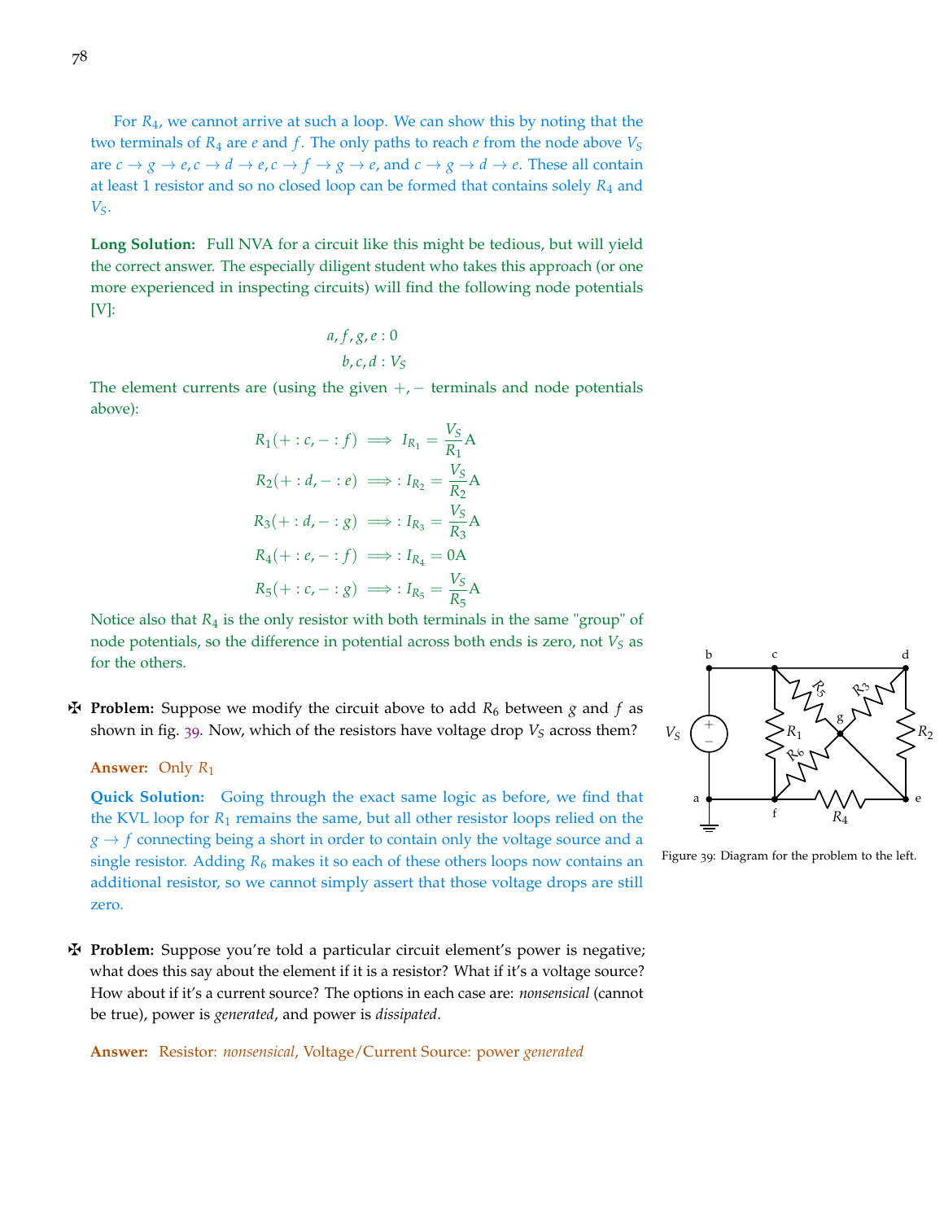For $R_4$, we cannot arrive at such a loop. We can show this by noting that the two terminals of $R_4$ are $e$ and $f$. The only paths to reach $e$ from the node above $V_S$ are $c \to g \to e, c \to d \to e, c \to f \to g \to e$, and $c \to g \to d \to e$. These all contain at least 1 resistor and so no closed loop can be formed that contains solely $R_4$ and $V_S$.

**Long Solution:** Full NVA for a circuit like this might be tedious, but will yield the correct answer. The especially diligent student who takes this approach (or one more experienced in inspecting circuits) will find the following node potentials [V]:

$$a, f, g, e : 0$$
$$b, c, d : V_S$$

The element currents are (using the given $+, -$ terminals and node potentials above):

$$R_1(+ : c, - : f) \implies I_{R_1} = \frac{V_S}{R_1}\text{A}$$
$$R_2(+ : d, - : e) \implies : I_{R_2} = \frac{V_S}{R_2}\text{A}$$
$$R_3(+ : d, - : g) \implies : I_{R_3} = \frac{V_S}{R_3}\text{A}$$
$$R_4(+ : e, - : f) \implies : I_{R_4} = 0\text{A}$$
$$R_5(+ : c, - : g) \implies : I_{R_5} = \frac{V_S}{R_5}\text{A}$$

Notice also that $R_4$ is the only resistor with both terminals in the same "group" of node potentials, so the difference in potential across both ends is zero, not $V_S$ as for the others.

✠ **Problem:** Suppose we modify the circuit above to add $R_6$ between $g$ and $f$ as shown in fig. 39. Now, which of the resistors have voltage drop $V_S$ across them?

**Answer:** Only $R_1$

**Quick Solution:** Going through the exact same logic as before, we find that the KVL loop for $R_1$ remains the same, but all other resistor loops relied on the $g \to f$ connecting being a short in order to contain only the voltage source and a single resistor. Adding $R_6$ makes it so each of these others loops now contains an additional resistor, so we cannot simply assert that those voltage drops are still zero.

Figure 39: Diagram for the problem to the left.

✠ **Problem:** Suppose you're told a particular circuit element's power is negative; what does this say about the element if it is a resistor? What if it's a voltage source? How about if it's a current source? The options in each case are: *nonsensical* (cannot be true), power is *generated*, and power is *dissipated*.

**Answer:** Resistor: *nonsensical*, Voltage/Current Source: power *generated*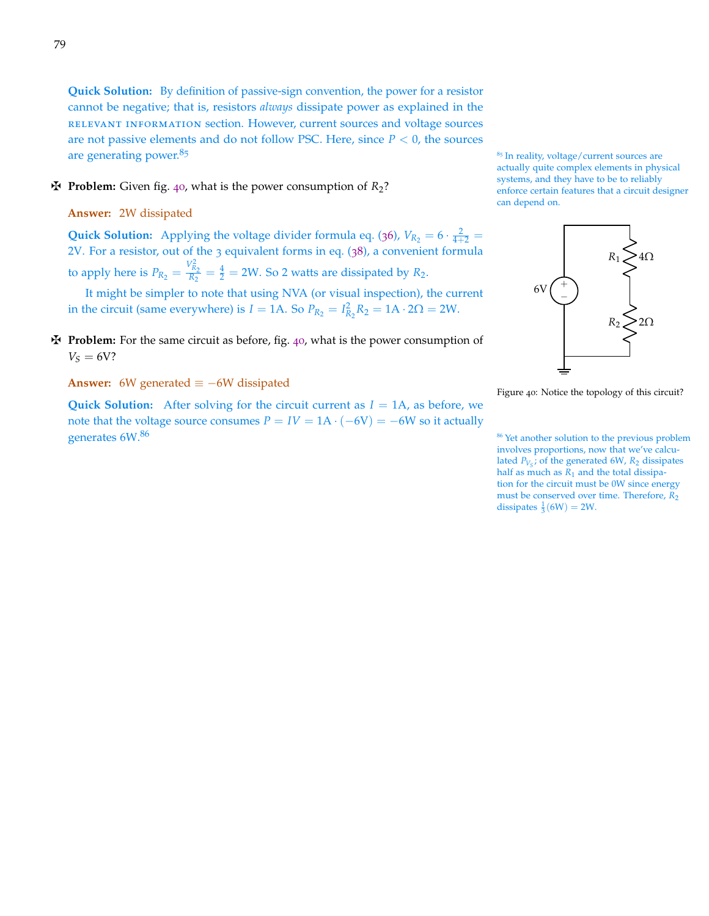**Quick Solution:** By definition of passive-sign convention, the power for a resistor cannot be negative; that is, resistors *always* dissipate power as explained in the RELEVANT INFORMATION section. However, current sources and voltage sources are not passive elements and do not follow PSC. Here, since $P < 0$, the sources are generating power.[85]

[85] In reality, voltage/current sources are actually quite complex elements in physical systems, and they have to be to reliably enforce certain features that a circuit designer can depend on.

✠ **Problem:** Given fig. 40, what is the power consumption of $R_2$?

**Answer:** 2W dissipated

**Quick Solution:** Applying the voltage divider formula eq. (36), $V_{R_2} = 6 \cdot \frac{2}{4+2} = 2\text{V}$. For a resistor, out of the 3 equivalent forms in eq. (38), a convenient formula to apply here is $P_{R_2} = \frac{V_{R_2}^2}{R_2} = \frac{4}{2} = 2\text{W}$. So 2 watts are dissipated by $R_2$.

It might be simpler to note that using NVA (or visual inspection), the current in the circuit (same everywhere) is $I = 1\text{A}$. So $P_{R_2} = I_{R_2}^2 R_2 = 1\text{A} \cdot 2\Omega = 2\text{W}$.

Figure 40: Notice the topology of this circuit?

✠ **Problem:** For the same circuit as before, fig. 40, what is the power consumption of $V_S = 6\text{V}$?

**Answer:** 6W generated $\equiv -6\text{W}$ dissipated

**Quick Solution:** After solving for the circuit current as $I = 1\text{A}$, as before, we note that the voltage source consumes $P = IV = 1\text{A} \cdot (-6\text{V}) = -6\text{W}$ so it actually generates 6W.[86]

[86] Yet another solution to the previous problem involves proportions, now that we've calculated $P_{V_S}$; of the generated 6W, $R_2$ dissipates half as much as $R_1$ and the total dissipation for the circuit must be 0W since energy must be conserved over time. Therefore, $R_2$ dissipates $\frac{1}{3}(6\text{W}) = 2\text{W}$.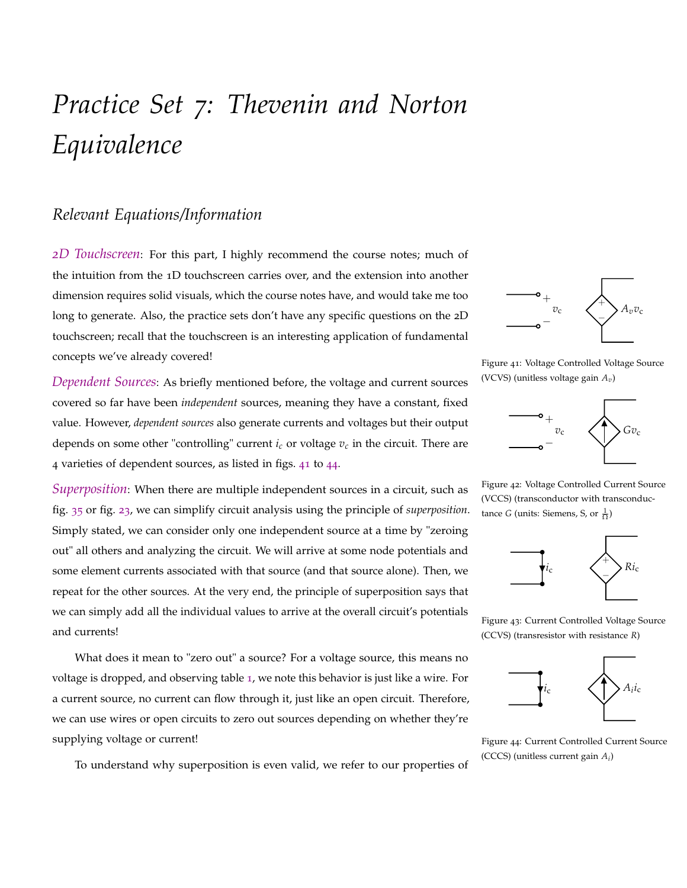# *Practice Set 7: Thevenin and Norton Equivalence*

## *Relevant Equations/Information*

*2D Touchscreen*: For this part, I highly recommend the course notes; much of the intuition from the 1D touchscreen carries over, and the extension into another dimension requires solid visuals, which the course notes have, and would take me too long to generate. Also, the practice sets don't have any specific questions on the 2D touchscreen; recall that the touchscreen is an interesting application of fundamental concepts we've already covered!

*Dependent Sources*: As briefly mentioned before, the voltage and current sources covered so far have been *independent* sources, meaning they have a constant, fixed value. However, *dependent sources* also generate currents and voltages but their output depends on some other "controlling" current $i_c$ or voltage $v_c$ in the circuit. There are 4 varieties of dependent sources, as listed in figs. 41 to 44.

Figure 41: Voltage Controlled Voltage Source (VCVS) (unitless voltage gain $A_v$)

Figure 42: Voltage Controlled Current Source (VCCS) (transconductor with transconductance $G$ (units: Siemens, S, or $\frac{1}{\Omega}$)

Figure 43: Current Controlled Voltage Source (CCVS) (transresistor with resistance $R$)

Figure 44: Current Controlled Current Source (CCCS) (unitless current gain $A_i$)

*Superposition*: When there are multiple independent sources in a circuit, such as fig. 35 or fig. 23, we can simplify circuit analysis using the principle of *superposition*. Simply stated, we can consider only one independent source at a time by "zeroing out" all others and analyzing the circuit. We will arrive at some node potentials and some element currents associated with that source (and that source alone). Then, we repeat for the other sources. At the very end, the principle of superposition says that we can simply add all the individual values to arrive at the overall circuit's potentials and currents!

What does it mean to "zero out" a source? For a voltage source, this means no voltage is dropped, and observing table 1, we note this behavior is just like a wire. For a current source, no current can flow through it, just like an open circuit. Therefore, we can use wires or open circuits to zero out sources depending on whether they're supplying voltage or current!

To understand why superposition is even valid, we refer to our properties of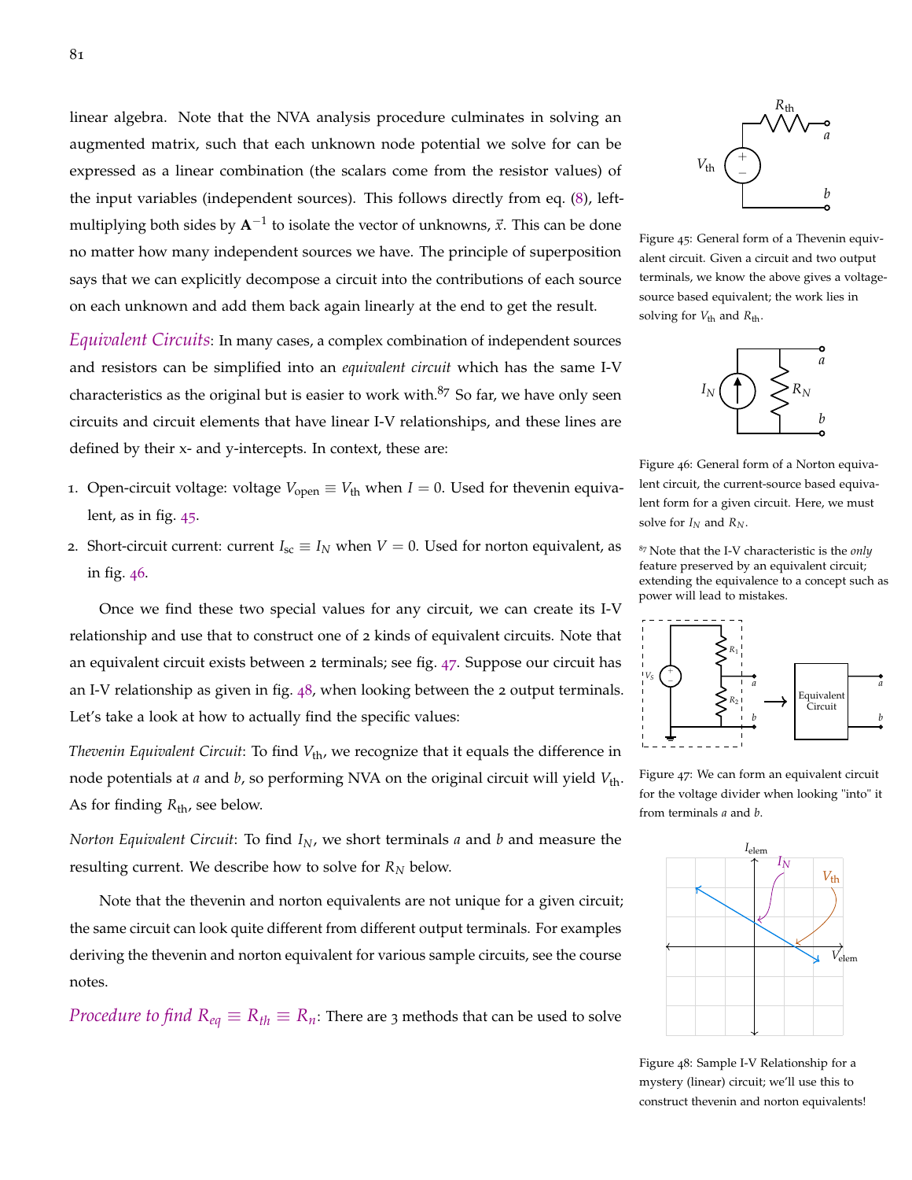linear algebra. Note that the NVA analysis procedure culminates in solving an augmented matrix, such that each unknown node potential we solve for can be expressed as a linear combination (the scalars come from the resistor values) of the input variables (independent sources). This follows directly from eq. (8), left-multiplying both sides by $\mathbf{A}^{-1}$ to isolate the vector of unknowns, $\vec{x}$. This can be done no matter how many independent sources we have. The principle of superposition says that we can explicitly decompose a circuit into the contributions of each source on each unknown and add them back again linearly at the end to get the result.

*Equivalent Circuits*: In many cases, a complex combination of independent sources and resistors can be simplified into an *equivalent circuit* which has the same I-V characteristics as the original but is easier to work with.[87] So far, we have only seen circuits and circuit elements that have linear I-V relationships, and these lines are defined by their x- and y-intercepts. In context, these are:

1. Open-circuit voltage: voltage $V_{\text{open}} \equiv V_{\text{th}}$ when $I = 0$. Used for thevenin equivalent, as in fig. 45.
2. Short-circuit current: current $I_{\text{sc}} \equiv I_N$ when $V = 0$. Used for norton equivalent, as in fig. 46.

Once we find these two special values for any circuit, we can create its I-V relationship and use that to construct one of 2 kinds of equivalent circuits. Note that an equivalent circuit exists between 2 terminals; see fig. 47. Suppose our circuit has an I-V relationship as given in fig. 48, when looking between the 2 output terminals. Let's take a look at how to actually find the specific values:

*Thevenin Equivalent Circuit*: To find $V_{\text{th}}$, we recognize that it equals the difference in node potentials at $a$ and $b$, so performing NVA on the original circuit will yield $V_{\text{th}}$. As for finding $R_{\text{th}}$, see below.

*Norton Equivalent Circuit*: To find $I_N$, we short terminals $a$ and $b$ and measure the resulting current. We describe how to solve for $R_N$ below.

Note that the thevenin and norton equivalents are not unique for a given circuit; the same circuit can look quite different from different output terminals. For examples deriving the thevenin and norton equivalent for various sample circuits, see the course notes.

*Procedure to find $R_{eq} \equiv R_{th} \equiv R_n$*: There are 3 methods that can be used to solve

Figure 45: General form of a Thevenin equivalent circuit. Given a circuit and two output terminals, we know the above gives a voltage-source based equivalent; the work lies in solving for $V_{\text{th}}$ and $R_{\text{th}}$.

Figure 46: General form of a Norton equivalent circuit, the current-source based equivalent form for a given circuit. Here, we must solve for $I_N$ and $R_N$.

[87] Note that the I-V characteristic is the *only* feature preserved by an equivalent circuit; extending the equivalence to a concept such as power will lead to mistakes.

Figure 47: We can form an equivalent circuit for the voltage divider when looking "into" it from terminals $a$ and $b$.

Figure 48: Sample I-V Relationship for a mystery (linear) circuit; we'll use this to construct thevenin and norton equivalents!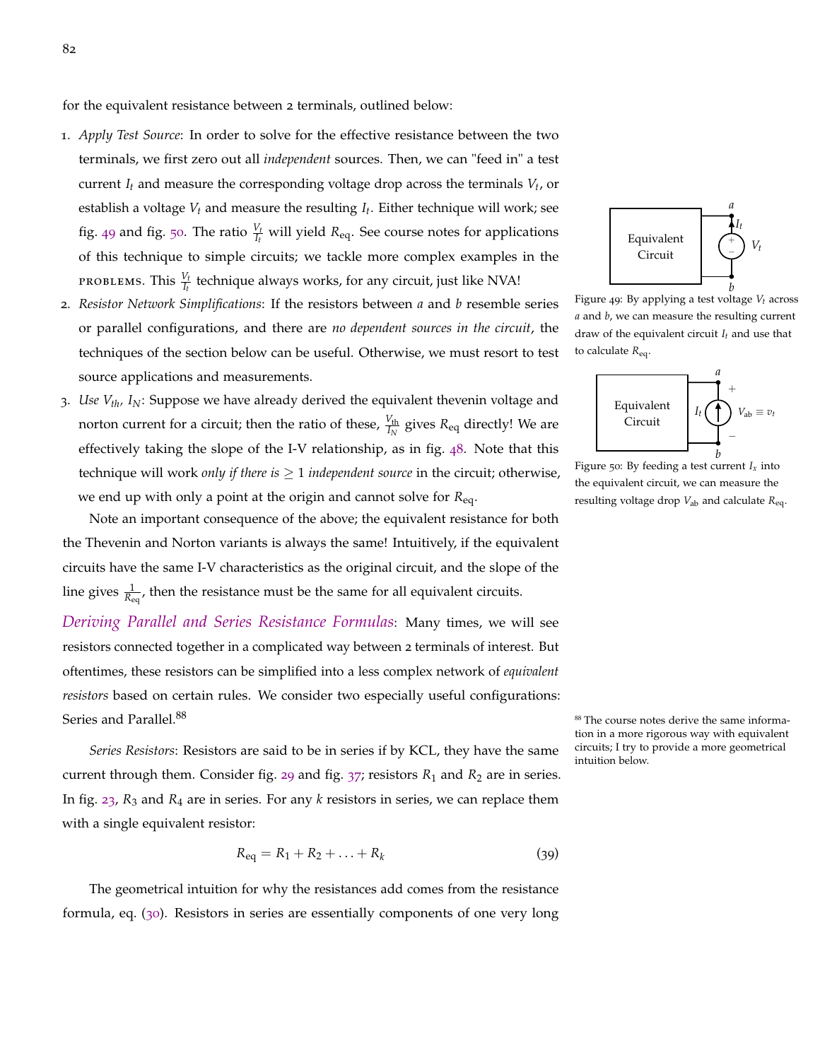for the equivalent resistance between 2 terminals, outlined below:

1. *Apply Test Source*: In order to solve for the effective resistance between the two terminals, we first zero out all *independent* sources. Then, we can "feed in" a test current $I_t$ and measure the corresponding voltage drop across the terminals $V_t$, or establish a voltage $V_t$ and measure the resulting $I_t$. Either technique will work; see fig. 49 and fig. 50. The ratio $\frac{V_t}{I_t}$ will yield $R_{\text{eq}}$. See course notes for applications of this technique to simple circuits; we tackle more complex examples in the PROBLEMS. This $\frac{V_t}{I_t}$ technique always works, for any circuit, just like NVA!
2. *Resistor Network Simplifications*: If the resistors between $a$ and $b$ resemble series or parallel configurations, and there are *no dependent sources in the circuit*, the techniques of the section below can be useful. Otherwise, we must resort to test source applications and measurements.
3. *Use $V_{th}$, $I_N$*: Suppose we have already derived the equivalent thevenin voltage and norton current for a circuit; then the ratio of these, $\frac{V_{\text{th}}}{I_N}$ gives $R_{\text{eq}}$ directly! We are effectively taking the slope of the I-V relationship, as in fig. 48. Note that this technique will work *only if there is* $\geq 1$ *independent source* in the circuit; otherwise, we end up with only a point at the origin and cannot solve for $R_{\text{eq}}$.

Figure 49: By applying a test voltage $V_t$ across $a$ and $b$, we can measure the resulting current draw of the equivalent circuit $I_t$ and use that to calculate $R_{\text{eq}}$.

Figure 50: By feeding a test current $I_x$ into the equivalent circuit, we can measure the resulting voltage drop $V_{\text{ab}}$ and calculate $R_{\text{eq}}$.

Note an important consequence of the above; the equivalent resistance for both the Thevenin and Norton variants is always the same! Intuitively, if the equivalent circuits have the same I-V characteristics as the original circuit, and the slope of the line gives $\frac{1}{R_{\text{eq}}}$, then the resistance must be the same for all equivalent circuits.

*Deriving Parallel and Series Resistance Formulas*: Many times, we will see resistors connected together in a complicated way between 2 terminals of interest. But oftentimes, these resistors can be simplified into a less complex network of *equivalent resistors* based on certain rules. We consider two especially useful configurations: Series and Parallel.[88]

[88] The course notes derive the same information in a more rigorous way with equivalent circuits; I try to provide a more geometrical intuition below.

*Series Resistors*: Resistors are said to be in series if by KCL, they have the same current through them. Consider fig. 29 and fig. 37; resistors $R_1$ and $R_2$ are in series. In fig. 23, $R_3$ and $R_4$ are in series. For any $k$ resistors in series, we can replace them with a single equivalent resistor:

$$R_{\text{eq}} = R_1 + R_2 + \ldots + R_k \tag{39}$$

The geometrical intuition for why the resistances add comes from the resistance formula, eq. (30). Resistors in series are essentially components of one very long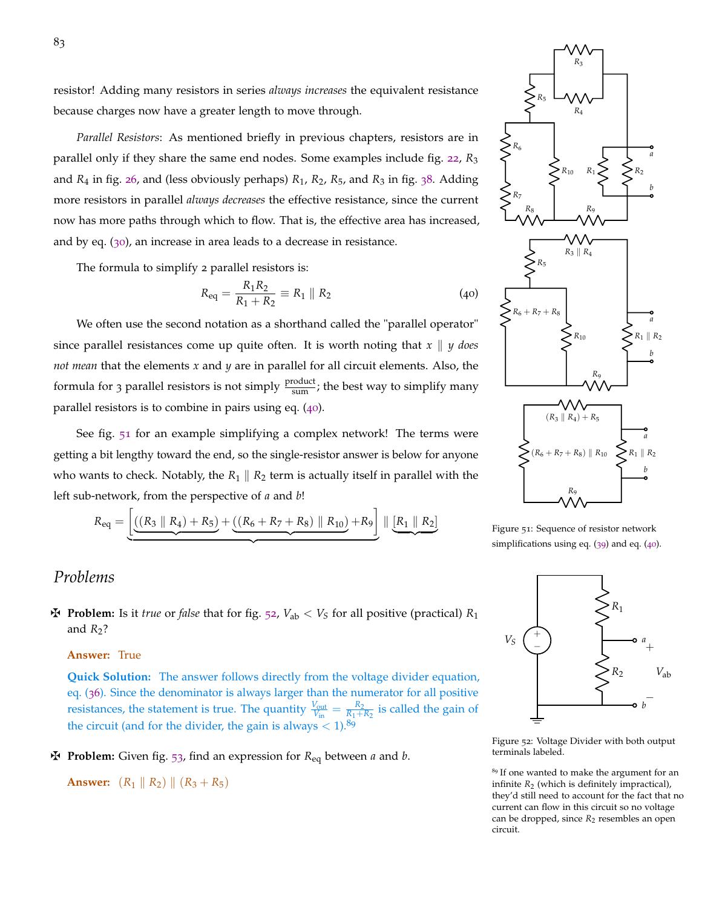resistor! Adding many resistors in series *always increases* the equivalent resistance because charges now have a greater length to move through.

*Parallel Resistors*: As mentioned briefly in previous chapters, resistors are in parallel only if they share the same end nodes. Some examples include fig. 22, $R_3$ and $R_4$ in fig. 26, and (less obviously perhaps) $R_1$, $R_2$, $R_5$, and $R_3$ in fig. 38. Adding more resistors in parallel *always decreases* the effective resistance, since the current now has more paths through which to flow. That is, the effective area has increased, and by eq. (30), an increase in area leads to a decrease in resistance.

The formula to simplify 2 parallel resistors is:

$$R_{\text{eq}} = \frac{R_1 R_2}{R_1 + R_2} \equiv R_1 \parallel R_2 \tag{40}$$

We often use the second notation as a shorthand called the "parallel operator" since parallel resistances come up quite often. It is worth noting that $x \parallel y$ *does not mean* that the elements $x$ and $y$ are in parallel for all circuit elements. Also, the formula for 3 parallel resistors is not simply $\frac{\text{product}}{\text{sum}}$; the best way to simplify many parallel resistors is to combine in pairs using eq. (40).

See fig. 51 for an example simplifying a complex network! The terms were getting a bit lengthy toward the end, so the single-resistor answer is below for anyone who wants to check. Notably, the $R_1 \parallel R_2$ term is actually itself in parallel with the left sub-network, from the perspective of $a$ and $b$!

$$R_{\text{eq}} = \underbrace{\left[\underbrace{((R_3 \parallel R_4) + R_5)} + \underbrace{((R_6 + R_7 + R_8) \parallel R_{10})} + R_9\right]} \parallel \underbrace{[R_1 \parallel R_2]}$$

Figure 51: Sequence of resistor network simplifications using eq. (39) and eq. (40).

## Problems

✠ **Problem:** Is it *true* or *false* that for fig. 52, $V_{ab} < V_S$ for all positive (practical) $R_1$ and $R_2$?

**Answer:** True

**Quick Solution:** The answer follows directly from the voltage divider equation, eq. (36). Since the denominator is always larger than the numerator for all positive resistances, the statement is true. The quantity $\frac{V_{\text{out}}}{V_{\text{in}}} = \frac{R_2}{R_1+R_2}$ is called the gain of the circuit (and for the divider, the gain is always $< 1$).[89]

Figure 52: Voltage Divider with both output terminals labeled.

[89] If one wanted to make the argument for an infinite $R_2$ (which is definitely impractical), they'd still need to account for the fact that no current can flow in this circuit so no voltage can be dropped, since $R_2$ resembles an open circuit.

✠ **Problem:** Given fig. 53, find an expression for $R_{\text{eq}}$ between $a$ and $b$.

**Answer:** $(R_1 \parallel R_2) \parallel (R_3 + R_5)$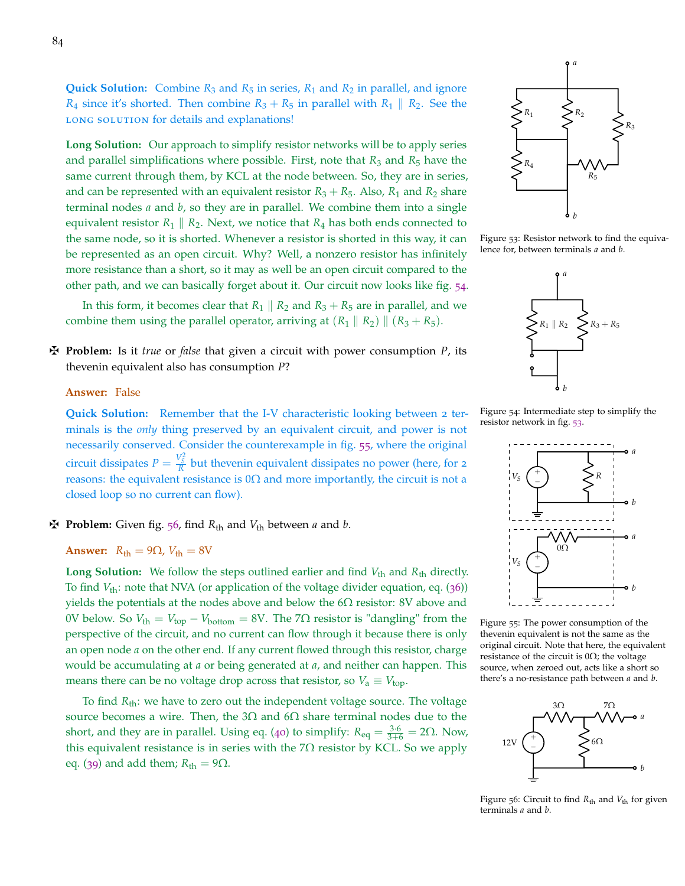**Quick Solution:** Combine $R_3$ and $R_5$ in series, $R_1$ and $R_2$ in parallel, and ignore $R_4$ since it's shorted. Then combine $R_3 + R_5$ in parallel with $R_1 \parallel R_2$. See the LONG SOLUTION for details and explanations!

**Long Solution:** Our approach to simplify resistor networks will be to apply series and parallel simplifications where possible. First, note that $R_3$ and $R_5$ have the same current through them, by KCL at the node between. So, they are in series, and can be represented with an equivalent resistor $R_3 + R_5$. Also, $R_1$ and $R_2$ share terminal nodes $a$ and $b$, so they are in parallel. We combine them into a single equivalent resistor $R_1 \parallel R_2$. Next, we notice that $R_4$ has both ends connected to the same node, so it is shorted. Whenever a resistor is shorted in this way, it can be represented as an open circuit. Why? Well, a nonzero resistor has infinitely more resistance than a short, so it may as well be an open circuit compared to the other path, and we can basically forget about it. Our circuit now looks like fig. 54.

In this form, it becomes clear that $R_1 \parallel R_2$ and $R_3 + R_5$ are in parallel, and we combine them using the parallel operator, arriving at $(R_1 \parallel R_2) \parallel (R_3 + R_5)$.

Figure 53: Resistor network to find the equivalence for, between terminals $a$ and $b$.

Figure 54: Intermediate step to simplify the resistor network in fig. 53.

✠ **Problem:** Is it *true* or *false* that given a circuit with power consumption $P$, its thevenin equivalent also has consumption $P$?

**Answer:** False

**Quick Solution:** Remember that the I-V characteristic looking between 2 terminals is the *only* thing preserved by an equivalent circuit, and power is not necessarily conserved. Consider the counterexample in fig. 55, where the original circuit dissipates $P = \frac{V_S^2}{R}$ but thevenin equivalent dissipates no power (here, for 2 reasons: the equivalent resistance is $0\Omega$ and more importantly, the circuit is not a closed loop so no current can flow).

Figure 55: The power consumption of the thevenin equivalent is not the same as the original circuit. Note that here, the equivalent resistance of the circuit is $0\Omega$; the voltage source, when zeroed out, acts like a short so there's a no-resistance path between $a$ and $b$.

✠ **Problem:** Given fig. 56, find $R_{\text{th}}$ and $V_{\text{th}}$ between $a$ and $b$.

**Answer:** $R_{\text{th}} = 9\Omega$, $V_{\text{th}} = 8\text{V}$

**Long Solution:** We follow the steps outlined earlier and find $V_{\text{th}}$ and $R_{\text{th}}$ directly. To find $V_{\text{th}}$: note that NVA (or application of the voltage divider equation, eq. (36)) yields the potentials at the nodes above and below the $6\Omega$ resistor: 8V above and 0V below. So $V_{\text{th}} = V_{\text{top}} - V_{\text{bottom}} = 8\text{V}$. The $7\Omega$ resistor is "dangling" from the perspective of the circuit, and no current can flow through it because there is only an open node $a$ on the other end. If any current flowed through this resistor, charge would be accumulating at $a$ or being generated at $a$, and neither can happen. This means there can be no voltage drop across that resistor, so $V_a \equiv V_{\text{top}}$.

To find $R_{\text{th}}$: we have to zero out the independent voltage source. The voltage source becomes a wire. Then, the $3\Omega$ and $6\Omega$ share terminal nodes due to the short, and they are in parallel. Using eq. (40) to simplify: $R_{\text{eq}} = \frac{3 \cdot 6}{3+6} = 2\Omega$. Now, this equivalent resistance is in series with the $7\Omega$ resistor by KCL. So we apply eq. (39) and add them; $R_{\text{th}} = 9\Omega$.

Figure 56: Circuit to find $R_{\text{th}}$ and $V_{\text{th}}$ for given terminals $a$ and $b$.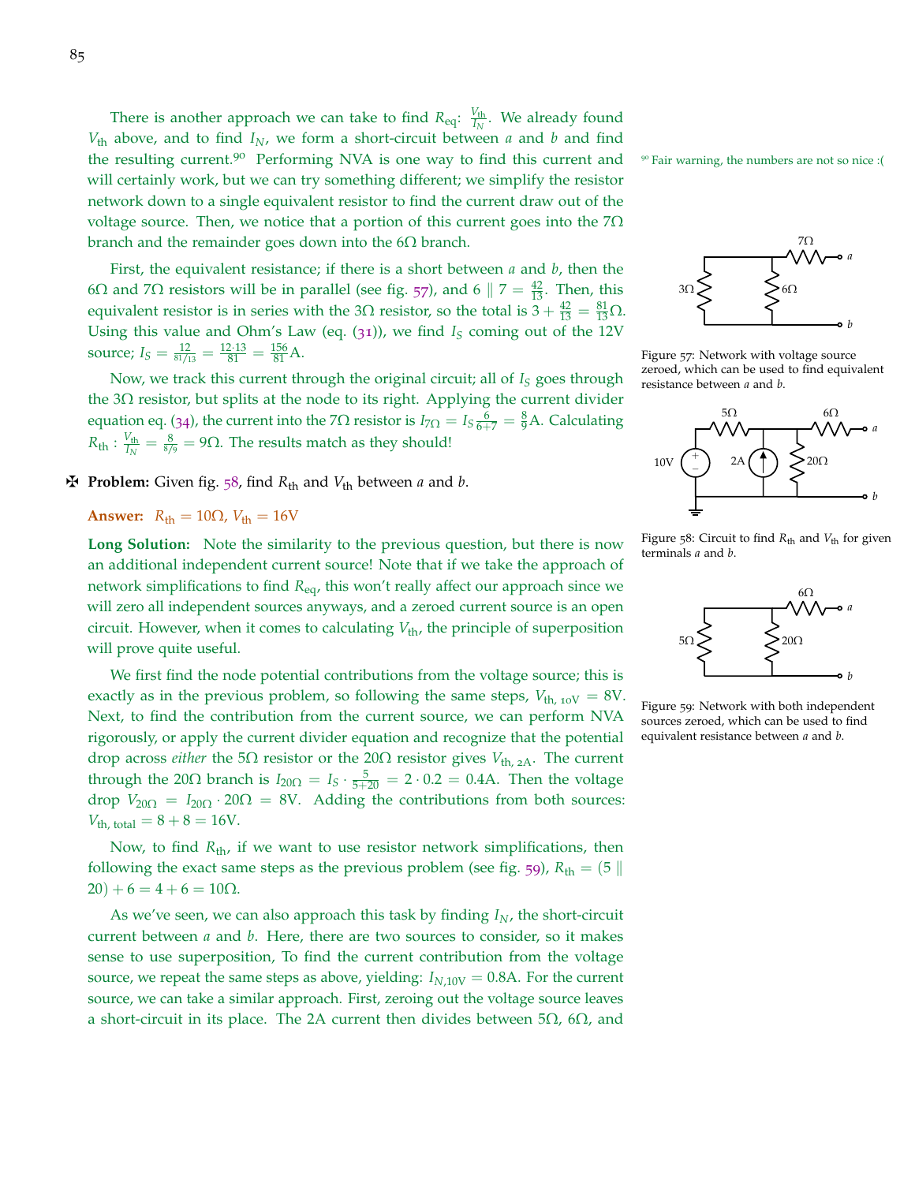There is another approach we can take to find $R_{\text{eq}}$: $\frac{V_{\text{th}}}{I_N}$. We already found $V_{\text{th}}$ above, and to find $I_N$, we form a short-circuit between $a$ and $b$ and find the resulting current.[90] Performing NVA is one way to find this current and will certainly work, but we can try something different; we simplify the resistor network down to a single equivalent resistor to find the current draw out of the voltage source. Then, we notice that a portion of this current goes into the 7Ω branch and the remainder goes down into the 6Ω branch.

[90] Fair warning, the numbers are not so nice :(

First, the equivalent resistance; if there is a short between $a$ and $b$, then the 6Ω and 7Ω resistors will be in parallel (see fig. 57), and $6 \parallel 7 = \frac{42}{13}$. Then, this equivalent resistor is in series with the 3Ω resistor, so the total is $3 + \frac{42}{13} = \frac{81}{13}\Omega$. Using this value and Ohm's Law (eq. (31)), we find $I_S$ coming out of the 12V source; $I_S = \frac{12}{81/13} = \frac{12 \cdot 13}{81} = \frac{156}{81}$A.

Figure 57: Network with voltage source zeroed, which can be used to find equivalent resistance between $a$ and $b$.

Now, we track this current through the original circuit; all of $I_S$ goes through the 3Ω resistor, but splits at the node to its right. Applying the current divider equation eq. (34), the current into the 7Ω resistor is $I_{7\Omega} = I_S \frac{6}{6+7} = \frac{8}{9}$A. Calculating $R_{\text{th}} : \frac{V_{\text{th}}}{I_N} = \frac{8}{8/9} = 9\Omega$. The results match as they should!

✠ **Problem:** Given fig. 58, find $R_{\text{th}}$ and $V_{\text{th}}$ between $a$ and $b$.

Figure 58: Circuit to find $R_{\text{th}}$ and $V_{\text{th}}$ for given terminals $a$ and $b$.

**Answer:** $R_{\text{th}} = 10\Omega$, $V_{\text{th}} = 16$V

**Long Solution:** Note the similarity to the previous question, but there is now an additional independent current source! Note that if we take the approach of network simplifications to find $R_{\text{eq}}$, this won't really affect our approach since we will zero all independent sources anyways, and a zeroed current source is an open circuit. However, when it comes to calculating $V_{\text{th}}$, the principle of superposition will prove quite useful.

Figure 59: Network with both independent sources zeroed, which can be used to find equivalent resistance between $a$ and $b$.

We first find the node potential contributions from the voltage source; this is exactly as in the previous problem, so following the same steps, $V_{\text{th, 10V}} = 8$V. Next, to find the contribution from the current source, we can perform NVA rigorously, or apply the current divider equation and recognize that the potential drop across *either* the 5Ω resistor or the 20Ω resistor gives $V_{\text{th, 2A}}$. The current through the 20Ω branch is $I_{20\Omega} = I_S \cdot \frac{5}{5+20} = 2 \cdot 0.2 = 0.4$A. Then the voltage drop $V_{20\Omega} = I_{20\Omega} \cdot 20\Omega = 8$V. Adding the contributions from both sources: $V_{\text{th, total}} = 8 + 8 = 16$V.

Now, to find $R_{\text{th}}$, if we want to use resistor network simplifications, then following the exact same steps as the previous problem (see fig. 59), $R_{\text{th}} = (5 \parallel 20) + 6 = 4 + 6 = 10\Omega$.

As we've seen, we can also approach this task by finding $I_N$, the short-circuit current between $a$ and $b$. Here, there are two sources to consider, so it makes sense to use superposition, To find the current contribution from the voltage source, we repeat the same steps as above, yielding: $I_{N,10\text{V}} = 0.8$A. For the current source, we can take a similar approach. First, zeroing out the voltage source leaves a short-circuit in its place. The 2A current then divides between 5Ω, 6Ω, and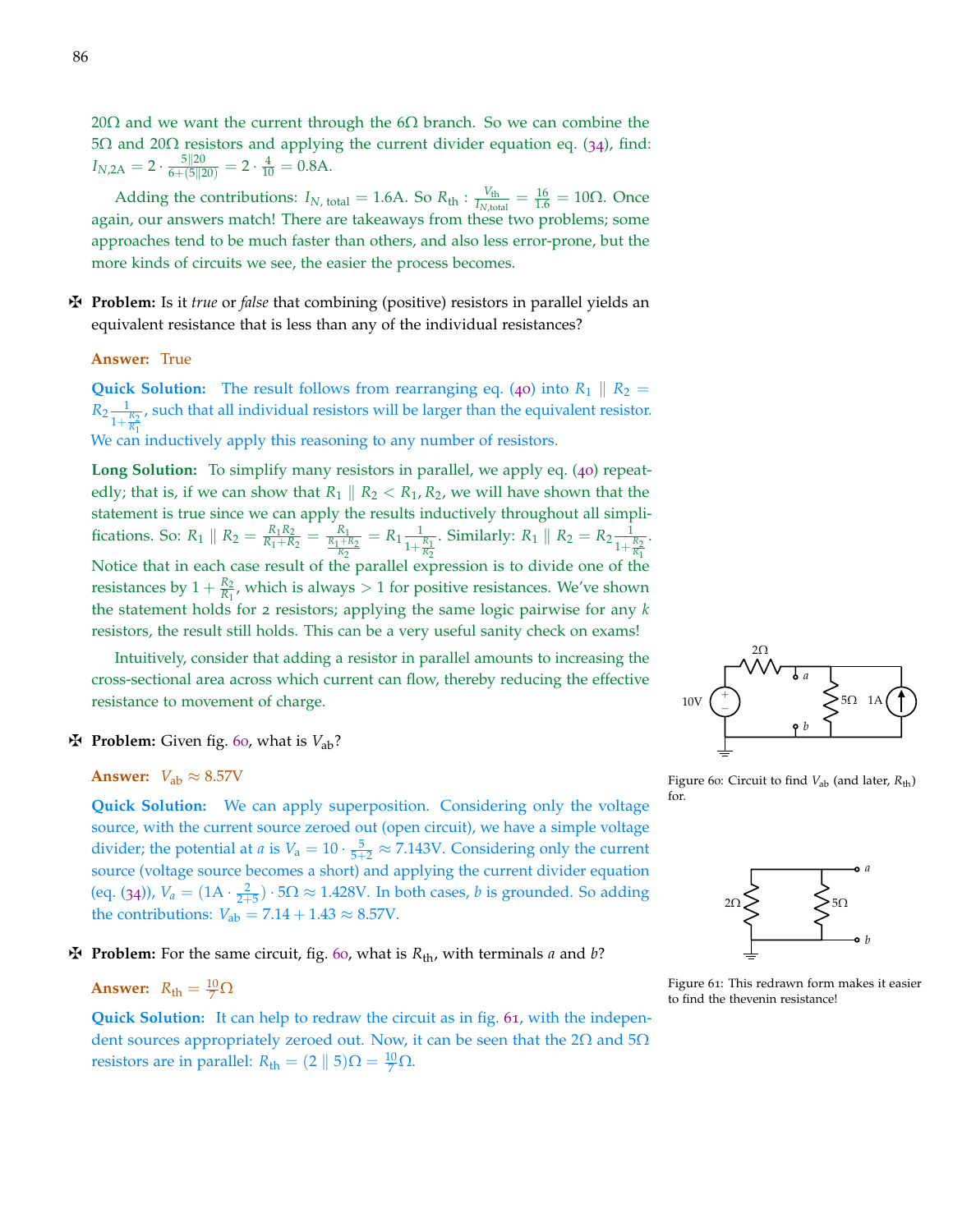20Ω and we want the current through the 6Ω branch. So we can combine the 5Ω and 20Ω resistors and applying the current divider equation eq. (34), find: $I_{N,2A} = 2 \cdot \frac{5\|20}{6+(5\|20)} = 2 \cdot \frac{4}{10} = 0.8$A.

Adding the contributions: $I_{N,\text{ total}} = 1.6$A. So $R_{\text{th}} : \frac{V_{\text{th}}}{I_{N,\text{total}}} = \frac{16}{1.6} = 10\Omega$. Once again, our answers match! There are takeaways from these two problems; some approaches tend to be much faster than others, and also less error-prone, but the more kinds of circuits we see, the easier the process becomes.

✠ **Problem:** Is it *true* or *false* that combining (positive) resistors in parallel yields an equivalent resistance that is less than any of the individual resistances?

**Answer:** True

**Quick Solution:** The result follows from rearranging eq. (40) into $R_1 \parallel R_2 = R_2 \frac{1}{1+\frac{R_2}{R_1}}$, such that all individual resistors will be larger than the equivalent resistor. We can inductively apply this reasoning to any number of resistors.

**Long Solution:** To simplify many resistors in parallel, we apply eq. (40) repeatedly; that is, if we can show that $R_1 \parallel R_2 < R_1, R_2$, we will have shown that the statement is true since we can apply the results inductively throughout all simplifications. So: $R_1 \parallel R_2 = \frac{R_1 R_2}{R_1+R_2} = \frac{R_1}{\frac{R_1+R_2}{R_2}} = R_1 \frac{1}{1+\frac{R_1}{R_2}}$. Similarly: $R_1 \parallel R_2 = R_2 \frac{1}{1+\frac{R_2}{R_1}}$. Notice that in each case result of the parallel expression is to divide one of the resistances by $1 + \frac{R_2}{R_1}$, which is always $> 1$ for positive resistances. We've shown the statement holds for 2 resistors; applying the same logic pairwise for any $k$ resistors, the result still holds. This can be a very useful sanity check on exams!

Intuitively, consider that adding a resistor in parallel amounts to increasing the cross-sectional area across which current can flow, thereby reducing the effective resistance to movement of charge.

Figure 60: Circuit to find $V_{\text{ab}}$ (and later, $R_{\text{th}}$) for.

✠ **Problem:** Given fig. 60, what is $V_{\text{ab}}$?

**Answer:** $V_{\text{ab}} \approx 8.57$V

**Quick Solution:** We can apply superposition. Considering only the voltage source, with the current source zeroed out (open circuit), we have a simple voltage divider; the potential at $a$ is $V_{\text{a}} = 10 \cdot \frac{5}{5+2} \approx 7.143$V. Considering only the current source (voltage source becomes a short) and applying the current divider equation (eq. (34)), $V_a = (1\text{A} \cdot \frac{2}{2+5}) \cdot 5\Omega \approx 1.428$V. In both cases, $b$ is grounded. So adding the contributions: $V_{\text{ab}} = 7.14 + 1.43 \approx 8.57$V.

Figure 61: This redrawn form makes it easier to find the thevenin resistance!

✠ **Problem:** For the same circuit, fig. 60, what is $R_{\text{th}}$, with terminals $a$ and $b$?

**Answer:** $R_{\text{th}} = \frac{10}{7}\Omega$

**Quick Solution:** It can help to redraw the circuit as in fig. 61, with the independent sources appropriately zeroed out. Now, it can be seen that the 2Ω and 5Ω resistors are in parallel: $R_{\text{th}} = (2 \parallel 5)\Omega = \frac{10}{7}\Omega$.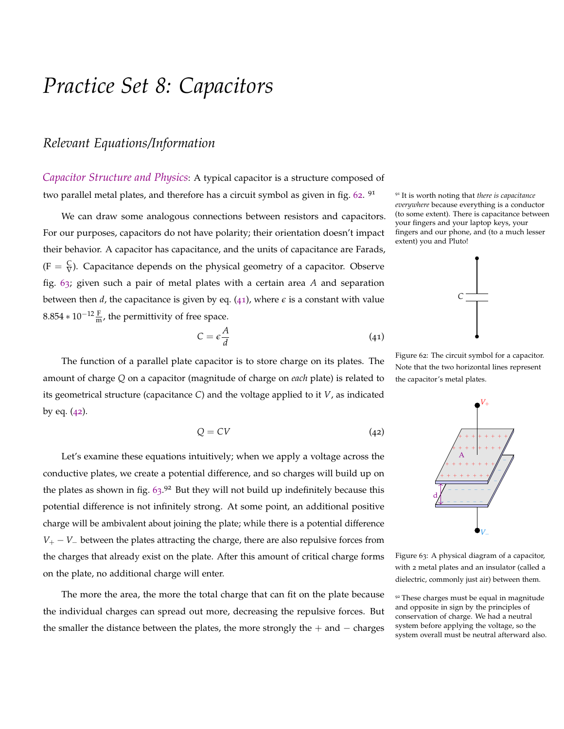# *Practice Set 8: Capacitors*

## *Relevant Equations/Information*

*Capacitor Structure and Physics*: A typical capacitor is a structure composed of two parallel metal plates, and therefore has a circuit symbol as given in fig. 62. [91]

We can draw some analogous connections between resistors and capacitors. For our purposes, capacitors do not have polarity; their orientation doesn't impact their behavior. A capacitor has capacitance, and the units of capacitance are Farads, ($\text{F} = \frac{\text{C}}{\text{V}}$). Capacitance depends on the physical geometry of a capacitor. Observe fig. 63; given such a pair of metal plates with a certain area $A$ and separation between then $d$, the capacitance is given by eq. (41), where $\epsilon$ is a constant with value $8.854 * 10^{-12} \frac{\text{F}}{\text{m}}$, the permittivity of free space.

$$C = \epsilon \frac{A}{d} \tag{41}$$

The function of a parallel plate capacitor is to store charge on its plates. The amount of charge $Q$ on a capacitor (magnitude of charge on *each* plate) is related to its geometrical structure (capacitance $C$) and the voltage applied to it $V$, as indicated by eq. (42).

$$Q = CV \tag{42}$$

Let's examine these equations intuitively; when we apply a voltage across the conductive plates, we create a potential difference, and so charges will build up on the plates as shown in fig. 63.[92] But they will not build up indefinitely because this potential difference is not infinitely strong. At some point, an additional positive charge will be ambivalent about joining the plate; while there is a potential difference $V_+ - V_-$ between the plates attracting the charge, there are also repulsive forces from the charges that already exist on the plate. After this amount of critical charge forms on the plate, no additional charge will enter.

The more the area, the more the total charge that can fit on the plate because the individual charges can spread out more, decreasing the repulsive forces. But the smaller the distance between the plates, the more strongly the $+$ and $-$ charges

[91] It is worth noting that *there is capacitance everywhere* because everything is a conductor (to some extent). There is capacitance between your fingers and your laptop keys, your fingers and our phone, and (to a much lesser extent) you and Pluto!

Figure 62: The circuit symbol for a capacitor. Note that the two horizontal lines represent the capacitor's metal plates.

Figure 63: A physical diagram of a capacitor, with 2 metal plates and an insulator (called a dielectric, commonly just air) between them.

[92] These charges must be equal in magnitude and opposite in sign by the principles of conservation of charge. We had a neutral system before applying the voltage, so the system overall must be neutral afterward also.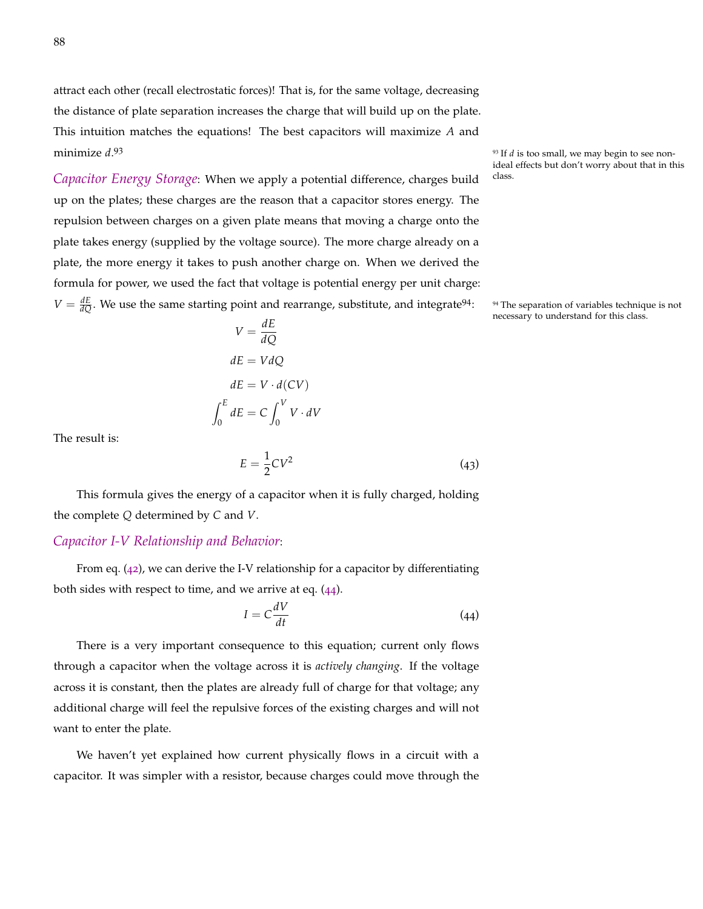attract each other (recall electrostatic forces)! That is, for the same voltage, decreasing the distance of plate separation increases the charge that will build up on the plate. This intuition matches the equations! The best capacitors will maximize $A$ and minimize $d$.[93]

[93] If $d$ is too small, we may begin to see non-ideal effects but don't worry about that in this class.

*Capacitor Energy Storage*: When we apply a potential difference, charges build up on the plates; these charges are the reason that a capacitor stores energy. The repulsion between charges on a given plate means that moving a charge onto the plate takes energy (supplied by the voltage source). The more charge already on a plate, the more energy it takes to push another charge on. When we derived the formula for power, we used the fact that voltage is potential energy per unit charge: $V = \frac{dE}{dQ}$. We use the same starting point and rearrange, substitute, and integrate[94]:

[94] The separation of variables technique is not necessary to understand for this class.

$$V = \frac{dE}{dQ}$$

$$dE = V dQ$$

$$dE = V \cdot d(CV)$$

$$\int_0^E dE = C \int_0^V V \cdot dV$$

The result is:

$$E = \frac{1}{2} CV^2 \tag{43}$$

This formula gives the energy of a capacitor when it is fully charged, holding the complete $Q$ determined by $C$ and $V$.

*Capacitor I-V Relationship and Behavior*:

From eq. (42), we can derive the I-V relationship for a capacitor by differentiating both sides with respect to time, and we arrive at eq. (44).

$$I = C \frac{dV}{dt} \tag{44}$$

There is a very important consequence to this equation; current only flows through a capacitor when the voltage across it is *actively changing*. If the voltage across it is constant, then the plates are already full of charge for that voltage; any additional charge will feel the repulsive forces of the existing charges and will not want to enter the plate.

We haven't yet explained how current physically flows in a circuit with a capacitor. It was simpler with a resistor, because charges could move through the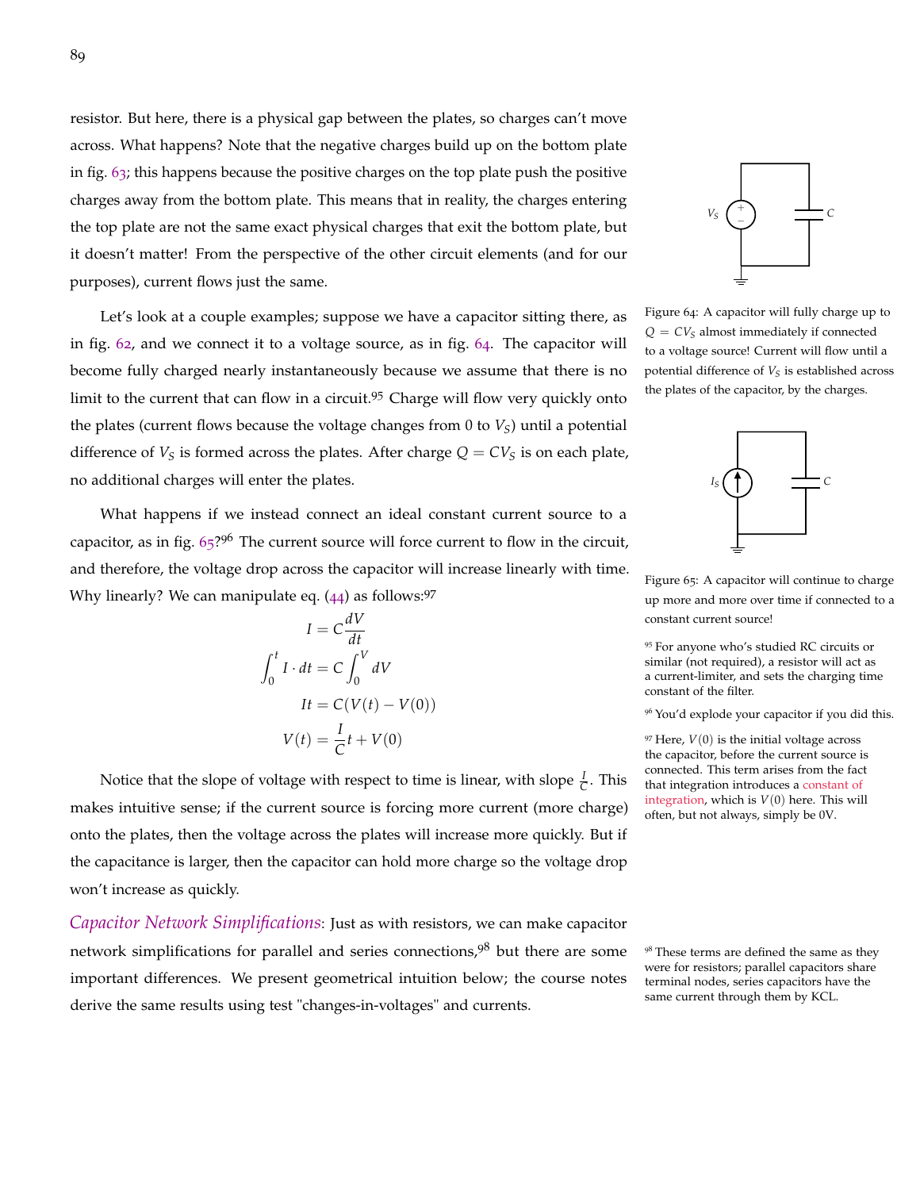resistor. But here, there is a physical gap between the plates, so charges can't move across. What happens? Note that the negative charges build up on the bottom plate in fig. 63; this happens because the positive charges on the top plate push the positive charges away from the bottom plate. This means that in reality, the charges entering the top plate are not the same exact physical charges that exit the bottom plate, but it doesn't matter! From the perspective of the other circuit elements (and for our purposes), current flows just the same.

Let's look at a couple examples; suppose we have a capacitor sitting there, as in fig. 62, and we connect it to a voltage source, as in fig. 64. The capacitor will become fully charged nearly instantaneously because we assume that there is no limit to the current that can flow in a circuit.[95] Charge will flow very quickly onto the plates (current flows because the voltage changes from 0 to $V_S$) until a potential difference of $V_S$ is formed across the plates. After charge $Q = CV_S$ is on each plate, no additional charges will enter the plates.

Figure 64: A capacitor will fully charge up to $Q = CV_S$ almost immediately if connected to a voltage source! Current will flow until a potential difference of $V_S$ is established across the plates of the capacitor, by the charges.

What happens if we instead connect an ideal constant current source to a capacitor, as in fig. 65?[96] The current source will force current to flow in the circuit, and therefore, the voltage drop across the capacitor will increase linearly with time. Why linearly? We can manipulate eq. (44) as follows:[97]

$$I = C\frac{dV}{dt}$$

$$\int_0^t I \cdot dt = C\int_0^V dV$$

$$It = C(V(t) - V(0))$$

$$V(t) = \frac{I}{C}t + V(0)$$

Figure 65: A capacitor will continue to charge up more and more over time if connected to a constant current source!

Notice that the slope of voltage with respect to time is linear, with slope $\frac{I}{C}$. This makes intuitive sense; if the current source is forcing more current (more charge) onto the plates, then the voltage across the plates will increase more quickly. But if the capacitance is larger, then the capacitor can hold more charge so the voltage drop won't increase as quickly.

*Capacitor Network Simplifications*: Just as with resistors, we can make capacitor network simplifications for parallel and series connections,[98] but there are some important differences. We present geometrical intuition below; the course notes derive the same results using test "changes-in-voltages" and currents.

[95] For anyone who's studied RC circuits or similar (not required), a resistor will act as a current-limiter, and sets the charging time constant of the filter.

[96] You'd explode your capacitor if you did this.

[97] Here, $V(0)$ is the initial voltage across the capacitor, before the current source is connected. This term arises from the fact that integration introduces a constant of integration, which is $V(0)$ here. This will often, but not always, simply be 0V.

[98] These terms are defined the same as they were for resistors; parallel capacitors share terminal nodes, series capacitors have the same current through them by KCL.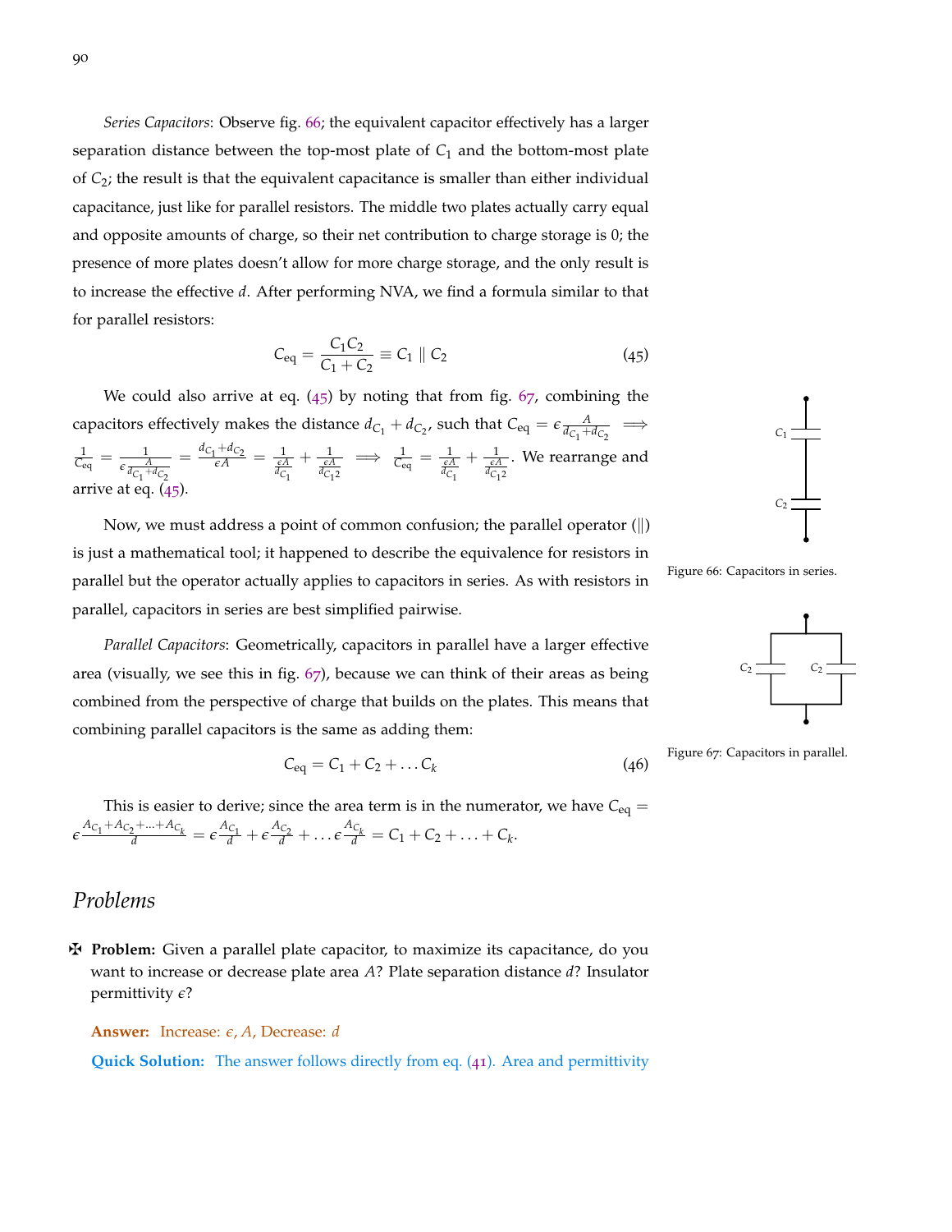*Series Capacitors*: Observe fig. 66; the equivalent capacitor effectively has a larger separation distance between the top-most plate of $C_1$ and the bottom-most plate of $C_2$; the result is that the equivalent capacitance is smaller than either individual capacitance, just like for parallel resistors. The middle two plates actually carry equal and opposite amounts of charge, so their net contribution to charge storage is 0; the presence of more plates doesn't allow for more charge storage, and the only result is to increase the effective $d$. After performing NVA, we find a formula similar to that for parallel resistors:

$$C_{\text{eq}} = \frac{C_1 C_2}{C_1 + C_2} \equiv C_1 \parallel C_2 \tag{45}$$

We could also arrive at eq. (45) by noting that from fig. 67, combining the capacitors effectively makes the distance $d_{C_1} + d_{C_2}$, such that $C_{\text{eq}} = \epsilon \frac{A}{d_{C_1}+d_{C_2}} \implies \frac{1}{C_{\text{eq}}} = \frac{1}{\epsilon \frac{A}{d_{C_1}+d_{C_2}}} = \frac{d_{C_1}+d_{C_2}}{\epsilon A} = \frac{1}{\frac{\epsilon A}{d_{C_1}}} + \frac{1}{\frac{\epsilon A}{d_{C_1 2}}} \implies \frac{1}{C_{\text{eq}}} = \frac{1}{\frac{\epsilon A}{d_{C_1}}} + \frac{1}{\frac{\epsilon A}{d_{C_1 2}}}$. We rearrange and arrive at eq. (45).

Now, we must address a point of common confusion; the parallel operator ($\parallel$) is just a mathematical tool; it happened to describe the equivalence for resistors in parallel but the operator actually applies to capacitors in series. As with resistors in parallel, capacitors in series are best simplified pairwise.

Figure 66: Capacitors in series.

*Parallel Capacitors*: Geometrically, capacitors in parallel have a larger effective area (visually, we see this in fig. 67), because we can think of their areas as being combined from the perspective of charge that builds on the plates. This means that combining parallel capacitors is the same as adding them:

$$C_{\text{eq}} = C_1 + C_2 + \dots C_k \tag{46}$$

Figure 67: Capacitors in parallel.

This is easier to derive; since the area term is in the numerator, we have $C_{\text{eq}} = \epsilon \frac{A_{C_1}+A_{C_2}+\dots+A_{C_k}}{d} = \epsilon \frac{A_{C_1}}{d} + \epsilon \frac{A_{C_2}}{d} + \dots \epsilon \frac{A_{C_k}}{d} = C_1 + C_2 + \dots + C_k$.

## Problems

✠ **Problem:** Given a parallel plate capacitor, to maximize its capacitance, do you want to increase or decrease plate area $A$? Plate separation distance $d$? Insulator permittivity $\epsilon$?

**Answer:** Increase: $\epsilon$, $A$, Decrease: $d$

**Quick Solution:** The answer follows directly from eq. (41). Area and permittivity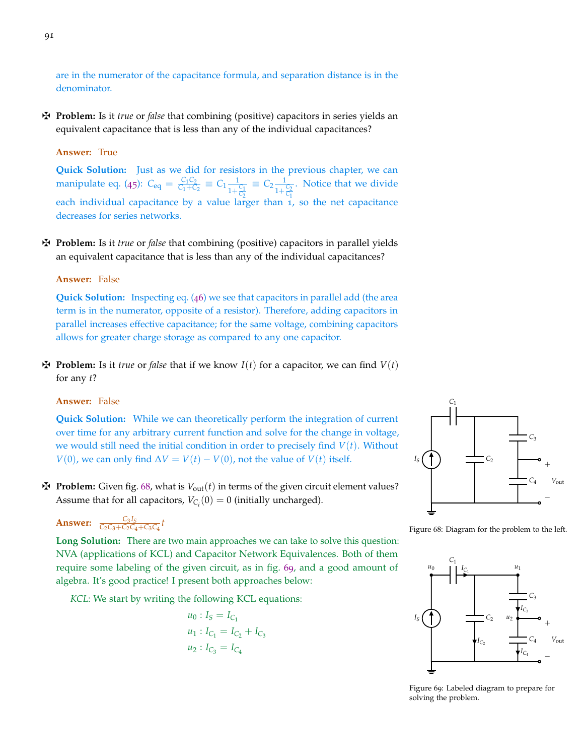are in the numerator of the capacitance formula, and separation distance is in the denominator.

✠ **Problem:** Is it *true* or *false* that combining (positive) capacitors in series yields an equivalent capacitance that is less than any of the individual capacitances?

**Answer:** True

**Quick Solution:** Just as we did for resistors in the previous chapter, we can manipulate eq. (45): $C_{\text{eq}} = \frac{C_1 C_2}{C_1+C_2} \equiv C_1 \frac{1}{1+\frac{C_1}{C_2}} \equiv C_2 \frac{1}{1+\frac{C_2}{C_1}}$. Notice that we divide each individual capacitance by a value larger than 1, so the net capacitance decreases for series networks.

✠ **Problem:** Is it *true* or *false* that combining (positive) capacitors in parallel yields an equivalent capacitance that is less than any of the individual capacitances?

**Answer:** False

**Quick Solution:** Inspecting eq. (46) we see that capacitors in parallel add (the area term is in the numerator, opposite of a resistor). Therefore, adding capacitors in parallel increases effective capacitance; for the same voltage, combining capacitors allows for greater charge storage as compared to any one capacitor.

✠ **Problem:** Is it *true* or *false* that if we know $I(t)$ for a capacitor, we can find $V(t)$ for any $t$?

**Answer:** False

**Quick Solution:** While we can theoretically perform the integration of current over time for any arbitrary current function and solve for the change in voltage, we would still need the initial condition in order to precisely find $V(t)$. Without $V(0)$, we can only find $\Delta V = V(t) - V(0)$, not the value of $V(t)$ itself.

✠ **Problem:** Given fig. 68, what is $V_{\text{out}}(t)$ in terms of the given circuit element values? Assume that for all capacitors, $V_{C_i}(0) = 0$ (initially uncharged).

Figure 68: Diagram for the problem to the left.

**Answer:** $\frac{C_3 I_S}{C_2C_3+C_2C_4+C_3C_4} t$

**Long Solution:** There are two main approaches we can take to solve this question: NVA (applications of KCL) and Capacitor Network Equivalences. Both of them require some labeling of the given circuit, as in fig. 69, and a good amount of algebra. It's good practice! I present both approaches below:

*KCL*: We start by writing the following KCL equations:

$$u_0 : I_S = I_{C_1}$$
$$u_1 : I_{C_1} = I_{C_2} + I_{C_3}$$
$$u_2 : I_{C_3} = I_{C_4}$$

Figure 69: Labeled diagram to prepare for solving the problem.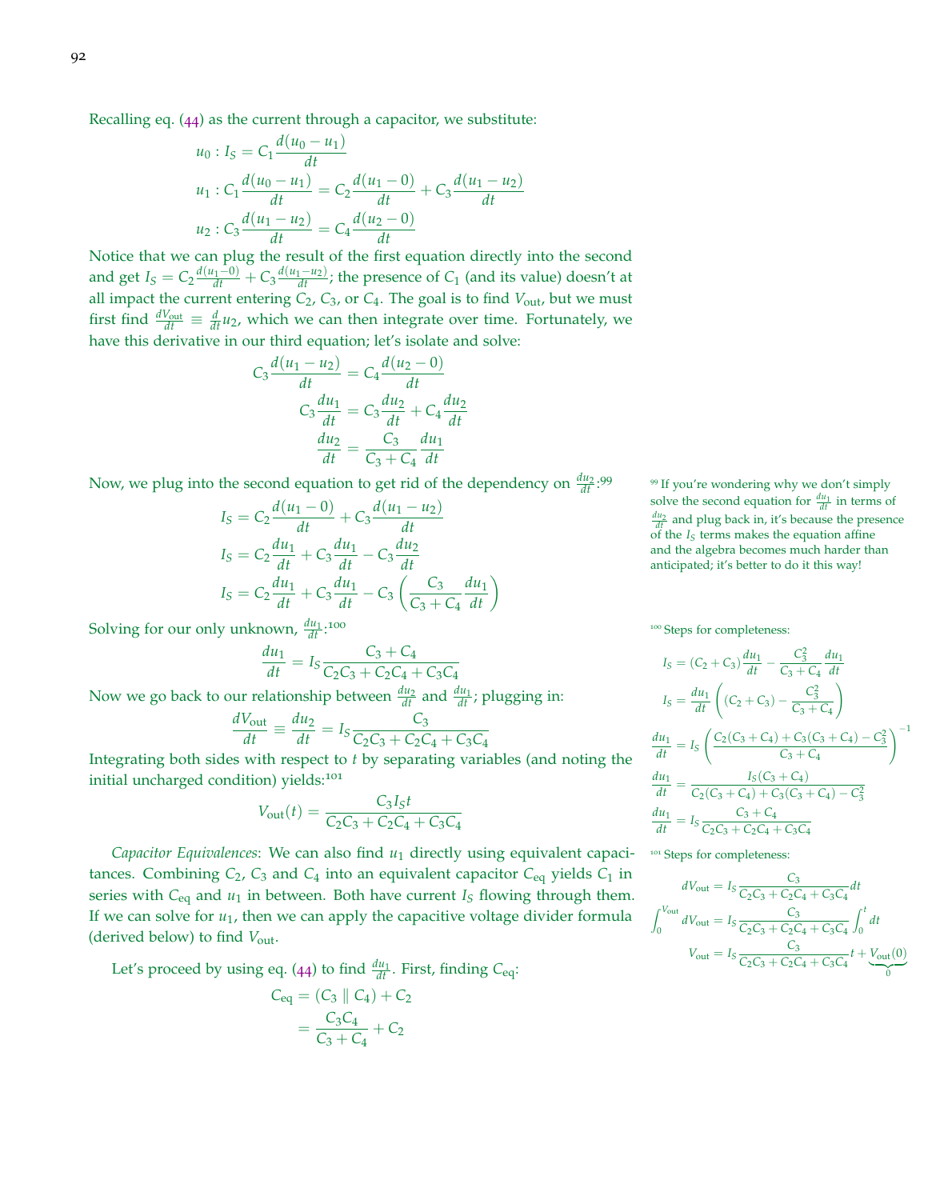Recalling eq. (44) as the current through a capacitor, we substitute:

$$u_0 : I_S = C_1 \frac{d(u_0 - u_1)}{dt}$$
$$u_1 : C_1 \frac{d(u_0 - u_1)}{dt} = C_2 \frac{d(u_1 - 0)}{dt} + C_3 \frac{d(u_1 - u_2)}{dt}$$
$$u_2 : C_3 \frac{d(u_1 - u_2)}{dt} = C_4 \frac{d(u_2 - 0)}{dt}$$

Notice that we can plug the result of the first equation directly into the second and get $I_S = C_2 \frac{d(u_1-0)}{dt} + C_3 \frac{d(u_1-u_2)}{dt}$; the presence of $C_1$ (and its value) doesn't at all impact the current entering $C_2$, $C_3$, or $C_4$. The goal is to find $V_{\text{out}}$, but we must first find $\frac{dV_{\text{out}}}{dt} \equiv \frac{d}{dt} u_2$, which we can then integrate over time. Fortunately, we have this derivative in our third equation; let's isolate and solve:

$$C_3 \frac{d(u_1 - u_2)}{dt} = C_4 \frac{d(u_2 - 0)}{dt}$$
$$C_3 \frac{du_1}{dt} = C_3 \frac{du_2}{dt} + C_4 \frac{du_2}{dt}$$
$$\frac{du_2}{dt} = \frac{C_3}{C_3 + C_4} \frac{du_1}{dt}$$

Now, we plug into the second equation to get rid of the dependency on $\frac{du_2}{dt}$:[99]

$$I_S = C_2 \frac{d(u_1 - 0)}{dt} + C_3 \frac{d(u_1 - u_2)}{dt}$$
$$I_S = C_2 \frac{du_1}{dt} + C_3 \frac{du_1}{dt} - C_3 \frac{du_2}{dt}$$
$$I_S = C_2 \frac{du_1}{dt} + C_3 \frac{du_1}{dt} - C_3 \left( \frac{C_3}{C_3 + C_4} \frac{du_1}{dt} \right)$$

Solving for our only unknown, $\frac{du_1}{dt}$:[100]

$$\frac{du_1}{dt} = I_S \frac{C_3 + C_4}{C_2C_3 + C_2C_4 + C_3C_4}$$

Now we go back to our relationship between $\frac{du_2}{dt}$ and $\frac{du_1}{dt}$; plugging in:

$$\frac{dV_{\text{out}}}{dt} \equiv \frac{du_2}{dt} = I_S \frac{C_3}{C_2C_3 + C_2C_4 + C_3C_4}$$

Integrating both sides with respect to $t$ by separating variables (and noting the initial uncharged condition) yields:[101]

$$V_{\text{out}}(t) = \frac{C_3 I_S t}{C_2C_3 + C_2C_4 + C_3C_4}$$

*Capacitor Equivalences*: We can also find $u_1$ directly using equivalent capacitances. Combining $C_2$, $C_3$ and $C_4$ into an equivalent capacitor $C_{\text{eq}}$ yields $C_1$ in series with $C_{\text{eq}}$ and $u_1$ in between. Both have current $I_S$ flowing through them. If we can solve for $u_1$, then we can apply the capacitive voltage divider formula (derived below) to find $V_{\text{out}}$.

Let's proceed by using eq. (44) to find $\frac{du_1}{dt}$. First, finding $C_{\text{eq}}$:

$$C_{\text{eq}} = (C_3 \parallel C_4) + C_2$$
$$= \frac{C_3C_4}{C_3 + C_4} + C_2$$

---

[99] If you're wondering why we don't simply solve the second equation for $\frac{du_1}{dt}$ in terms of $\frac{du_2}{dt}$ and plug back in, it's because the presence of the $I_S$ terms makes the equation affine and the algebra becomes much harder than anticipated; it's better to do it this way!

[100] Steps for completeness:

$$I_S = (C_2 + C_3)\frac{du_1}{dt} - \frac{C_3^2}{C_3 + C_4}\frac{du_1}{dt}$$
$$I_S = \frac{du_1}{dt}\left( (C_2 + C_3) - \frac{C_3^2}{C_3 + C_4} \right)$$
$$\frac{du_1}{dt} = I_S \left( \frac{C_2(C_3 + C_4) + C_3(C_3 + C_4) - C_3^2}{C_3 + C_4} \right)^{-1}$$
$$\frac{du_1}{dt} = \frac{I_S(C_3 + C_4)}{C_2(C_3 + C_4) + C_3(C_3 + C_4) - C_3^2}$$
$$\frac{du_1}{dt} = I_S \frac{C_3 + C_4}{C_2C_3 + C_2C_4 + C_3C_4}$$

[101] Steps for completeness:

$$dV_{\text{out}} = I_S \frac{C_3}{C_2C_3 + C_2C_4 + C_3C_4} dt$$
$$\int_0^{V_{\text{out}}} dV_{\text{out}} = I_S \frac{C_3}{C_2C_3 + C_2C_4 + C_3C_4} \int_0^t dt$$
$$V_{\text{out}} = I_S \frac{C_3}{C_2C_3 + C_2C_4 + C_3C_4} t + \underbrace{V_{\text{out}}(0)}_{0}$$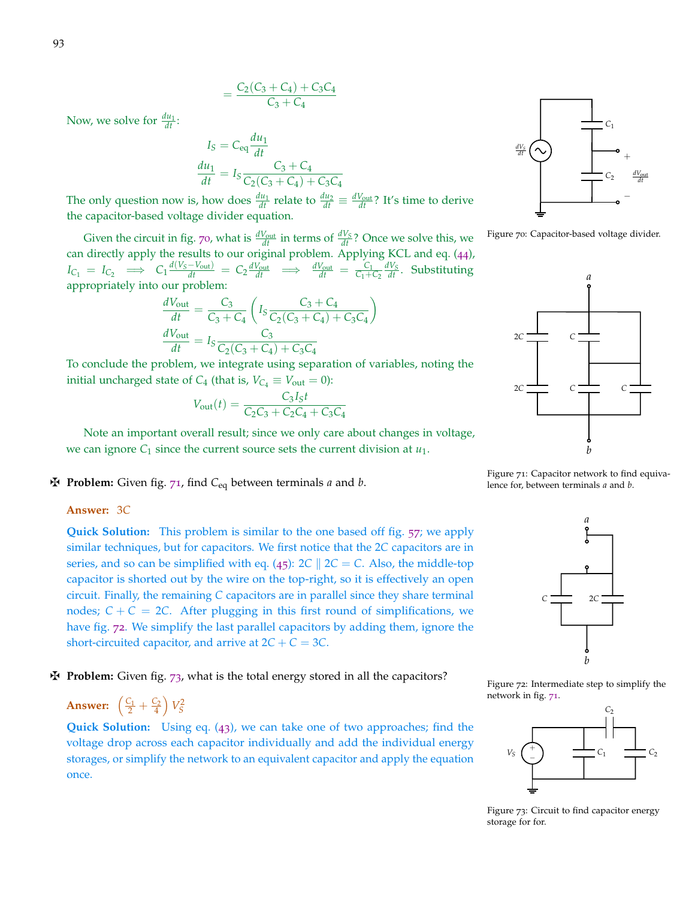$$= \frac{C_2(C_3 + C_4) + C_3C_4}{C_3 + C_4}$$

Now, we solve for $\frac{du_1}{dt}$:

$$I_S = C_{\text{eq}} \frac{du_1}{dt}$$
$$\frac{du_1}{dt} = I_S \frac{C_3 + C_4}{C_2(C_3 + C_4) + C_3C_4}$$

The only question now is, how does $\frac{du_1}{dt}$ relate to $\frac{du_2}{dt} \equiv \frac{dV_{\text{out}}}{dt}$? It's time to derive the capacitor-based voltage divider equation.

Given the circuit in fig. 70, what is $\frac{dV_{\text{out}}}{dt}$ in terms of $\frac{dV_S}{dt}$? Once we solve this, we can directly apply the results to our original problem. Applying KCL and eq. (44), $I_{C_1} = I_{C_2} \implies C_1 \frac{d(V_S - V_{\text{out}})}{dt} = C_2 \frac{dV_{\text{out}}}{dt} \implies \frac{dV_{\text{out}}}{dt} = \frac{C_1}{C_1 + C_2} \frac{dV_S}{dt}$. Substituting appropriately into our problem:

$$\frac{dV_{\text{out}}}{dt} = \frac{C_3}{C_3 + C_4} \left( I_S \frac{C_3 + C_4}{C_2(C_3 + C_4) + C_3C_4} \right)$$
$$\frac{dV_{\text{out}}}{dt} = I_S \frac{C_3}{C_2(C_3 + C_4) + C_3C_4}$$

To conclude the problem, we integrate using separation of variables, noting the initial uncharged state of $C_4$ (that is, $V_{C_4} \equiv V_{\text{out}} = 0$):

$$V_{\text{out}}(t) = \frac{C_3 I_S t}{C_2C_3 + C_2C_4 + C_3C_4}$$

Note an important overall result; since we only care about changes in voltage, we can ignore $C_1$ since the current source sets the current division at $u_1$.

Figure 70: Capacitor-based voltage divider.

✠ **Problem:** Given fig. 71, find $C_{\text{eq}}$ between terminals $a$ and $b$.

**Answer:** $3C$

**Quick Solution:** This problem is similar to the one based off fig. 57; we apply similar techniques, but for capacitors. We first notice that the $2C$ capacitors are in series, and so can be simplified with eq. (45): $2C \parallel 2C = C$. Also, the middle-top capacitor is shorted out by the wire on the top-right, so it is effectively an open circuit. Finally, the remaining $C$ capacitors are in parallel since they share terminal nodes; $C + C = 2C$. After plugging in this first round of simplifications, we have fig. 72. We simplify the last parallel capacitors by adding them, ignore the short-circuited capacitor, and arrive at $2C + C = 3C$.

Figure 71: Capacitor network to find equivalence for, between terminals $a$ and $b$.

Figure 72: Intermediate step to simplify the network in fig. 71.

✠ **Problem:** Given fig. 73, what is the total energy stored in all the capacitors?

**Answer:** $\left(\frac{C_1}{2} + \frac{C_2}{4}\right) V_S^2$

**Quick Solution:** Using eq. (43), we can take one of two approaches; find the voltage drop across each capacitor individually and add the individual energy storages, or simplify the network to an equivalent capacitor and apply the equation once.

Figure 73: Circuit to find capacitor energy storage for for.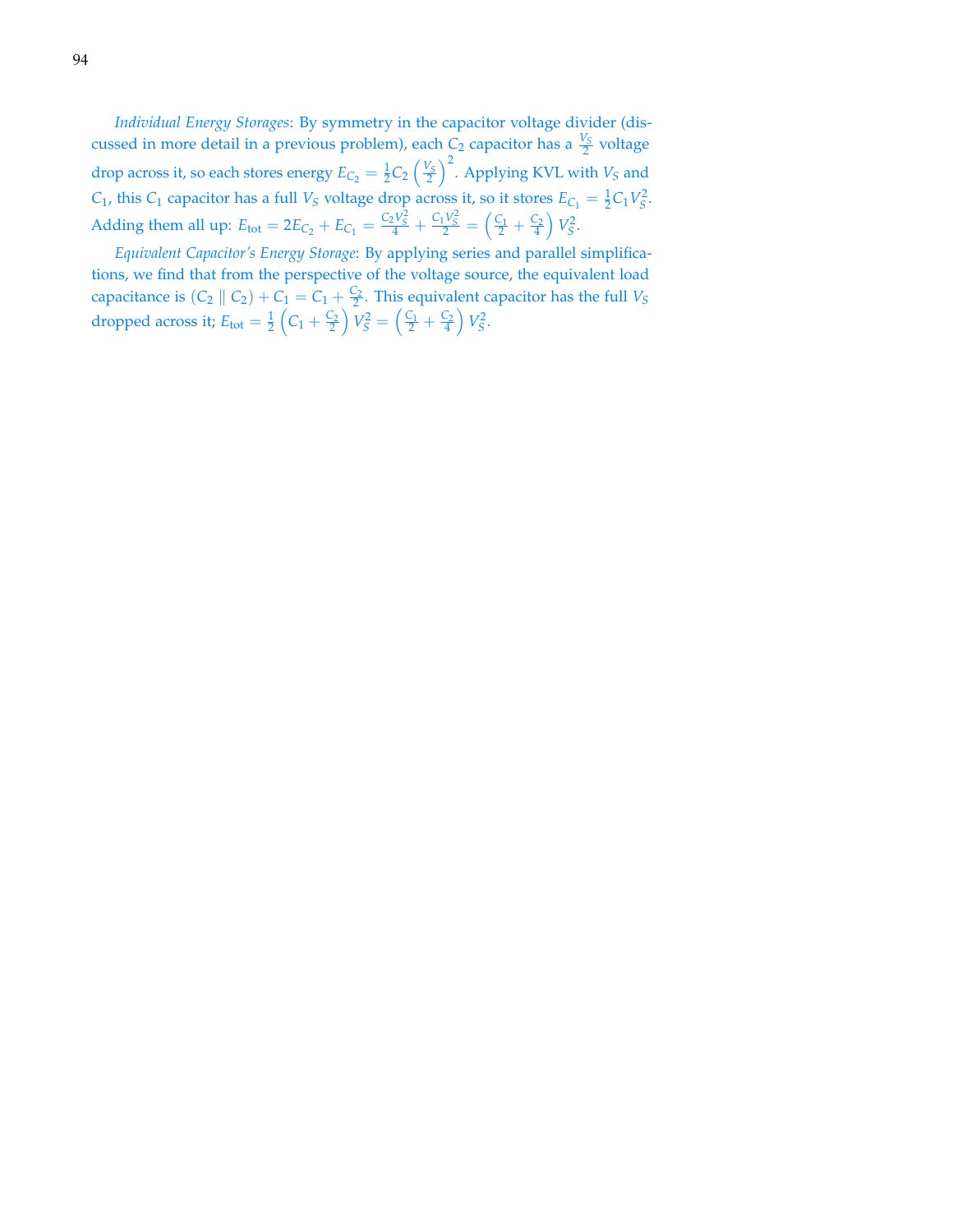*Individual Energy Storages*: By symmetry in the capacitor voltage divider (discussed in more detail in a previous problem), each $C_2$ capacitor has a $\frac{V_S}{2}$ voltage drop across it, so each stores energy $E_{C_2} = \frac{1}{2}C_2\left(\frac{V_S}{2}\right)^2$. Applying KVL with $V_S$ and $C_1$, this $C_1$ capacitor has a full $V_S$ voltage drop across it, so it stores $E_{C_1} = \frac{1}{2}C_1 V_S^2$. Adding them all up: $E_{\text{tot}} = 2E_{C_2} + E_{C_1} = \frac{C_2 V_S^2}{4} + \frac{C_1 V_S^2}{2} = \left(\frac{C_1}{2} + \frac{C_2}{4}\right)V_S^2$.

*Equivalent Capacitor's Energy Storage*: By applying series and parallel simplifications, we find that from the perspective of the voltage source, the equivalent load capacitance is $(C_2 \parallel C_2) + C_1 = C_1 + \frac{C_2}{2}$. This equivalent capacitor has the full $V_S$ dropped across it; $E_{\text{tot}} = \frac{1}{2}\left(C_1 + \frac{C_2}{2}\right)V_S^2 = \left(\frac{C_1}{2} + \frac{C_2}{4}\right)V_S^2$.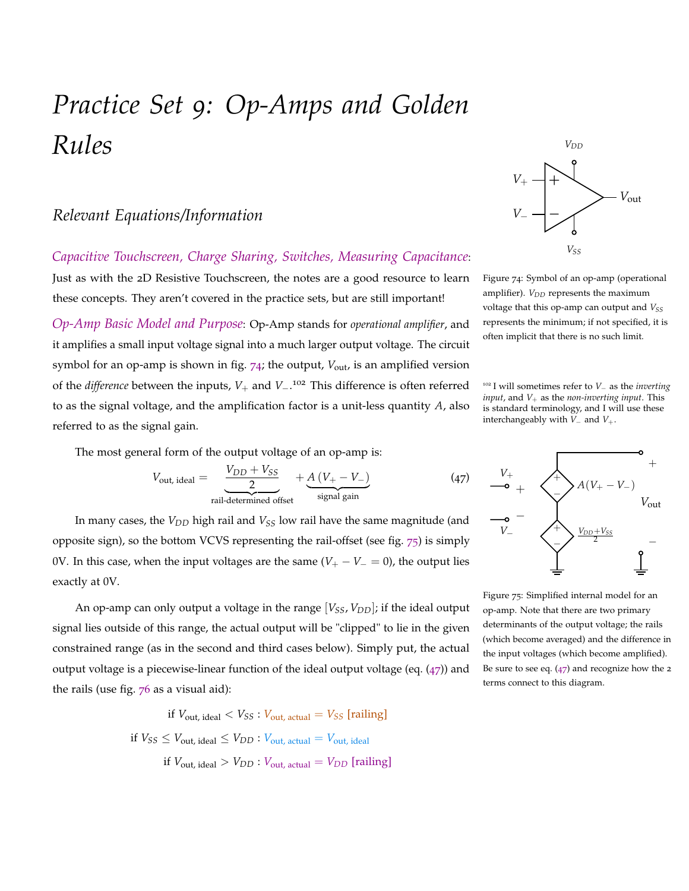# *Practice Set 9: Op-Amps and Golden Rules*

## *Relevant Equations/Information*

*Capacitive Touchscreen, Charge Sharing, Switches, Measuring Capacitance*: Just as with the 2D Resistive Touchscreen, the notes are a good resource to learn these concepts. They aren't covered in the practice sets, but are still important!

*Op-Amp Basic Model and Purpose*: Op-Amp stands for *operational amplifier*, and it amplifies a small input voltage signal into a much larger output voltage. The circuit symbol for an op-amp is shown in fig. 74; the output, $V_{\text{out}}$, is an amplified version of the *difference* between the inputs, $V_+$ and $V_-$.[102] This difference is often referred to as the signal voltage, and the amplification factor is a unit-less quantity $A$, also referred to as the signal gain.

Figure 74: Symbol of an op-amp (operational amplifier). $V_{DD}$ represents the maximum voltage that this op-amp can output and $V_{SS}$ represents the minimum; if not specified, it is often implicit that there is no such limit.

[102] I will sometimes refer to $V_-$ as the *inverting input*, and $V_+$ as the *non-inverting input*. This is standard terminology, and I will use these interchangeably with $V_-$ and $V_+$.

The most general form of the output voltage of an op-amp is:

$$V_{\text{out, ideal}} = \underbrace{\frac{V_{DD} + V_{SS}}{2}}_{\text{rail-determined offset}} + \underbrace{A\left(V_+ - V_-\right)}_{\text{signal gain}} \tag{47}$$

In many cases, the $V_{DD}$ high rail and $V_{SS}$ low rail have the same magnitude (and opposite sign), so the bottom VCVS representing the rail-offset (see fig. 75) is simply 0V. In this case, when the input voltages are the same ($V_+ - V_- = 0$), the output lies exactly at 0V.

Figure 75: Simplified internal model for an op-amp. Note that there are two primary determinants of the output voltage; the rails (which become averaged) and the difference in the input voltages (which become amplified). Be sure to see eq. (47) and recognize how the 2 terms connect to this diagram.

An op-amp can only output a voltage in the range $[V_{SS}, V_{DD}]$; if the ideal output signal lies outside of this range, the actual output will be "clipped" to lie in the given constrained range (as in the second and third cases below). Simply put, the actual output voltage is a piecewise-linear function of the ideal output voltage (eq. (47)) and the rails (use fig. 76 as a visual aid):

$$\text{if } V_{\text{out, ideal}} < V_{SS} : V_{\text{out, actual}} = V_{SS} \text{ [railing]}$$
$$\text{if } V_{SS} \le V_{\text{out, ideal}} \le V_{DD} : V_{\text{out, actual}} = V_{\text{out, ideal}}$$
$$\text{if } V_{\text{out, ideal}} > V_{DD} : V_{\text{out, actual}} = V_{DD} \text{ [railing]}$$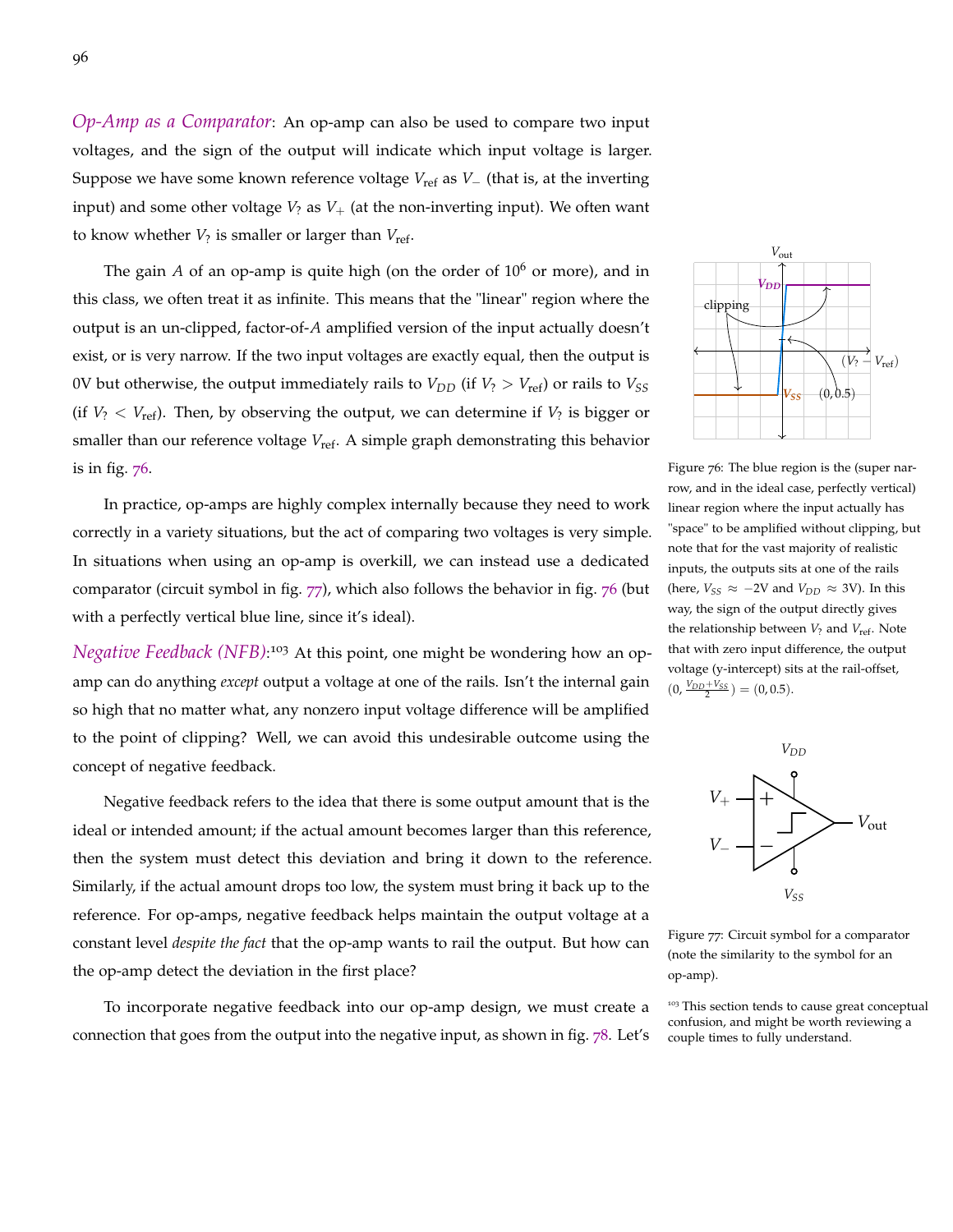*Op-Amp as a Comparator*: An op-amp can also be used to compare two input voltages, and the sign of the output will indicate which input voltage is larger. Suppose we have some known reference voltage $V_{\text{ref}}$ as $V_-$ (that is, at the inverting input) and some other voltage $V_?$ as $V_+$ (at the non-inverting input). We often want to know whether $V_?$ is smaller or larger than $V_{\text{ref}}$.

The gain $A$ of an op-amp is quite high (on the order of $10^6$ or more), and in this class, we often treat it as infinite. This means that the "linear" region where the output is an un-clipped, factor-of-$A$ amplified version of the input actually doesn't exist, or is very narrow. If the two input voltages are exactly equal, then the output is 0V but otherwise, the output immediately rails to $V_{DD}$ (if $V_? > V_{\text{ref}}$) or rails to $V_{SS}$ (if $V_? < V_{\text{ref}}$). Then, by observing the output, we can determine if $V_?$ is bigger or smaller than our reference voltage $V_{\text{ref}}$. A simple graph demonstrating this behavior is in fig. 76.

Figure 76: The blue region is the (super narrow, and in the ideal case, perfectly vertical) linear region where the input actually has "space" to be amplified without clipping, but note that for the vast majority of realistic inputs, the outputs sits at one of the rails (here, $V_{SS} \approx -2\text{V}$ and $V_{DD} \approx 3\text{V}$). In this way, the sign of the output directly gives the relationship between $V_?$ and $V_{\text{ref}}$. Note that with zero input difference, the output voltage (y-intercept) sits at the rail-offset, $(0, \frac{V_{DD}+V_{SS}}{2}) = (0, 0.5)$.

In practice, op-amps are highly complex internally because they need to work correctly in a variety situations, but the act of comparing two voltages is very simple. In situations when using an op-amp is overkill, we can instead use a dedicated comparator (circuit symbol in fig. 77), which also follows the behavior in fig. 76 (but with a perfectly vertical blue line, since it's ideal).

Figure 77: Circuit symbol for a comparator (note the similarity to the symbol for an op-amp).

*Negative Feedback (NFB)*:[103] At this point, one might be wondering how an op-amp can do anything *except* output a voltage at one of the rails. Isn't the internal gain so high that no matter what, any nonzero input voltage difference will be amplified to the point of clipping? Well, we can avoid this undesirable outcome using the concept of negative feedback.

[103] This section tends to cause great conceptual confusion, and might be worth reviewing a couple times to fully understand.

Negative feedback refers to the idea that there is some output amount that is the ideal or intended amount; if the actual amount becomes larger than this reference, then the system must detect this deviation and bring it down to the reference. Similarly, if the actual amount drops too low, the system must bring it back up to the reference. For op-amps, negative feedback helps maintain the output voltage at a constant level *despite the fact* that the op-amp wants to rail the output. But how can the op-amp detect the deviation in the first place?

To incorporate negative feedback into our op-amp design, we must create a connection that goes from the output into the negative input, as shown in fig. 78. Let's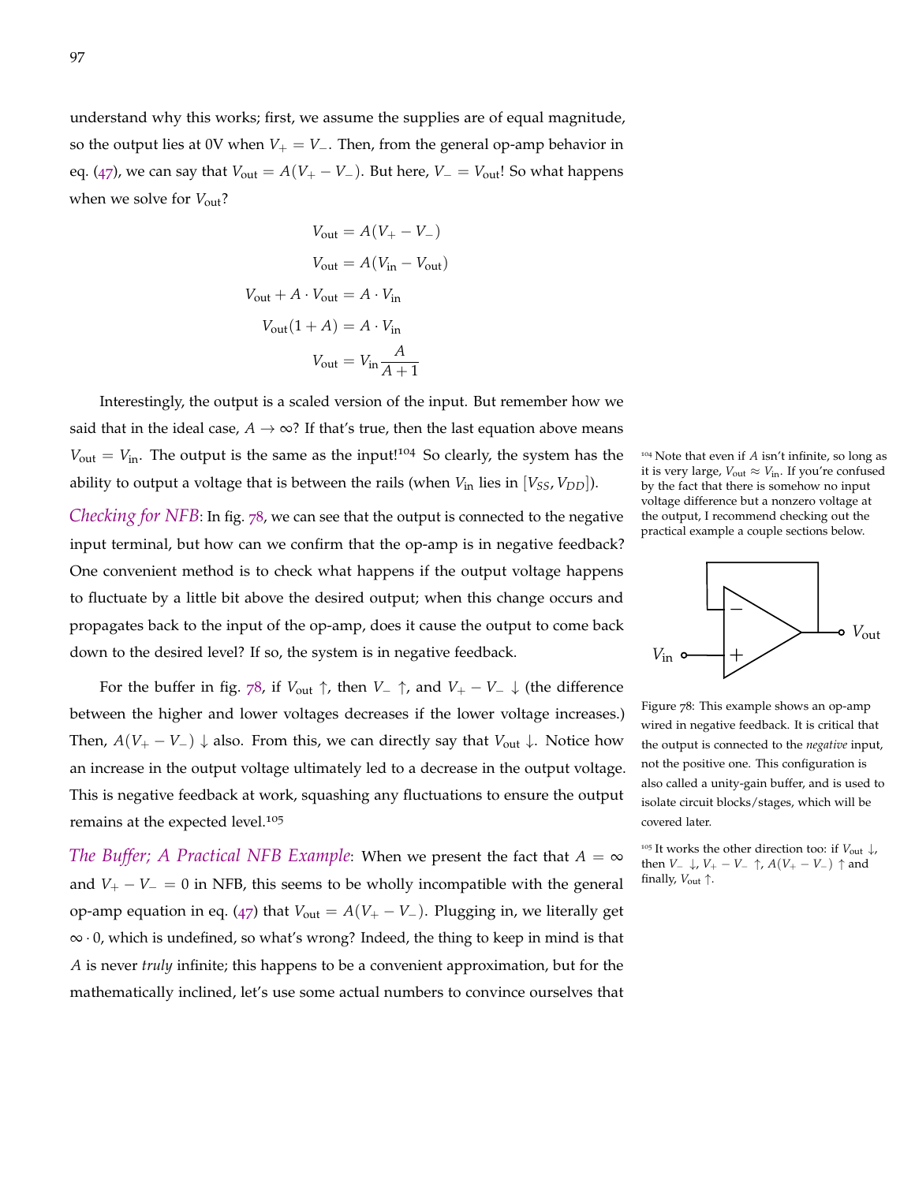understand why this works; first, we assume the supplies are of equal magnitude, so the output lies at 0V when $V_+ = V_-$. Then, from the general op-amp behavior in eq. (47), we can say that $V_{\text{out}} = A(V_+ - V_-)$. But here, $V_- = V_{\text{out}}$! So what happens when we solve for $V_{\text{out}}$?

$$V_{\text{out}} = A(V_+ - V_-)$$

$$V_{\text{out}} = A(V_{\text{in}} - V_{\text{out}})$$

$$V_{\text{out}} + A \cdot V_{\text{out}} = A \cdot V_{\text{in}}$$

$$V_{\text{out}}(1 + A) = A \cdot V_{\text{in}}$$

$$V_{\text{out}} = V_{\text{in}} \frac{A}{A+1}$$

Interestingly, the output is a scaled version of the input. But remember how we said that in the ideal case, $A \to \infty$? If that's true, then the last equation above means $V_{\text{out}} = V_{\text{in}}$. The output is the same as the input![104] So clearly, the system has the ability to output a voltage that is between the rails (when $V_{\text{in}}$ lies in $[V_{SS}, V_{DD}]$).

[104] Note that even if $A$ isn't infinite, so long as it is very large, $V_{\text{out}} \approx V_{\text{in}}$. If you're confused by the fact that there is somehow no input voltage difference but a nonzero voltage at the output, I recommend checking out the practical example a couple sections below.

*Checking for NFB*: In fig. 78, we can see that the output is connected to the negative input terminal, but how can we confirm that the op-amp is in negative feedback? One convenient method is to check what happens if the output voltage happens to fluctuate by a little bit above the desired output; when this change occurs and propagates back to the input of the op-amp, does it cause the output to come back down to the desired level? If so, the system is in negative feedback.

Figure 78: This example shows an op-amp wired in negative feedback. It is critical that the output is connected to the *negative* input, not the positive one. This configuration is also called a unity-gain buffer, and is used to isolate circuit blocks/stages, which will be covered later.

For the buffer in fig. 78, if $V_{\text{out}} \uparrow$, then $V_- \uparrow$, and $V_+ - V_- \downarrow$ (the difference between the higher and lower voltages decreases if the lower voltage increases.) Then, $A(V_+ - V_-) \downarrow$ also. From this, we can directly say that $V_{\text{out}} \downarrow$. Notice how an increase in the output voltage ultimately led to a decrease in the output voltage. This is negative feedback at work, squashing any fluctuations to ensure the output remains at the expected level.[105]

[105] It works the other direction too: if $V_{\text{out}} \downarrow$, then $V_- \downarrow$, $V_+ - V_- \uparrow$, $A(V_+ - V_-) \uparrow$ and finally, $V_{\text{out}} \uparrow$.

*The Buffer; A Practical NFB Example*: When we present the fact that $A = \infty$ and $V_+ - V_- = 0$ in NFB, this seems to be wholly incompatible with the general op-amp equation in eq. (47) that $V_{\text{out}} = A(V_+ - V_-)$. Plugging in, we literally get $\infty \cdot 0$, which is undefined, so what's wrong? Indeed, the thing to keep in mind is that $A$ is never *truly* infinite; this happens to be a convenient approximation, but for the mathematically inclined, let's use some actual numbers to convince ourselves that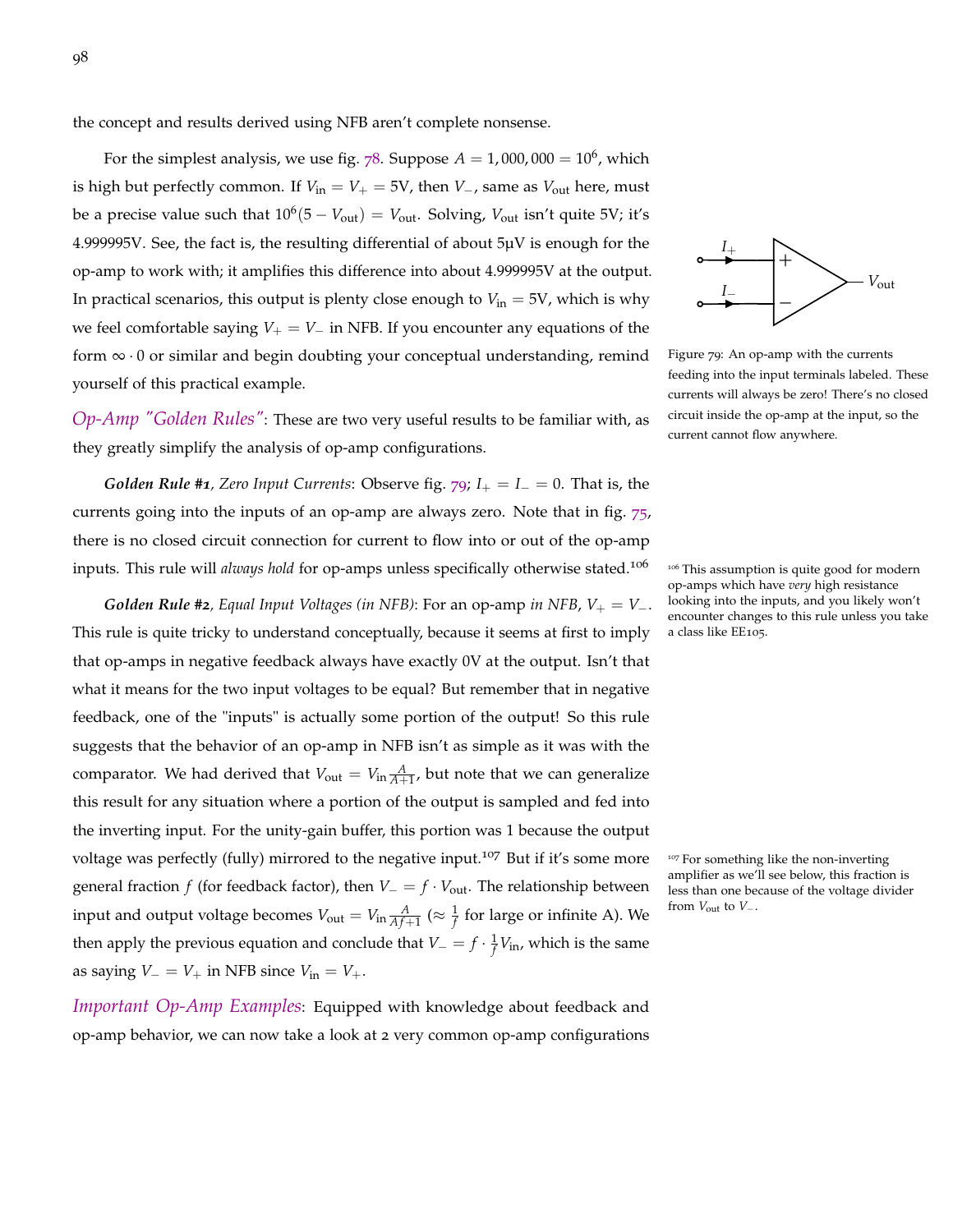the concept and results derived using NFB aren't complete nonsense.

For the simplest analysis, we use fig. 78. Suppose $A = 1,000,000 = 10^6$, which is high but perfectly common. If $V_{\text{in}} = V_+ = 5\text{V}$, then $V_-$, same as $V_{\text{out}}$ here, must be a precise value such that $10^6(5 - V_{\text{out}}) = V_{\text{out}}$. Solving, $V_{\text{out}}$ isn't quite 5V; it's 4.999995V. See, the fact is, the resulting differential of about 5μV is enough for the op-amp to work with; it amplifies this difference into about 4.999995V at the output. In practical scenarios, this output is plenty close enough to $V_{\text{in}} = 5\text{V}$, which is why we feel comfortable saying $V_+ = V_-$ in NFB. If you encounter any equations of the form $\infty \cdot 0$ or similar and begin doubting your conceptual understanding, remind yourself of this practical example.

Figure 79: An op-amp with the currents feeding into the input terminals labeled. These currents will always be zero! There's no closed circuit inside the op-amp at the input, so the current cannot flow anywhere.

*Op-Amp "Golden Rules"*: These are two very useful results to be familiar with, as they greatly simplify the analysis of op-amp configurations.

***Golden Rule #1**, Zero Input Currents*: Observe fig. 79; $I_+ = I_- = 0$. That is, the currents going into the inputs of an op-amp are always zero. Note that in fig. 75, there is no closed circuit connection for current to flow into or out of the op-amp inputs. This rule will *always hold* for op-amps unless specifically otherwise stated.[106]

[106] This assumption is quite good for modern op-amps which have *very* high resistance looking into the inputs, and you likely won't encounter changes to this rule unless you take a class like EE105.

***Golden Rule #2**, Equal Input Voltages (in NFB)*: For an op-amp *in NFB*, $V_+ = V_-$. This rule is quite tricky to understand conceptually, because it seems at first to imply that op-amps in negative feedback always have exactly 0V at the output. Isn't that what it means for the two input voltages to be equal? But remember that in negative feedback, one of the "inputs" is actually some portion of the output! So this rule suggests that the behavior of an op-amp in NFB isn't as simple as it was with the comparator. We had derived that $V_{\text{out}} = V_{\text{in}}\frac{A}{A+1}$, but note that we can generalize this result for any situation where a portion of the output is sampled and fed into the inverting input. For the unity-gain buffer, this portion was 1 because the output voltage was perfectly (fully) mirrored to the negative input.[107] But if it's some more general fraction $f$ (for feedback factor), then $V_- = f \cdot V_{\text{out}}$. The relationship between input and output voltage becomes $V_{\text{out}} = V_{\text{in}}\frac{A}{Af+1}$ ($\approx \frac{1}{f}$ for large or infinite A). We then apply the previous equation and conclude that $V_- = f \cdot \frac{1}{f} V_{\text{in}}$, which is the same as saying $V_- = V_+$ in NFB since $V_{\text{in}} = V_+$.

[107] For something like the non-inverting amplifier as we'll see below, this fraction is less than one because of the voltage divider from $V_{\text{out}}$ to $V_-$.

*Important Op-Amp Examples*: Equipped with knowledge about feedback and op-amp behavior, we can now take a look at 2 very common op-amp configurations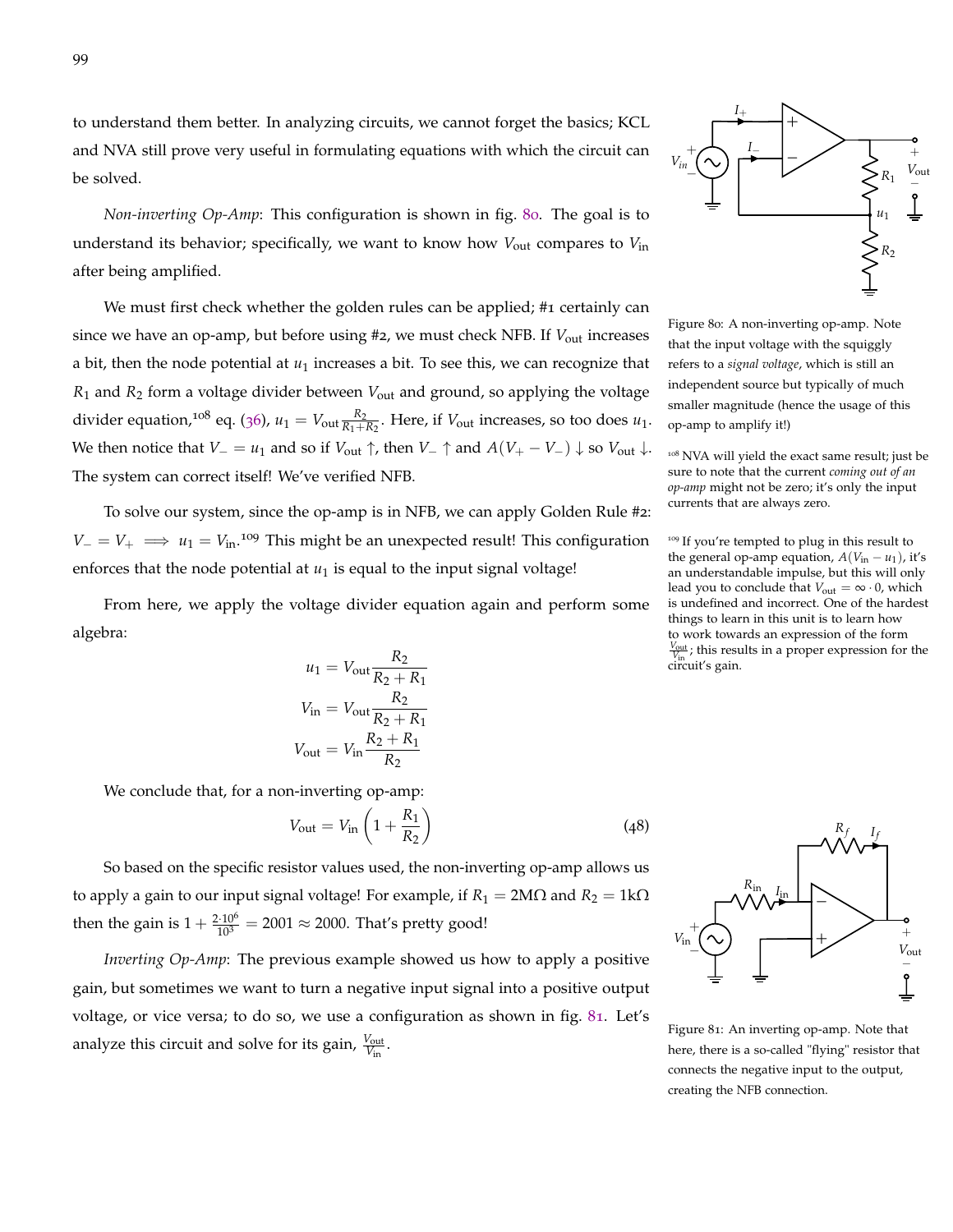to understand them better. In analyzing circuits, we cannot forget the basics; KCL and NVA still prove very useful in formulating equations with which the circuit can be solved.

*Non-inverting Op-Amp*: This configuration is shown in fig. 80. The goal is to understand its behavior; specifically, we want to know how $V_{\text{out}}$ compares to $V_{\text{in}}$ after being amplified.

We must first check whether the golden rules can be applied; #1 certainly can since we have an op-amp, but before using #2, we must check NFB. If $V_{\text{out}}$ increases a bit, then the node potential at $u_1$ increases a bit. To see this, we can recognize that $R_1$ and $R_2$ form a voltage divider between $V_{\text{out}}$ and ground, so applying the voltage divider equation,[108] eq. (36), $u_1 = V_{\text{out}} \frac{R_2}{R_1+R_2}$. Here, if $V_{\text{out}}$ increases, so too does $u_1$. We then notice that $V_- = u_1$ and so if $V_{\text{out}} \uparrow$, then $V_- \uparrow$ and $A(V_+ - V_-) \downarrow$ so $V_{\text{out}} \downarrow$. The system can correct itself! We've verified NFB.

Figure 80: A non-inverting op-amp. Note that the input voltage with the squiggly refers to a *signal voltage*, which is still an independent source but typically of much smaller magnitude (hence the usage of this op-amp to amplify it!)

[108] NVA will yield the exact same result; just be sure to note that the current *coming out of an op-amp* might not be zero; it's only the input currents that are always zero.

To solve our system, since the op-amp is in NFB, we can apply Golden Rule #2: $V_- = V_+ \implies u_1 = V_{\text{in}}$.[109] This might be an unexpected result! This configuration enforces that the node potential at $u_1$ is equal to the input signal voltage!

[109] If you're tempted to plug in this result to the general op-amp equation, $A(V_{\text{in}} - u_1)$, it's an understandable impulse, but this will only lead you to conclude that $V_{\text{out}} = \infty \cdot 0$, which is undefined and incorrect. One of the hardest things to learn in this unit is to learn how to work towards an expression of the form $\frac{V_{\text{out}}}{V_{\text{in}}}$; this results in a proper expression for the circuit's gain.

From here, we apply the voltage divider equation again and perform some algebra:

$$
\begin{aligned}
u_1 &= V_{\text{out}} \frac{R_2}{R_2 + R_1} \\
V_{\text{in}} &= V_{\text{out}} \frac{R_2}{R_2 + R_1} \\
V_{\text{out}} &= V_{\text{in}} \frac{R_2 + R_1}{R_2}
\end{aligned}
$$

We conclude that, for a non-inverting op-amp:

$$
V_{\text{out}} = V_{\text{in}} \left( 1 + \frac{R_1}{R_2} \right) \tag{48}
$$

So based on the specific resistor values used, the non-inverting op-amp allows us to apply a gain to our input signal voltage! For example, if $R_1 = 2\text{M}\Omega$ and $R_2 = 1\text{k}\Omega$ then the gain is $1 + \frac{2 \cdot 10^6}{10^3} = 2001 \approx 2000$. That's pretty good!

*Inverting Op-Amp*: The previous example showed us how to apply a positive gain, but sometimes we want to turn a negative input signal into a positive output voltage, or vice versa; to do so, we use a configuration as shown in fig. 81. Let's analyze this circuit and solve for its gain, $\frac{V_{\text{out}}}{V_{\text{in}}}$.

Figure 81: An inverting op-amp. Note that here, there is a so-called "flying" resistor that connects the negative input to the output, creating the NFB connection.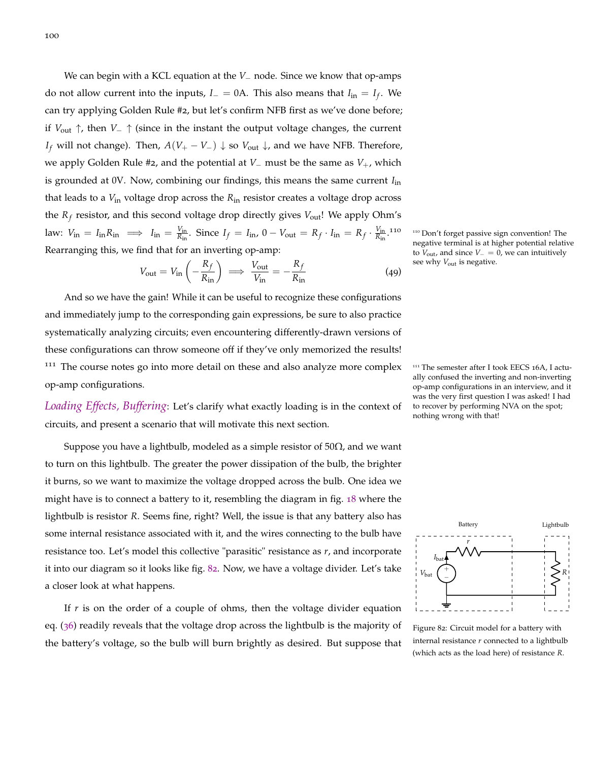We can begin with a KCL equation at the $V_-$ node. Since we know that op-amps do not allow current into the inputs, $I_- = 0\text{A}$. This also means that $I_{\text{in}} = I_f$. We can try applying Golden Rule #2, but let's confirm NFB first as we've done before; if $V_{\text{out}} \uparrow$, then $V_- \uparrow$ (since in the instant the output voltage changes, the current $I_f$ will not change). Then, $A(V_+ - V_-) \downarrow$ so $V_{\text{out}} \downarrow$, and we have NFB. Therefore, we apply Golden Rule #2, and the potential at $V_-$ must be the same as $V_+$, which is grounded at 0V. Now, combining our findings, this means the same current $I_{\text{in}}$ that leads to a $V_{\text{in}}$ voltage drop across the $R_{\text{in}}$ resistor creates a voltage drop across the $R_f$ resistor, and this second voltage drop directly gives $V_{\text{out}}$! We apply Ohm's law: $V_{\text{in}} = I_{\text{in}} R_{\text{in}} \implies I_{\text{in}} = \frac{V_{\text{in}}}{R_{\text{in}}}$. Since $I_f = I_{\text{in}}$, $0 - V_{\text{out}} = R_f \cdot I_{\text{in}} = R_f \cdot \frac{V_{\text{in}}}{R_{\text{in}}}$.[110] Rearranging this, we find that for an inverting op-amp:

$$V_{\text{out}} = V_{\text{in}} \left( -\frac{R_f}{R_{\text{in}}} \right) \implies \frac{V_{\text{out}}}{V_{\text{in}}} = -\frac{R_f}{R_{\text{in}}} \tag{49}$$

[110] Don't forget passive sign convention! The negative terminal is at higher potential relative to $V_{\text{out}}$, and since $V_- = 0$, we can intuitively see why $V_{\text{out}}$ is negative.

And so we have the gain! While it can be useful to recognize these configurations and immediately jump to the corresponding gain expressions, be sure to also practice systematically analyzing circuits; even encountering differently-drawn versions of these configurations can throw someone off if they've only memorized the results! [111] The course notes go into more detail on these and also analyze more complex op-amp configurations.

[111] The semester after I took EECS 16A, I actually confused the inverting and non-inverting op-amp configurations in an interview, and it was the very first question I was asked! I had to recover by performing NVA on the spot; nothing wrong with that!

*Loading Effects, Buffering*: Let's clarify what exactly loading is in the context of circuits, and present a scenario that will motivate this next section.

Suppose you have a lightbulb, modeled as a simple resistor of $50\Omega$, and we want to turn on this lightbulb. The greater the power dissipation of the bulb, the brighter it burns, so we want to maximize the voltage dropped across the bulb. One idea we might have is to connect a battery to it, resembling the diagram in fig. 18 where the lightbulb is resistor $R$. Seems fine, right? Well, the issue is that any battery also has some internal resistance associated with it, and the wires connecting to the bulb have resistance too. Let's model this collective "parasitic" resistance as $r$, and incorporate it into our diagram so it looks like fig. 82. Now, we have a voltage divider. Let's take a closer look at what happens.

Figure 82: Circuit model for a battery with internal resistance $r$ connected to a lightbulb (which acts as the load here) of resistance $R$.

If $r$ is on the order of a couple of ohms, then the voltage divider equation eq. (36) readily reveals that the voltage drop across the lightbulb is the majority of the battery's voltage, so the bulb will burn brightly as desired. But suppose that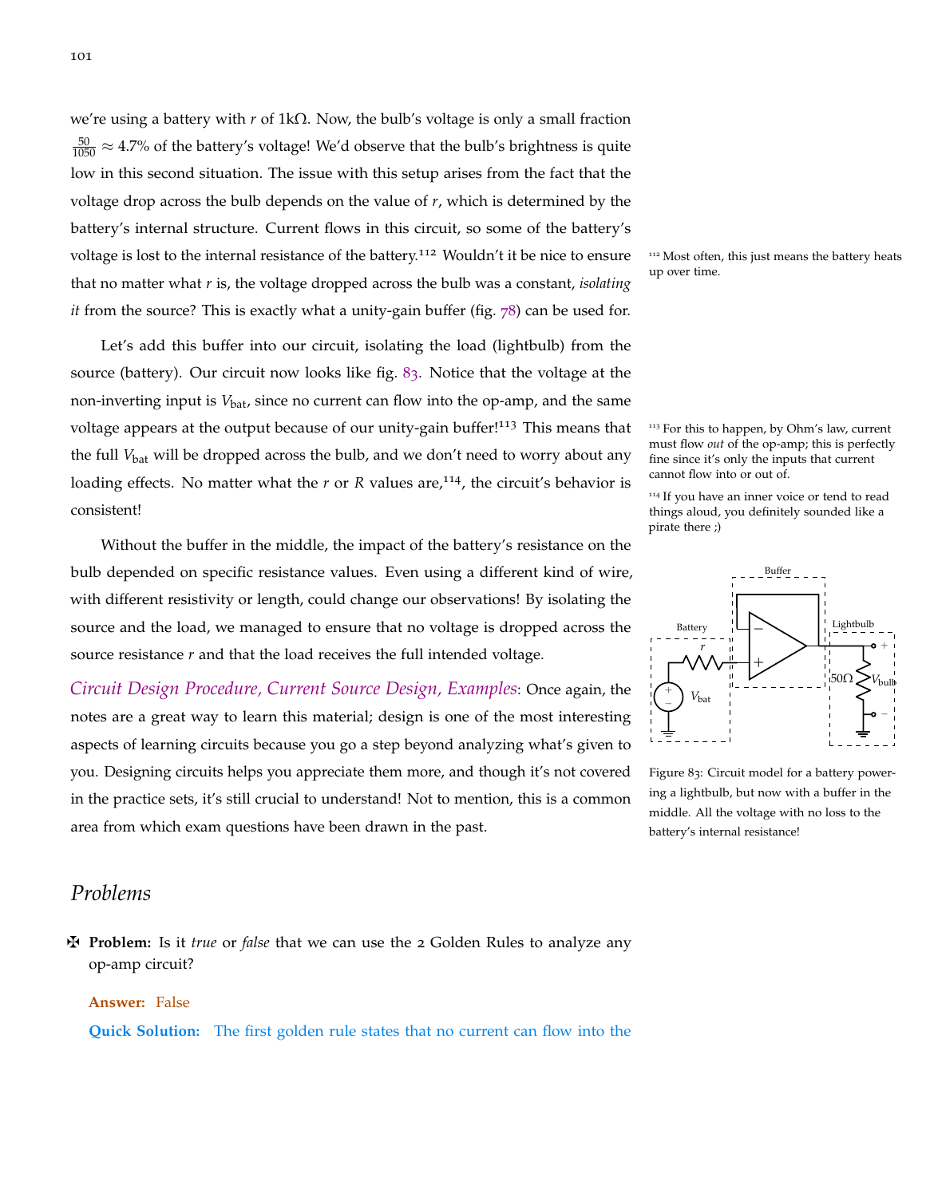we're using a battery with $r$ of 1k$\Omega$. Now, the bulb's voltage is only a small fraction $\frac{50}{1050} \approx 4.7\%$ of the battery's voltage! We'd observe that the bulb's brightness is quite low in this second situation. The issue with this setup arises from the fact that the voltage drop across the bulb depends on the value of $r$, which is determined by the battery's internal structure. Current flows in this circuit, so some of the battery's voltage is lost to the internal resistance of the battery.[112] Wouldn't it be nice to ensure that no matter what $r$ is, the voltage dropped across the bulb was a constant, *isolating it* from the source? This is exactly what a unity-gain buffer (fig. 78) can be used for.

[112] Most often, this just means the battery heats up over time.

Let's add this buffer into our circuit, isolating the load (lightbulb) from the source (battery). Our circuit now looks like fig. 83. Notice that the voltage at the non-inverting input is $V_{\text{bat}}$, since no current can flow into the op-amp, and the same voltage appears at the output because of our unity-gain buffer![113] This means that the full $V_{\text{bat}}$ will be dropped across the bulb, and we don't need to worry about any loading effects. No matter what the $r$ or $R$ values are,[114], the circuit's behavior is consistent!

[113] For this to happen, by Ohm's law, current must flow *out* of the op-amp; this is perfectly fine since it's only the inputs that current cannot flow into or out of.

[114] If you have an inner voice or tend to read things aloud, you definitely sounded like a pirate there ;)

Without the buffer in the middle, the impact of the battery's resistance on the bulb depended on specific resistance values. Even using a different kind of wire, with different resistivity or length, could change our observations! By isolating the source and the load, we managed to ensure that no voltage is dropped across the source resistance $r$ and that the load receives the full intended voltage.

Figure 83: Circuit model for a battery powering a lightbulb, but now with a buffer in the middle. All the voltage with no loss to the battery's internal resistance!

*Circuit Design Procedure, Current Source Design, Examples*: Once again, the notes are a great way to learn this material; design is one of the most interesting aspects of learning circuits because you go a step beyond analyzing what's given to you. Designing circuits helps you appreciate them more, and though it's not covered in the practice sets, it's still crucial to understand! Not to mention, this is a common area from which exam questions have been drawn in the past.

## *Problems*

✠ **Problem:** Is it *true* or *false* that we can use the 2 Golden Rules to analyze any op-amp circuit?

**Answer:** False

**Quick Solution:** The first golden rule states that no current can flow into the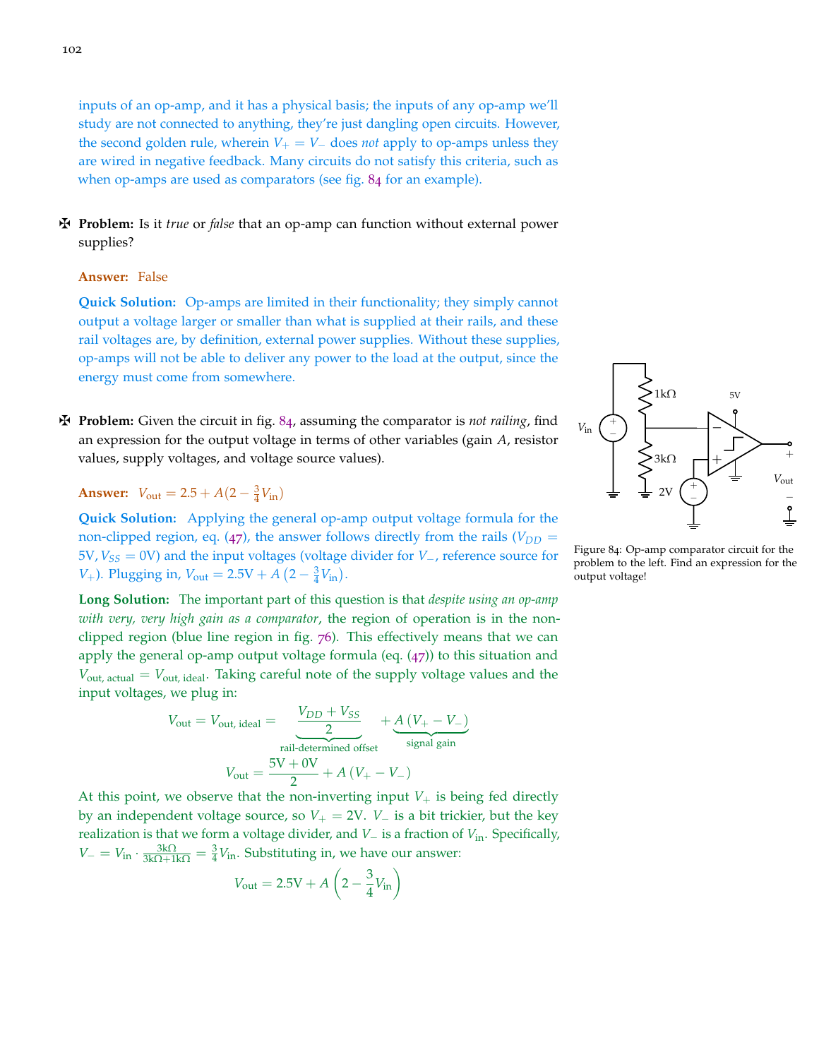inputs of an op-amp, and it has a physical basis; the inputs of any op-amp we'll study are not connected to anything, they're just dangling open circuits. However, the second golden rule, wherein $V_+ = V_-$ does *not* apply to op-amps unless they are wired in negative feedback. Many circuits do not satisfy this criteria, such as when op-amps are used as comparators (see fig. 84 for an example).

✠ **Problem:** Is it *true* or *false* that an op-amp can function without external power supplies?

**Answer:** False

**Quick Solution:** Op-amps are limited in their functionality; they simply cannot output a voltage larger or smaller than what is supplied at their rails, and these rail voltages are, by definition, external power supplies. Without these supplies, op-amps will not be able to deliver any power to the load at the output, since the energy must come from somewhere.

✠ **Problem:** Given the circuit in fig. 84, assuming the comparator is *not railing*, find an expression for the output voltage in terms of other variables (gain $A$, resistor values, supply voltages, and voltage source values).

Figure 84: Op-amp comparator circuit for the problem to the left. Find an expression for the output voltage!

**Answer:** $V_{\text{out}} = 2.5 + A(2 - \frac{3}{4}V_{\text{in}})$

**Quick Solution:** Applying the general op-amp output voltage formula for the non-clipped region, eq. (47), the answer follows directly from the rails ($V_{DD} = 5\text{V}, V_{SS} = 0\text{V}$) and the input voltages (voltage divider for $V_-$, reference source for $V_+$). Plugging in, $V_{\text{out}} = 2.5\text{V} + A\left(2 - \frac{3}{4}V_{\text{in}}\right)$.

**Long Solution:** The important part of this question is that *despite using an op-amp with very, very high gain as a comparator*, the region of operation is in the non-clipped region (blue line region in fig. 76). This effectively means that we can apply the general op-amp output voltage formula (eq. (47)) to this situation and $V_{\text{out, actual}} = V_{\text{out, ideal}}$. Taking careful note of the supply voltage values and the input voltages, we plug in:

$$V_{\text{out}} = V_{\text{out, ideal}} = \underbrace{\frac{V_{DD} + V_{SS}}{2}}_{\text{rail-determined offset}} + \underbrace{A\left(V_+ - V_-\right)}_{\text{signal gain}}$$

$$V_{\text{out}} = \frac{5\text{V} + 0\text{V}}{2} + A\left(V_+ - V_-\right)$$

At this point, we observe that the non-inverting input $V_+$ is being fed directly by an independent voltage source, so $V_+ = 2\text{V}$. $V_-$ is a bit trickier, but the key realization is that we form a voltage divider, and $V_-$ is a fraction of $V_{\text{in}}$. Specifically, $V_- = V_{\text{in}} \cdot \frac{3\text{k}\Omega}{3\text{k}\Omega + 1\text{k}\Omega} = \frac{3}{4}V_{\text{in}}$. Substituting in, we have our answer:

$$V_{\text{out}} = 2.5\text{V} + A\left(2 - \frac{3}{4}V_{\text{in}}\right)$$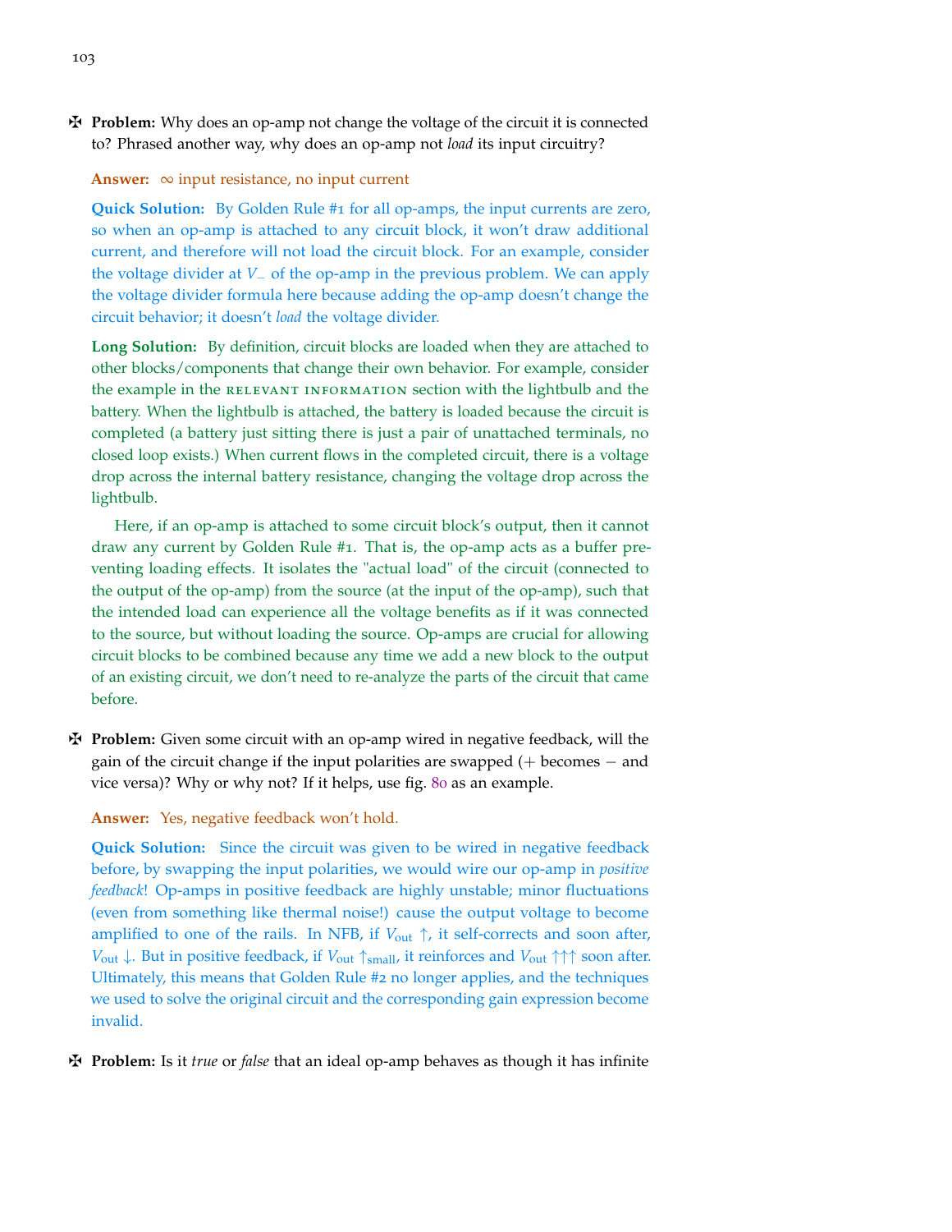✠ **Problem:** Why does an op-amp not change the voltage of the circuit it is connected to? Phrased another way, why does an op-amp not *load* its input circuitry?

**Answer:** $\infty$ input resistance, no input current

**Quick Solution:** By Golden Rule #1 for all op-amps, the input currents are zero, so when an op-amp is attached to any circuit block, it won't draw additional current, and therefore will not load the circuit block. For an example, consider the voltage divider at $V_-$ of the op-amp in the previous problem. We can apply the voltage divider formula here because adding the op-amp doesn't change the circuit behavior; it doesn't *load* the voltage divider.

**Long Solution:** By definition, circuit blocks are loaded when they are attached to other blocks/components that change their own behavior. For example, consider the example in the RELEVANT INFORMATION section with the lightbulb and the battery. When the lightbulb is attached, the battery is loaded because the circuit is completed (a battery just sitting there is just a pair of unattached terminals, no closed loop exists.) When current flows in the completed circuit, there is a voltage drop across the internal battery resistance, changing the voltage drop across the lightbulb.

Here, if an op-amp is attached to some circuit block's output, then it cannot draw any current by Golden Rule #1. That is, the op-amp acts as a buffer preventing loading effects. It isolates the "actual load" of the circuit (connected to the output of the op-amp) from the source (at the input of the op-amp), such that the intended load can experience all the voltage benefits as if it was connected to the source, but without loading the source. Op-amps are crucial for allowing circuit blocks to be combined because any time we add a new block to the output of an existing circuit, we don't need to re-analyze the parts of the circuit that came before.

✠ **Problem:** Given some circuit with an op-amp wired in negative feedback, will the gain of the circuit change if the input polarities are swapped ($+$ becomes $-$ and vice versa)? Why or why not? If it helps, use fig. 80 as an example.

**Answer:** Yes, negative feedback won't hold.

**Quick Solution:** Since the circuit was given to be wired in negative feedback before, by swapping the input polarities, we would wire our op-amp in *positive feedback*! Op-amps in positive feedback are highly unstable; minor fluctuations (even from something like thermal noise!) cause the output voltage to become amplified to one of the rails. In NFB, if $V_{\text{out}} \uparrow$, it self-corrects and soon after, $V_{\text{out}} \downarrow$. But in positive feedback, if $V_{\text{out}} \uparrow_{\text{small}}$, it reinforces and $V_{\text{out}} \uparrow\uparrow\uparrow$ soon after. Ultimately, this means that Golden Rule #2 no longer applies, and the techniques we used to solve the original circuit and the corresponding gain expression become invalid.

✠ **Problem:** Is it *true* or *false* that an ideal op-amp behaves as though it has infinite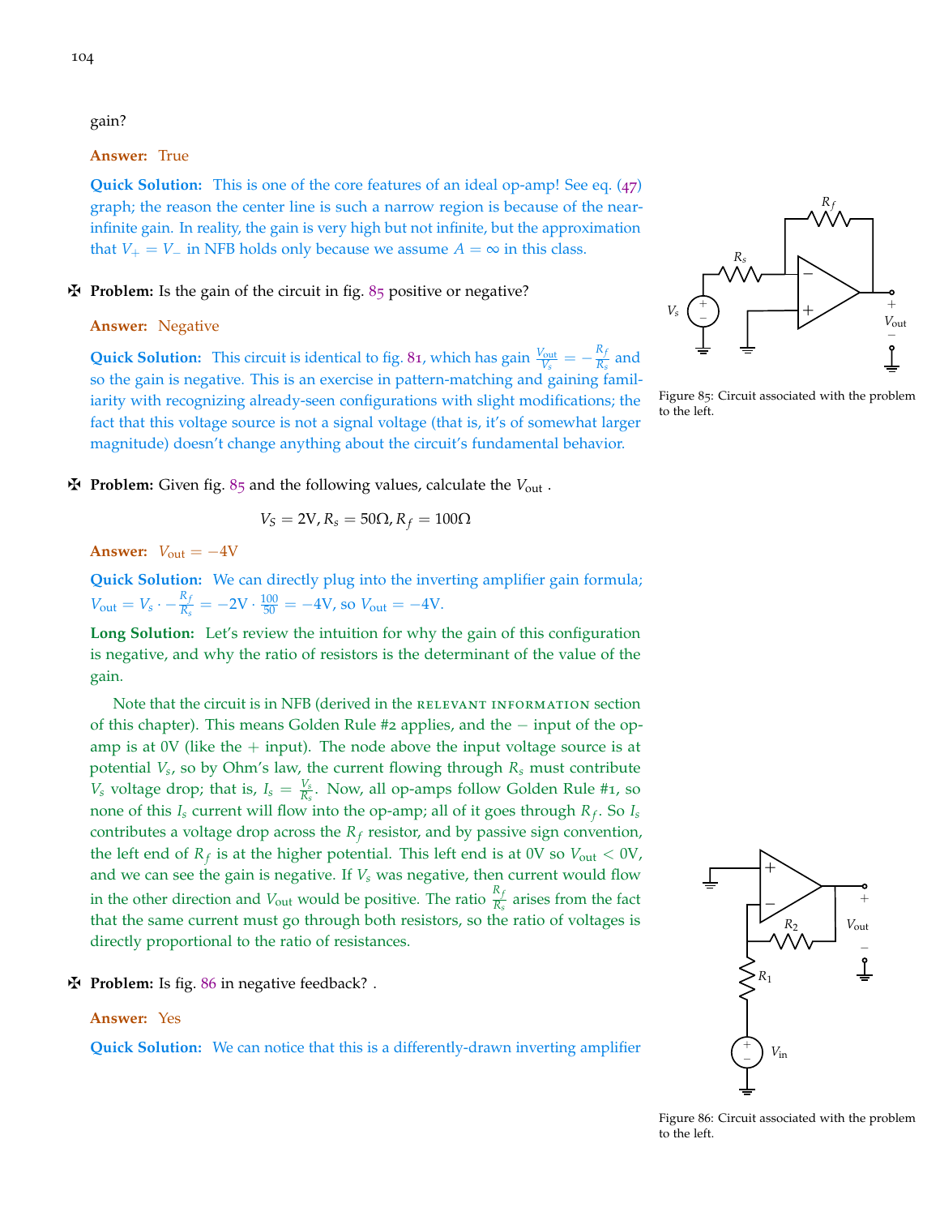gain?

**Answer:** True

**Quick Solution:** This is one of the core features of an ideal op-amp! See eq. (47) graph; the reason the center line is such a narrow region is because of the near-infinite gain. In reality, the gain is very high but not infinite, but the approximation that $V_+ = V_-$ in NFB holds only because we assume $A = \infty$ in this class.

✠ **Problem:** Is the gain of the circuit in fig. 85 positive or negative?

**Answer:** Negative

**Quick Solution:** This circuit is identical to fig. 81, which has gain $\frac{V_{\text{out}}}{V_s} = -\frac{R_f}{R_s}$ and so the gain is negative. This is an exercise in pattern-matching and gaining familiarity with recognizing already-seen configurations with slight modifications; the fact that this voltage source is not a signal voltage (that is, it's of somewhat larger magnitude) doesn't change anything about the circuit's fundamental behavior.

Figure 85: Circuit associated with the problem to the left.

✠ **Problem:** Given fig. 85 and the following values, calculate the $V_{\text{out}}$ .

$$V_S = 2\text{V}, R_s = 50\Omega, R_f = 100\Omega$$

**Answer:** $V_{\text{out}} = -4\text{V}$

**Quick Solution:** We can directly plug into the inverting amplifier gain formula; $V_{\text{out}} = V_s \cdot -\frac{R_f}{R_s} = -2\text{V} \cdot \frac{100}{50} = -4\text{V}$, so $V_{\text{out}} = -4\text{V}$.

**Long Solution:** Let's review the intuition for why the gain of this configuration is negative, and why the ratio of resistors is the determinant of the value of the gain.

Note that the circuit is in NFB (derived in the RELEVANT INFORMATION section of this chapter). This means Golden Rule #2 applies, and the $-$ input of the op-amp is at 0V (like the $+$ input). The node above the input voltage source is at potential $V_s$, so by Ohm's law, the current flowing through $R_s$ must contribute $V_s$ voltage drop; that is, $I_s = \frac{V_s}{R_s}$. Now, all op-amps follow Golden Rule #1, so none of this $I_s$ current will flow into the op-amp; all of it goes through $R_f$. So $I_s$ contributes a voltage drop across the $R_f$ resistor, and by passive sign convention, the left end of $R_f$ is at the higher potential. This left end is at 0V so $V_{\text{out}} < 0\text{V}$, and we can see the gain is negative. If $V_s$ was negative, then current would flow in the other direction and $V_{\text{out}}$ would be positive. The ratio $\frac{R_f}{R_s}$ arises from the fact that the same current must go through both resistors, so the ratio of voltages is directly proportional to the ratio of resistances.

✠ **Problem:** Is fig. 86 in negative feedback? .

**Answer:** Yes

**Quick Solution:** We can notice that this is a differently-drawn inverting amplifier

Figure 86: Circuit associated with the problem to the left.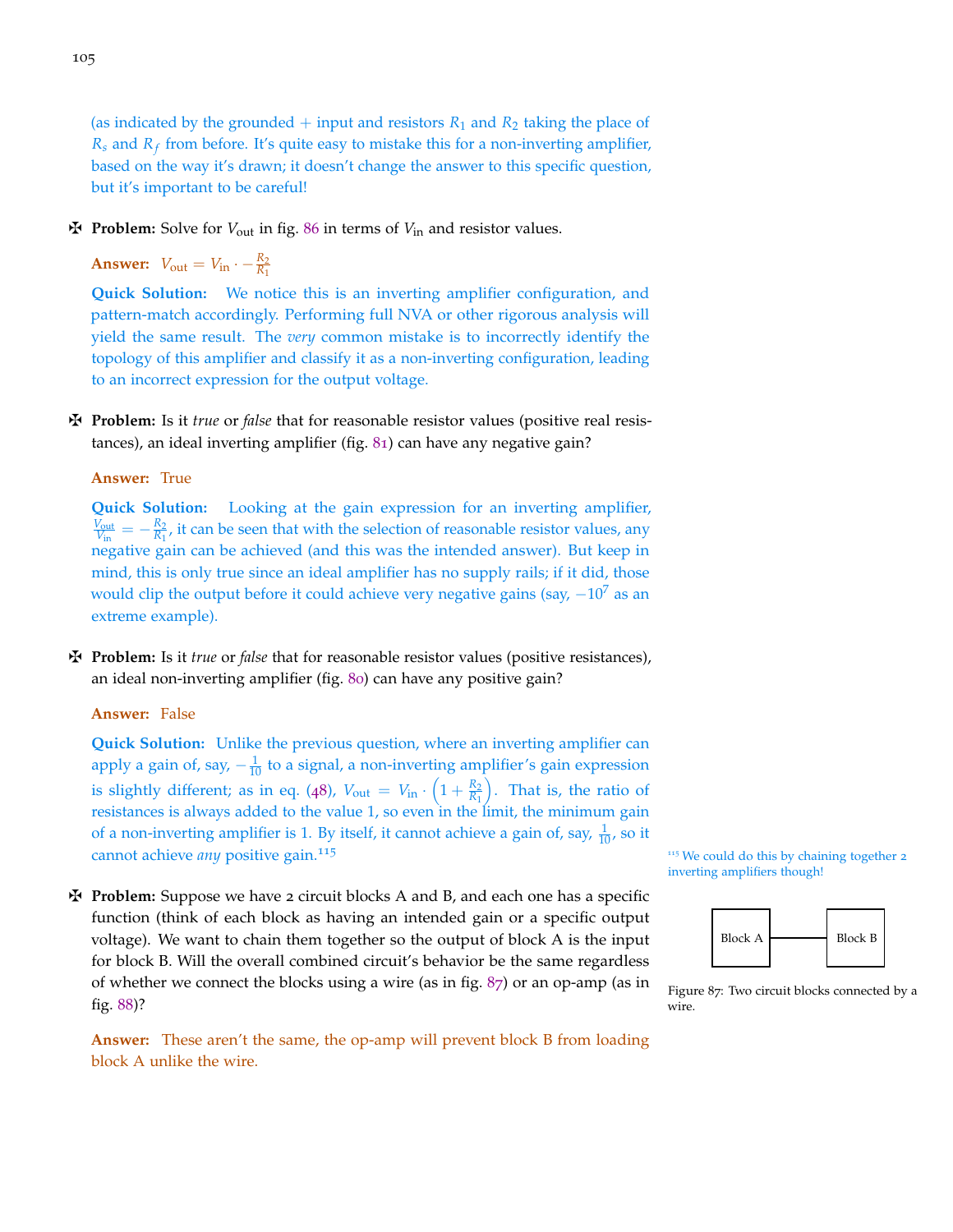(as indicated by the grounded + input and resistors $R_1$ and $R_2$ taking the place of $R_s$ and $R_f$ from before. It's quite easy to mistake this for a non-inverting amplifier, based on the way it's drawn; it doesn't change the answer to this specific question, but it's important to be careful!

✠ **Problem:** Solve for $V_{\text{out}}$ in fig. 86 in terms of $V_{\text{in}}$ and resistor values.

**Answer:** $V_{\text{out}} = V_{\text{in}} \cdot -\frac{R_2}{R_1}$

**Quick Solution:** We notice this is an inverting amplifier configuration, and pattern-match accordingly. Performing full NVA or other rigorous analysis will yield the same result. The *very* common mistake is to incorrectly identify the topology of this amplifier and classify it as a non-inverting configuration, leading to an incorrect expression for the output voltage.

✠ **Problem:** Is it *true* or *false* that for reasonable resistor values (positive real resistances), an ideal inverting amplifier (fig. 81) can have any negative gain?

**Answer:** True

**Quick Solution:** Looking at the gain expression for an inverting amplifier, $\frac{V_{\text{out}}}{V_{\text{in}}} = -\frac{R_2}{R_1}$, it can be seen that with the selection of reasonable resistor values, any negative gain can be achieved (and this was the intended answer). But keep in mind, this is only true since an ideal amplifier has no supply rails; if it did, those would clip the output before it could achieve very negative gains (say, $-10^7$ as an extreme example).

✠ **Problem:** Is it *true* or *false* that for reasonable resistor values (positive resistances), an ideal non-inverting amplifier (fig. 80) can have any positive gain?

**Answer:** False

**Quick Solution:** Unlike the previous question, where an inverting amplifier can apply a gain of, say, $-\frac{1}{10}$ to a signal, a non-inverting amplifier's gain expression is slightly different; as in eq. (48), $V_{\text{out}} = V_{\text{in}} \cdot \left(1 + \frac{R_2}{R_1}\right)$. That is, the ratio of resistances is always added to the value 1, so even in the limit, the minimum gain of a non-inverting amplifier is 1. By itself, it cannot achieve a gain of, say, $\frac{1}{10}$, so it cannot achieve *any* positive gain.[115]

[115] We could do this by chaining together 2 inverting amplifiers though!

✠ **Problem:** Suppose we have 2 circuit blocks A and B, and each one has a specific function (think of each block as having an intended gain or a specific output voltage). We want to chain them together so the output of block A is the input for block B. Will the overall combined circuit's behavior be the same regardless of whether we connect the blocks using a wire (as in fig. 87) or an op-amp (as in fig. 88)?

Block A — Block B

Figure 87: Two circuit blocks connected by a wire.

**Answer:** These aren't the same, the op-amp will prevent block B from loading block A unlike the wire.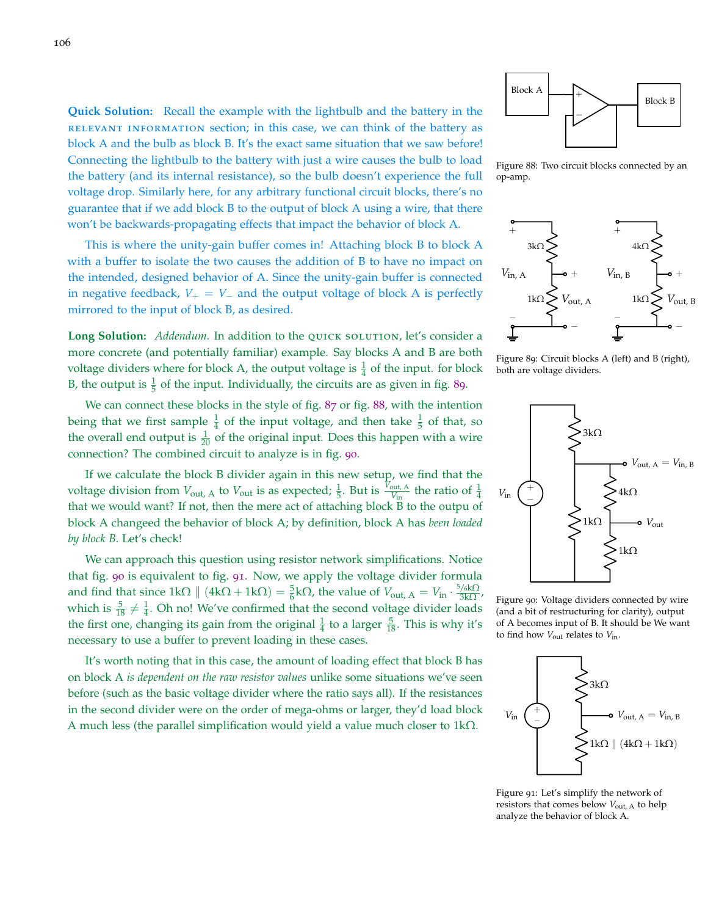**Quick Solution:** Recall the example with the lightbulb and the battery in the RELEVANT INFORMATION section; in this case, we can think of the battery as block A and the bulb as block B. It's the exact same situation that we saw before! Connecting the lightbulb to the battery with just a wire causes the bulb to load the battery (and its internal resistance), so the bulb doesn't experience the full voltage drop. Similarly here, for any arbitrary functional circuit blocks, there's no guarantee that if we add block B to the output of block A using a wire, that there won't be backwards-propagating effects that impact the behavior of block A.

This is where the unity-gain buffer comes in! Attaching block B to block A with a buffer to isolate the two causes the addition of B to have no impact on the intended, designed behavior of A. Since the unity-gain buffer is connected in negative feedback, $V_+ = V_-$ and the output voltage of block A is perfectly mirrored to the input of block B, as desired.

Figure 88: Two circuit blocks connected by an op-amp.

**Long Solution:** *Addendum.* In addition to the QUICK SOLUTION, let's consider a more concrete (and potentially familiar) example. Say blocks A and B are both voltage dividers where for block A, the output voltage is $\frac{1}{4}$ of the input. for block B, the output is $\frac{1}{5}$ of the input. Individually, the circuits are as given in fig. 89.

Figure 89: Circuit blocks A (left) and B (right), both are voltage dividers.

We can connect these blocks in the style of fig. 87 or fig. 88, with the intention being that we first sample $\frac{1}{4}$ of the input voltage, and then take $\frac{1}{5}$ of that, so the overall end output is $\frac{1}{20}$ of the original input. Does this happen with a wire connection? The combined circuit to analyze is in fig. 90.

If we calculate the block B divider again in this new setup, we find that the voltage division from $V_{\text{out, A}}$ to $V_{\text{out}}$ is as expected; $\frac{1}{5}$. But is $\frac{V_{\text{out, A}}}{V_{\text{in}}}$ the ratio of $\frac{1}{4}$ that we would want? If not, then the mere act of attaching block B to the outpu of block A changeed the behavior of block A; by definition, block A has *been loaded by block B*. Let's check!

Figure 90: Voltage dividers connected by wire (and a bit of restructuring for clarity), output of A becomes input of B. It should be We want to find how $V_{\text{out}}$ relates to $V_{\text{in}}$.

We can approach this question using resistor network simplifications. Notice that fig. 90 is equivalent to fig. 91. Now, we apply the voltage divider formula and find that since $1\text{k}\Omega \parallel (4\text{k}\Omega + 1\text{k}\Omega) = \frac{5}{6}\text{k}\Omega$, the value of $V_{\text{out, A}} = V_{\text{in}} \cdot \frac{5/6\text{k}\Omega}{3\text{k}\Omega}$, which is $\frac{5}{18} \neq \frac{1}{4}$. Oh no! We've confirmed that the second voltage divider loads the first one, changing its gain from the original $\frac{1}{4}$ to a larger $\frac{5}{18}$. This is why it's necessary to use a buffer to prevent loading in these cases.

Figure 91: Let's simplify the network of resistors that comes below $V_{\text{out, A}}$ to help analyze the behavior of block A.

It's worth noting that in this case, the amount of loading effect that block B has on block A *is dependent on the raw resistor values* unlike some situations we've seen before (such as the basic voltage divider where the ratio says all). If the resistances in the second divider were on the order of mega-ohms or larger, they'd load block A much less (the parallel simplification would yield a value much closer to $1\text{k}\Omega$.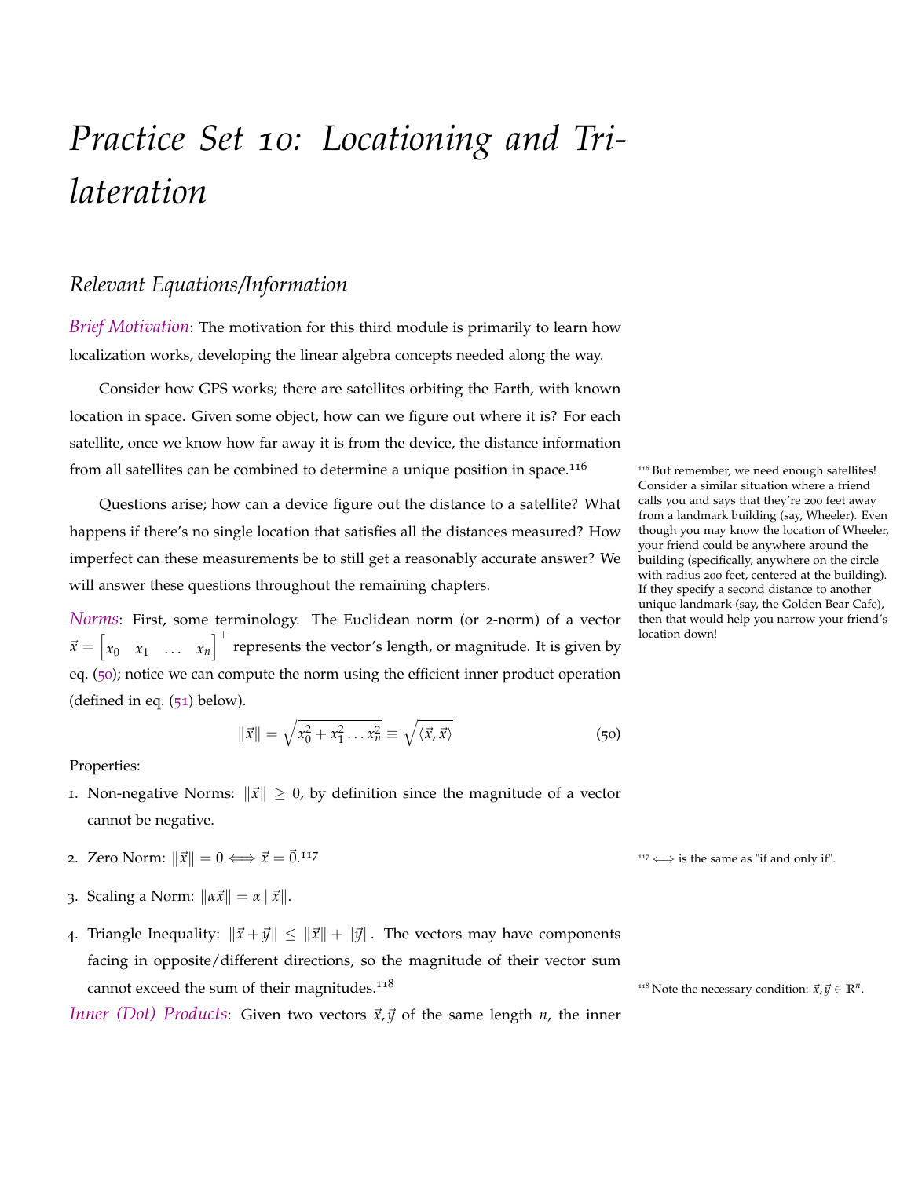# Practice Set 10: Locationing and Trilateration

## Relevant Equations/Information

*Brief Motivation*: The motivation for this third module is primarily to learn how localization works, developing the linear algebra concepts needed along the way.

Consider how GPS works; there are satellites orbiting the Earth, with known location in space. Given some object, how can we figure out where it is? For each satellite, once we know how far away it is from the device, the distance information from all satellites can be combined to determine a unique position in space.[116]

[116] But remember, we need enough satellites! Consider a similar situation where a friend calls you and says that they're 200 feet away from a landmark building (say, Wheeler). Even though you may know the location of Wheeler, your friend could be anywhere around the building (specifically, anywhere on the circle with radius 200 feet, centered at the building). If they specify a second distance to another unique landmark (say, the Golden Bear Cafe), then that would help you narrow your friend's location down!

Questions arise; how can a device figure out the distance to a satellite? What happens if there's no single location that satisfies all the distances measured? How imperfect can these measurements be to still get a reasonably accurate answer? We will answer these questions throughout the remaining chapters.

*Norms*: First, some terminology. The Euclidean norm (or 2-norm) of a vector $\vec{x} = \begin{bmatrix} x_0 & x_1 & \dots & x_n \end{bmatrix}^\top$ represents the vector's length, or magnitude. It is given by eq. (50); notice we can compute the norm using the efficient inner product operation (defined in eq. (51) below).

$$\|\vec{x}\| = \sqrt{x_0^2 + x_1^2 \dots x_n^2} \equiv \sqrt{\langle \vec{x}, \vec{x} \rangle} \tag{50}$$

Properties:

1. Non-negative Norms: $\|\vec{x}\| \geq 0$, by definition since the magnitude of a vector cannot be negative.
2. Zero Norm: $\|\vec{x}\| = 0 \iff \vec{x} = \vec{0}$.[117]
3. Scaling a Norm: $\|\alpha\vec{x}\| = \alpha \|\vec{x}\|$.
4. Triangle Inequality: $\|\vec{x} + \vec{y}\| \leq \|\vec{x}\| + \|\vec{y}\|$. The vectors may have components facing in opposite/different directions, so the magnitude of their vector sum cannot exceed the sum of their magnitudes.[118]

[117] $\iff$ is the same as "if and only if".

[118] Note the necessary condition: $\vec{x}, \vec{y} \in \mathbb{R}^n$.

*Inner (Dot) Products*: Given two vectors $\vec{x}, \vec{y}$ of the same length $n$, the inner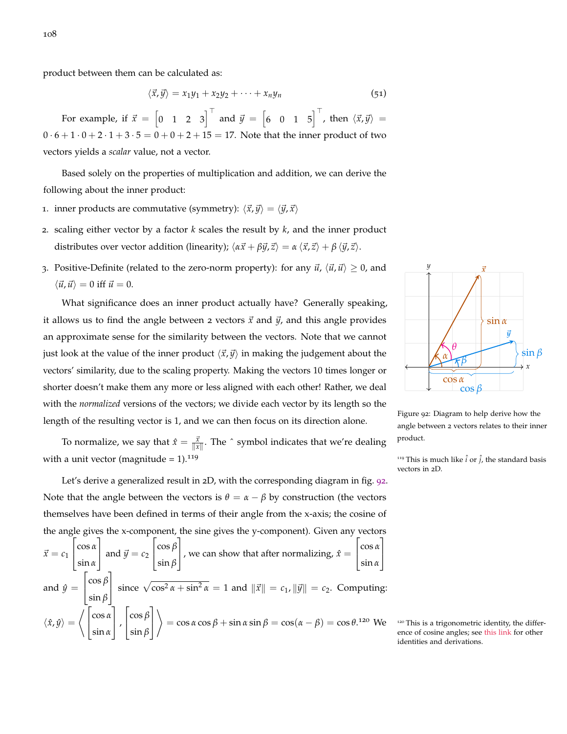product between them can be calculated as:

$$\langle \vec{x}, \vec{y} \rangle = x_1 y_1 + x_2 y_2 + \cdots + x_n y_n \tag{51}$$

For example, if $\vec{x} = \begin{bmatrix} 0 & 1 & 2 & 3 \end{bmatrix}^\top$ and $\vec{y} = \begin{bmatrix} 6 & 0 & 1 & 5 \end{bmatrix}^\top$, then $\langle \vec{x}, \vec{y} \rangle = 0 \cdot 6 + 1 \cdot 0 + 2 \cdot 1 + 3 \cdot 5 = 0 + 0 + 2 + 15 = 17$. Note that the inner product of two vectors yields a *scalar* value, not a vector.

Based solely on the properties of multiplication and addition, we can derive the following about the inner product:

1. inner products are commutative (symmetry): $\langle \vec{x}, \vec{y} \rangle = \langle \vec{y}, \vec{x} \rangle$
2. scaling either vector by a factor $k$ scales the result by $k$, and the inner product distributes over vector addition (linearity); $\langle \alpha\vec{x} + \beta\vec{y}, \vec{z} \rangle = \alpha \langle \vec{x}, \vec{z} \rangle + \beta \langle \vec{y}, \vec{z} \rangle$.
3. Positive-Definite (related to the zero-norm property): for any $\vec{u}$, $\langle \vec{u}, \vec{u} \rangle \geq 0$, and $\langle \vec{u}, \vec{u} \rangle = 0$ iff $\vec{u} = 0$.

What significance does an inner product actually have? Generally speaking, it allows us to find the angle between 2 vectors $\vec{x}$ and $\vec{y}$, and this angle provides an approximate sense for the similarity between the vectors. Note that we cannot just look at the value of the inner product $\langle \vec{x}, \vec{y} \rangle$ in making the judgement about the vectors' similarity, due to the scaling property. Making the vectors 10 times longer or shorter doesn't make them any more or less aligned with each other! Rather, we deal with the *normalized* versions of the vectors; we divide each vector by its length so the length of the resulting vector is 1, and we can then focus on its direction alone.

To normalize, we say that $\hat{x} = \frac{\vec{x}}{\|x\|}$. The ˆ symbol indicates that we're dealing with a unit vector (magnitude = 1).[119]

Figure 92: Diagram to help derive how the angle between 2 vectors relates to their inner product.

[119] This is much like $\hat{i}$ or $\hat{j}$, the standard basis vectors in 2D.

Let's derive a generalized result in 2D, with the corresponding diagram in fig. 92. Note that the angle between the vectors is $\theta = \alpha - \beta$ by construction (the vectors themselves have been defined in terms of their angle from the x-axis; the cosine of the angle gives the x-component, the sine gives the y-component). Given any vectors $\vec{x} = c_1 \begin{bmatrix} \cos\alpha \\ \sin\alpha \end{bmatrix}$ and $\vec{y} = c_2 \begin{bmatrix} \cos\beta \\ \sin\beta \end{bmatrix}$, we can show that after normalizing, $\hat{x} = \begin{bmatrix} \cos\alpha \\ \sin\alpha \end{bmatrix}$ and $\hat{y} = \begin{bmatrix} \cos\beta \\ \sin\beta \end{bmatrix}$ since $\sqrt{\cos^2\alpha + \sin^2\alpha} = 1$ and $\|\vec{x}\| = c_1, \|\vec{y}\| = c_2$. Computing: $\langle \hat{x}, \hat{y} \rangle = \left\langle \begin{bmatrix} \cos\alpha \\ \sin\alpha \end{bmatrix}, \begin{bmatrix} \cos\beta \\ \sin\beta \end{bmatrix} \right\rangle = \cos\alpha\cos\beta + \sin\alpha\sin\beta = \cos(\alpha - \beta) = \cos\theta$.[120] We

[120] This is a trigonometric identity, the difference of cosine angles; see this link for other identities and derivations.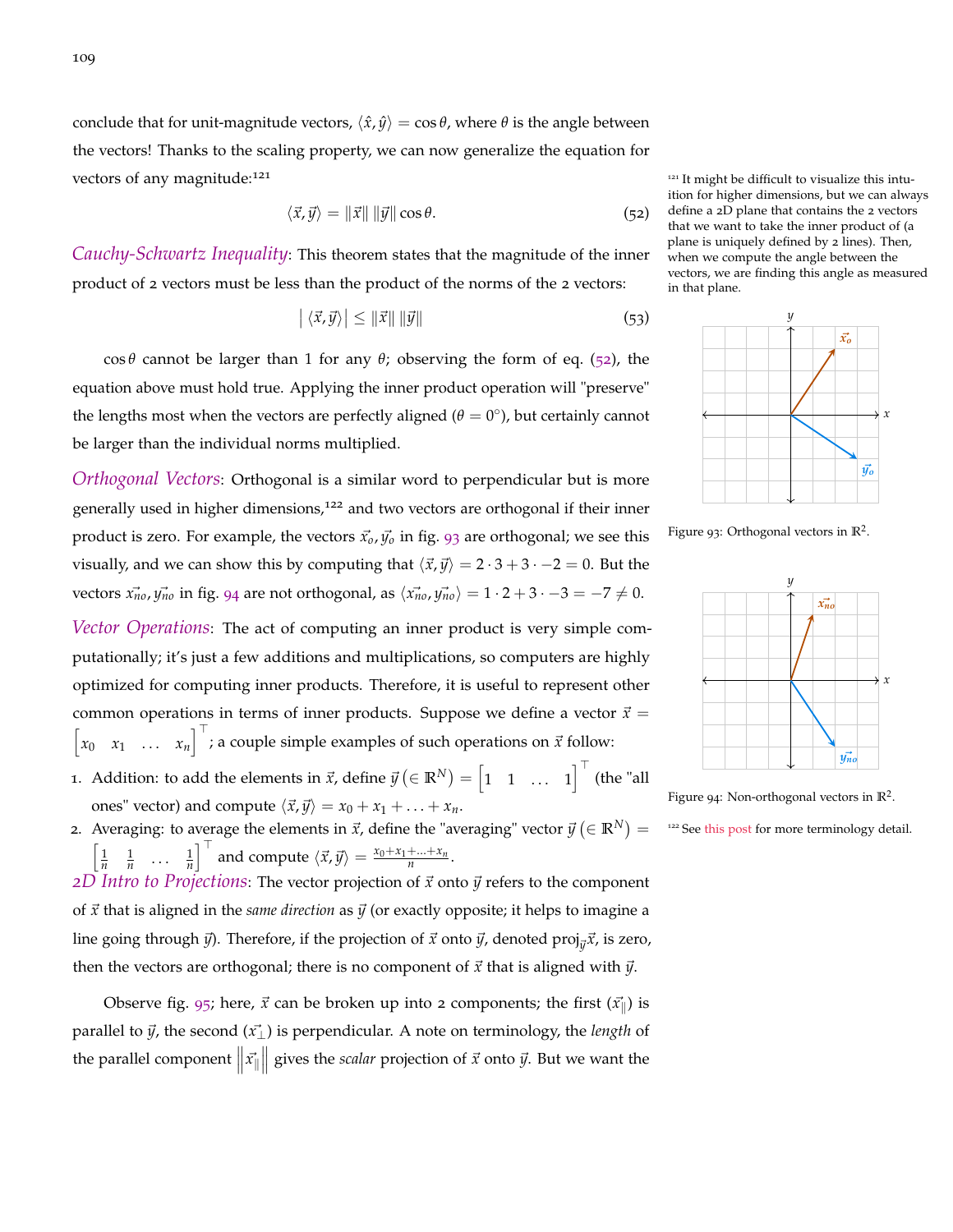conclude that for unit-magnitude vectors, $\langle \hat{x}, \hat{y} \rangle = \cos\theta$, where $\theta$ is the angle between the vectors! Thanks to the scaling property, we can now generalize the equation for vectors of any magnitude:[121]

$$\langle \vec{x}, \vec{y} \rangle = \|\vec{x}\| \, \|\vec{y}\| \cos\theta. \tag{52}$$

[121] It might be difficult to visualize this intuition for higher dimensions, but we can always define a 2D plane that contains the 2 vectors that we want to take the inner product of (a plane is uniquely defined by 2 lines). Then, when we compute the angle between the vectors, we are finding this angle as measured in that plane.

*Cauchy-Schwartz Inequality*: This theorem states that the magnitude of the inner product of 2 vectors must be less than the product of the norms of the 2 vectors:

$$\big| \langle \vec{x}, \vec{y} \rangle \big| \leq \|\vec{x}\| \, \|\vec{y}\| \tag{53}$$

$\cos\theta$ cannot be larger than 1 for any $\theta$; observing the form of eq. (52), the equation above must hold true. Applying the inner product operation will "preserve" the lengths most when the vectors are perfectly aligned ($\theta = 0°$), but certainly cannot be larger than the individual norms multiplied.

*Orthogonal Vectors*: Orthogonal is a similar word to perpendicular but is more generally used in higher dimensions,[122] and two vectors are orthogonal if their inner product is zero. For example, the vectors $\vec{x_o}, \vec{y_o}$ in fig. 93 are orthogonal; we see this visually, and we can show this by computing that $\langle \vec{x}, \vec{y} \rangle = 2 \cdot 3 + 3 \cdot -2 = 0$. But the vectors $\vec{x_{no}}, \vec{y_{no}}$ in fig. 94 are not orthogonal, as $\langle \vec{x_{no}}, \vec{y_{no}} \rangle = 1 \cdot 2 + 3 \cdot -3 = -7 \neq 0$.

Figure 93: Orthogonal vectors in $\mathbb{R}^2$.

Figure 94: Non-orthogonal vectors in $\mathbb{R}^2$.

[122] See this post for more terminology detail.

*Vector Operations*: The act of computing an inner product is very simple computationally; it's just a few additions and multiplications, so computers are highly optimized for computing inner products. Therefore, it is useful to represent other common operations in terms of inner products. Suppose we define a vector $\vec{x} = \begin{bmatrix} x_0 & x_1 & \dots & x_n \end{bmatrix}^\top$; a couple simple examples of such operations on $\vec{x}$ follow:

1. Addition: to add the elements in $\vec{x}$, define $\vec{y} \left(\in \mathbb{R}^N\right) = \begin{bmatrix} 1 & 1 & \dots & 1 \end{bmatrix}^\top$ (the "all ones" vector) and compute $\langle \vec{x}, \vec{y} \rangle = x_0 + x_1 + \ldots + x_n$.
2. Averaging: to average the elements in $\vec{x}$, define the "averaging" vector $\vec{y} \left(\in \mathbb{R}^N\right) = \begin{bmatrix} \frac{1}{n} & \frac{1}{n} & \dots & \frac{1}{n} \end{bmatrix}^\top$ and compute $\langle \vec{x}, \vec{y} \rangle = \frac{x_0 + x_1 + \ldots + x_n}{n}$.

*2D Intro to Projections*: The vector projection of $\vec{x}$ onto $\vec{y}$ refers to the component of $\vec{x}$ that is aligned in the *same direction* as $\vec{y}$ (or exactly opposite; it helps to imagine a line going through $\vec{y}$). Therefore, if the projection of $\vec{x}$ onto $\vec{y}$, denoted $\text{proj}_{\vec{y}}\vec{x}$, is zero, then the vectors are orthogonal; there is no component of $\vec{x}$ that is aligned with $\vec{y}$.

Observe fig. 95; here, $\vec{x}$ can be broken up into 2 components; the first ($\vec{x_\parallel}$) is parallel to $\vec{y}$, the second ($\vec{x_\perp}$) is perpendicular. A note on terminology, the *length* of the parallel component $\left\| \vec{x_\parallel} \right\|$ gives the *scalar* projection of $\vec{x}$ onto $\vec{y}$. But we want the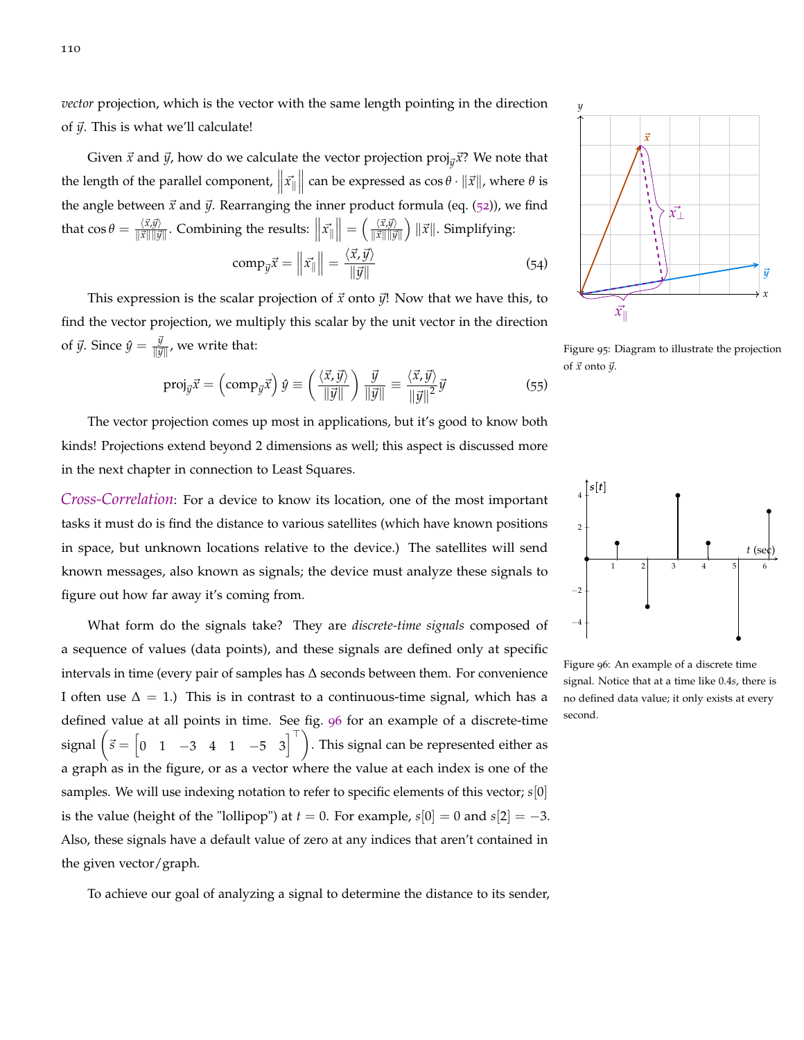*vector* projection, which is the vector with the same length pointing in the direction of $\vec{y}$. This is what we'll calculate!

Given $\vec{x}$ and $\vec{y}$, how do we calculate the vector projection $\text{proj}_{\vec{y}}\vec{x}$? We note that the length of the parallel component, $\left\|\vec{x}_{\|}\right\|$ can be expressed as $\cos\theta \cdot \|\vec{x}\|$, where $\theta$ is the angle between $\vec{x}$ and $\vec{y}$. Rearranging the inner product formula (eq. (52)), we find that $\cos\theta = \frac{\langle \vec{x}, \vec{y} \rangle}{\|\vec{x}\|\|\vec{y}\|}$. Combining the results: $\left\|\vec{x}_{\|}\right\| = \left(\frac{\langle \vec{x}, \vec{y} \rangle}{\|\vec{x}\|\|\vec{y}\|}\right)\|\vec{x}\|$. Simplifying:

$$\text{comp}_{\vec{y}}\vec{x} = \left\|\vec{x}_{\|}\right\| = \frac{\langle \vec{x}, \vec{y} \rangle}{\|\vec{y}\|} \tag{54}$$

This expression is the scalar projection of $\vec{x}$ onto $\vec{y}$! Now that we have this, to find the vector projection, we multiply this scalar by the unit vector in the direction of $\vec{y}$. Since $\hat{y} = \frac{\vec{y}}{\|\vec{y}\|}$, we write that:

$$\text{proj}_{\vec{y}}\vec{x} = \left(\text{comp}_{\vec{y}}\vec{x}\right)\hat{y} \equiv \left(\frac{\langle \vec{x}, \vec{y} \rangle}{\|\vec{y}\|}\right)\frac{\vec{y}}{\|\vec{y}\|} \equiv \frac{\langle \vec{x}, \vec{y} \rangle}{\|\vec{y}\|^2}\vec{y} \tag{55}$$

The vector projection comes up most in applications, but it's good to know both kinds! Projections extend beyond 2 dimensions as well; this aspect is discussed more in the next chapter in connection to Least Squares.

Figure 95: Diagram to illustrate the projection of $\vec{x}$ onto $\vec{y}$.

*Cross-Correlation*: For a device to know its location, one of the most important tasks it must do is find the distance to various satellites (which have known positions in space, but unknown locations relative to the device.) The satellites will send known messages, also known as signals; the device must analyze these signals to figure out how far away it's coming from.

What form do the signals take? They are *discrete-time signals* composed of a sequence of values (data points), and these signals are defined only at specific intervals in time (every pair of samples has $\Delta$ seconds between them. For convenience I often use $\Delta = 1$.) This is in contrast to a continuous-time signal, which has a defined value at all points in time. See fig. 96 for an example of a discrete-time signal $\left(\vec{s} = \begin{bmatrix} 0 & 1 & -3 & 4 & 1 & -5 & 3 \end{bmatrix}^\top\right)$. This signal can be represented either as a graph as in the figure, or as a vector where the value at each index is one of the samples. We will use indexing notation to refer to specific elements of this vector; $s[0]$ is the value (height of the "lollipop") at $t = 0$. For example, $s[0] = 0$ and $s[2] = -3$. Also, these signals have a default value of zero at any indices that aren't contained in the given vector/graph.

Figure 96: An example of a discrete time signal. Notice that at a time like $0.4s$, there is no defined data value; it only exists at every second.

To achieve our goal of analyzing a signal to determine the distance to its sender,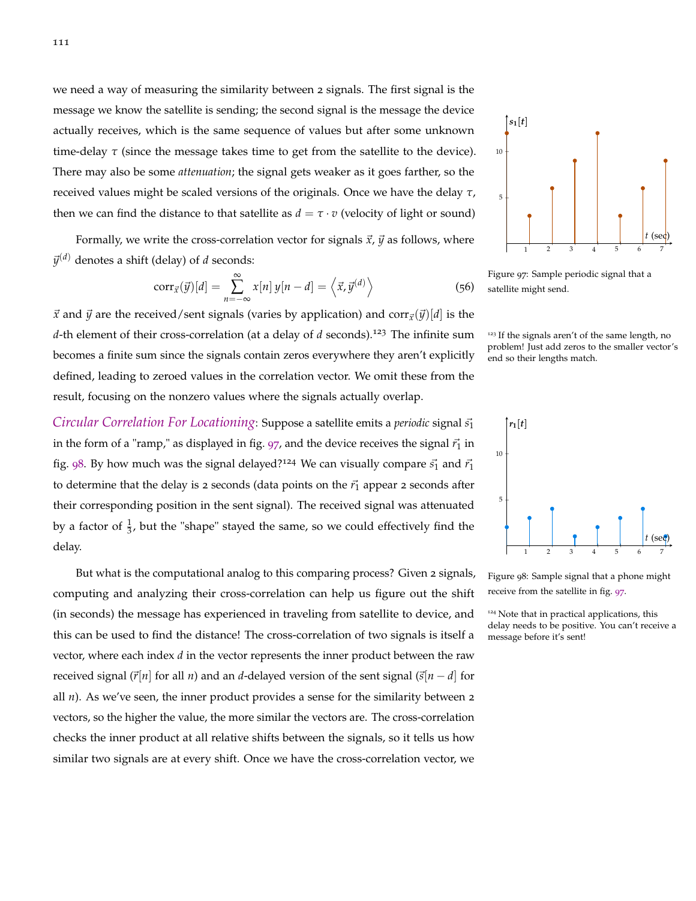we need a way of measuring the similarity between 2 signals. The first signal is the message we know the satellite is sending; the second signal is the message the device actually receives, which is the same sequence of values but after some unknown time-delay $\tau$ (since the message takes time to get from the satellite to the device). There may also be some *attenuation*; the signal gets weaker as it goes farther, so the received values might be scaled versions of the originals. Once we have the delay $\tau$, then we can find the distance to that satellite as $d = \tau \cdot v$ (velocity of light or sound)

Formally, we write the cross-correlation vector for signals $\vec{x}$, $\vec{y}$ as follows, where $\vec{y}^{(d)}$ denotes a shift (delay) of $d$ seconds:

$$\text{corr}_{\vec{x}}(\vec{y})[d] = \sum_{n=-\infty}^{\infty} x[n]\, y[n-d] = \left\langle \vec{x}, \vec{y}^{(d)} \right\rangle \tag{56}$$

$\vec{x}$ and $\vec{y}$ are the received/sent signals (varies by application) and $\text{corr}_{\vec{x}}(\vec{y})[d]$ is the $d$-th element of their cross-correlation (at a delay of $d$ seconds).[123] The infinite sum becomes a finite sum since the signals contain zeros everywhere they aren't explicitly defined, leading to zeroed values in the correlation vector. We omit these from the result, focusing on the nonzero values where the signals actually overlap.

[123] If the signals aren't of the same length, no problem! Just add zeros to the smaller vector's end so their lengths match.

*Circular Correlation For Locationing*: Suppose a satellite emits a *periodic* signal $\vec{s_1}$ in the form of a "ramp," as displayed in fig. 97, and the device receives the signal $\vec{r_1}$ in fig. 98. By how much was the signal delayed?[124] We can visually compare $\vec{s_1}$ and $\vec{r_1}$ to determine that the delay is 2 seconds (data points on the $\vec{r_1}$ appear 2 seconds after their corresponding position in the sent signal). The received signal was attenuated by a factor of $\frac{1}{3}$, but the "shape" stayed the same, so we could effectively find the delay.

Figure 97: Sample periodic signal that a satellite might send.

Figure 98: Sample signal that a phone might receive from the satellite in fig. 97.

[124] Note that in practical applications, this delay needs to be positive. You can't receive a message before it's sent!

But what is the computational analog to this comparing process? Given 2 signals, computing and analyzing their cross-correlation can help us figure out the shift (in seconds) the message has experienced in traveling from satellite to device, and this can be used to find the distance! The cross-correlation of two signals is itself a vector, where each index $d$ in the vector represents the inner product between the raw received signal ($\vec{r}[n]$ for all $n$) and an $d$-delayed version of the sent signal ($\vec{s}[n-d]$ for all $n$). As we've seen, the inner product provides a sense for the similarity between 2 vectors, so the higher the value, the more similar the vectors are. The cross-correlation checks the inner product at all relative shifts between the signals, so it tells us how similar two signals are at every shift. Once we have the cross-correlation vector, we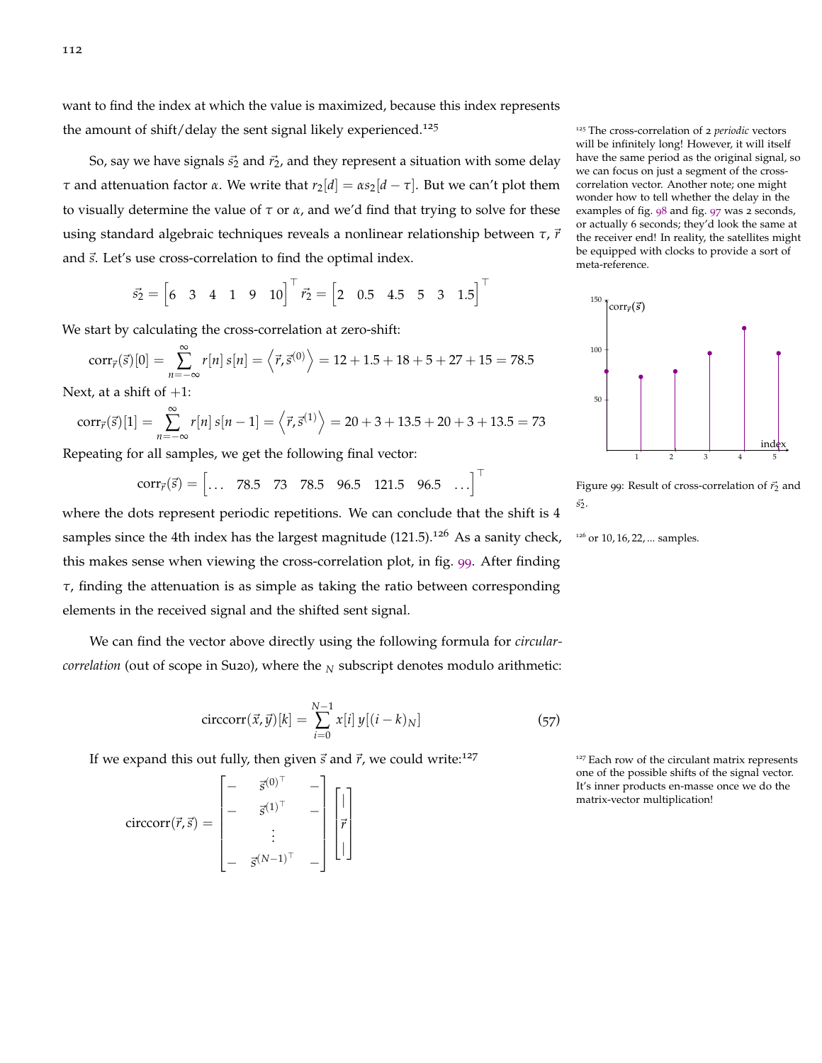want to find the index at which the value is maximized, because this index represents the amount of shift/delay the sent signal likely experienced.[125]

[125] The cross-correlation of 2 *periodic* vectors will be infinitely long! However, it will itself have the same period as the original signal, so we can focus on just a segment of the cross-correlation vector. Another note; one might wonder how to tell whether the delay in the examples of fig. 98 and fig. 97 was 2 seconds, or actually 6 seconds; they'd look the same at the receiver end! In reality, the satellites might be equipped with clocks to provide a sort of meta-reference.

So, say we have signals $\vec{s_2}$ and $\vec{r_2}$, and they represent a situation with some delay $\tau$ and attenuation factor $\alpha$. We write that $r_2[d] = \alpha s_2[d-\tau]$. But we can't plot them to visually determine the value of $\tau$ or $\alpha$, and we'd find that trying to solve for these using standard algebraic techniques reveals a nonlinear relationship between $\tau$, $\vec{r}$ and $\vec{s}$. Let's use cross-correlation to find the optimal index.

$$\vec{s_2} = \begin{bmatrix} 6 & 3 & 4 & 1 & 9 & 10 \end{bmatrix}^\top \vec{r_2} = \begin{bmatrix} 2 & 0.5 & 4.5 & 5 & 3 & 1.5 \end{bmatrix}^\top$$

We start by calculating the cross-correlation at zero-shift:

$$\text{corr}_{\vec{r}}(\vec{s})[0] = \sum_{n=-\infty}^{\infty} r[n]\, s[n] = \left\langle \vec{r}, \vec{s}^{(0)} \right\rangle = 12 + 1.5 + 18 + 5 + 27 + 15 = 78.5$$

Next, at a shift of $+1$:

$$\text{corr}_{\vec{r}}(\vec{s})[1] = \sum_{n=-\infty}^{\infty} r[n]\, s[n-1] = \left\langle \vec{r}, \vec{s}^{(1)} \right\rangle = 20 + 3 + 13.5 + 20 + 3 + 13.5 = 73$$

Repeating for all samples, we get the following final vector:

$$\text{corr}_{\vec{r}}(\vec{s}) = \begin{bmatrix} \dots & 78.5 & 73 & 78.5 & 96.5 & 121.5 & 96.5 & \dots \end{bmatrix}^\top$$

where the dots represent periodic repetitions. We can conclude that the shift is 4 samples since the 4th index has the largest magnitude (121.5).[126] As a sanity check, this makes sense when viewing the cross-correlation plot, in fig. 99. After finding $\tau$, finding the attenuation is as simple as taking the ratio between corresponding elements in the received signal and the shifted sent signal.

[126] or 10, 16, 22, ... samples.

Figure 99: Result of cross-correlation of $\vec{r_2}$ and $\vec{s_2}$.

We can find the vector above directly using the following formula for *circular-correlation* (out of scope in Su20), where the $_N$ subscript denotes modulo arithmetic:

$$\text{circcorr}(\vec{x}, \vec{y})[k] = \sum_{i=0}^{N-1} x[i]\, y[(i-k)_N] \tag{57}$$

If we expand this out fully, then given $\vec{s}$ and $\vec{r}$, we could write:[127]

[127] Each row of the circulant matrix represents one of the possible shifts of the signal vector. It's inner products en-masse once we do the matrix-vector multiplication!

$$\text{circcorr}(\vec{r}, \vec{s}) = \begin{bmatrix} - & \vec{s}^{(0)\top} & - \\ - & \vec{s}^{(1)\top} & - \\ & \vdots & \\ - & \vec{s}^{(N-1)\top} & - \end{bmatrix} \begin{bmatrix} | \\ \vec{r} \\ | \end{bmatrix}$$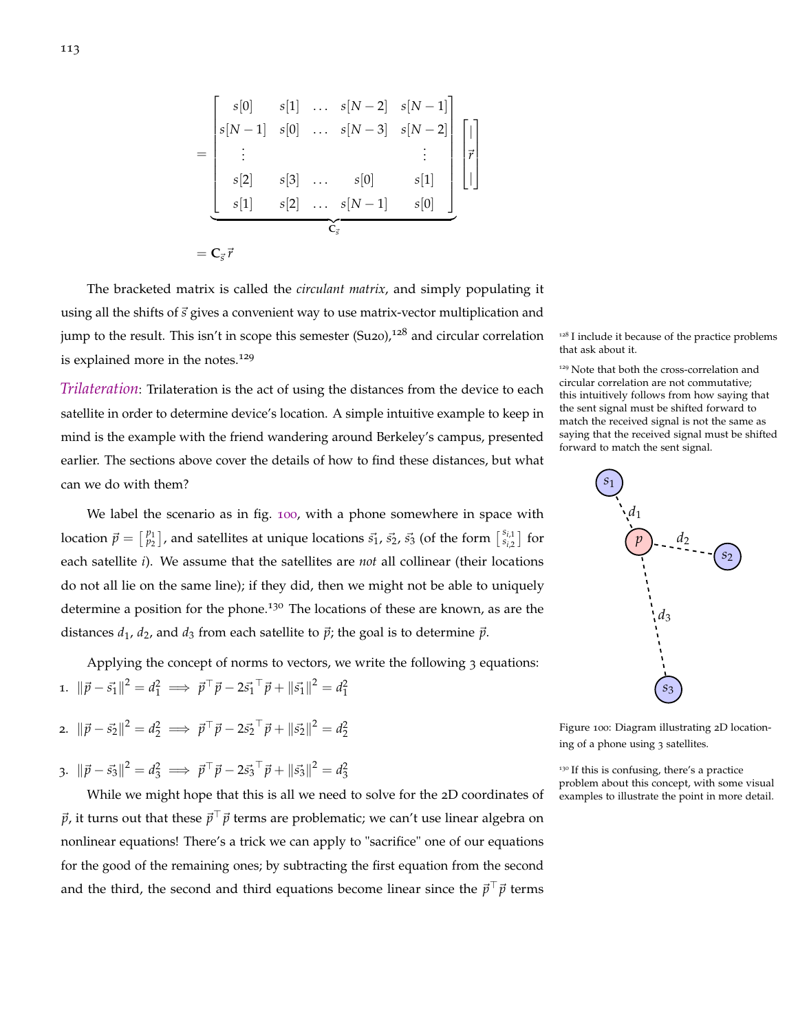$$
= \underbrace{\begin{bmatrix} s[0] & s[1] & \dots & s[N-2] & s[N-1] \\ s[N-1] & s[0] & \dots & s[N-3] & s[N-2] \\ \vdots & & & & \vdots \\ s[2] & s[3] & \dots & s[0] & s[1] \\ s[1] & s[2] & \dots & s[N-1] & s[0] \end{bmatrix}}_{\mathbf{C}_{\vec{s}}} \begin{bmatrix} | \\ \vec{r} \\ | \end{bmatrix}
$$

$$
= \mathbf{C}_{\vec{s}} \vec{r}
$$

The bracketed matrix is called the *circulant matrix*, and simply populating it using all the shifts of $\vec{s}$ gives a convenient way to use matrix-vector multiplication and jump to the result. This isn't in scope this semester (Su20),[128] and circular correlation is explained more in the notes.[129]

[128] I include it because of the practice problems that ask about it.

[129] Note that both the cross-correlation and circular correlation are not commutative; this intuitively follows from how saying that the sent signal must be shifted forward to match the received signal is not the same as saying that the received signal must be shifted forward to match the sent signal.

*Trilateration*: Trilateration is the act of using the distances from the device to each satellite in order to determine device's location. A simple intuitive example to keep in mind is the example with the friend wandering around Berkeley's campus, presented earlier. The sections above cover the details of how to find these distances, but what can we do with them?

We label the scenario as in fig. 100, with a phone somewhere in space with location $\vec{p} = \begin{bmatrix} p_1 \\ p_2 \end{bmatrix}$, and satellites at unique locations $\vec{s}_1$, $\vec{s}_2$, $\vec{s}_3$ (of the form $\begin{bmatrix} s_{i,1} \\ s_{i,2} \end{bmatrix}$ for each satellite $i$). We assume that the satellites are *not* all collinear (their locations do not all lie on the same line); if they did, then we might not be able to uniquely determine a position for the phone.[130] The locations of these are known, as are the distances $d_1$, $d_2$, and $d_3$ from each satellite to $\vec{p}$; the goal is to determine $\vec{p}$.

Figure 100: Diagram illustrating 2D locationing of a phone using 3 satellites.

[130] If this is confusing, there's a practice problem about this concept, with some visual examples to illustrate the point in more detail.

Applying the concept of norms to vectors, we write the following 3 equations:

1. $\|\vec{p} - \vec{s}_1\|^2 = d_1^2 \implies \vec{p}^\top \vec{p} - 2\vec{s}_1^{\top} \vec{p} + \|\vec{s}_1\|^2 = d_1^2$

2. $\|\vec{p} - \vec{s}_2\|^2 = d_2^2 \implies \vec{p}^\top \vec{p} - 2\vec{s}_2^{\top} \vec{p} + \|\vec{s}_2\|^2 = d_2^2$

3. $\|\vec{p} - \vec{s}_3\|^2 = d_3^2 \implies \vec{p}^\top \vec{p} - 2\vec{s}_3^{\top} \vec{p} + \|\vec{s}_3\|^2 = d_3^2$

While we might hope that this is all we need to solve for the 2D coordinates of $\vec{p}$, it turns out that these $\vec{p}^\top \vec{p}$ terms are problematic; we can't use linear algebra on nonlinear equations! There's a trick we can apply to "sacrifice" one of our equations for the good of the remaining ones; by subtracting the first equation from the second and the third, the second and third equations become linear since the $\vec{p}^\top \vec{p}$ terms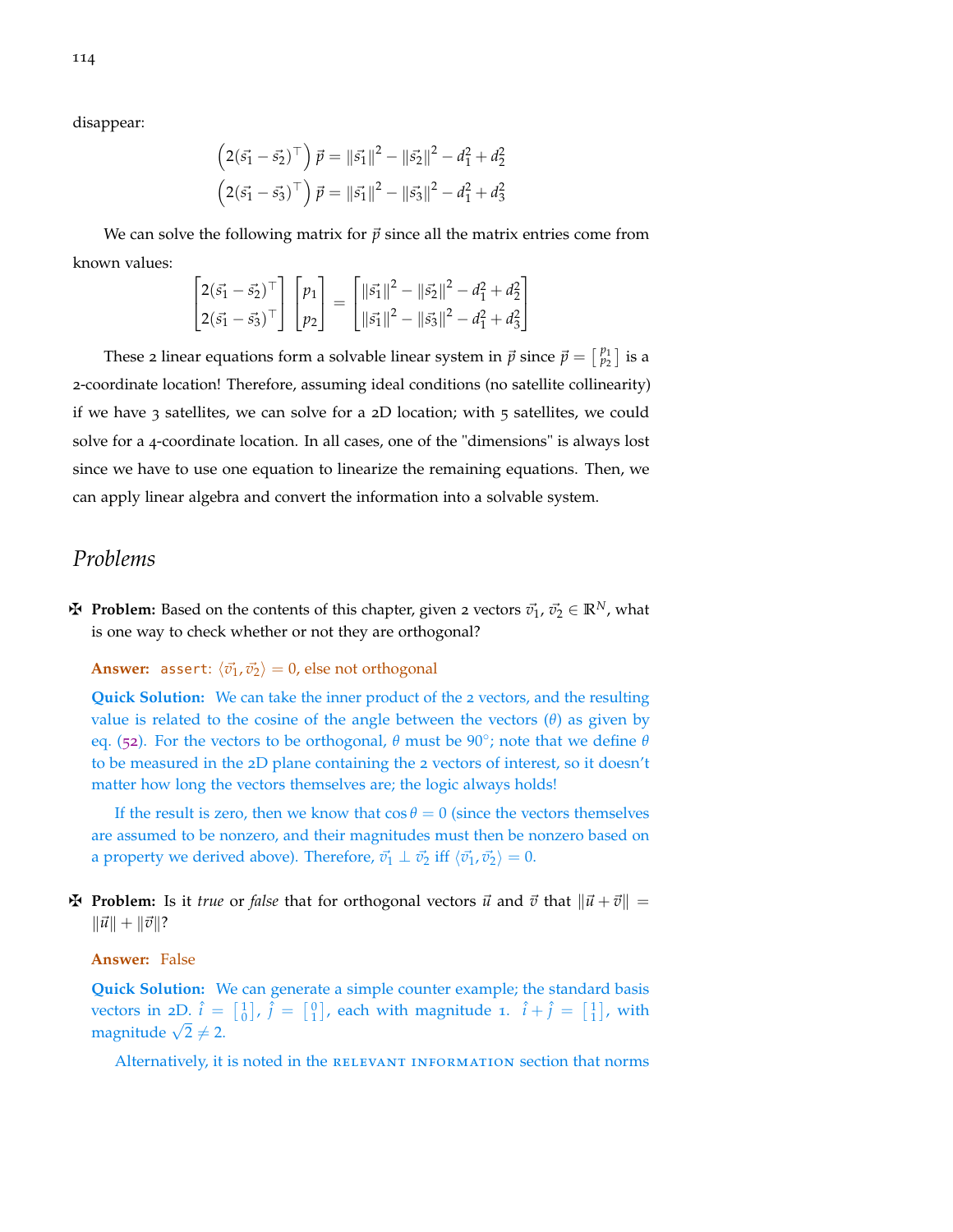disappear:

$$\left(2(\vec{s_1} - \vec{s_2})^\top\right) \vec{p} = \|\vec{s_1}\|^2 - \|\vec{s_2}\|^2 - d_1^2 + d_2^2$$
$$\left(2(\vec{s_1} - \vec{s_3})^\top\right) \vec{p} = \|\vec{s_1}\|^2 - \|\vec{s_3}\|^2 - d_1^2 + d_3^2$$

We can solve the following matrix for $\vec{p}$ since all the matrix entries come from known values:

$$\begin{bmatrix} 2(\vec{s_1} - \vec{s_2})^\top \\ 2(\vec{s_1} - \vec{s_3})^\top \end{bmatrix} \begin{bmatrix} p_1 \\ p_2 \end{bmatrix} = \begin{bmatrix} \|\vec{s_1}\|^2 - \|\vec{s_2}\|^2 - d_1^2 + d_2^2 \\ \|\vec{s_1}\|^2 - \|\vec{s_3}\|^2 - d_1^2 + d_3^2 \end{bmatrix}$$

These 2 linear equations form a solvable linear system in $\vec{p}$ since $\vec{p} = \begin{bmatrix} p_1 \\ p_2 \end{bmatrix}$ is a 2-coordinate location! Therefore, assuming ideal conditions (no satellite collinearity) if we have 3 satellites, we can solve for a 2D location; with 5 satellites, we could solve for a 4-coordinate location. In all cases, one of the "dimensions" is always lost since we have to use one equation to linearize the remaining equations. Then, we can apply linear algebra and convert the information into a solvable system.

## *Problems*

✠ **Problem:** Based on the contents of this chapter, given 2 vectors $\vec{v_1}, \vec{v_2} \in \mathbb{R}^N$, what is one way to check whether or not they are orthogonal?

**Answer:** `assert`: $\langle \vec{v_1}, \vec{v_2} \rangle = 0$, else not orthogonal

**Quick Solution:** We can take the inner product of the 2 vectors, and the resulting value is related to the cosine of the angle between the vectors ($\theta$) as given by eq. (52). For the vectors to be orthogonal, $\theta$ must be $90°$; note that we define $\theta$ to be measured in the 2D plane containing the 2 vectors of interest, so it doesn't matter how long the vectors themselves are; the logic always holds!

If the result is zero, then we know that $\cos\theta = 0$ (since the vectors themselves are assumed to be nonzero, and their magnitudes must then be nonzero based on a property we derived above). Therefore, $\vec{v_1} \perp \vec{v_2}$ iff $\langle \vec{v_1}, \vec{v_2} \rangle = 0$.

✠ **Problem:** Is it *true* or *false* that for orthogonal vectors $\vec{u}$ and $\vec{v}$ that $\|\vec{u} + \vec{v}\| = \|\vec{u}\| + \|\vec{v}\|$?

**Answer:** False

**Quick Solution:** We can generate a simple counter example; the standard basis vectors in 2D. $\hat{i} = \begin{bmatrix} 1 \\ 0 \end{bmatrix}$, $\hat{j} = \begin{bmatrix} 0 \\ 1 \end{bmatrix}$, each with magnitude 1. $\hat{i} + \hat{j} = \begin{bmatrix} 1 \\ 1 \end{bmatrix}$, with magnitude $\sqrt{2} \neq 2$.

Alternatively, it is noted in the RELEVANT INFORMATION section that norms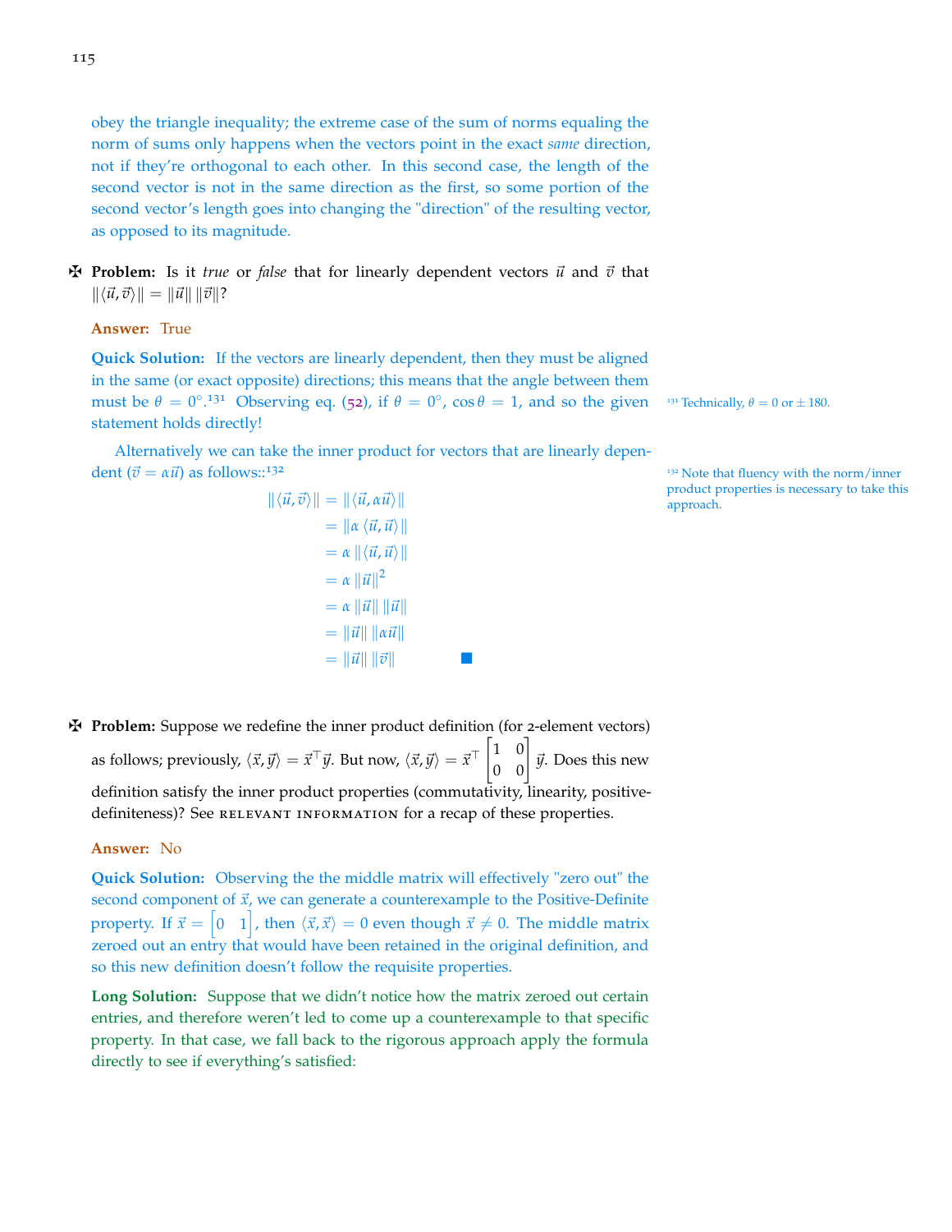obey the triangle inequality; the extreme case of the sum of norms equaling the norm of sums only happens when the vectors point in the exact *same* direction, not if they're orthogonal to each other. In this second case, the length of the second vector is not in the same direction as the first, so some portion of the second vector's length goes into changing the "direction" of the resulting vector, as opposed to its magnitude.

✠ **Problem:** Is it *true* or *false* that for linearly dependent vectors $\vec{u}$ and $\vec{v}$ that $\|\langle \vec{u}, \vec{v} \rangle\| = \|\vec{u}\| \, \|\vec{v}\|$?

**Answer:** True

**Quick Solution:** If the vectors are linearly dependent, then they must be aligned in the same (or exact opposite) directions; this means that the angle between them must be $\theta = 0°$.[131] Observing eq. (52), if $\theta = 0°$, $\cos\theta = 1$, and so the given statement holds directly!

[131] Technically, $\theta = 0$ or $\pm 180$.

Alternatively we can take the inner product for vectors that are linearly dependent ($\vec{v} = \alpha\vec{u}$) as follows::[132]

[132] Note that fluency with the norm/inner product properties is necessary to take this approach.

$$
\begin{aligned}
\|\langle \vec{u}, \vec{v} \rangle\| &= \|\langle \vec{u}, \alpha\vec{u} \rangle\| \\
&= \|\alpha \langle \vec{u}, \vec{u} \rangle\| \\
&= \alpha \, \|\langle \vec{u}, \vec{u} \rangle\| \\
&= \alpha \, \|\vec{u}\|^2 \\
&= \alpha \, \|\vec{u}\| \, \|\vec{u}\| \\
&= \|\vec{u}\| \, \|\alpha\vec{u}\| \\
&= \|\vec{u}\| \, \|\vec{v}\| \qquad \blacksquare
\end{aligned}
$$

✠ **Problem:** Suppose we redefine the inner product definition (for 2-element vectors) as follows; previously, $\langle \vec{x}, \vec{y} \rangle = \vec{x}^\top \vec{y}$. But now, $\langle \vec{x}, \vec{y} \rangle = \vec{x}^\top \begin{bmatrix} 1 & 0 \\ 0 & 0 \end{bmatrix} \vec{y}$. Does this new definition satisfy the inner product properties (commutativity, linearity, positive-definiteness)? See RELEVANT INFORMATION for a recap of these properties.

**Answer:** No

**Quick Solution:** Observing the the middle matrix will effectively "zero out" the second component of $\vec{x}$, we can generate a counterexample to the Positive-Definite property. If $\vec{x} = \begin{bmatrix} 0 & 1 \end{bmatrix}$, then $\langle \vec{x}, \vec{x} \rangle = 0$ even though $\vec{x} \neq 0$. The middle matrix zeroed out an entry that would have been retained in the original definition, and so this new definition doesn't follow the requisite properties.

**Long Solution:** Suppose that we didn't notice how the matrix zeroed out certain entries, and therefore weren't led to come up a counterexample to that specific property. In that case, we fall back to the rigorous approach apply the formula directly to see if everything's satisfied: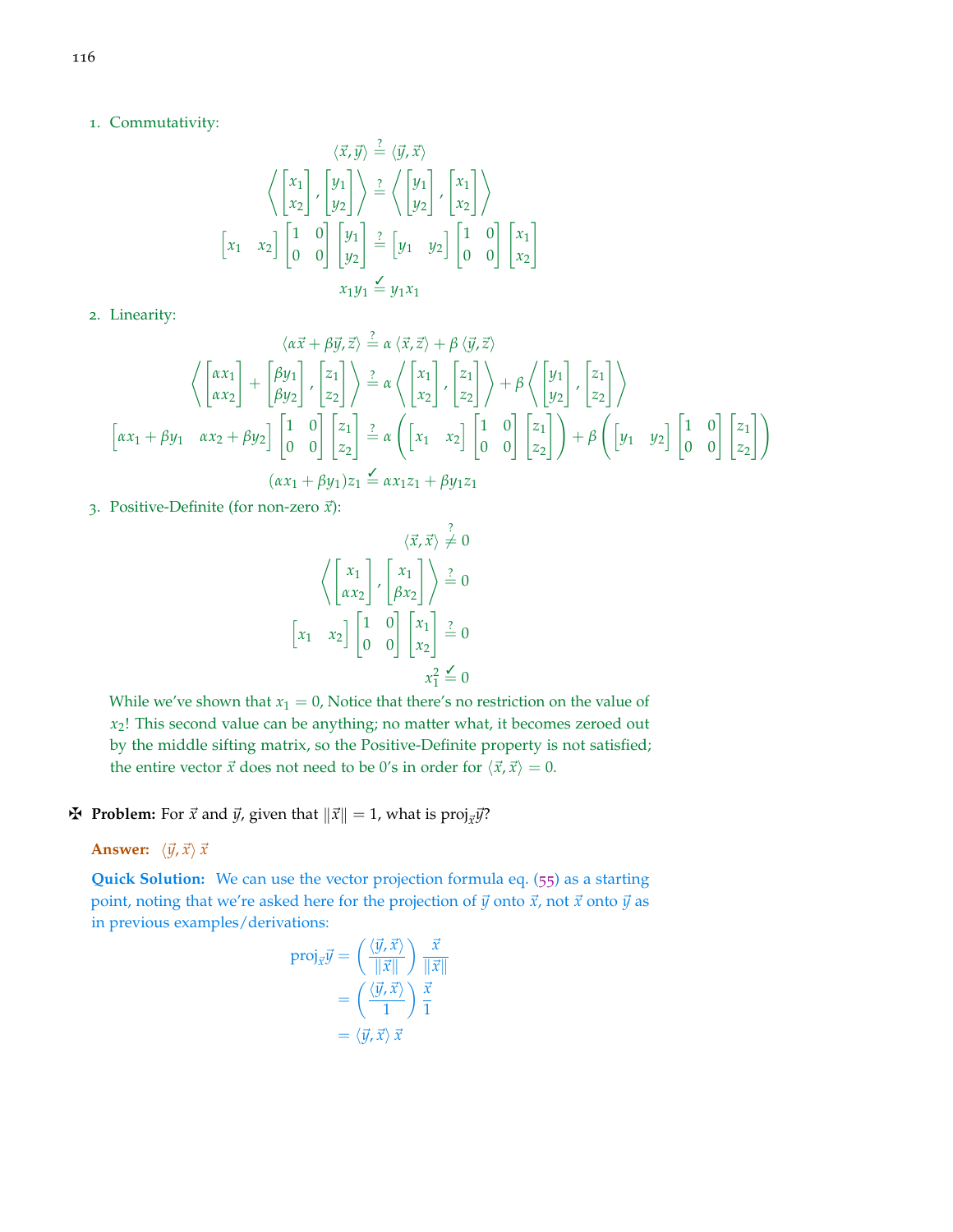1. Commutativity:

$$\langle \vec{x}, \vec{y} \rangle \stackrel{?}{=} \langle \vec{y}, \vec{x} \rangle$$

$$\left\langle \begin{bmatrix} x_1 \\ x_2 \end{bmatrix}, \begin{bmatrix} y_1 \\ y_2 \end{bmatrix} \right\rangle \stackrel{?}{=} \left\langle \begin{bmatrix} y_1 \\ y_2 \end{bmatrix}, \begin{bmatrix} x_1 \\ x_2 \end{bmatrix} \right\rangle$$

$$\begin{bmatrix} x_1 & x_2 \end{bmatrix} \begin{bmatrix} 1 & 0 \\ 0 & 0 \end{bmatrix} \begin{bmatrix} y_1 \\ y_2 \end{bmatrix} \stackrel{?}{=} \begin{bmatrix} y_1 & y_2 \end{bmatrix} \begin{bmatrix} 1 & 0 \\ 0 & 0 \end{bmatrix} \begin{bmatrix} x_1 \\ x_2 \end{bmatrix}$$

$$x_1 y_1 \stackrel{\checkmark}{=} y_1 x_1$$

2. Linearity:

$$\langle \alpha\vec{x} + \beta\vec{y}, \vec{z} \rangle \stackrel{?}{=} \alpha \langle \vec{x}, \vec{z} \rangle + \beta \langle \vec{y}, \vec{z} \rangle$$

$$\left\langle \begin{bmatrix} \alpha x_1 \\ \alpha x_2 \end{bmatrix} + \begin{bmatrix} \beta y_1 \\ \beta y_2 \end{bmatrix}, \begin{bmatrix} z_1 \\ z_2 \end{bmatrix} \right\rangle \stackrel{?}{=} \alpha \left\langle \begin{bmatrix} x_1 \\ x_2 \end{bmatrix}, \begin{bmatrix} z_1 \\ z_2 \end{bmatrix} \right\rangle + \beta \left\langle \begin{bmatrix} y_1 \\ y_2 \end{bmatrix}, \begin{bmatrix} z_1 \\ z_2 \end{bmatrix} \right\rangle$$

$$\begin{bmatrix} \alpha x_1 + \beta y_1 & \alpha x_2 + \beta y_2 \end{bmatrix} \begin{bmatrix} 1 & 0 \\ 0 & 0 \end{bmatrix} \begin{bmatrix} z_1 \\ z_2 \end{bmatrix} \stackrel{?}{=} \alpha \left( \begin{bmatrix} x_1 & x_2 \end{bmatrix} \begin{bmatrix} 1 & 0 \\ 0 & 0 \end{bmatrix} \begin{bmatrix} z_1 \\ z_2 \end{bmatrix} \right) + \beta \left( \begin{bmatrix} y_1 & y_2 \end{bmatrix} \begin{bmatrix} 1 & 0 \\ 0 & 0 \end{bmatrix} \begin{bmatrix} z_1 \\ z_2 \end{bmatrix} \right)$$

$$(\alpha x_1 + \beta y_1) z_1 \stackrel{\checkmark}{=} \alpha x_1 z_1 + \beta y_1 z_1$$

3. Positive-Definite (for non-zero $\vec{x}$):

$$\langle \vec{x}, \vec{x} \rangle \stackrel{?}{\neq} 0$$

$$\left\langle \begin{bmatrix} x_1 \\ \alpha x_2 \end{bmatrix}, \begin{bmatrix} x_1 \\ \beta x_2 \end{bmatrix} \right\rangle \stackrel{?}{=} 0$$

$$\begin{bmatrix} x_1 & x_2 \end{bmatrix} \begin{bmatrix} 1 & 0 \\ 0 & 0 \end{bmatrix} \begin{bmatrix} x_1 \\ x_2 \end{bmatrix} \stackrel{?}{=} 0$$

$$x_1^2 \stackrel{\checkmark}{=} 0$$

While we've shown that $x_1 = 0$, Notice that there's no restriction on the value of $x_2$! This second value can be anything; no matter what, it becomes zeroed out by the middle sifting matrix, so the Positive-Definite property is not satisfied; the entire vector $\vec{x}$ does not need to be 0's in order for $\langle \vec{x}, \vec{x} \rangle = 0$.

✠ **Problem:** For $\vec{x}$ and $\vec{y}$, given that $\|\vec{x}\| = 1$, what is $\text{proj}_{\vec{x}}\vec{y}$?

**Answer:** $\langle \vec{y}, \vec{x} \rangle \, \vec{x}$

**Quick Solution:** We can use the vector projection formula eq. (55) as a starting point, noting that we're asked here for the projection of $\vec{y}$ onto $\vec{x}$, not $\vec{x}$ onto $\vec{y}$ as in previous examples/derivations:

$$\begin{aligned} \text{proj}_{\vec{x}}\vec{y} &= \left( \frac{\langle \vec{y}, \vec{x} \rangle}{\|\vec{x}\|} \right) \frac{\vec{x}}{\|\vec{x}\|} \\ &= \left( \frac{\langle \vec{y}, \vec{x} \rangle}{1} \right) \frac{\vec{x}}{1} \\ &= \langle \vec{y}, \vec{x} \rangle \, \vec{x} \end{aligned}$$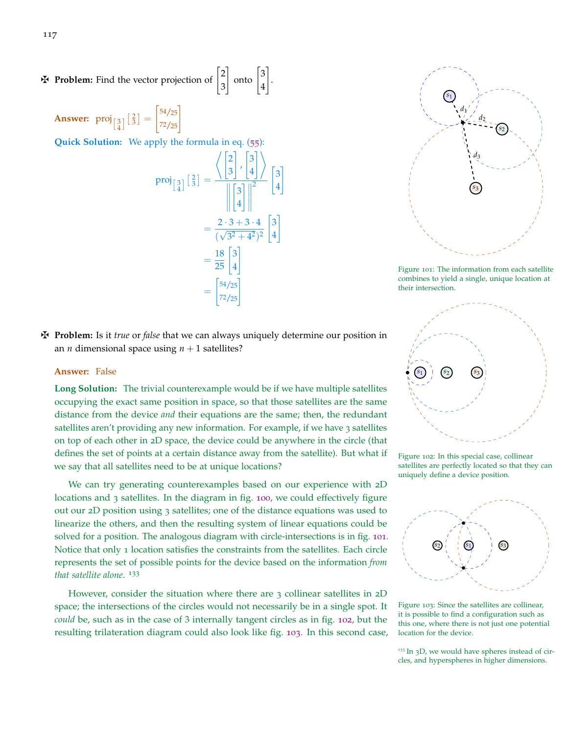✠ **Problem:** Find the vector projection of $\begin{bmatrix}2\\3\end{bmatrix}$ onto $\begin{bmatrix}3\\4\end{bmatrix}$.

**Answer:** $\text{proj}_{\left[\begin{smallmatrix}3\\4\end{smallmatrix}\right]}\left[\begin{smallmatrix}2\\3\end{smallmatrix}\right] = \begin{bmatrix}54/25\\72/25\end{bmatrix}$

**Quick Solution:** We apply the formula in eq. (55):

$$\begin{aligned}
\text{proj}_{\left[\begin{smallmatrix}3\\4\end{smallmatrix}\right]}\left[\begin{smallmatrix}2\\3\end{smallmatrix}\right] &= \frac{\left\langle \begin{bmatrix}2\\3\end{bmatrix}, \begin{bmatrix}3\\4\end{bmatrix} \right\rangle}{\left\| \begin{bmatrix}3\\4\end{bmatrix} \right\|^2} \begin{bmatrix}3\\4\end{bmatrix} \\
&= \frac{2 \cdot 3 + 3 \cdot 4}{(\sqrt{3^2+4^2})^2} \begin{bmatrix}3\\4\end{bmatrix} \\
&= \frac{18}{25} \begin{bmatrix}3\\4\end{bmatrix} \\
&= \begin{bmatrix}54/25\\72/25\end{bmatrix}
\end{aligned}$$

✠ **Problem:** Is it *true* or *false* that we can always uniquely determine our position in an $n$ dimensional space using $n+1$ satellites?

**Answer:** False

**Long Solution:** The trivial counterexample would be if we have multiple satellites occupying the exact same position in space, so that those satellites are the same distance from the device *and* their equations are the same; then, the redundant satellites aren't providing any new information. For example, if we have 3 satellites on top of each other in 2D space, the device could be anywhere in the circle (that defines the set of points at a certain distance away from the satellite). But what if we say that all satellites need to be at unique locations?

We can try generating counterexamples based on our experience with 2D locations and 3 satellites. In the diagram in fig. 100, we could effectively figure out our 2D position using 3 satellites; one of the distance equations was used to linearize the others, and then the resulting system of linear equations could be solved for a position. The analogous diagram with circle-intersections is in fig. 101. Notice that only 1 location satisfies the constraints from the satellites. Each circle represents the set of possible points for the device based on the information *from that satellite alone*. [133]

However, consider the situation where there are 3 collinear satellites in 2D space; the intersections of the circles would not necessarily be in a single spot. It *could* be, such as in the case of 3 internally tangent circles as in fig. 102, but the resulting trilateration diagram could also look like fig. 103. In this second case,

Figure 101: The information from each satellite combines to yield a single, unique location at their intersection.

Figure 102: In this special case, collinear satellites are perfectly located so that they can uniquely define a device position.

Figure 103: Since the satellites are collinear, it is possible to find a configuration such as this one, where there is not just one potential location for the device.

[133] In 3D, we would have spheres instead of circles, and hyperspheres in higher dimensions.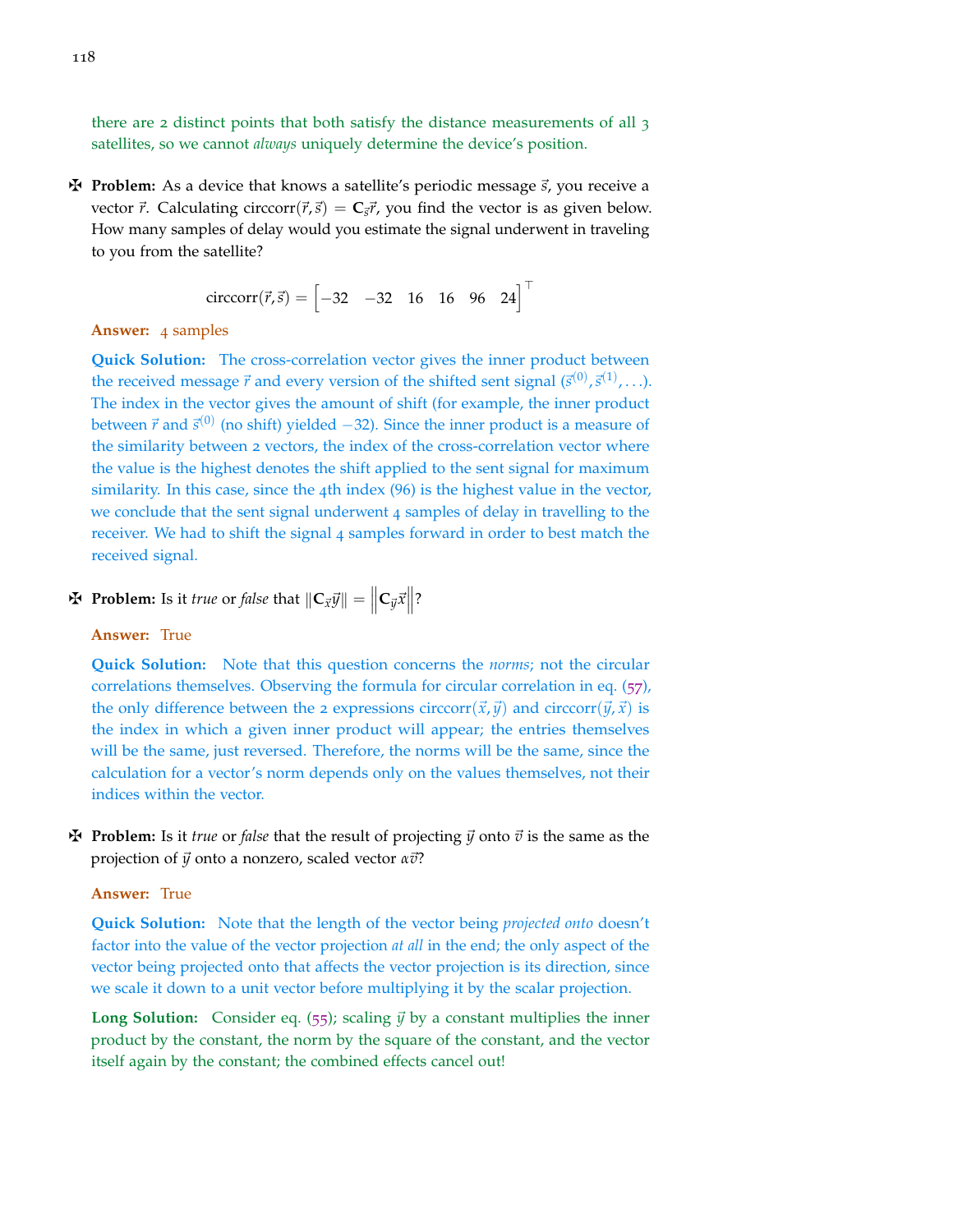there are 2 distinct points that both satisfy the distance measurements of all 3 satellites, so we cannot *always* uniquely determine the device's position.

✠ **Problem:** As a device that knows a satellite's periodic message $\vec{s}$, you receive a vector $\vec{r}$. Calculating $\text{circcorr}(\vec{r}, \vec{s}) = \mathbf{C}_{\vec{s}}\vec{r}$, you find the vector is as given below. How many samples of delay would you estimate the signal underwent in traveling to you from the satellite?

$$\text{circcorr}(\vec{r}, \vec{s}) = \begin{bmatrix} -32 & -32 & 16 & 16 & 96 & 24 \end{bmatrix}^\top$$

**Answer:** 4 samples

**Quick Solution:** The cross-correlation vector gives the inner product between the received message $\vec{r}$ and every version of the shifted sent signal ($\vec{s}^{(0)}, \vec{s}^{(1)}, \ldots$). The index in the vector gives the amount of shift (for example, the inner product between $\vec{r}$ and $\vec{s}^{(0)}$ (no shift) yielded $-32$). Since the inner product is a measure of the similarity between 2 vectors, the index of the cross-correlation vector where the value is the highest denotes the shift applied to the sent signal for maximum similarity. In this case, since the 4th index (96) is the highest value in the vector, we conclude that the sent signal underwent 4 samples of delay in travelling to the receiver. We had to shift the signal 4 samples forward in order to best match the received signal.

✠ **Problem:** Is it *true* or *false* that $\|\mathbf{C}_{\vec{x}}\vec{y}\| = \left\|\mathbf{C}_{\vec{y}}\vec{x}\right\|$?

**Answer:** True

**Quick Solution:** Note that this question concerns the *norms*; not the circular correlations themselves. Observing the formula for circular correlation in eq. (57), the only difference between the 2 expressions $\text{circcorr}(\vec{x}, \vec{y})$ and $\text{circcorr}(\vec{y}, \vec{x})$ is the index in which a given inner product will appear; the entries themselves will be the same, just reversed. Therefore, the norms will be the same, since the calculation for a vector's norm depends only on the values themselves, not their indices within the vector.

✠ **Problem:** Is it *true* or *false* that the result of projecting $\vec{y}$ onto $\vec{v}$ is the same as the projection of $\vec{y}$ onto a nonzero, scaled vector $\alpha\vec{v}$?

**Answer:** True

**Quick Solution:** Note that the length of the vector being *projected onto* doesn't factor into the value of the vector projection *at all* in the end; the only aspect of the vector being projected onto that affects the vector projection is its direction, since we scale it down to a unit vector before multiplying it by the scalar projection.

**Long Solution:** Consider eq. (55); scaling $\vec{y}$ by a constant multiplies the inner product by the constant, the norm by the square of the constant, and the vector itself again by the constant; the combined effects cancel out!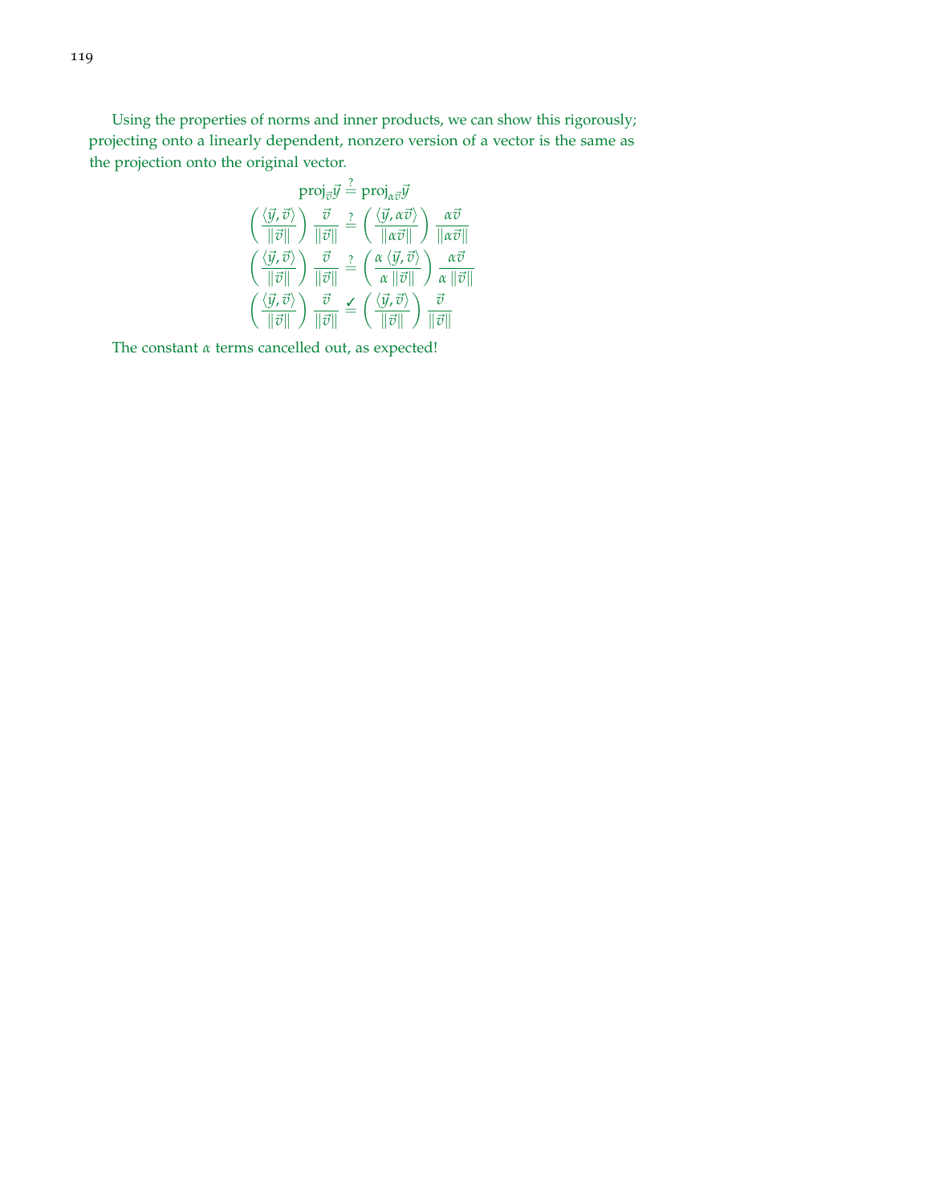Using the properties of norms and inner products, we can show this rigorously; projecting onto a linearly dependent, nonzero version of a vector is the same as the projection onto the original vector.

$$
\begin{aligned}
\text{proj}_{\vec{v}}\vec{y} &\stackrel{?}{=} \text{proj}_{\alpha\vec{v}}\vec{y} \\
\left(\frac{\langle \vec{y}, \vec{v} \rangle}{\|\vec{v}\|}\right) \frac{\vec{v}}{\|\vec{v}\|} &\stackrel{?}{=} \left(\frac{\langle \vec{y}, \alpha\vec{v} \rangle}{\|\alpha\vec{v}\|}\right) \frac{\alpha\vec{v}}{\|\alpha\vec{v}\|} \\
\left(\frac{\langle \vec{y}, \vec{v} \rangle}{\|\vec{v}\|}\right) \frac{\vec{v}}{\|\vec{v}\|} &\stackrel{?}{=} \left(\frac{\alpha \langle \vec{y}, \vec{v} \rangle}{\alpha \|\vec{v}\|}\right) \frac{\alpha\vec{v}}{\alpha \|\vec{v}\|} \\
\left(\frac{\langle \vec{y}, \vec{v} \rangle}{\|\vec{v}\|}\right) \frac{\vec{v}}{\|\vec{v}\|} &\stackrel{\checkmark}{=} \left(\frac{\langle \vec{y}, \vec{v} \rangle}{\|\vec{v}\|}\right) \frac{\vec{v}}{\|\vec{v}\|}
\end{aligned}
$$

The constant $\alpha$ terms cancelled out, as expected!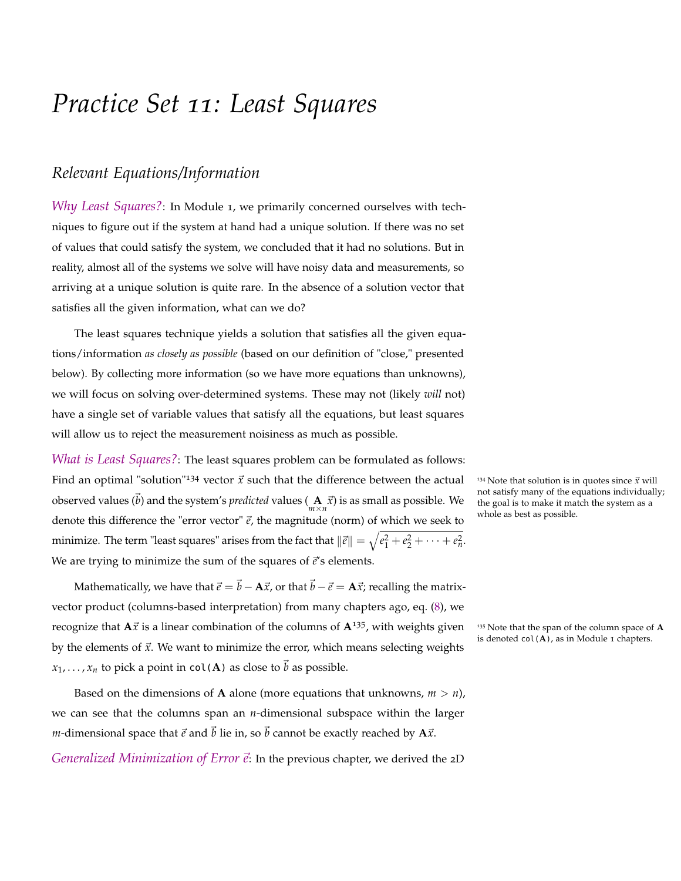# Practice Set 11: Least Squares

## Relevant Equations/Information

*Why Least Squares?*: In Module 1, we primarily concerned ourselves with techniques to figure out if the system at hand had a unique solution. If there was no set of values that could satisfy the system, we concluded that it had no solutions. But in reality, almost all of the systems we solve will have noisy data and measurements, so arriving at a unique solution is quite rare. In the absence of a solution vector that satisfies all the given information, what can we do?

The least squares technique yields a solution that satisfies all the given equations/information *as closely as possible* (based on our definition of "close," presented below). By collecting more information (so we have more equations than unknowns), we will focus on solving over-determined systems. These may not (likely *will* not) have a single set of variable values that satisfy all the equations, but least squares will allow us to reject the measurement noisiness as much as possible.

*What is Least Squares?*: The least squares problem can be formulated as follows: Find an optimal "solution"[134] vector $\vec{x}$ such that the difference between the actual observed values ($\vec{b}$) and the system's *predicted* values ($\underset{m\times n}{\mathbf{A}}\vec{x}$) is as small as possible. We denote this difference the "error vector" $\vec{e}$, the magnitude (norm) of which we seek to minimize. The term "least squares" arises from the fact that $\|\vec{e}\| = \sqrt{e_1^2 + e_2^2 + \cdots + e_n^2}$. We are trying to minimize the sum of the squares of $\vec{e}$'s elements.

[134] Note that solution is in quotes since $\vec{x}$ will not satisfy many of the equations individually; the goal is to make it match the system as a whole as best as possible.

Mathematically, we have that $\vec{e} = \vec{b} - \mathbf{A}\vec{x}$, or that $\vec{b} - \vec{e} = \mathbf{A}\vec{x}$; recalling the matrix-vector product (columns-based interpretation) from many chapters ago, eq. (8), we recognize that $\mathbf{A}\vec{x}$ is a linear combination of the columns of $\mathbf{A}$[135], with weights given by the elements of $\vec{x}$. We want to minimize the error, which means selecting weights $x_1, \ldots, x_n$ to pick a point in `col(A)` as close to $\vec{b}$ as possible.

[135] Note that the span of the column space of $\mathbf{A}$ is denoted `col(A)`, as in Module 1 chapters.

Based on the dimensions of $\mathbf{A}$ alone (more equations that unknowns, $m > n$), we can see that the columns span an $n$-dimensional subspace within the larger $m$-dimensional space that $\vec{e}$ and $\vec{b}$ lie in, so $\vec{b}$ cannot be exactly reached by $\mathbf{A}\vec{x}$.

*Generalized Minimization of Error $\vec{e}$*: In the previous chapter, we derived the 2D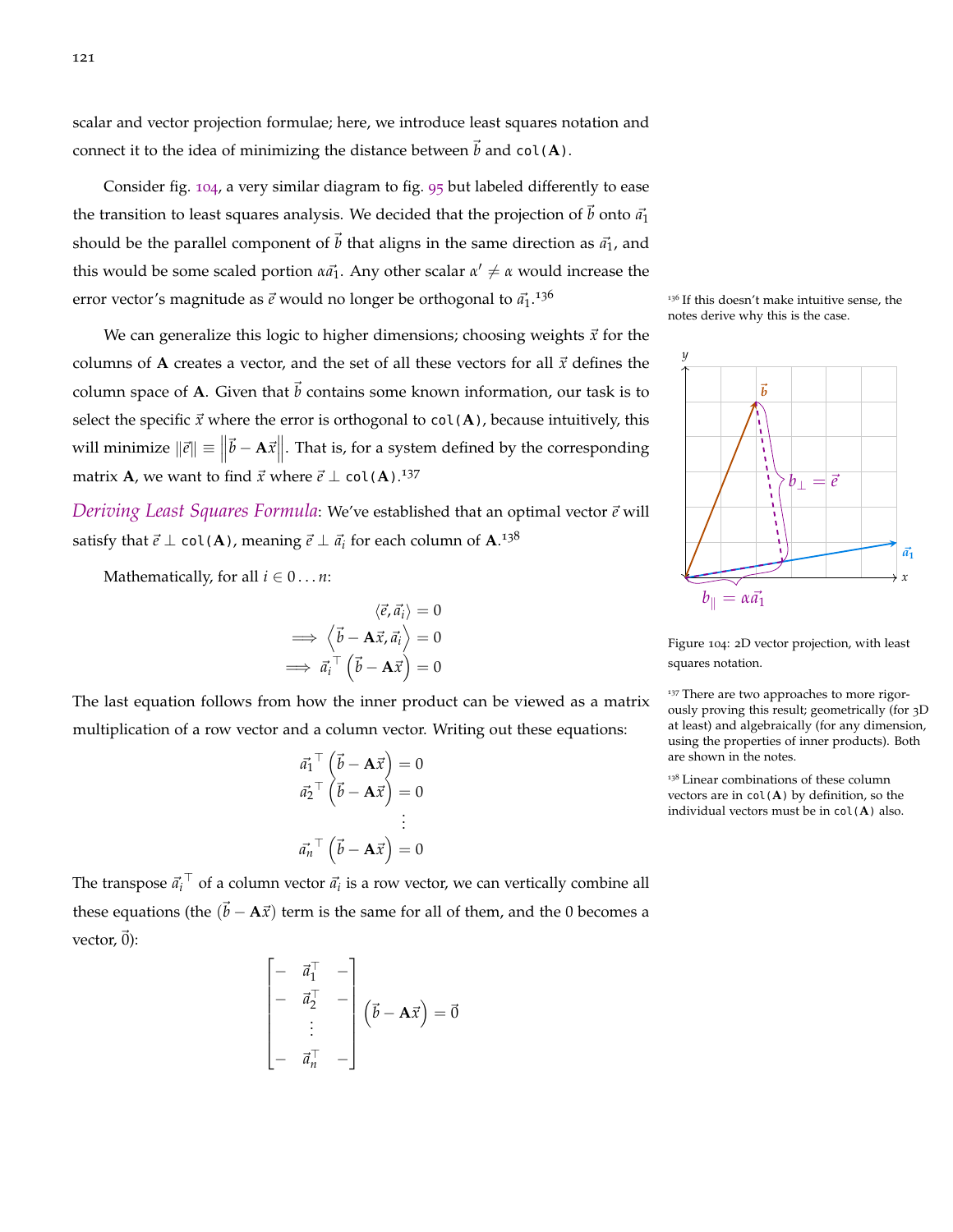scalar and vector projection formulae; here, we introduce least squares notation and connect it to the idea of minimizing the distance between $\vec{b}$ and $\texttt{col}(\mathbf{A})$.

Consider fig. 104, a very similar diagram to fig. 95 but labeled differently to ease the transition to least squares analysis. We decided that the projection of $\vec{b}$ onto $\vec{a_1}$ should be the parallel component of $\vec{b}$ that aligns in the same direction as $\vec{a_1}$, and this would be some scaled portion $\alpha\vec{a_1}$. Any other scalar $\alpha' \neq \alpha$ would increase the error vector's magnitude as $\vec{e}$ would no longer be orthogonal to $\vec{a_1}$.[136]

[136] If this doesn't make intuitive sense, the notes derive why this is the case.

We can generalize this logic to higher dimensions; choosing weights $\vec{x}$ for the columns of $\mathbf{A}$ creates a vector, and the set of all these vectors for all $\vec{x}$ defines the column space of $\mathbf{A}$. Given that $\vec{b}$ contains some known information, our task is to select the specific $\vec{x}$ where the error is orthogonal to $\texttt{col}(\mathbf{A})$, because intuitively, this will minimize $\|\vec{e}\| \equiv \left\|\vec{b} - \mathbf{A}\vec{x}\right\|$. That is, for a system defined by the corresponding matrix $\mathbf{A}$, we want to find $\vec{x}$ where $\vec{e} \perp \texttt{col}(\mathbf{A})$.[137]

Figure 104: 2D vector projection, with least squares notation.

[137] There are two approaches to more rigorously proving this result; geometrically (for 3D at least) and algebraically (for any dimension, using the properties of inner products). Both are shown in the notes.

*Deriving Least Squares Formula*: We've established that an optimal vector $\vec{e}$ will satisfy that $\vec{e} \perp \texttt{col}(\mathbf{A})$, meaning $\vec{e} \perp \vec{a_i}$ for each column of $\mathbf{A}$.[138]

[138] Linear combinations of these column vectors are in $\texttt{col}(\mathbf{A})$ by definition, so the individual vectors must be in $\texttt{col}(\mathbf{A})$ also.

Mathematically, for all $i \in 0 \ldots n$:

$$
\begin{aligned}
\langle \vec{e}, \vec{a_i} \rangle &= 0 \\
\implies \left\langle \vec{b} - \mathbf{A}\vec{x}, \vec{a_i} \right\rangle &= 0 \\
\implies \vec{a_i}^\top \left( \vec{b} - \mathbf{A}\vec{x} \right) &= 0
\end{aligned}
$$

The last equation follows from how the inner product can be viewed as a matrix multiplication of a row vector and a column vector. Writing out these equations:

$$
\begin{aligned}
\vec{a_1}^\top \left( \vec{b} - \mathbf{A}\vec{x} \right) &= 0 \\
\vec{a_2}^\top \left( \vec{b} - \mathbf{A}\vec{x} \right) &= 0 \\
&\vdots \\
\vec{a_n}^\top \left( \vec{b} - \mathbf{A}\vec{x} \right) &= 0
\end{aligned}
$$

The transpose $\vec{a_i}^\top$ of a column vector $\vec{a_i}$ is a row vector, we can vertically combine all these equations (the $(\vec{b} - \mathbf{A}\vec{x})$ term is the same for all of them, and the $0$ becomes a vector, $\vec{0}$):

$$
\begin{bmatrix}
- & \vec{a}_1^\top & - \\
- & \vec{a}_2^\top & - \\
 & \vdots & \\
- & \vec{a}_n^\top & -
\end{bmatrix}
\left( \vec{b} - \mathbf{A}\vec{x} \right) = \vec{0}
$$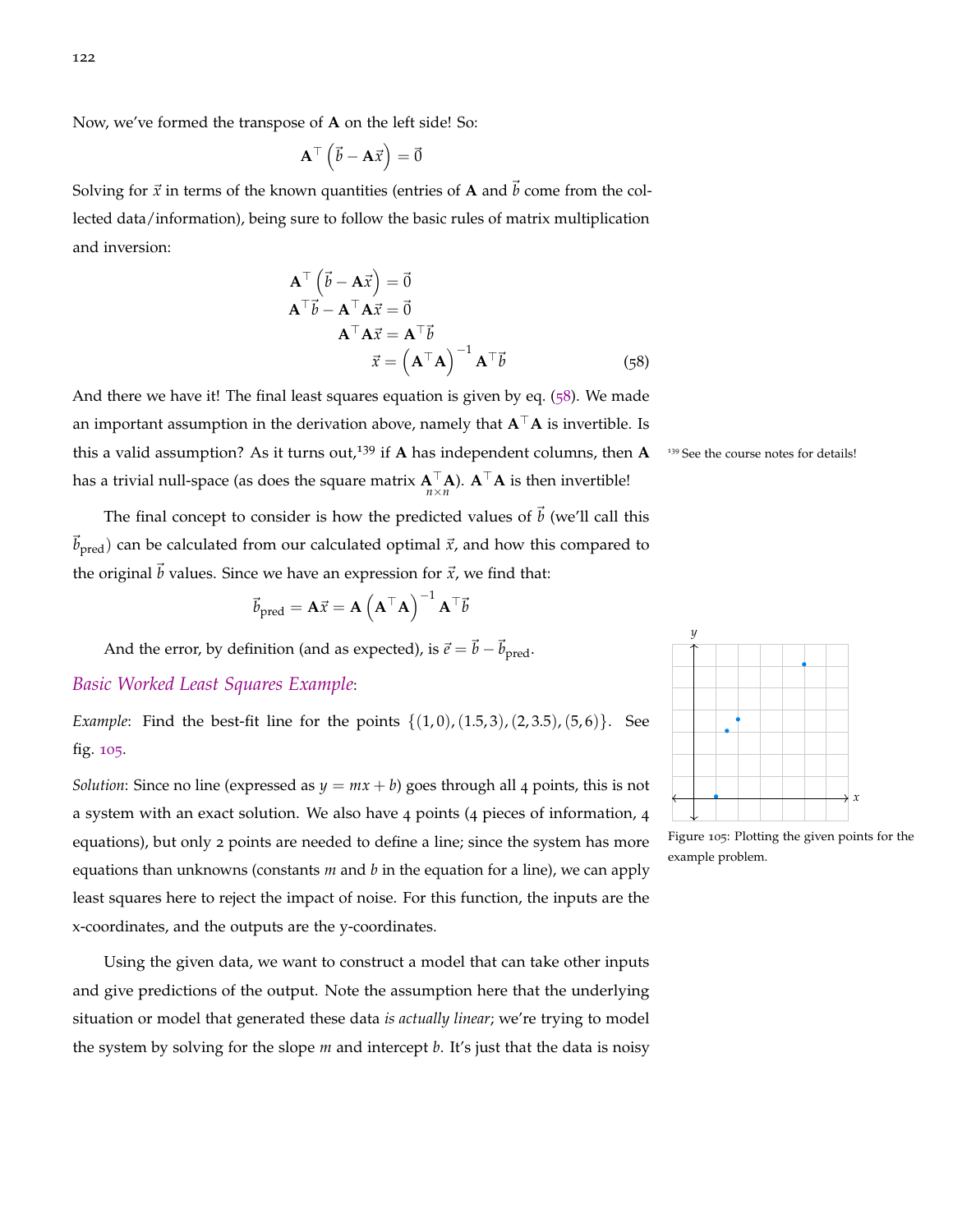Now, we've formed the transpose of $\mathbf{A}$ on the left side! So:

$$\mathbf{A}^\top \left(\vec{b} - \mathbf{A}\vec{x}\right) = \vec{0}$$

Solving for $\vec{x}$ in terms of the known quantities (entries of $\mathbf{A}$ and $\vec{b}$ come from the collected data/information), being sure to follow the basic rules of matrix multiplication and inversion:

$$\begin{aligned}
\mathbf{A}^\top \left(\vec{b} - \mathbf{A}\vec{x}\right) &= \vec{0} \\
\mathbf{A}^\top\vec{b} - \mathbf{A}^\top\mathbf{A}\vec{x} &= \vec{0} \\
\mathbf{A}^\top\mathbf{A}\vec{x} &= \mathbf{A}^\top\vec{b} \\
\vec{x} &= \left(\mathbf{A}^\top\mathbf{A}\right)^{-1}\mathbf{A}^\top\vec{b} \qquad (58)
\end{aligned}$$

And there we have it! The final least squares equation is given by eq. (58). We made an important assumption in the derivation above, namely that $\mathbf{A}^\top\mathbf{A}$ is invertible. Is this a valid assumption? As it turns out,[139] if $\mathbf{A}$ has independent columns, then $\mathbf{A}$ has a trivial null-space (as does the square matrix $\underset{n\times n}{\mathbf{A}^\top\mathbf{A}}$). $\mathbf{A}^\top\mathbf{A}$ is then invertible!

[139] See the course notes for details!

The final concept to consider is how the predicted values of $\vec{b}$ (we'll call this $\vec{b}_{\text{pred}}$) can be calculated from our calculated optimal $\vec{x}$, and how this compared to the original $\vec{b}$ values. Since we have an expression for $\vec{x}$, we find that:

$$\vec{b}_{\text{pred}} = \mathbf{A}\vec{x} = \mathbf{A}\left(\mathbf{A}^\top\mathbf{A}\right)^{-1}\mathbf{A}^\top\vec{b}$$

And the error, by definition (and as expected), is $\vec{e} = \vec{b} - \vec{b}_{\text{pred}}$.

### *Basic Worked Least Squares Example*:

*Example*: Find the best-fit line for the points $\{(1,0),(1.5,3),(2,3.5),(5,6)\}$. See fig. 105.

Figure 105: Plotting the given points for the example problem.

*Solution*: Since no line (expressed as $y = mx + b$) goes through all 4 points, this is not a system with an exact solution. We also have 4 points (4 pieces of information, 4 equations), but only 2 points are needed to define a line; since the system has more equations than unknowns (constants $m$ and $b$ in the equation for a line), we can apply least squares here to reject the impact of noise. For this function, the inputs are the x-coordinates, and the outputs are the y-coordinates.

Using the given data, we want to construct a model that can take other inputs and give predictions of the output. Note the assumption here that the underlying situation or model that generated these data *is actually linear*; we're trying to model the system by solving for the slope $m$ and intercept $b$. It's just that the data is noisy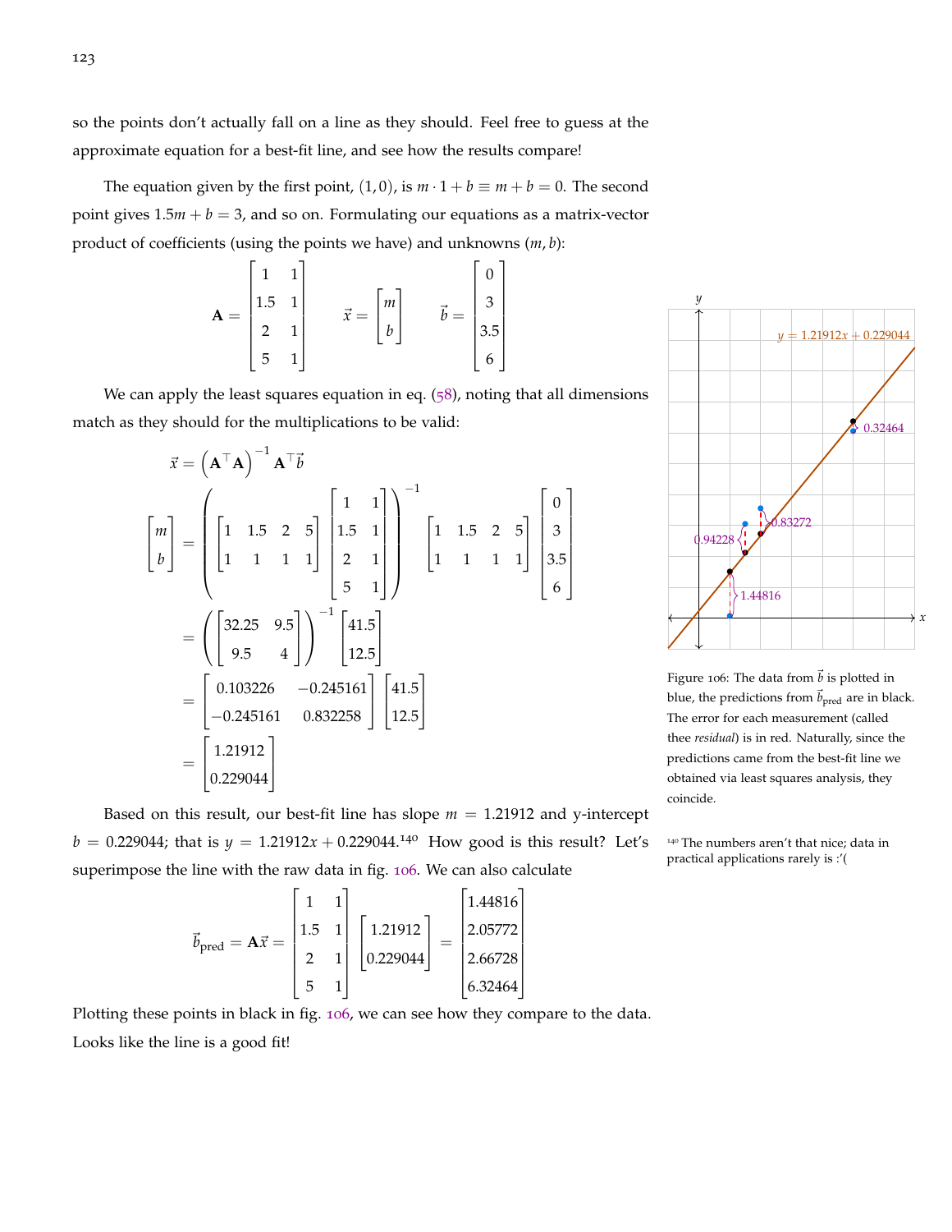so the points don't actually fall on a line as they should. Feel free to guess at the approximate equation for a best-fit line, and see how the results compare!

The equation given by the first point, $(1, 0)$, is $m \cdot 1 + b \equiv m + b = 0$. The second point gives $1.5m + b = 3$, and so on. Formulating our equations as a matrix-vector product of coefficients (using the points we have) and unknowns $(m, b)$:

$$\mathbf{A} = \begin{bmatrix} 1 & 1 \\ 1.5 & 1 \\ 2 & 1 \\ 5 & 1 \end{bmatrix} \qquad \vec{x} = \begin{bmatrix} m \\ b \end{bmatrix} \qquad \vec{b} = \begin{bmatrix} 0 \\ 3 \\ 3.5 \\ 6 \end{bmatrix}$$

We can apply the least squares equation in eq. (58), noting that all dimensions match as they should for the multiplications to be valid:

$$\begin{aligned}
\vec{x} &= \left(\mathbf{A}^\top \mathbf{A}\right)^{-1} \mathbf{A}^\top \vec{b} \\
\begin{bmatrix} m \\ b \end{bmatrix} &= \left( \begin{bmatrix} 1 & 1.5 & 2 & 5 \\ 1 & 1 & 1 & 1 \end{bmatrix} \begin{bmatrix} 1 & 1 \\ 1.5 & 1 \\ 2 & 1 \\ 5 & 1 \end{bmatrix} \right)^{-1} \begin{bmatrix} 1 & 1.5 & 2 & 5 \\ 1 & 1 & 1 & 1 \end{bmatrix} \begin{bmatrix} 0 \\ 3 \\ 3.5 \\ 6 \end{bmatrix} \\
&= \left( \begin{bmatrix} 32.25 & 9.5 \\ 9.5 & 4 \end{bmatrix} \right)^{-1} \begin{bmatrix} 41.5 \\ 12.5 \end{bmatrix} \\
&= \begin{bmatrix} 0.103226 & -0.245161 \\ -0.245161 & 0.832258 \end{bmatrix} \begin{bmatrix} 41.5 \\ 12.5 \end{bmatrix} \\
&= \begin{bmatrix} 1.21912 \\ 0.229044 \end{bmatrix}
\end{aligned}$$

Based on this result, our best-fit line has slope $m = 1.21912$ and y-intercept $b = 0.229044$; that is $y = 1.21912x + 0.229044$.[140] How good is this result? Let's superimpose the line with the raw data in fig. 106. We can also calculate

$$\vec{b}_{\text{pred}} = \mathbf{A}\vec{x} = \begin{bmatrix} 1 & 1 \\ 1.5 & 1 \\ 2 & 1 \\ 5 & 1 \end{bmatrix} \begin{bmatrix} 1.21912 \\ 0.229044 \end{bmatrix} = \begin{bmatrix} 1.44816 \\ 2.05772 \\ 2.66728 \\ 6.32464 \end{bmatrix}$$

Plotting these points in black in fig. 106, we can see how they compare to the data. Looks like the line is a good fit!

Figure 106: The data from $\vec{b}$ is plotted in blue, the predictions from $\vec{b}_{\text{pred}}$ are in black. The error for each measurement (called thee *residual*) is in red. Naturally, since the predictions came from the best-fit line we obtained via least squares analysis, they coincide.

[140] The numbers aren't that nice; data in practical applications rarely is :'(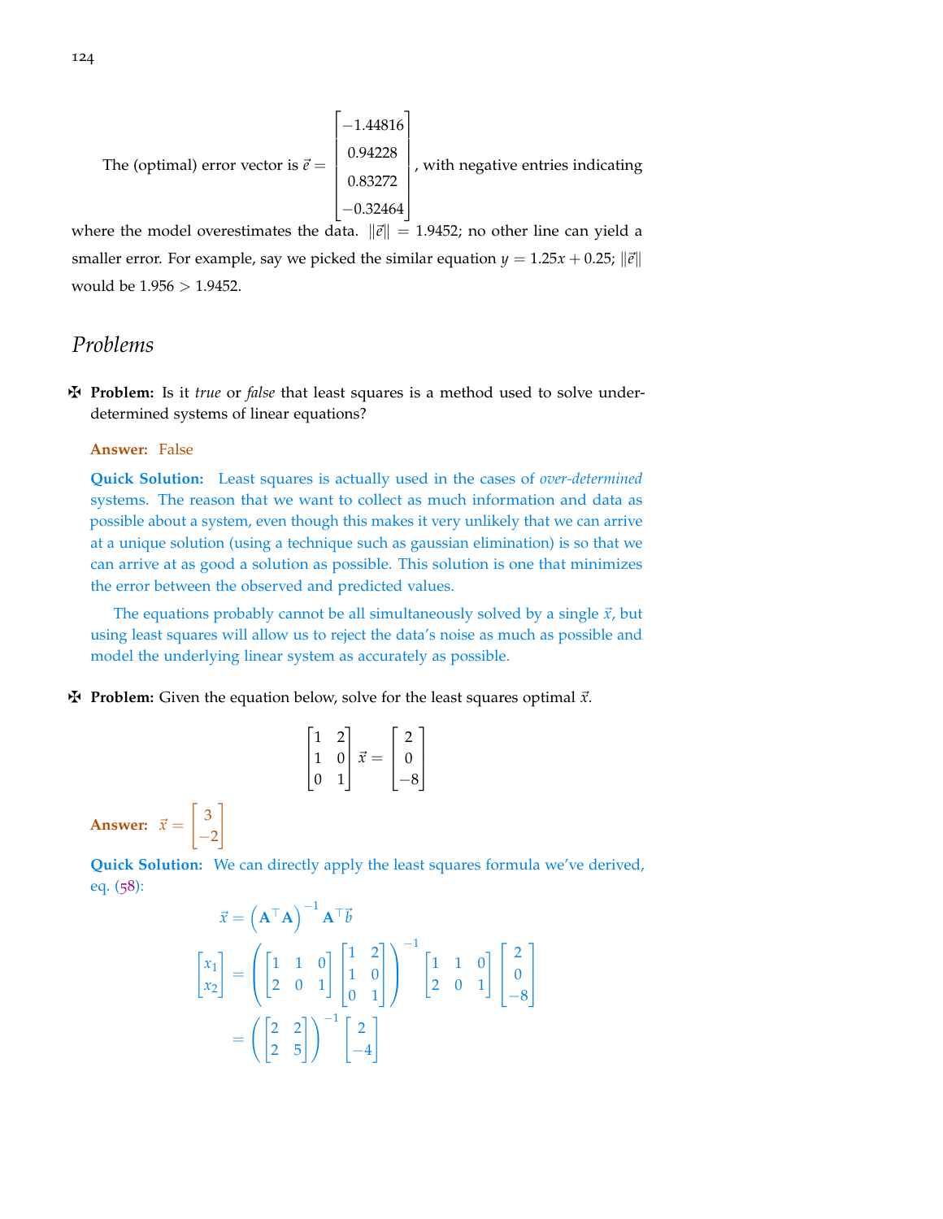The (optimal) error vector is $\vec{e} = \begin{bmatrix} -1.44816 \\ 0.94228 \\ 0.83272 \\ -0.32464 \end{bmatrix}$, with negative entries indicating where the model overestimates the data. $\|\vec{e}\| = 1.9452$; no other line can yield a smaller error. For example, say we picked the similar equation $y = 1.25x + 0.25$; $\|\vec{e}\|$ would be $1.956 > 1.9452$.

## *Problems*

✠ **Problem:** Is it *true* or *false* that least squares is a method used to solve under-determined systems of linear equations?

**Answer:** False

**Quick Solution:** Least squares is actually used in the cases of *over-determined* systems. The reason that we want to collect as much information and data as possible about a system, even though this makes it very unlikely that we can arrive at a unique solution (using a technique such as gaussian elimination) is so that we can arrive at as good a solution as possible. This solution is one that minimizes the error between the observed and predicted values.

The equations probably cannot be all simultaneously solved by a single $\vec{x}$, but using least squares will allow us to reject the data's noise as much as possible and model the underlying linear system as accurately as possible.

✠ **Problem:** Given the equation below, solve for the least squares optimal $\vec{x}$.

$$\begin{bmatrix} 1 & 2 \\ 1 & 0 \\ 0 & 1 \end{bmatrix} \vec{x} = \begin{bmatrix} 2 \\ 0 \\ -8 \end{bmatrix}$$

**Answer:** $\vec{x} = \begin{bmatrix} 3 \\ -2 \end{bmatrix}$

**Quick Solution:** We can directly apply the least squares formula we've derived, eq. (58):

$$\vec{x} = \left(\mathbf{A}^\top \mathbf{A}\right)^{-1} \mathbf{A}^\top \vec{b}$$

$$\begin{bmatrix} x_1 \\ x_2 \end{bmatrix} = \left( \begin{bmatrix} 1 & 1 & 0 \\ 2 & 0 & 1 \end{bmatrix} \begin{bmatrix} 1 & 2 \\ 1 & 0 \\ 0 & 1 \end{bmatrix} \right)^{-1} \begin{bmatrix} 1 & 1 & 0 \\ 2 & 0 & 1 \end{bmatrix} \begin{bmatrix} 2 \\ 0 \\ -8 \end{bmatrix}$$

$$= \left( \begin{bmatrix} 2 & 2 \\ 2 & 5 \end{bmatrix} \right)^{-1} \begin{bmatrix} 2 \\ -4 \end{bmatrix}$$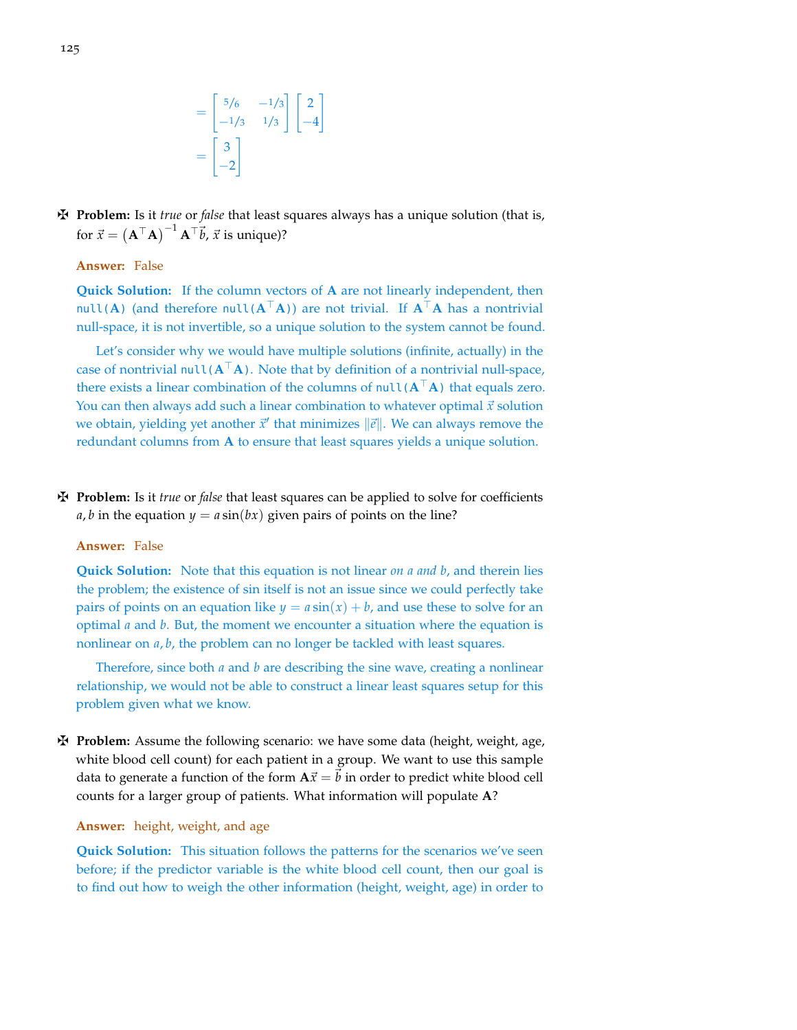$$
= \begin{bmatrix} 5/6 & -1/3 \\ -1/3 & 1/3 \end{bmatrix} \begin{bmatrix} 2 \\ -4 \end{bmatrix}
$$

$$
= \begin{bmatrix} 3 \\ -2 \end{bmatrix}
$$

✠ **Problem:** Is it *true* or *false* that least squares always has a unique solution (that is, for $\vec{x} = \left(\mathbf{A}^\top \mathbf{A}\right)^{-1} \mathbf{A}^\top \vec{b}$, $\vec{x}$ is unique)?

**Answer:** False

**Quick Solution:** If the column vectors of $\mathbf{A}$ are not linearly independent, then `null(A)` (and therefore `null(AᵀA)`) are not trivial. If $\mathbf{A}^\top \mathbf{A}$ has a nontrivial null-space, it is not invertible, so a unique solution to the system cannot be found.

Let's consider why we would have multiple solutions (infinite, actually) in the case of nontrivial `null(AᵀA)`. Note that by definition of a nontrivial null-space, there exists a linear combination of the columns of `null(AᵀA)` that equals zero. You can then always add such a linear combination to whatever optimal $\vec{x}$ solution we obtain, yielding yet another $\vec{x}'$ that minimizes $\|\vec{e}\|$. We can always remove the redundant columns from $\mathbf{A}$ to ensure that least squares yields a unique solution.

✠ **Problem:** Is it *true* or *false* that least squares can be applied to solve for coefficients $a, b$ in the equation $y = a \sin(bx)$ given pairs of points on the line?

**Answer:** False

**Quick Solution:** Note that this equation is not linear *on $a$ and $b$*, and therein lies the problem; the existence of sin itself is not an issue since we could perfectly take pairs of points on an equation like $y = a \sin(x) + b$, and use these to solve for an optimal $a$ and $b$. But, the moment we encounter a situation where the equation is nonlinear on $a, b$, the problem can no longer be tackled with least squares.

Therefore, since both $a$ and $b$ are describing the sine wave, creating a nonlinear relationship, we would not be able to construct a linear least squares setup for this problem given what we know.

✠ **Problem:** Assume the following scenario: we have some data (height, weight, age, white blood cell count) for each patient in a group. We want to use this sample data to generate a function of the form $\mathbf{A}\vec{x} = \vec{b}$ in order to predict white blood cell counts for a larger group of patients. What information will populate $\mathbf{A}$?

**Answer:** height, weight, and age

**Quick Solution:** This situation follows the patterns for the scenarios we've seen before; if the predictor variable is the white blood cell count, then our goal is to find out how to weigh the other information (height, weight, age) in order to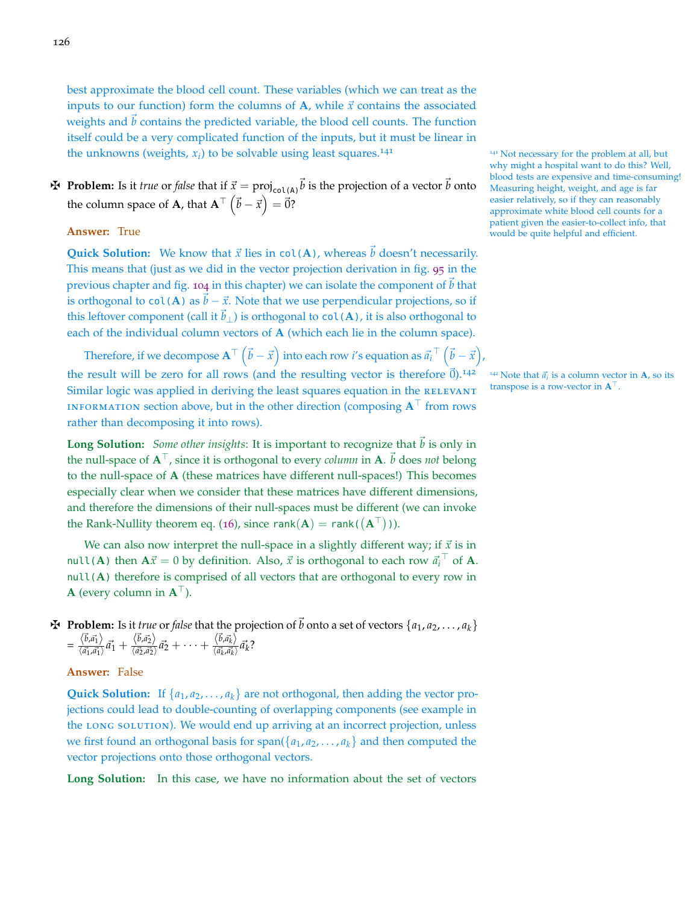best approximate the blood cell count. These variables (which we can treat as the inputs to our function) form the columns of $\mathbf{A}$, while $\vec{x}$ contains the associated weights and $\vec{b}$ contains the predicted variable, the blood cell counts. The function itself could be a very complicated function of the inputs, but it must be linear in the unknowns (weights, $x_i$) to be solvable using least squares.[141]

[141] Not necessary for the problem at all, but why might a hospital want to do this? Well, blood tests are expensive and time-consuming! Measuring height, weight, and age is far easier relatively, so if they can reasonably approximate white blood cell counts for a patient given the easier-to-collect info, that would be quite helpful and efficient.

✠ **Problem:** Is it *true* or *false* that if $\vec{x} = \text{proj}_{\texttt{col(A)}}\vec{b}$ is the projection of a vector $\vec{b}$ onto the column space of $\mathbf{A}$, that $\mathbf{A}^\top \left(\vec{b} - \vec{x}\right) = \vec{0}$?

**Answer:** True

**Quick Solution:** We know that $\vec{x}$ lies in $\texttt{col}(\mathbf{A})$, whereas $\vec{b}$ doesn't necessarily. This means that (just as we did in the vector projection derivation in fig. 95 in the previous chapter and fig. 104 in this chapter) we can isolate the component of $\vec{b}$ that is orthogonal to $\texttt{col}(\mathbf{A})$ as $\vec{b} - \vec{x}$. Note that we use perpendicular projections, so if this leftover component (call it $\vec{b}_\perp$) is orthogonal to $\texttt{col}(\mathbf{A})$, it is also orthogonal to each of the individual column vectors of $\mathbf{A}$ (which each lie in the column space).

Therefore, if we decompose $\mathbf{A}^\top \left(\vec{b} - \vec{x}\right)$ into each row $i$'s equation as $\vec{a_i}^\top \left(\vec{b} - \vec{x}\right)$, the result will be zero for all rows (and the resulting vector is therefore $\vec{0}$).[142] Similar logic was applied in deriving the least squares equation in the RELEVANT INFORMATION section above, but in the other direction (composing $\mathbf{A}^\top$ from rows rather than decomposing it into rows).

[142] Note that $\vec{a_i}$ is a column vector in $\mathbf{A}$, so its transpose is a row-vector in $\mathbf{A}^\top$.

**Long Solution:** *Some other insights*: It is important to recognize that $\vec{b}$ is only in the null-space of $\mathbf{A}^\top$, since it is orthogonal to every *column* in $\mathbf{A}$. $\vec{b}$ does *not* belong to the null-space of $\mathbf{A}$ (these matrices have different null-spaces!) This becomes especially clear when we consider that these matrices have different dimensions, and therefore the dimensions of their null-spaces must be different (we can invoke the Rank-Nullity theorem eq. (16), since $\texttt{rank}(\mathbf{A}) = \texttt{rank}((\mathbf{A}^\top))$).

We can also now interpret the null-space in a slightly different way; if $\vec{x}$ is in $\texttt{null}(\mathbf{A})$ then $\mathbf{A}\vec{x} = 0$ by definition. Also, $\vec{x}$ is orthogonal to each row $\vec{a_i}^\top$ of $\mathbf{A}$. $\texttt{null}(\mathbf{A})$ therefore is comprised of all vectors that are orthogonal to every row in $\mathbf{A}$ (every column in $\mathbf{A}^\top$).

✠ **Problem:** Is it *true* or *false* that the projection of $\vec{b}$ onto a set of vectors $\{a_1, a_2, \ldots, a_k\}$ = $\frac{\langle \vec{b}, \vec{a_1} \rangle}{\langle \vec{a_1}, \vec{a_1} \rangle}\vec{a}_1 + \frac{\langle \vec{b}, \vec{a_2} \rangle}{\langle \vec{a_2}, \vec{a_2} \rangle}\vec{a}_2 + \cdots + \frac{\langle \vec{b}, \vec{a_k} \rangle}{\langle \vec{a_k}, \vec{a_k} \rangle}\vec{a}_k$?

**Answer:** False

**Quick Solution:** If $\{a_1, a_2, \ldots, a_k\}$ are not orthogonal, then adding the vector projections could lead to double-counting of overlapping components (see example in the LONG SOLUTION). We would end up arriving at an incorrect projection, unless we first found an orthogonal basis for span($\{a_1, a_2, \ldots, a_k\}$ and then computed the vector projections onto those orthogonal vectors.

**Long Solution:** In this case, we have no information about the set of vectors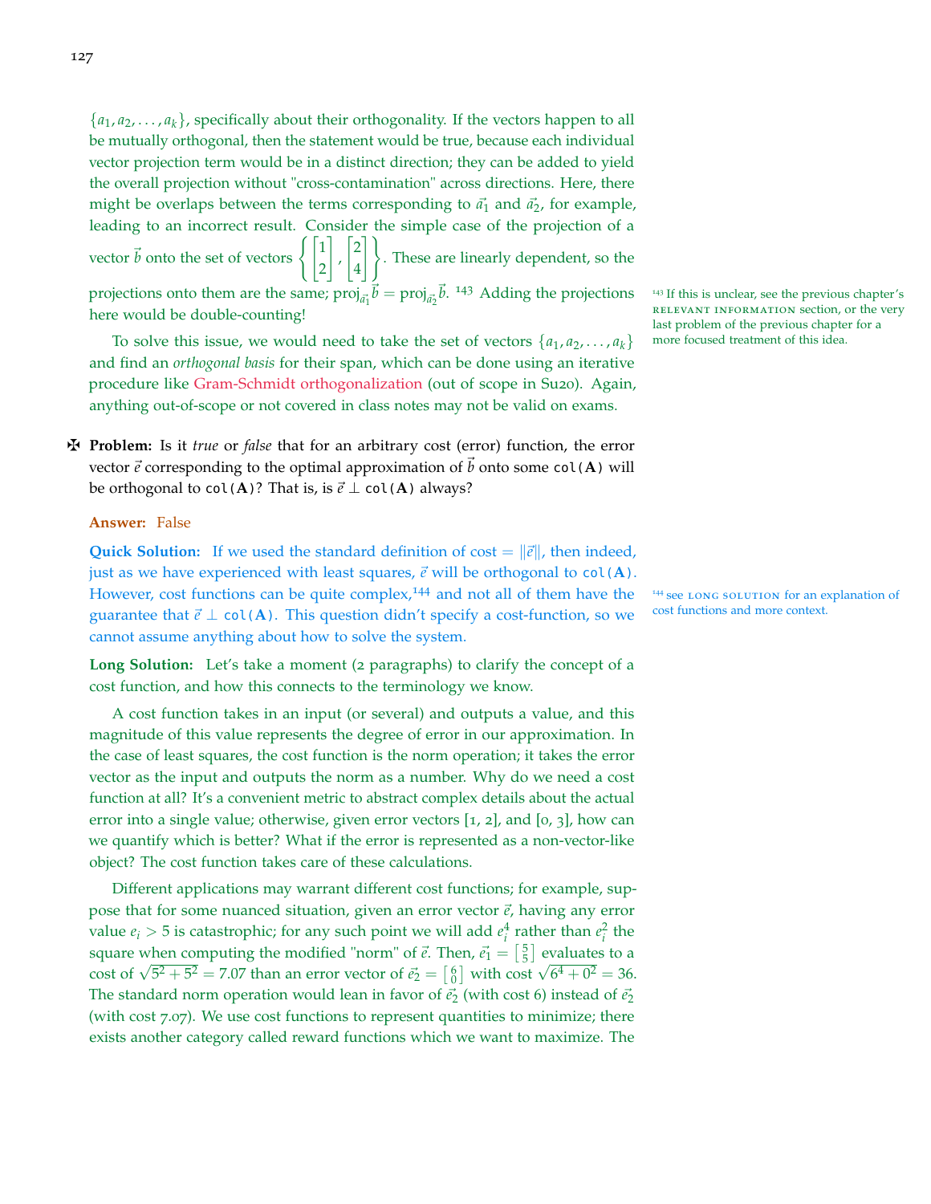$\{a_1, a_2, \ldots, a_k\}$, specifically about their orthogonality. If the vectors happen to all be mutually orthogonal, then the statement would be true, because each individual vector projection term would be in a distinct direction; they can be added to yield the overall projection without "cross-contamination" across directions. Here, there might be overlaps between the terms corresponding to $\vec{a_1}$ and $\vec{a_2}$, for example, leading to an incorrect result. Consider the simple case of the projection of a vector $\vec{b}$ onto the set of vectors $\left\{ \begin{bmatrix} 1 \\ 2 \end{bmatrix}, \begin{bmatrix} 2 \\ 4 \end{bmatrix} \right\}$. These are linearly dependent, so the projections onto them are the same; $\text{proj}_{\vec{a_1}} \vec{b} = \text{proj}_{\vec{a_2}} \vec{b}$. [143] Adding the projections here would be double-counting!

[143] If this is unclear, see the previous chapter's RELEVANT INFORMATION section, or the very last problem of the previous chapter for a more focused treatment of this idea.

To solve this issue, we would need to take the set of vectors $\{a_1, a_2, \ldots, a_k\}$ and find an *orthogonal basis* for their span, which can be done using an iterative procedure like Gram-Schmidt orthogonalization (out of scope in Su20). Again, anything out-of-scope or not covered in class notes may not be valid on exams.

✠ **Problem:** Is it *true* or *false* that for an arbitrary cost (error) function, the error vector $\vec{e}$ corresponding to the optimal approximation of $\vec{b}$ onto some `col(A)` will be orthogonal to `col(A)`? That is, is $\vec{e} \perp$ `col(A)` always?

**Answer:** False

**Quick Solution:** If we used the standard definition of cost $= \|\vec{e}\|$, then indeed, just as we have experienced with least squares, $\vec{e}$ will be orthogonal to `col(A)`. However, cost functions can be quite complex,[144] and not all of them have the guarantee that $\vec{e} \perp$ `col(A)`. This question didn't specify a cost-function, so we cannot assume anything about how to solve the system.

[144] see LONG SOLUTION for an explanation of cost functions and more context.

**Long Solution:** Let's take a moment (2 paragraphs) to clarify the concept of a cost function, and how this connects to the terminology we know.

A cost function takes in an input (or several) and outputs a value, and this magnitude of this value represents the degree of error in our approximation. In the case of least squares, the cost function is the norm operation; it takes the error vector as the input and outputs the norm as a number. Why do we need a cost function at all? It's a convenient metric to abstract complex details about the actual error into a single value; otherwise, given error vectors [1, 2], and [0, 3], how can we quantify which is better? What if the error is represented as a non-vector-like object? The cost function takes care of these calculations.

Different applications may warrant different cost functions; for example, suppose that for some nuanced situation, given an error vector $\vec{e}$, having any error value $e_i > 5$ is catastrophic; for any such point we will add $e_i^4$ rather than $e_i^2$ the square when computing the modified "norm" of $\vec{e}$. Then, $\vec{e_1} = \left[\begin{smallmatrix} 5 \\ 5 \end{smallmatrix}\right]$ evaluates to a cost of $\sqrt{5^2 + 5^2} = 7.07$ than an error vector of $\vec{e_2} = \left[\begin{smallmatrix} 6 \\ 0 \end{smallmatrix}\right]$ with cost $\sqrt{6^4 + 0^2} = 36$. The standard norm operation would lean in favor of $\vec{e_2}$ (with cost 6) instead of $\vec{e_2}$ (with cost 7.07). We use cost functions to represent quantities to minimize; there exists another category called reward functions which we want to maximize. The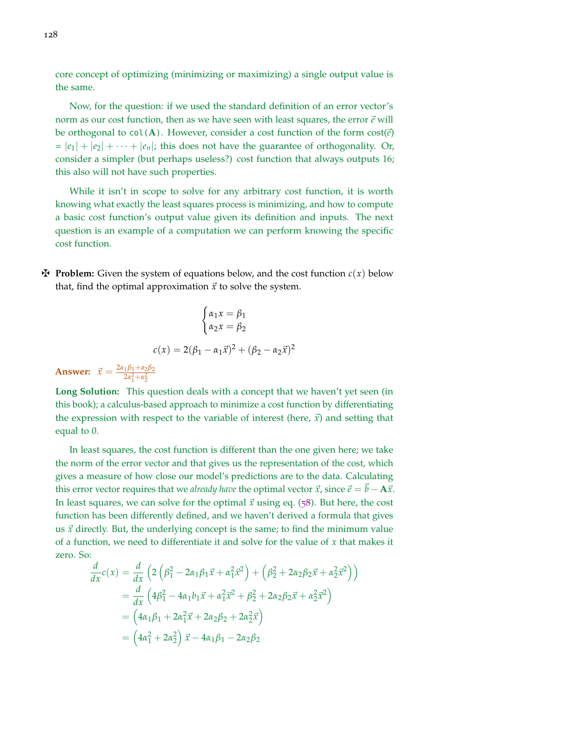core concept of optimizing (minimizing or maximizing) a single output value is the same.

Now, for the question: if we used the standard definition of an error vector's norm as our cost function, then as we have seen with least squares, the error $\vec{e}$ will be orthogonal to `col(A)`. However, consider a cost function of the form cost($\vec{e}$) = $|e_1| + |e_2| + \cdots + |e_n|$; this does not have the guarantee of orthogonality. Or, consider a simpler (but perhaps useless?) cost function that always outputs 16; this also will not have such properties.

While it isn't in scope to solve for any arbitrary cost function, it is worth knowing what exactly the least squares process is minimizing, and how to compute a basic cost function's output value given its definition and inputs. The next question is an example of a computation we can perform knowing the specific cost function.

✠ **Problem:** Given the system of equations below, and the cost function $c(x)$ below that, find the optimal approximation $\vec{x}$ to solve the system.

$$\begin{cases} \alpha_1 x = \beta_1 \\ \alpha_2 x = \beta_2 \end{cases}$$

$$c(x) = 2(\beta_1 - \alpha_1\vec{x})^2 + (\beta_2 - \alpha_2\vec{x})^2$$

**Answer:** $\vec{x} = \frac{2\alpha_1\beta_1 + \alpha_2\beta_2}{2\alpha_1^2 + \alpha_2^2}$

**Long Solution:** This question deals with a concept that we haven't yet seen (in this book); a calculus-based approach to minimize a cost function by differentiating the expression with respect to the variable of interest (here, $\vec{x}$) and setting that equal to 0.

In least squares, the cost function is different than the one given here; we take the norm of the error vector and that gives us the representation of the cost, which gives a measure of how close our model's predictions are to the data. Calculating this error vector requires that we *already have* the optimal vector $\vec{x}$, since $\vec{e} = \vec{b} - \mathbf{A}\vec{x}$. In least squares, we can solve for the optimal $\vec{x}$ using eq. (58). But here, the cost function has been differently defined, and we haven't derived a formula that gives us $\vec{x}$ directly. But, the underlying concept is the same; to find the minimum value of a function, we need to differentiate it and solve for the value of $x$ that makes it zero. So:

$$\begin{aligned}
\frac{d}{dx}c(x) &= \frac{d}{dx}\left(2\left(\beta_1^2 - 2\alpha_1\beta_1\vec{x} + \alpha_1^2\vec{x}^2\right) + \left(\beta_2^2 + 2\alpha_2\beta_2\vec{x} + \alpha_2^2\vec{x}^2\right)\right) \\
&= \frac{d}{dx}\left(4\beta_1^2 - 4\alpha_1 b_1\vec{x} + \alpha_1^2\vec{x}^2 + \beta_2^2 + 2\alpha_2\beta_2\vec{x} + \alpha_2^2\vec{x}^2\right) \\
&= \left(4\alpha_1\beta_1 + 2\alpha_1^2\vec{x} + 2\alpha_2\beta_2 + 2\alpha_2^2\vec{x}\right) \\
&= \left(4\alpha_1^2 + 2\alpha_2^2\right)\vec{x} - 4\alpha_1\beta_1 - 2\alpha_2\beta_2
\end{aligned}$$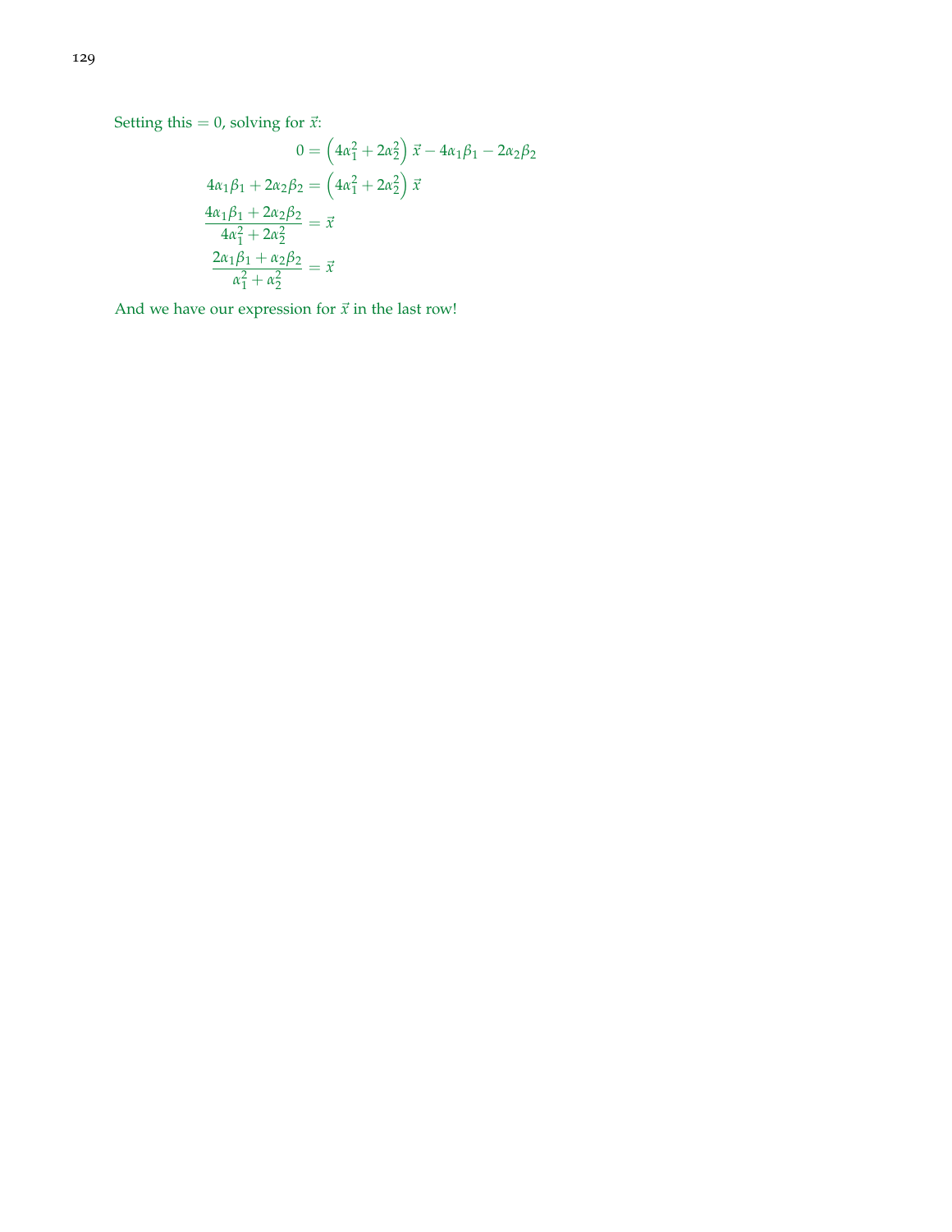Setting this $= 0$, solving for $\vec{x}$:

$$
\begin{aligned}
0 &= \left(4\alpha_1^2 + 2\alpha_2^2\right)\vec{x} - 4\alpha_1\beta_1 - 2\alpha_2\beta_2 \\
4\alpha_1\beta_1 + 2\alpha_2\beta_2 &= \left(4\alpha_1^2 + 2\alpha_2^2\right)\vec{x} \\
\frac{4\alpha_1\beta_1 + 2\alpha_2\beta_2}{4\alpha_1^2 + 2\alpha_2^2} &= \vec{x} \\
\frac{2\alpha_1\beta_1 + \alpha_2\beta_2}{\alpha_1^2 + \alpha_2^2} &= \vec{x}
\end{aligned}
$$

And we have our expression for $\vec{x}$ in the last row!